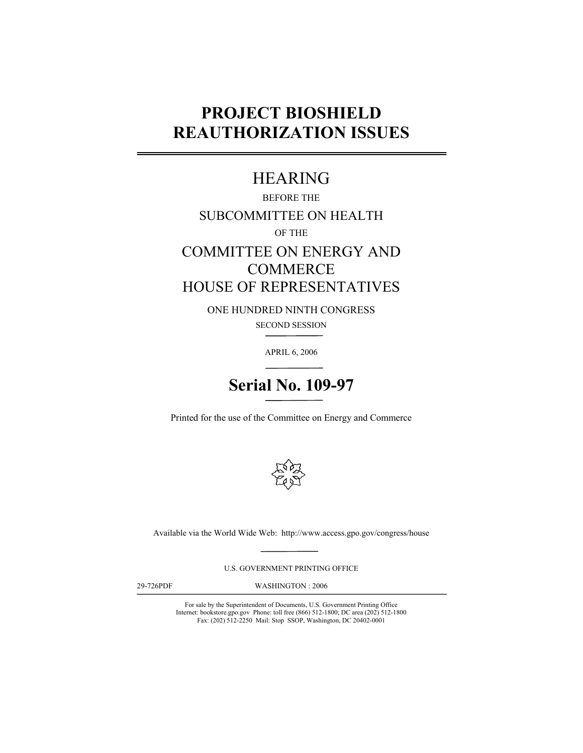# PROJECT BIOSHIELD REAUTHORIZATION ISSUES

---

## HEARING

BEFORE THE

SUBCOMMITTEE ON HEALTH

OF THE

COMMITTEE ON ENERGY AND COMMERCE

HOUSE OF REPRESENTATIVES

ONE HUNDRED NINTH CONGRESS

SECOND SESSION

---

APRIL 6, 2006

---

## Serial No. 109-97

---

Printed for the use of the Committee on Energy and Commerce

Available via the World Wide Web: http://www.access.gpo.gov/congress/house

---

U.S. GOVERNMENT PRINTING OFFICE

29-726PDF WASHINGTON : 2006

---

For sale by the Superintendent of Documents, U.S. Government Printing Office
Internet: bookstore.gpo.gov Phone: toll free (866) 512-1800; DC area (202) 512-1800
Fax: (202) 512-2250 Mail: Stop SSOP, Washington, DC 20402-0001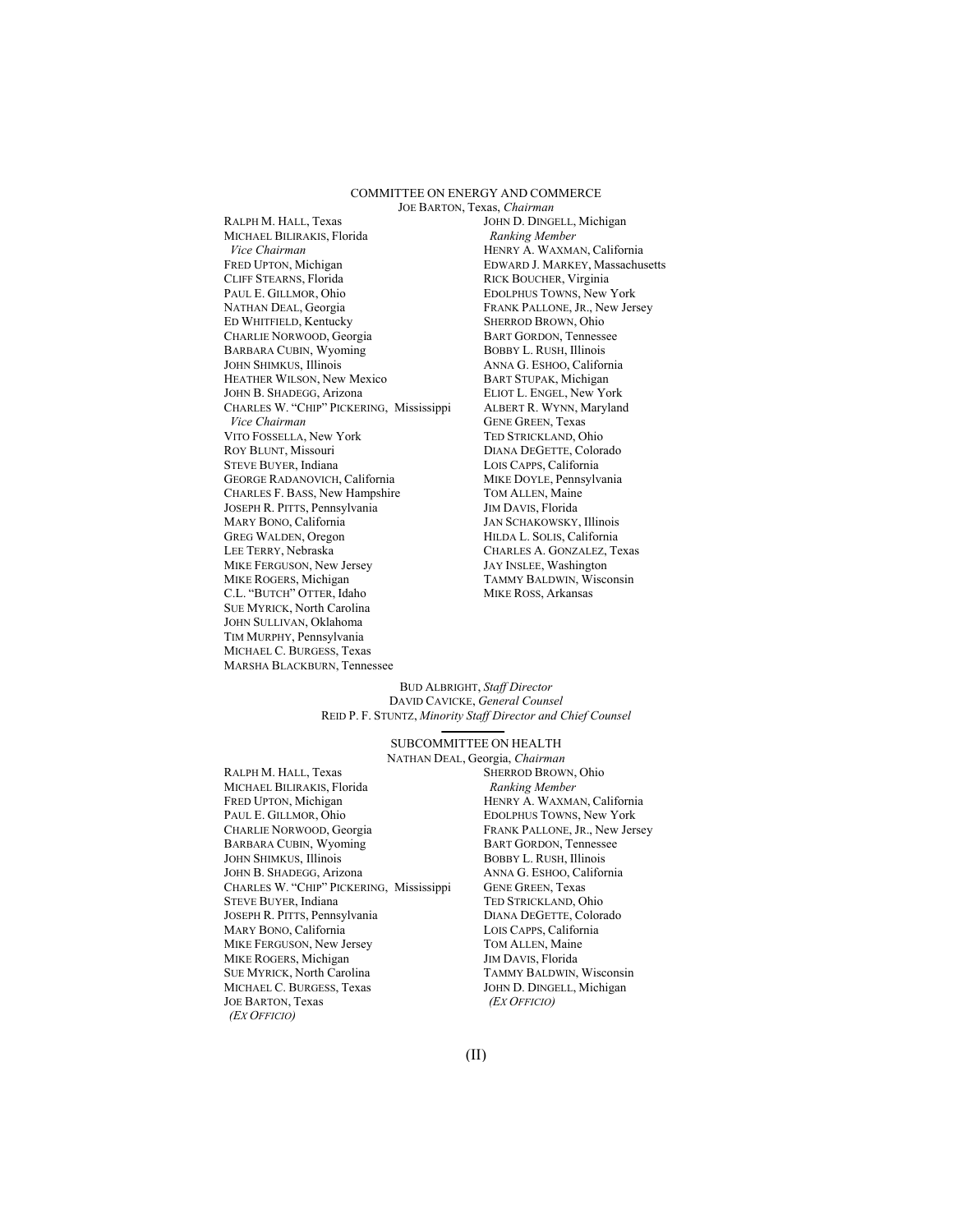## COMMITTEE ON ENERGY AND COMMERCE

JOE BARTON, Texas, *Chairman*

RALPH M. HALL, Texas
MICHAEL BILIRAKIS, Florida
  *Vice Chairman*
FRED UPTON, Michigan
CLIFF STEARNS, Florida
PAUL E. GILLMOR, Ohio
NATHAN DEAL, Georgia
ED WHITFIELD, Kentucky
CHARLIE NORWOOD, Georgia
BARBARA CUBIN, Wyoming
JOHN SHIMKUS, Illinois
HEATHER WILSON, New Mexico
JOHN B. SHADEGG, Arizona
CHARLES W. "CHIP" PICKERING, Mississippi
  *Vice Chairman*
VITO FOSSELLA, New York
ROY BLUNT, Missouri
STEVE BUYER, Indiana
GEORGE RADANOVICH, California
CHARLES F. BASS, New Hampshire
JOSEPH R. PITTS, Pennsylvania
MARY BONO, California
GREG WALDEN, Oregon
LEE TERRY, Nebraska
MIKE FERGUSON, New Jersey
MIKE ROGERS, Michigan
C.L. "BUTCH" OTTER, Idaho
SUE MYRICK, North Carolina
JOHN SULLIVAN, Oklahoma
TIM MURPHY, Pennsylvania
MICHAEL C. BURGESS, Texas
MARSHA BLACKBURN, Tennessee

JOHN D. DINGELL, Michigan
  *Ranking Member*
HENRY A. WAXMAN, California
EDWARD J. MARKEY, Massachusetts
RICK BOUCHER, Virginia
EDOLPHUS TOWNS, New York
FRANK PALLONE, JR., New Jersey
SHERROD BROWN, Ohio
BART GORDON, Tennessee
BOBBY L. RUSH, Illinois
ANNA G. ESHOO, California
BART STUPAK, Michigan
ELIOT L. ENGEL, New York
ALBERT R. WYNN, Maryland
GENE GREEN, Texas
TED STRICKLAND, Ohio
DIANA DEGETTE, Colorado
LOIS CAPPS, California
MIKE DOYLE, Pennsylvania
TOM ALLEN, Maine
JIM DAVIS, Florida
JAN SCHAKOWSKY, Illinois
HILDA L. SOLIS, California
CHARLES A. GONZALEZ, Texas
JAY INSLEE, Washington
TAMMY BALDWIN, Wisconsin
MIKE ROSS, Arkansas

BUD ALBRIGHT, *Staff Director*
DAVID CAVICKE, *General Counsel*
REID P. F. STUNTZ, *Minority Staff Director and Chief Counsel*

---

## SUBCOMMITTEE ON HEALTH

NATHAN DEAL, Georgia, *Chairman*

RALPH M. HALL, Texas
MICHAEL BILIRAKIS, Florida
FRED UPTON, Michigan
PAUL E. GILLMOR, Ohio
CHARLIE NORWOOD, Georgia
BARBARA CUBIN, Wyoming
JOHN SHIMKUS, Illinois
JOHN B. SHADEGG, Arizona
CHARLES W. "CHIP" PICKERING, Mississippi
STEVE BUYER, Indiana
JOSEPH R. PITTS, Pennsylvania
MARY BONO, California
MIKE FERGUSON, New Jersey
MIKE ROGERS, Michigan
SUE MYRICK, North Carolina
MICHAEL C. BURGESS, Texas
JOE BARTON, Texas
  *(EX OFFICIO)*

SHERROD BROWN, Ohio
  *Ranking Member*
HENRY A. WAXMAN, California
EDOLPHUS TOWNS, New York
FRANK PALLONE, JR., New Jersey
BART GORDON, Tennessee
BOBBY L. RUSH, Illinois
ANNA G. ESHOO, California
GENE GREEN, Texas
TED STRICKLAND, Ohio
DIANA DEGETTE, Colorado
LOIS CAPPS, California
TOM ALLEN, Maine
JIM DAVIS, Florida
TAMMY BALDWIN, Wisconsin
JOHN D. DINGELL, Michigan
  *(EX OFFICIO)*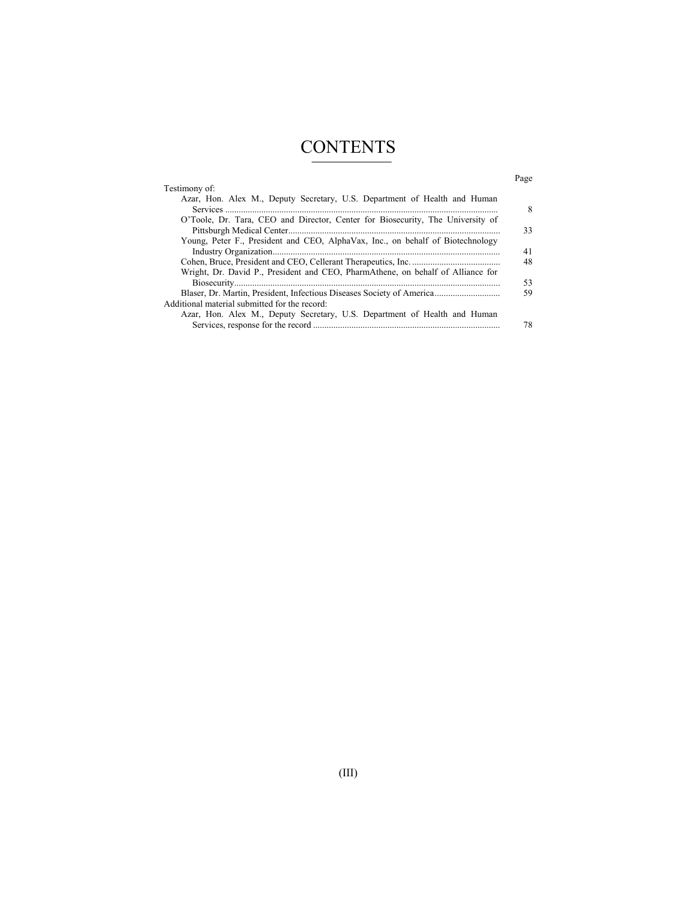# CONTENTS

| | Page |
|---|---|
| Testimony of: | |
| Azar, Hon. Alex M., Deputy Secretary, U.S. Department of Health and Human Services | 8 |
| O'Toole, Dr. Tara, CEO and Director, Center for Biosecurity, The University of Pittsburgh Medical Center | 33 |
| Young, Peter F., President and CEO, AlphaVax, Inc., on behalf of Biotechnology Industry Organization | 41 |
| Cohen, Bruce, President and CEO, Cellerant Therapeutics, Inc. | 48 |
| Wright, Dr. David P., President and CEO, PharmAthene, on behalf of Alliance for Biosecurity | 53 |
| Blaser, Dr. Martin, President, Infectious Diseases Society of America | 59 |
| Additional material submitted for the record: | |
| Azar, Hon. Alex M., Deputy Secretary, U.S. Department of Health and Human Services, response for the record | 78 |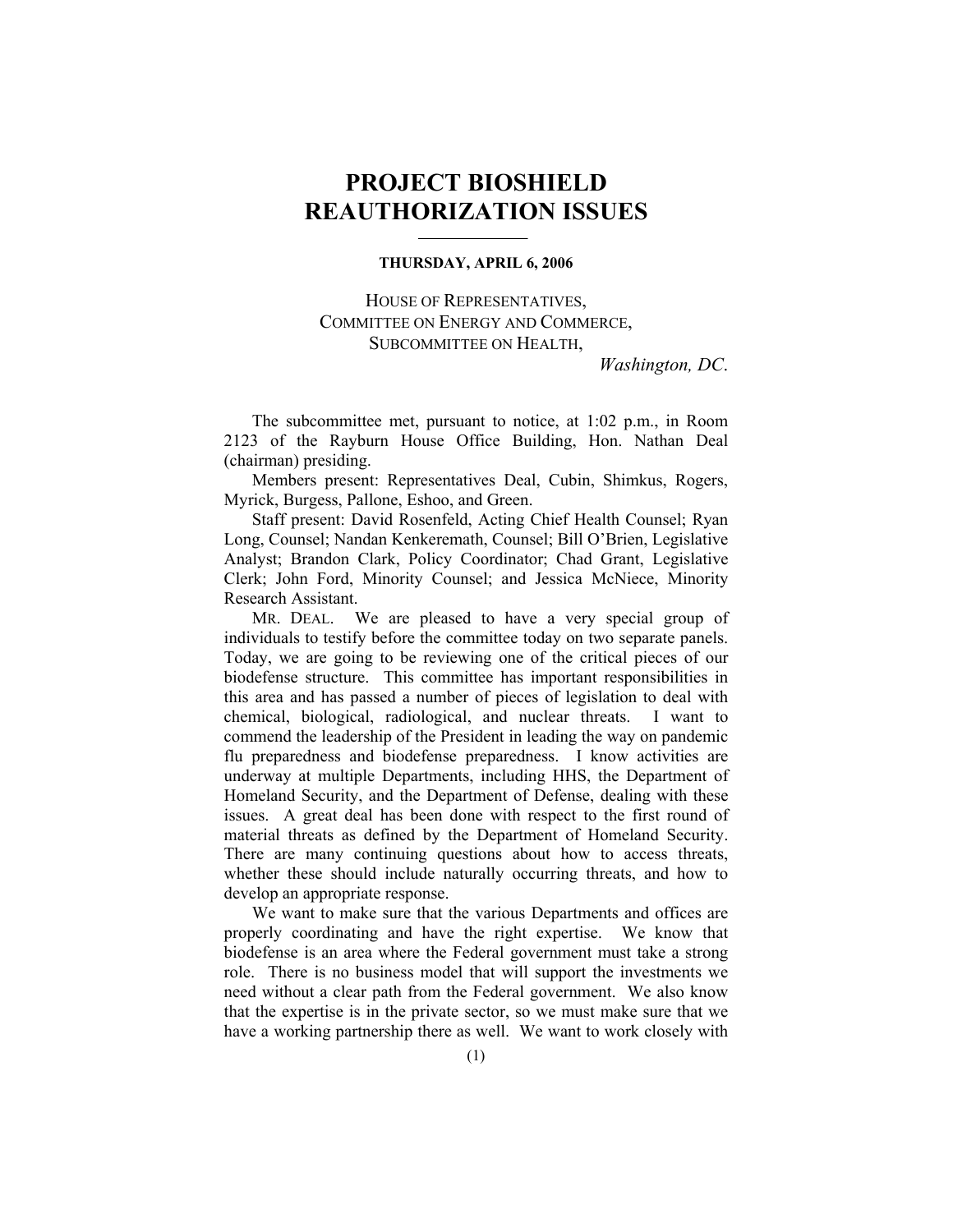# PROJECT BIOSHIELD REAUTHORIZATION ISSUES

**THURSDAY, APRIL 6, 2006**

HOUSE OF REPRESENTATIVES,
COMMITTEE ON ENERGY AND COMMERCE,
SUBCOMMITTEE ON HEALTH,
*Washington, DC.*

The subcommittee met, pursuant to notice, at 1:02 p.m., in Room 2123 of the Rayburn House Office Building, Hon. Nathan Deal (chairman) presiding.

Members present: Representatives Deal, Cubin, Shimkus, Rogers, Myrick, Burgess, Pallone, Eshoo, and Green.

Staff present: David Rosenfeld, Acting Chief Health Counsel; Ryan Long, Counsel; Nandan Kenkeremath, Counsel; Bill O'Brien, Legislative Analyst; Brandon Clark, Policy Coordinator; Chad Grant, Legislative Clerk; John Ford, Minority Counsel; and Jessica McNiece, Minority Research Assistant.

MR. DEAL. We are pleased to have a very special group of individuals to testify before the committee today on two separate panels. Today, we are going to be reviewing one of the critical pieces of our biodefense structure. This committee has important responsibilities in this area and has passed a number of pieces of legislation to deal with chemical, biological, radiological, and nuclear threats. I want to commend the leadership of the President in leading the way on pandemic flu preparedness and biodefense preparedness. I know activities are underway at multiple Departments, including HHS, the Department of Homeland Security, and the Department of Defense, dealing with these issues. A great deal has been done with respect to the first round of material threats as defined by the Department of Homeland Security. There are many continuing questions about how to access threats, whether these should include naturally occurring threats, and how to develop an appropriate response.

We want to make sure that the various Departments and offices are properly coordinating and have the right expertise. We know that biodefense is an area where the Federal government must take a strong role. There is no business model that will support the investments we need without a clear path from the Federal government. We also know that the expertise is in the private sector, so we must make sure that we have a working partnership there as well. We want to work closely with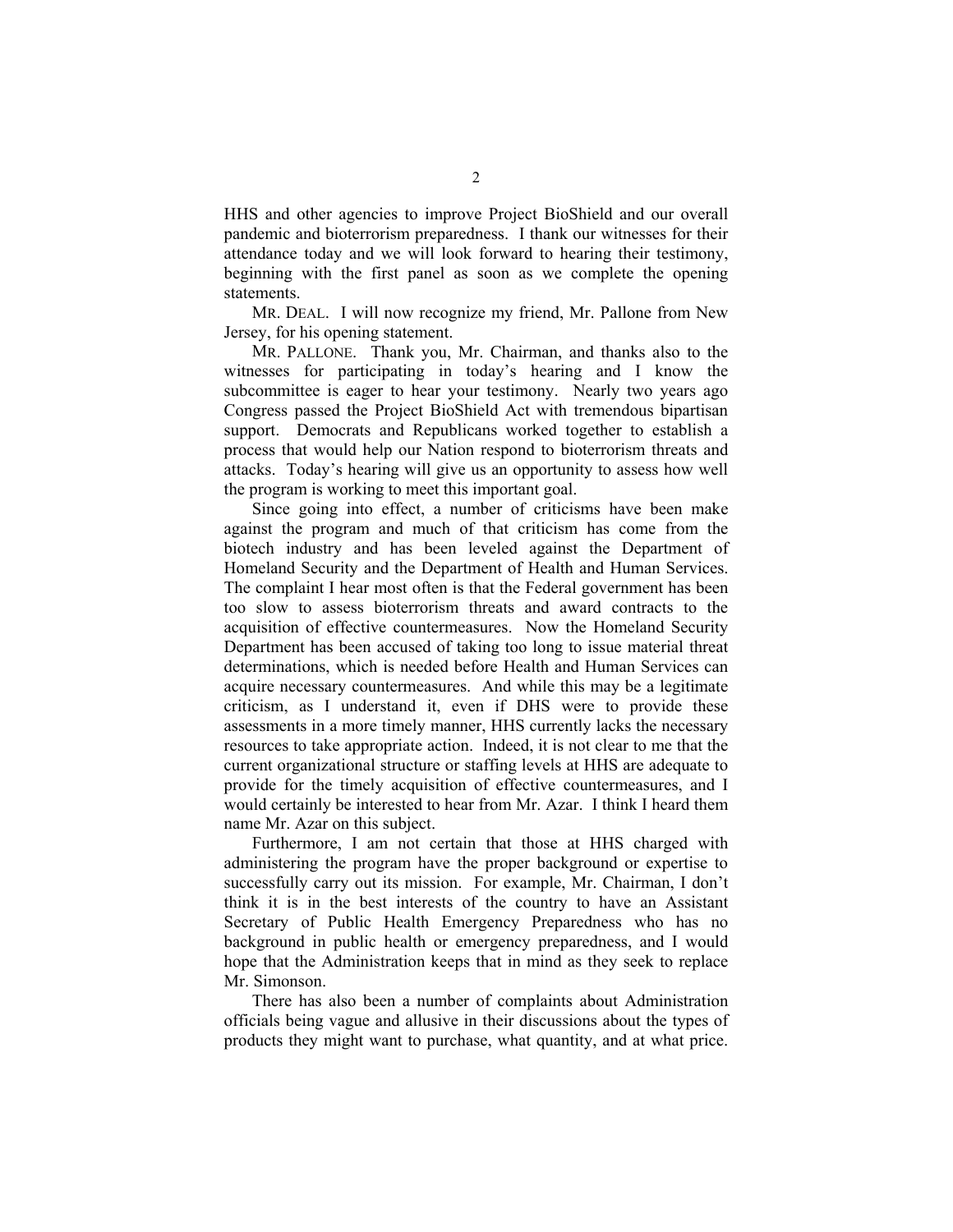HHS and other agencies to improve Project BioShield and our overall pandemic and bioterrorism preparedness. I thank our witnesses for their attendance today and we will look forward to hearing their testimony, beginning with the first panel as soon as we complete the opening statements.

MR. DEAL. I will now recognize my friend, Mr. Pallone from New Jersey, for his opening statement.

MR. PALLONE. Thank you, Mr. Chairman, and thanks also to the witnesses for participating in today's hearing and I know the subcommittee is eager to hear your testimony. Nearly two years ago Congress passed the Project BioShield Act with tremendous bipartisan support. Democrats and Republicans worked together to establish a process that would help our Nation respond to bioterrorism threats and attacks. Today's hearing will give us an opportunity to assess how well the program is working to meet this important goal.

Since going into effect, a number of criticisms have been make against the program and much of that criticism has come from the biotech industry and has been leveled against the Department of Homeland Security and the Department of Health and Human Services. The complaint I hear most often is that the Federal government has been too slow to assess bioterrorism threats and award contracts to the acquisition of effective countermeasures. Now the Homeland Security Department has been accused of taking too long to issue material threat determinations, which is needed before Health and Human Services can acquire necessary countermeasures. And while this may be a legitimate criticism, as I understand it, even if DHS were to provide these assessments in a more timely manner, HHS currently lacks the necessary resources to take appropriate action. Indeed, it is not clear to me that the current organizational structure or staffing levels at HHS are adequate to provide for the timely acquisition of effective countermeasures, and I would certainly be interested to hear from Mr. Azar. I think I heard them name Mr. Azar on this subject.

Furthermore, I am not certain that those at HHS charged with administering the program have the proper background or expertise to successfully carry out its mission. For example, Mr. Chairman, I don't think it is in the best interests of the country to have an Assistant Secretary of Public Health Emergency Preparedness who has no background in public health or emergency preparedness, and I would hope that the Administration keeps that in mind as they seek to replace Mr. Simonson.

There has also been a number of complaints about Administration officials being vague and allusive in their discussions about the types of products they might want to purchase, what quantity, and at what price.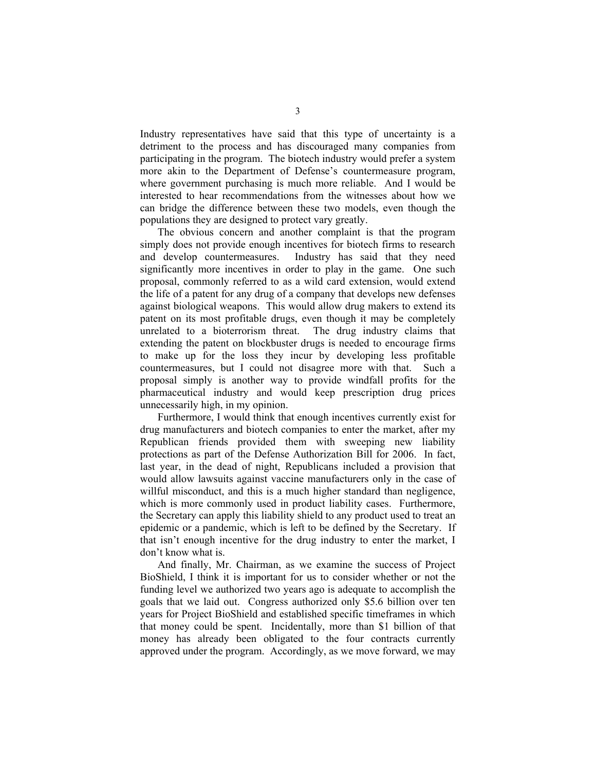Industry representatives have said that this type of uncertainty is a detriment to the process and has discouraged many companies from participating in the program. The biotech industry would prefer a system more akin to the Department of Defense's countermeasure program, where government purchasing is much more reliable. And I would be interested to hear recommendations from the witnesses about how we can bridge the difference between these two models, even though the populations they are designed to protect vary greatly.

The obvious concern and another complaint is that the program simply does not provide enough incentives for biotech firms to research and develop countermeasures. Industry has said that they need significantly more incentives in order to play in the game. One such proposal, commonly referred to as a wild card extension, would extend the life of a patent for any drug of a company that develops new defenses against biological weapons. This would allow drug makers to extend its patent on its most profitable drugs, even though it may be completely unrelated to a bioterrorism threat. The drug industry claims that extending the patent on blockbuster drugs is needed to encourage firms to make up for the loss they incur by developing less profitable countermeasures, but I could not disagree more with that. Such a proposal simply is another way to provide windfall profits for the pharmaceutical industry and would keep prescription drug prices unnecessarily high, in my opinion.

Furthermore, I would think that enough incentives currently exist for drug manufacturers and biotech companies to enter the market, after my Republican friends provided them with sweeping new liability protections as part of the Defense Authorization Bill for 2006. In fact, last year, in the dead of night, Republicans included a provision that would allow lawsuits against vaccine manufacturers only in the case of willful misconduct, and this is a much higher standard than negligence, which is more commonly used in product liability cases. Furthermore, the Secretary can apply this liability shield to any product used to treat an epidemic or a pandemic, which is left to be defined by the Secretary. If that isn't enough incentive for the drug industry to enter the market, I don't know what is.

And finally, Mr. Chairman, as we examine the success of Project BioShield, I think it is important for us to consider whether or not the funding level we authorized two years ago is adequate to accomplish the goals that we laid out. Congress authorized only $5.6 billion over ten years for Project BioShield and established specific timeframes in which that money could be spent. Incidentally, more than $1 billion of that money has already been obligated to the four contracts currently approved under the program. Accordingly, as we move forward, we may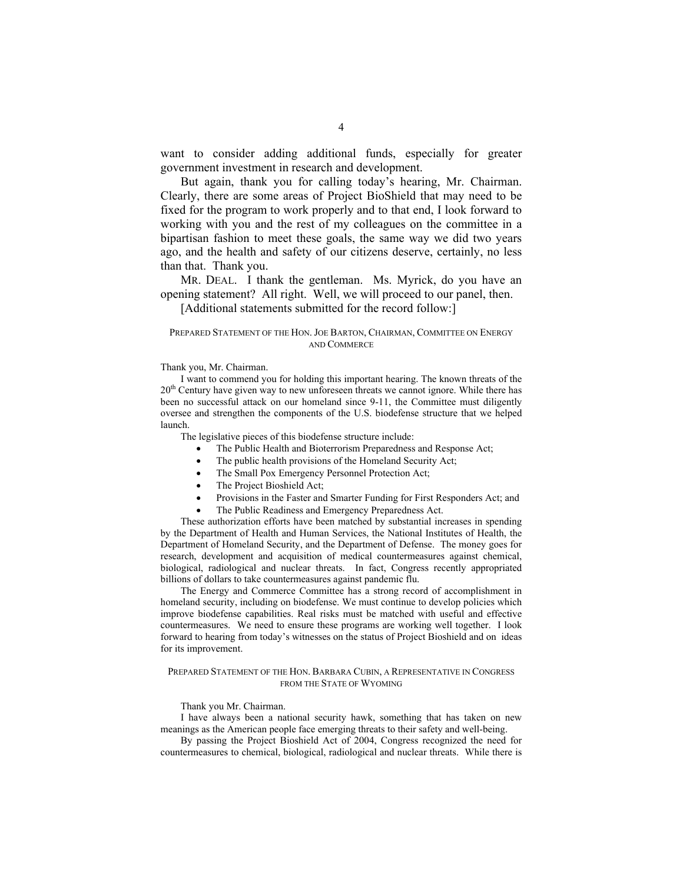want to consider adding additional funds, especially for greater government investment in research and development.

But again, thank you for calling today's hearing, Mr. Chairman. Clearly, there are some areas of Project BioShield that may need to be fixed for the program to work properly and to that end, I look forward to working with you and the rest of my colleagues on the committee in a bipartisan fashion to meet these goals, the same way we did two years ago, and the health and safety of our citizens deserve, certainly, no less than that. Thank you.

MR. DEAL. I thank the gentleman. Ms. Myrick, do you have an opening statement? All right. Well, we will proceed to our panel, then.

[Additional statements submitted for the record follow:]

PREPARED STATEMENT OF THE HON. JOE BARTON, CHAIRMAN, COMMITTEE ON ENERGY AND COMMERCE

Thank you, Mr. Chairman.

I want to commend you for holding this important hearing. The known threats of the 20th Century have given way to new unforeseen threats we cannot ignore. While there has been no successful attack on our homeland since 9-11, the Committee must diligently oversee and strengthen the components of the U.S. biodefense structure that we helped launch.

The legislative pieces of this biodefense structure include:

- The Public Health and Bioterrorism Preparedness and Response Act;
- The public health provisions of the Homeland Security Act;
- The Small Pox Emergency Personnel Protection Act;
- The Project Bioshield Act;
- Provisions in the Faster and Smarter Funding for First Responders Act; and
- The Public Readiness and Emergency Preparedness Act.

These authorization efforts have been matched by substantial increases in spending by the Department of Health and Human Services, the National Institutes of Health, the Department of Homeland Security, and the Department of Defense. The money goes for research, development and acquisition of medical countermeasures against chemical, biological, radiological and nuclear threats. In fact, Congress recently appropriated billions of dollars to take countermeasures against pandemic flu.

The Energy and Commerce Committee has a strong record of accomplishment in homeland security, including on biodefense. We must continue to develop policies which improve biodefense capabilities. Real risks must be matched with useful and effective countermeasures. We need to ensure these programs are working well together. I look forward to hearing from today's witnesses on the status of Project Bioshield and on ideas for its improvement.

PREPARED STATEMENT OF THE HON. BARBARA CUBIN, A REPRESENTATIVE IN CONGRESS FROM THE STATE OF WYOMING

Thank you Mr. Chairman.

I have always been a national security hawk, something that has taken on new meanings as the American people face emerging threats to their safety and well-being.

By passing the Project Bioshield Act of 2004, Congress recognized the need for countermeasures to chemical, biological, radiological and nuclear threats. While there is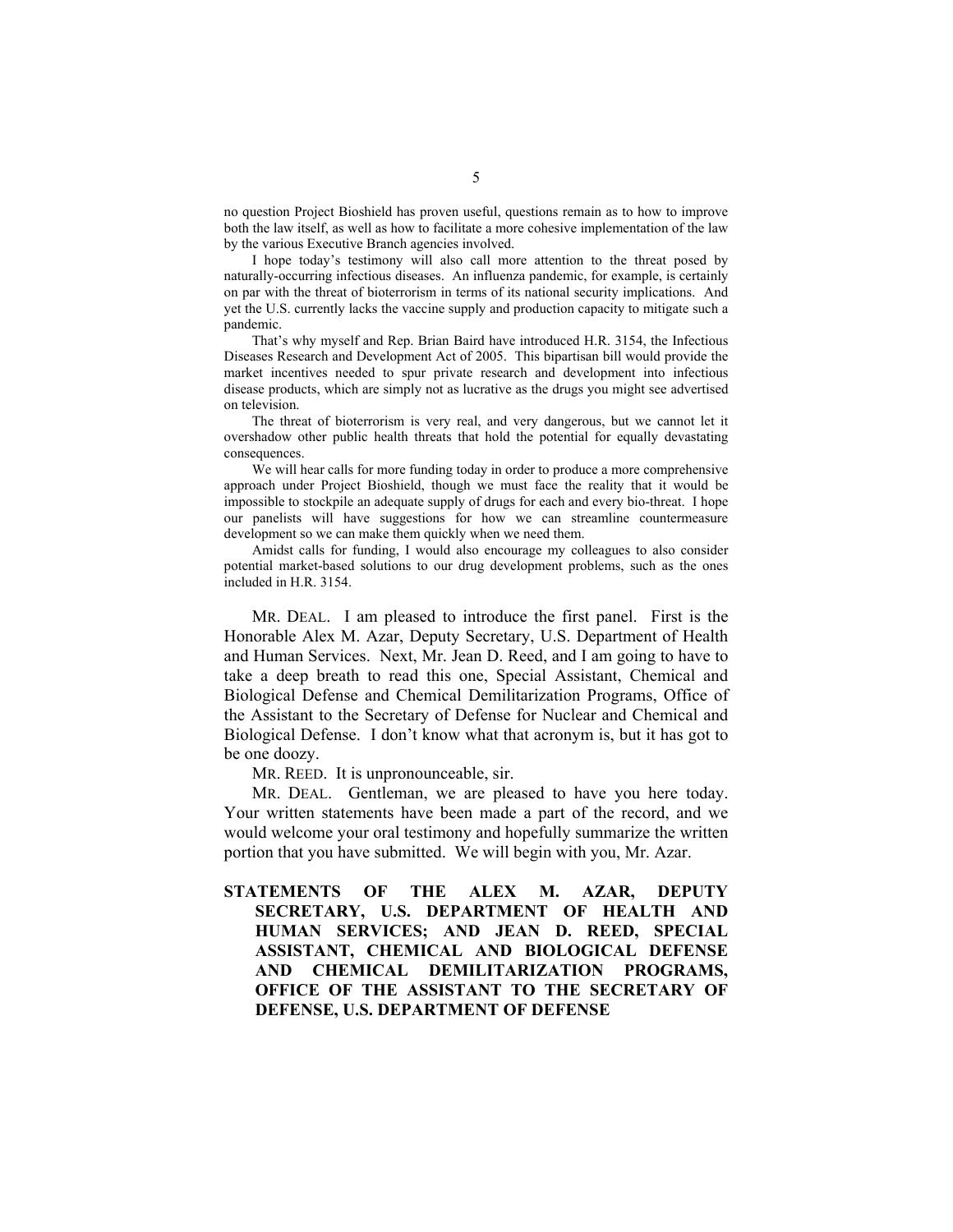no question Project Bioshield has proven useful, questions remain as to how to improve both the law itself, as well as how to facilitate a more cohesive implementation of the law by the various Executive Branch agencies involved.

I hope today's testimony will also call more attention to the threat posed by naturally-occurring infectious diseases. An influenza pandemic, for example, is certainly on par with the threat of bioterrorism in terms of its national security implications. And yet the U.S. currently lacks the vaccine supply and production capacity to mitigate such a pandemic.

That's why myself and Rep. Brian Baird have introduced H.R. 3154, the Infectious Diseases Research and Development Act of 2005. This bipartisan bill would provide the market incentives needed to spur private research and development into infectious disease products, which are simply not as lucrative as the drugs you might see advertised on television.

The threat of bioterrorism is very real, and very dangerous, but we cannot let it overshadow other public health threats that hold the potential for equally devastating consequences.

We will hear calls for more funding today in order to produce a more comprehensive approach under Project Bioshield, though we must face the reality that it would be impossible to stockpile an adequate supply of drugs for each and every bio-threat. I hope our panelists will have suggestions for how we can streamline countermeasure development so we can make them quickly when we need them.

Amidst calls for funding, I would also encourage my colleagues to also consider potential market-based solutions to our drug development problems, such as the ones included in H.R. 3154.

MR. DEAL. I am pleased to introduce the first panel. First is the Honorable Alex M. Azar, Deputy Secretary, U.S. Department of Health and Human Services. Next, Mr. Jean D. Reed, and I am going to have to take a deep breath to read this one, Special Assistant, Chemical and Biological Defense and Chemical Demilitarization Programs, Office of the Assistant to the Secretary of Defense for Nuclear and Chemical and Biological Defense. I don't know what that acronym is, but it has got to be one doozy.

MR. REED. It is unpronounceable, sir.

MR. DEAL. Gentleman, we are pleased to have you here today. Your written statements have been made a part of the record, and we would welcome your oral testimony and hopefully summarize the written portion that you have submitted. We will begin with you, Mr. Azar.

**STATEMENTS OF THE ALEX M. AZAR, DEPUTY SECRETARY, U.S. DEPARTMENT OF HEALTH AND HUMAN SERVICES; AND JEAN D. REED, SPECIAL ASSISTANT, CHEMICAL AND BIOLOGICAL DEFENSE AND CHEMICAL DEMILITARIZATION PROGRAMS, OFFICE OF THE ASSISTANT TO THE SECRETARY OF DEFENSE, U.S. DEPARTMENT OF DEFENSE**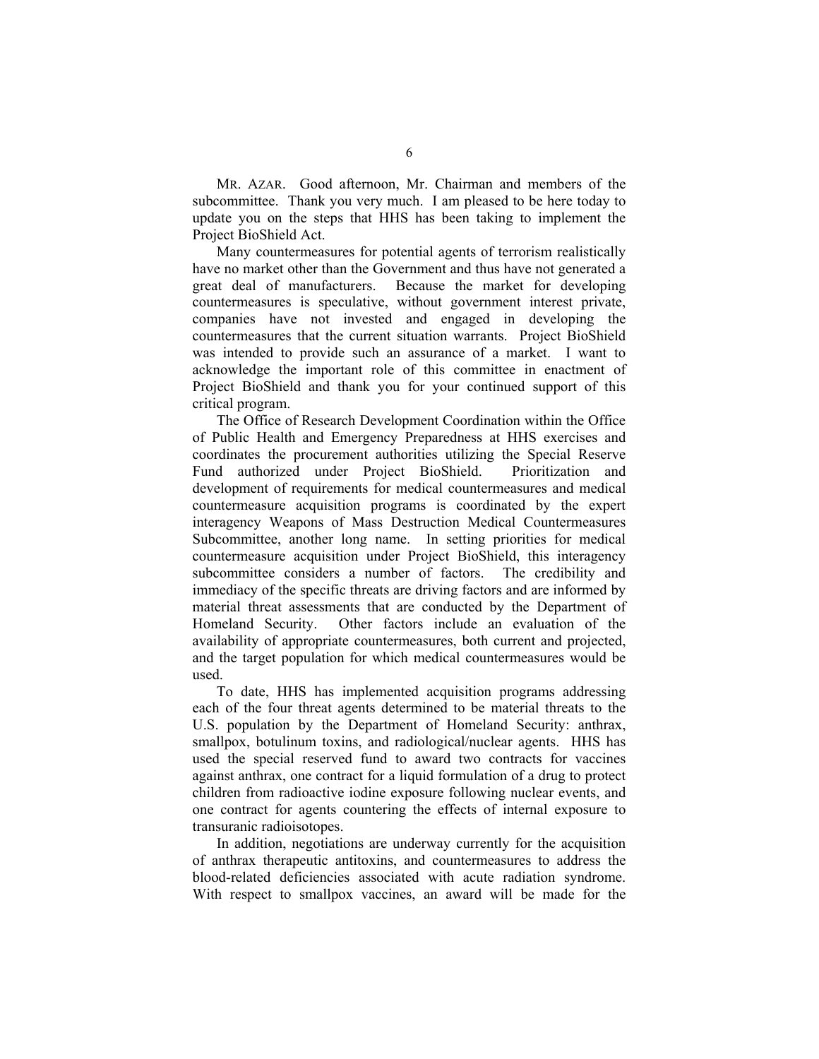MR. AZAR. Good afternoon, Mr. Chairman and members of the subcommittee. Thank you very much. I am pleased to be here today to update you on the steps that HHS has been taking to implement the Project BioShield Act.

Many countermeasures for potential agents of terrorism realistically have no market other than the Government and thus have not generated a great deal of manufacturers. Because the market for developing countermeasures is speculative, without government interest private, companies have not invested and engaged in developing the countermeasures that the current situation warrants. Project BioShield was intended to provide such an assurance of a market. I want to acknowledge the important role of this committee in enactment of Project BioShield and thank you for your continued support of this critical program.

The Office of Research Development Coordination within the Office of Public Health and Emergency Preparedness at HHS exercises and coordinates the procurement authorities utilizing the Special Reserve Fund authorized under Project BioShield. Prioritization and development of requirements for medical countermeasures and medical countermeasure acquisition programs is coordinated by the expert interagency Weapons of Mass Destruction Medical Countermeasures Subcommittee, another long name. In setting priorities for medical countermeasure acquisition under Project BioShield, this interagency subcommittee considers a number of factors. The credibility and immediacy of the specific threats are driving factors and are informed by material threat assessments that are conducted by the Department of Homeland Security. Other factors include an evaluation of the availability of appropriate countermeasures, both current and projected, and the target population for which medical countermeasures would be used.

To date, HHS has implemented acquisition programs addressing each of the four threat agents determined to be material threats to the U.S. population by the Department of Homeland Security: anthrax, smallpox, botulinum toxins, and radiological/nuclear agents. HHS has used the special reserved fund to award two contracts for vaccines against anthrax, one contract for a liquid formulation of a drug to protect children from radioactive iodine exposure following nuclear events, and one contract for agents countering the effects of internal exposure to transuranic radioisotopes.

In addition, negotiations are underway currently for the acquisition of anthrax therapeutic antitoxins, and countermeasures to address the blood-related deficiencies associated with acute radiation syndrome. With respect to smallpox vaccines, an award will be made for the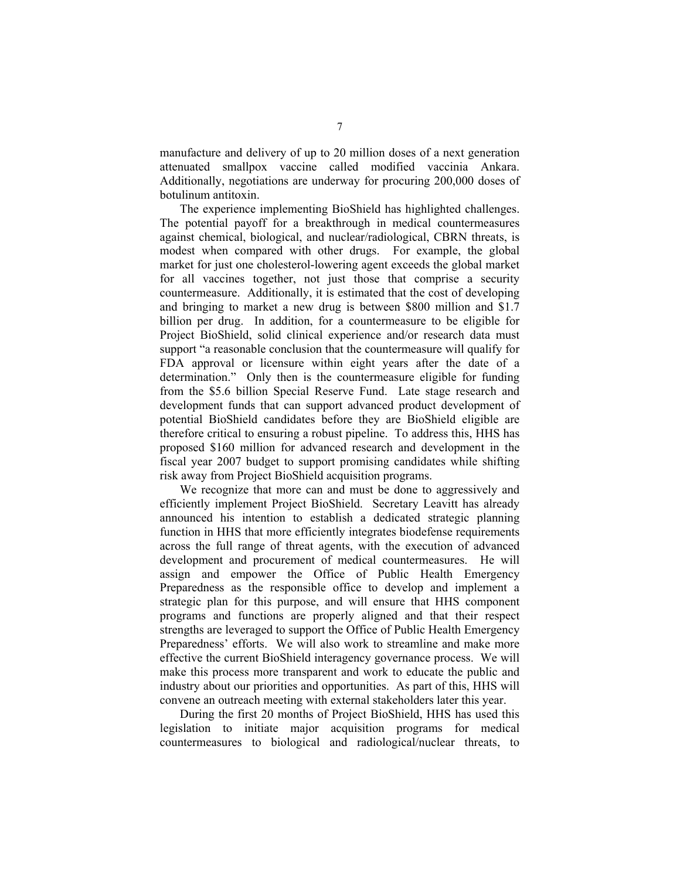manufacture and delivery of up to 20 million doses of a next generation attenuated smallpox vaccine called modified vaccinia Ankara. Additionally, negotiations are underway for procuring 200,000 doses of botulinum antitoxin.

The experience implementing BioShield has highlighted challenges. The potential payoff for a breakthrough in medical countermeasures against chemical, biological, and nuclear/radiological, CBRN threats, is modest when compared with other drugs. For example, the global market for just one cholesterol-lowering agent exceeds the global market for all vaccines together, not just those that comprise a security countermeasure. Additionally, it is estimated that the cost of developing and bringing to market a new drug is between $800 million and $1.7 billion per drug. In addition, for a countermeasure to be eligible for Project BioShield, solid clinical experience and/or research data must support "a reasonable conclusion that the countermeasure will qualify for FDA approval or licensure within eight years after the date of a determination." Only then is the countermeasure eligible for funding from the $5.6 billion Special Reserve Fund. Late stage research and development funds that can support advanced product development of potential BioShield candidates before they are BioShield eligible are therefore critical to ensuring a robust pipeline. To address this, HHS has proposed $160 million for advanced research and development in the fiscal year 2007 budget to support promising candidates while shifting risk away from Project BioShield acquisition programs.

We recognize that more can and must be done to aggressively and efficiently implement Project BioShield. Secretary Leavitt has already announced his intention to establish a dedicated strategic planning function in HHS that more efficiently integrates biodefense requirements across the full range of threat agents, with the execution of advanced development and procurement of medical countermeasures. He will assign and empower the Office of Public Health Emergency Preparedness as the responsible office to develop and implement a strategic plan for this purpose, and will ensure that HHS component programs and functions are properly aligned and that their respect strengths are leveraged to support the Office of Public Health Emergency Preparedness' efforts. We will also work to streamline and make more effective the current BioShield interagency governance process. We will make this process more transparent and work to educate the public and industry about our priorities and opportunities. As part of this, HHS will convene an outreach meeting with external stakeholders later this year.

During the first 20 months of Project BioShield, HHS has used this legislation to initiate major acquisition programs for medical countermeasures to biological and radiological/nuclear threats, to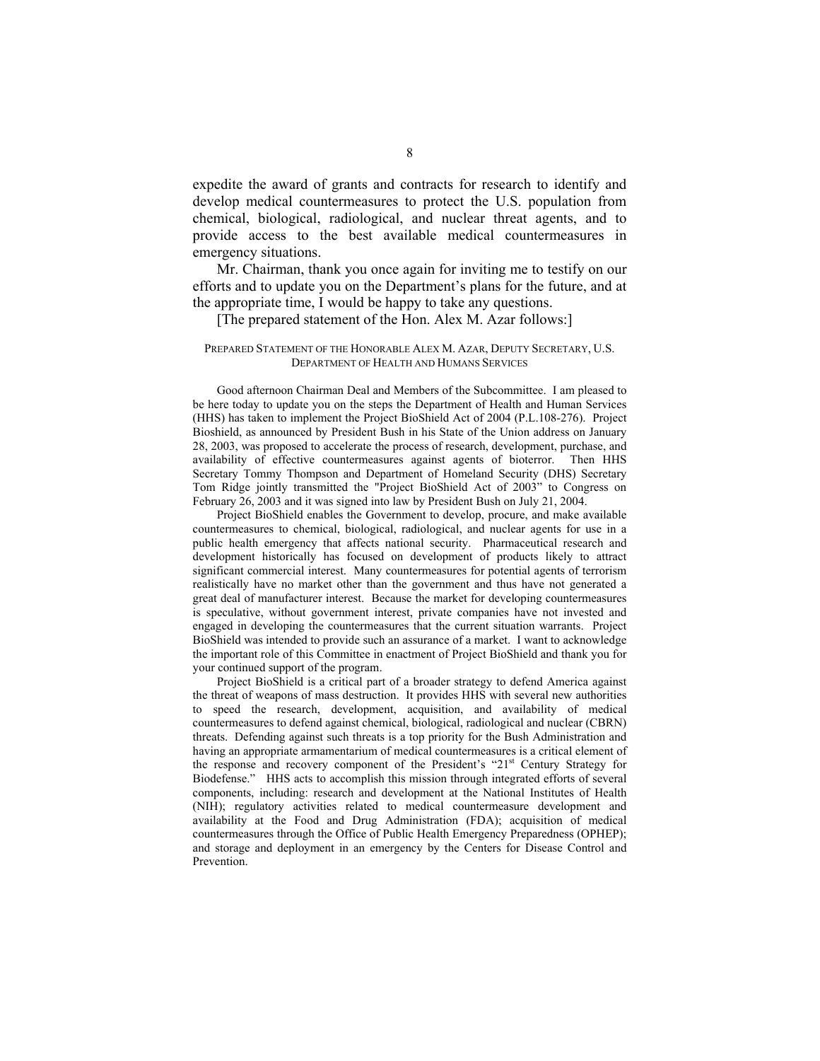expedite the award of grants and contracts for research to identify and develop medical countermeasures to protect the U.S. population from chemical, biological, radiological, and nuclear threat agents, and to provide access to the best available medical countermeasures in emergency situations.

Mr. Chairman, thank you once again for inviting me to testify on our efforts and to update you on the Department's plans for the future, and at the appropriate time, I would be happy to take any questions.

[The prepared statement of the Hon. Alex M. Azar follows:]

PREPARED STATEMENT OF THE HONORABLE ALEX M. AZAR, DEPUTY SECRETARY, U.S. DEPARTMENT OF HEALTH AND HUMANS SERVICES

Good afternoon Chairman Deal and Members of the Subcommittee. I am pleased to be here today to update you on the steps the Department of Health and Human Services (HHS) has taken to implement the Project BioShield Act of 2004 (P.L.108-276). Project Bioshield, as announced by President Bush in his State of the Union address on January 28, 2003, was proposed to accelerate the process of research, development, purchase, and availability of effective countermeasures against agents of bioterror. Then HHS Secretary Tommy Thompson and Department of Homeland Security (DHS) Secretary Tom Ridge jointly transmitted the "Project BioShield Act of 2003" to Congress on February 26, 2003 and it was signed into law by President Bush on July 21, 2004.

Project BioShield enables the Government to develop, procure, and make available countermeasures to chemical, biological, radiological, and nuclear agents for use in a public health emergency that affects national security. Pharmaceutical research and development historically has focused on development of products likely to attract significant commercial interest. Many countermeasures for potential agents of terrorism realistically have no market other than the government and thus have not generated a great deal of manufacturer interest. Because the market for developing countermeasures is speculative, without government interest, private companies have not invested and engaged in developing the countermeasures that the current situation warrants. Project BioShield was intended to provide such an assurance of a market. I want to acknowledge the important role of this Committee in enactment of Project BioShield and thank you for your continued support of the program.

Project BioShield is a critical part of a broader strategy to defend America against the threat of weapons of mass destruction. It provides HHS with several new authorities to speed the research, development, acquisition, and availability of medical countermeasures to defend against chemical, biological, radiological and nuclear (CBRN) threats. Defending against such threats is a top priority for the Bush Administration and having an appropriate armamentarium of medical countermeasures is a critical element of the response and recovery component of the President's "21st Century Strategy for Biodefense." HHS acts to accomplish this mission through integrated efforts of several components, including: research and development at the National Institutes of Health (NIH); regulatory activities related to medical countermeasure development and availability at the Food and Drug Administration (FDA); acquisition of medical countermeasures through the Office of Public Health Emergency Preparedness (OPHEP); and storage and deployment in an emergency by the Centers for Disease Control and Prevention.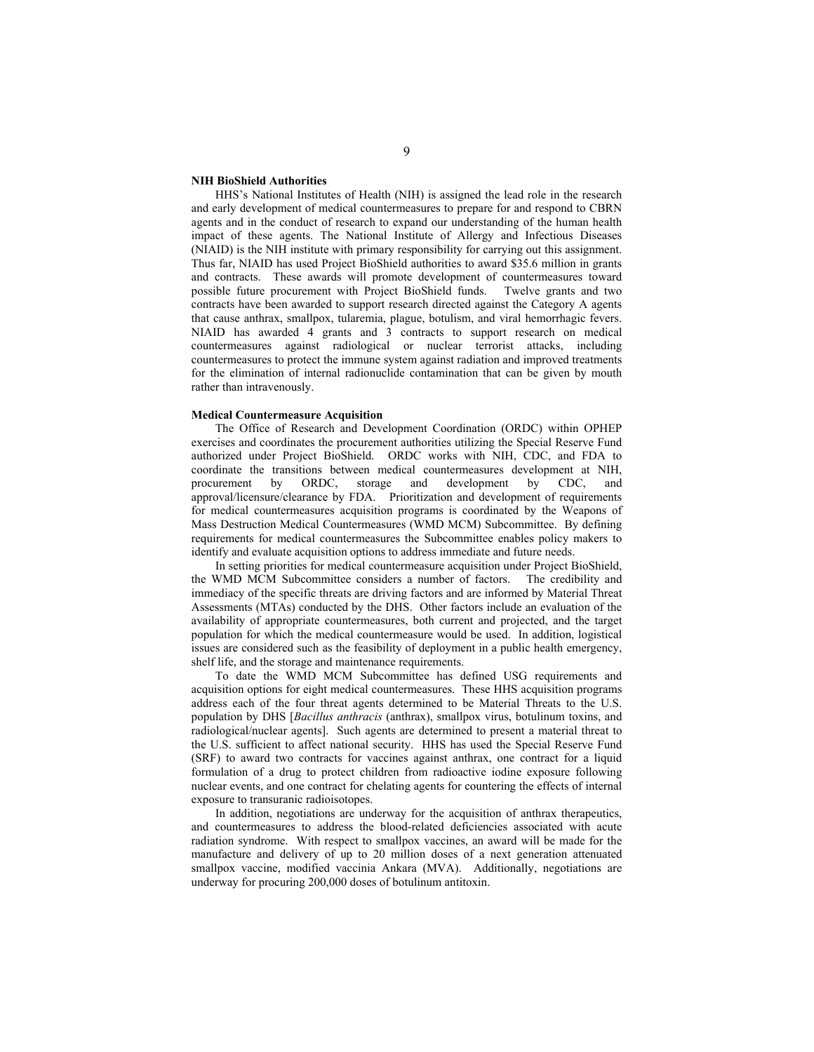**NIH BioShield Authorities**

HHS's National Institutes of Health (NIH) is assigned the lead role in the research and early development of medical countermeasures to prepare for and respond to CBRN agents and in the conduct of research to expand our understanding of the human health impact of these agents. The National Institute of Allergy and Infectious Diseases (NIAID) is the NIH institute with primary responsibility for carrying out this assignment. Thus far, NIAID has used Project BioShield authorities to award $35.6 million in grants and contracts. These awards will promote development of countermeasures toward possible future procurement with Project BioShield funds. Twelve grants and two contracts have been awarded to support research directed against the Category A agents that cause anthrax, smallpox, tularemia, plague, botulism, and viral hemorrhagic fevers. NIAID has awarded 4 grants and 3 contracts to support research on medical countermeasures against radiological or nuclear terrorist attacks, including countermeasures to protect the immune system against radiation and improved treatments for the elimination of internal radionuclide contamination that can be given by mouth rather than intravenously.

**Medical Countermeasure Acquisition**

The Office of Research and Development Coordination (ORDC) within OPHEP exercises and coordinates the procurement authorities utilizing the Special Reserve Fund authorized under Project BioShield. ORDC works with NIH, CDC, and FDA to coordinate the transitions between medical countermeasures development at NIH, procurement by ORDC, storage and development by CDC, and approval/licensure/clearance by FDA. Prioritization and development of requirements for medical countermeasures acquisition programs is coordinated by the Weapons of Mass Destruction Medical Countermeasures (WMD MCM) Subcommittee. By defining requirements for medical countermeasures the Subcommittee enables policy makers to identify and evaluate acquisition options to address immediate and future needs.

In setting priorities for medical countermeasure acquisition under Project BioShield, the WMD MCM Subcommittee considers a number of factors. The credibility and immediacy of the specific threats are driving factors and are informed by Material Threat Assessments (MTAs) conducted by the DHS. Other factors include an evaluation of the availability of appropriate countermeasures, both current and projected, and the target population for which the medical countermeasure would be used. In addition, logistical issues are considered such as the feasibility of deployment in a public health emergency, shelf life, and the storage and maintenance requirements.

To date the WMD MCM Subcommittee has defined USG requirements and acquisition options for eight medical countermeasures. These HHS acquisition programs address each of the four threat agents determined to be Material Threats to the U.S. population by DHS [*Bacillus anthracis* (anthrax), smallpox virus, botulinum toxins, and radiological/nuclear agents]. Such agents are determined to present a material threat to the U.S. sufficient to affect national security. HHS has used the Special Reserve Fund (SRF) to award two contracts for vaccines against anthrax, one contract for a liquid formulation of a drug to protect children from radioactive iodine exposure following nuclear events, and one contract for chelating agents for countering the effects of internal exposure to transuranic radioisotopes.

In addition, negotiations are underway for the acquisition of anthrax therapeutics, and countermeasures to address the blood-related deficiencies associated with acute radiation syndrome. With respect to smallpox vaccines, an award will be made for the manufacture and delivery of up to 20 million doses of a next generation attenuated smallpox vaccine, modified vaccinia Ankara (MVA). Additionally, negotiations are underway for procuring 200,000 doses of botulinum antitoxin.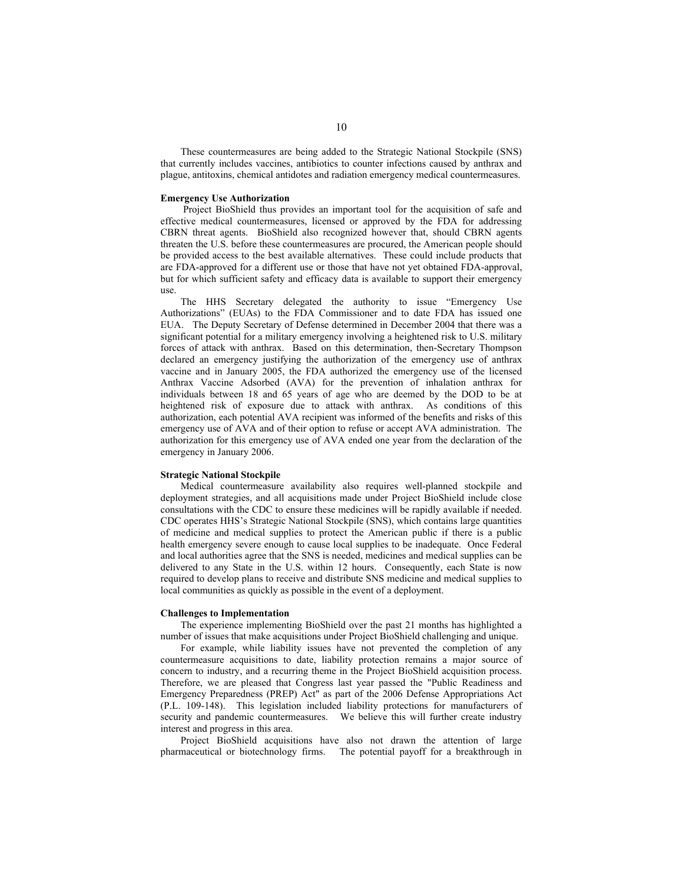These countermeasures are being added to the Strategic National Stockpile (SNS) that currently includes vaccines, antibiotics to counter infections caused by anthrax and plague, antitoxins, chemical antidotes and radiation emergency medical countermeasures.

**Emergency Use Authorization**

Project BioShield thus provides an important tool for the acquisition of safe and effective medical countermeasures, licensed or approved by the FDA for addressing CBRN threat agents. BioShield also recognized however that, should CBRN agents threaten the U.S. before these countermeasures are procured, the American people should be provided access to the best available alternatives. These could include products that are FDA-approved for a different use or those that have not yet obtained FDA-approval, but for which sufficient safety and efficacy data is available to support their emergency use.

The HHS Secretary delegated the authority to issue "Emergency Use Authorizations" (EUAs) to the FDA Commissioner and to date FDA has issued one EUA. The Deputy Secretary of Defense determined in December 2004 that there was a significant potential for a military emergency involving a heightened risk to U.S. military forces of attack with anthrax. Based on this determination, then-Secretary Thompson declared an emergency justifying the authorization of the emergency use of anthrax vaccine and in January 2005, the FDA authorized the emergency use of the licensed Anthrax Vaccine Adsorbed (AVA) for the prevention of inhalation anthrax for individuals between 18 and 65 years of age who are deemed by the DOD to be at heightened risk of exposure due to attack with anthrax. As conditions of this authorization, each potential AVA recipient was informed of the benefits and risks of this emergency use of AVA and of their option to refuse or accept AVA administration. The authorization for this emergency use of AVA ended one year from the declaration of the emergency in January 2006.

**Strategic National Stockpile**

Medical countermeasure availability also requires well-planned stockpile and deployment strategies, and all acquisitions made under Project BioShield include close consultations with the CDC to ensure these medicines will be rapidly available if needed. CDC operates HHS's Strategic National Stockpile (SNS), which contains large quantities of medicine and medical supplies to protect the American public if there is a public health emergency severe enough to cause local supplies to be inadequate. Once Federal and local authorities agree that the SNS is needed, medicines and medical supplies can be delivered to any State in the U.S. within 12 hours. Consequently, each State is now required to develop plans to receive and distribute SNS medicine and medical supplies to local communities as quickly as possible in the event of a deployment.

**Challenges to Implementation**

The experience implementing BioShield over the past 21 months has highlighted a number of issues that make acquisitions under Project BioShield challenging and unique.

For example, while liability issues have not prevented the completion of any countermeasure acquisitions to date, liability protection remains a major source of concern to industry, and a recurring theme in the Project BioShield acquisition process. Therefore, we are pleased that Congress last year passed the "Public Readiness and Emergency Preparedness (PREP) Act" as part of the 2006 Defense Appropriations Act (P.L. 109-148). This legislation included liability protections for manufacturers of security and pandemic countermeasures. We believe this will further create industry interest and progress in this area.

Project BioShield acquisitions have also not drawn the attention of large pharmaceutical or biotechnology firms. The potential payoff for a breakthrough in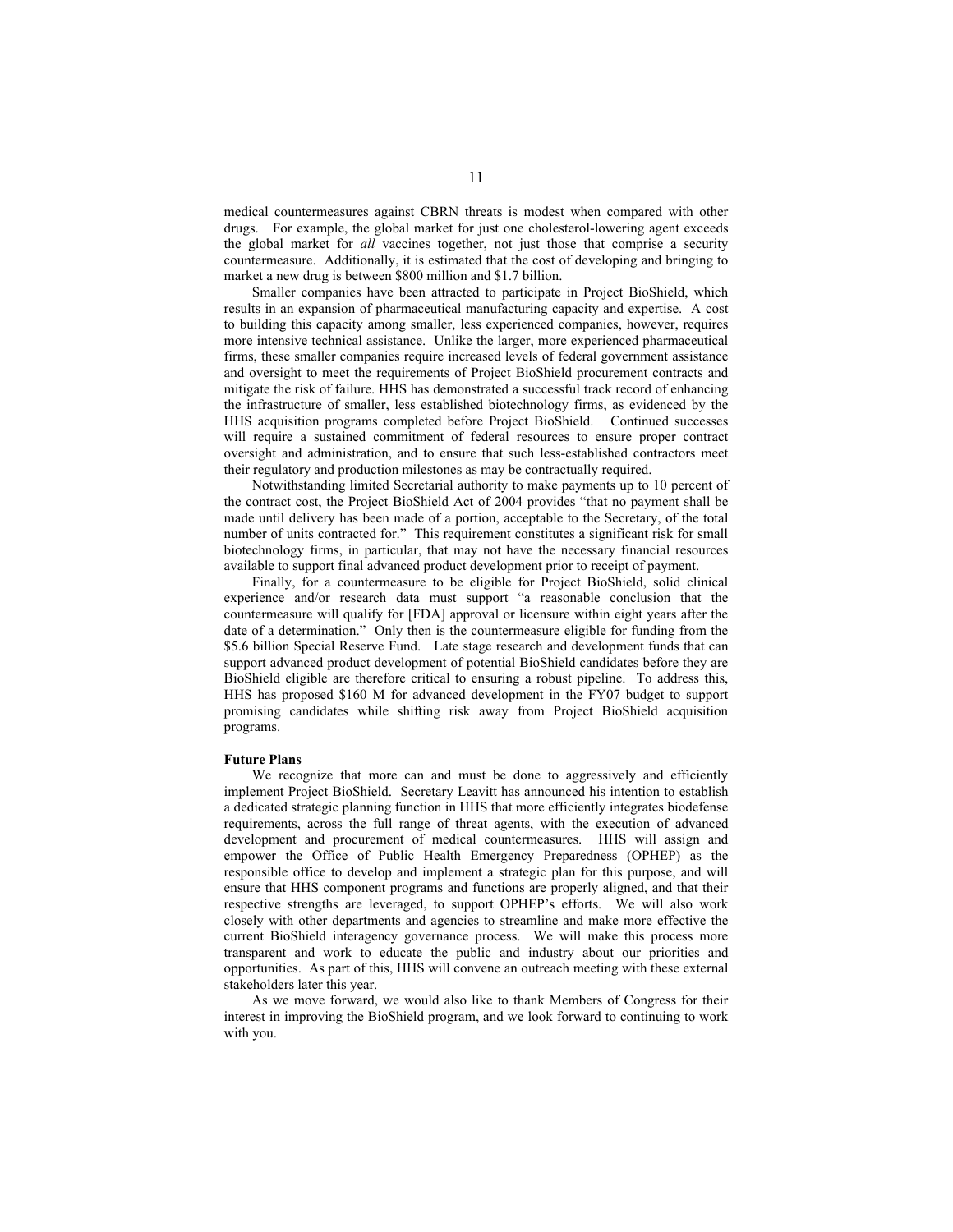medical countermeasures against CBRN threats is modest when compared with other drugs. For example, the global market for just one cholesterol-lowering agent exceeds the global market for *all* vaccines together, not just those that comprise a security countermeasure. Additionally, it is estimated that the cost of developing and bringing to market a new drug is between $800 million and $1.7 billion.

Smaller companies have been attracted to participate in Project BioShield, which results in an expansion of pharmaceutical manufacturing capacity and expertise. A cost to building this capacity among smaller, less experienced companies, however, requires more intensive technical assistance. Unlike the larger, more experienced pharmaceutical firms, these smaller companies require increased levels of federal government assistance and oversight to meet the requirements of Project BioShield procurement contracts and mitigate the risk of failure. HHS has demonstrated a successful track record of enhancing the infrastructure of smaller, less established biotechnology firms, as evidenced by the HHS acquisition programs completed before Project BioShield. Continued successes will require a sustained commitment of federal resources to ensure proper contract oversight and administration, and to ensure that such less-established contractors meet their regulatory and production milestones as may be contractually required.

Notwithstanding limited Secretarial authority to make payments up to 10 percent of the contract cost, the Project BioShield Act of 2004 provides "that no payment shall be made until delivery has been made of a portion, acceptable to the Secretary, of the total number of units contracted for." This requirement constitutes a significant risk for small biotechnology firms, in particular, that may not have the necessary financial resources available to support final advanced product development prior to receipt of payment.

Finally, for a countermeasure to be eligible for Project BioShield, solid clinical experience and/or research data must support "a reasonable conclusion that the countermeasure will qualify for [FDA] approval or licensure within eight years after the date of a determination." Only then is the countermeasure eligible for funding from the $5.6 billion Special Reserve Fund. Late stage research and development funds that can support advanced product development of potential BioShield candidates before they are BioShield eligible are therefore critical to ensuring a robust pipeline. To address this, HHS has proposed $160 M for advanced development in the FY07 budget to support promising candidates while shifting risk away from Project BioShield acquisition programs.

**Future Plans**

We recognize that more can and must be done to aggressively and efficiently implement Project BioShield. Secretary Leavitt has announced his intention to establish a dedicated strategic planning function in HHS that more efficiently integrates biodefense requirements, across the full range of threat agents, with the execution of advanced development and procurement of medical countermeasures. HHS will assign and empower the Office of Public Health Emergency Preparedness (OPHEP) as the responsible office to develop and implement a strategic plan for this purpose, and will ensure that HHS component programs and functions are properly aligned, and that their respective strengths are leveraged, to support OPHEP's efforts. We will also work closely with other departments and agencies to streamline and make more effective the current BioShield interagency governance process. We will make this process more transparent and work to educate the public and industry about our priorities and opportunities. As part of this, HHS will convene an outreach meeting with these external stakeholders later this year.

As we move forward, we would also like to thank Members of Congress for their interest in improving the BioShield program, and we look forward to continuing to work with you.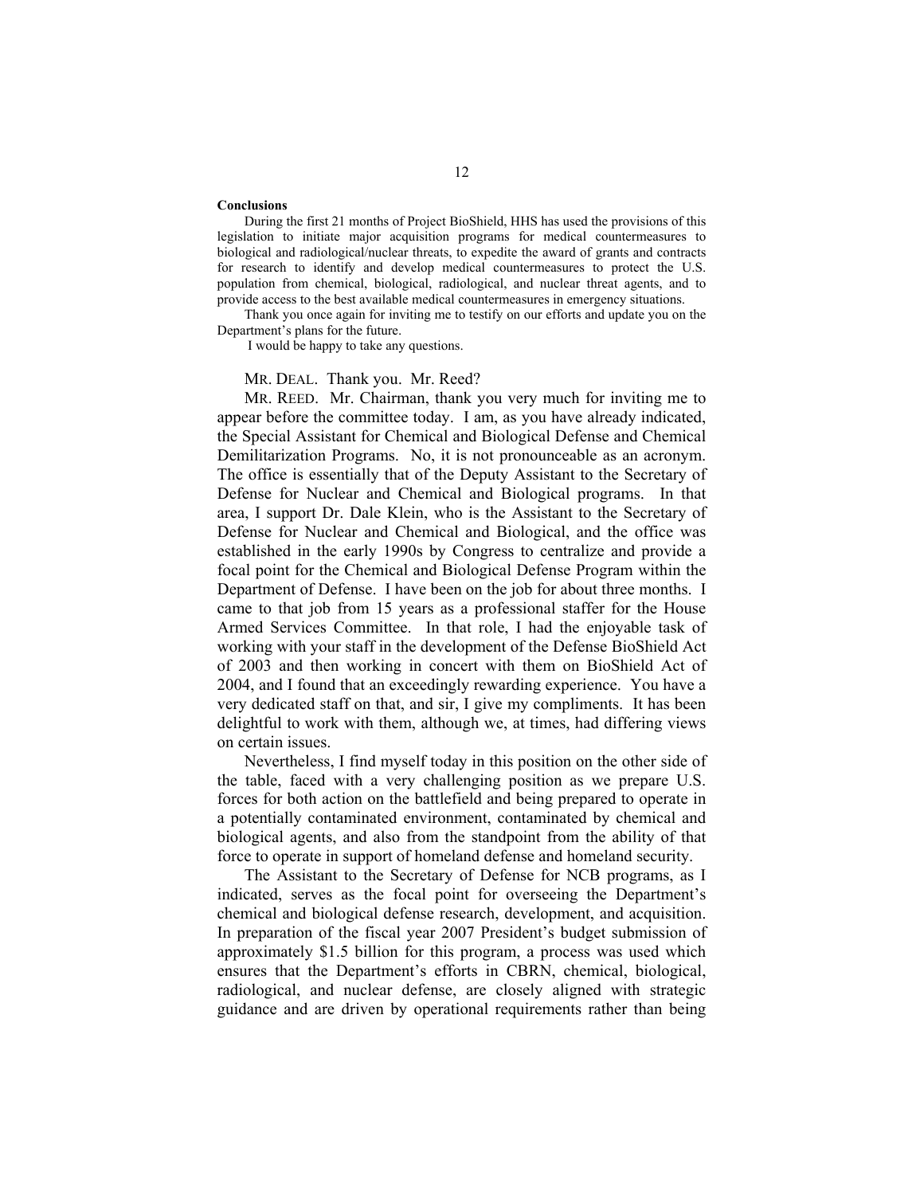**Conclusions**

During the first 21 months of Project BioShield, HHS has used the provisions of this legislation to initiate major acquisition programs for medical countermeasures to biological and radiological/nuclear threats, to expedite the award of grants and contracts for research to identify and develop medical countermeasures to protect the U.S. population from chemical, biological, radiological, and nuclear threat agents, and to provide access to the best available medical countermeasures in emergency situations.

Thank you once again for inviting me to testify on our efforts and update you on the Department's plans for the future.

I would be happy to take any questions.

MR. DEAL. Thank you. Mr. Reed?

MR. REED. Mr. Chairman, thank you very much for inviting me to appear before the committee today. I am, as you have already indicated, the Special Assistant for Chemical and Biological Defense and Chemical Demilitarization Programs. No, it is not pronounceable as an acronym. The office is essentially that of the Deputy Assistant to the Secretary of Defense for Nuclear and Chemical and Biological programs. In that area, I support Dr. Dale Klein, who is the Assistant to the Secretary of Defense for Nuclear and Chemical and Biological, and the office was established in the early 1990s by Congress to centralize and provide a focal point for the Chemical and Biological Defense Program within the Department of Defense. I have been on the job for about three months. I came to that job from 15 years as a professional staffer for the House Armed Services Committee. In that role, I had the enjoyable task of working with your staff in the development of the Defense BioShield Act of 2003 and then working in concert with them on BioShield Act of 2004, and I found that an exceedingly rewarding experience. You have a very dedicated staff on that, and sir, I give my compliments. It has been delightful to work with them, although we, at times, had differing views on certain issues.

Nevertheless, I find myself today in this position on the other side of the table, faced with a very challenging position as we prepare U.S. forces for both action on the battlefield and being prepared to operate in a potentially contaminated environment, contaminated by chemical and biological agents, and also from the standpoint from the ability of that force to operate in support of homeland defense and homeland security.

The Assistant to the Secretary of Defense for NCB programs, as I indicated, serves as the focal point for overseeing the Department's chemical and biological defense research, development, and acquisition. In preparation of the fiscal year 2007 President's budget submission of approximately $1.5 billion for this program, a process was used which ensures that the Department's efforts in CBRN, chemical, biological, radiological, and nuclear defense, are closely aligned with strategic guidance and are driven by operational requirements rather than being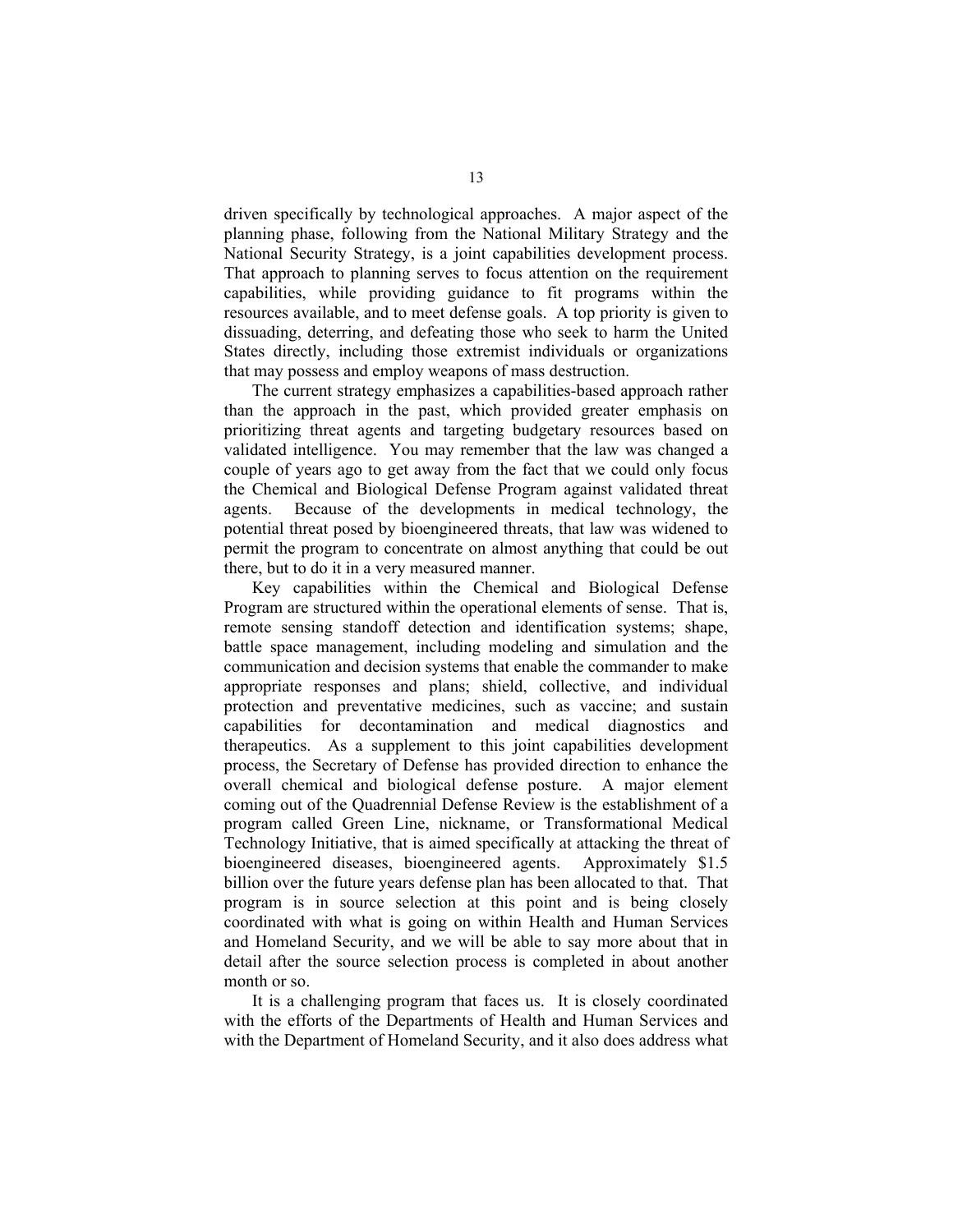driven specifically by technological approaches. A major aspect of the planning phase, following from the National Military Strategy and the National Security Strategy, is a joint capabilities development process. That approach to planning serves to focus attention on the requirement capabilities, while providing guidance to fit programs within the resources available, and to meet defense goals. A top priority is given to dissuading, deterring, and defeating those who seek to harm the United States directly, including those extremist individuals or organizations that may possess and employ weapons of mass destruction.

The current strategy emphasizes a capabilities-based approach rather than the approach in the past, which provided greater emphasis on prioritizing threat agents and targeting budgetary resources based on validated intelligence. You may remember that the law was changed a couple of years ago to get away from the fact that we could only focus the Chemical and Biological Defense Program against validated threat agents. Because of the developments in medical technology, the potential threat posed by bioengineered threats, that law was widened to permit the program to concentrate on almost anything that could be out there, but to do it in a very measured manner.

Key capabilities within the Chemical and Biological Defense Program are structured within the operational elements of sense. That is, remote sensing standoff detection and identification systems; shape, battle space management, including modeling and simulation and the communication and decision systems that enable the commander to make appropriate responses and plans; shield, collective, and individual protection and preventative medicines, such as vaccine; and sustain capabilities for decontamination and medical diagnostics and therapeutics. As a supplement to this joint capabilities development process, the Secretary of Defense has provided direction to enhance the overall chemical and biological defense posture. A major element coming out of the Quadrennial Defense Review is the establishment of a program called Green Line, nickname, or Transformational Medical Technology Initiative, that is aimed specifically at attacking the threat of bioengineered diseases, bioengineered agents. Approximately $1.5 billion over the future years defense plan has been allocated to that. That program is in source selection at this point and is being closely coordinated with what is going on within Health and Human Services and Homeland Security, and we will be able to say more about that in detail after the source selection process is completed in about another month or so.

It is a challenging program that faces us. It is closely coordinated with the efforts of the Departments of Health and Human Services and with the Department of Homeland Security, and it also does address what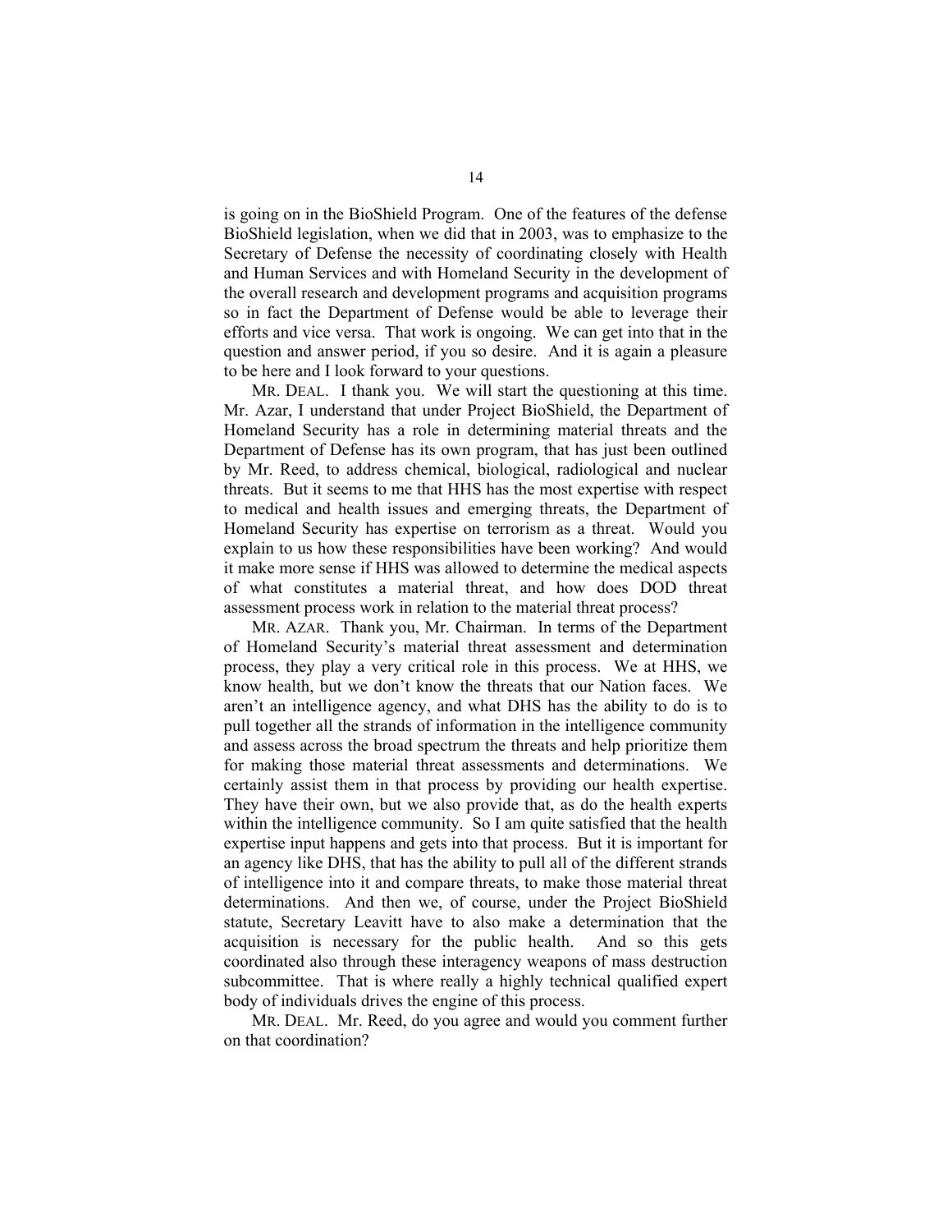is going on in the BioShield Program. One of the features of the defense BioShield legislation, when we did that in 2003, was to emphasize to the Secretary of Defense the necessity of coordinating closely with Health and Human Services and with Homeland Security in the development of the overall research and development programs and acquisition programs so in fact the Department of Defense would be able to leverage their efforts and vice versa. That work is ongoing. We can get into that in the question and answer period, if you so desire. And it is again a pleasure to be here and I look forward to your questions.

MR. DEAL. I thank you. We will start the questioning at this time. Mr. Azar, I understand that under Project BioShield, the Department of Homeland Security has a role in determining material threats and the Department of Defense has its own program, that has just been outlined by Mr. Reed, to address chemical, biological, radiological and nuclear threats. But it seems to me that HHS has the most expertise with respect to medical and health issues and emerging threats, the Department of Homeland Security has expertise on terrorism as a threat. Would you explain to us how these responsibilities have been working? And would it make more sense if HHS was allowed to determine the medical aspects of what constitutes a material threat, and how does DOD threat assessment process work in relation to the material threat process?

MR. AZAR. Thank you, Mr. Chairman. In terms of the Department of Homeland Security's material threat assessment and determination process, they play a very critical role in this process. We at HHS, we know health, but we don't know the threats that our Nation faces. We aren't an intelligence agency, and what DHS has the ability to do is to pull together all the strands of information in the intelligence community and assess across the broad spectrum the threats and help prioritize them for making those material threat assessments and determinations. We certainly assist them in that process by providing our health expertise. They have their own, but we also provide that, as do the health experts within the intelligence community. So I am quite satisfied that the health expertise input happens and gets into that process. But it is important for an agency like DHS, that has the ability to pull all of the different strands of intelligence into it and compare threats, to make those material threat determinations. And then we, of course, under the Project BioShield statute, Secretary Leavitt have to also make a determination that the acquisition is necessary for the public health. And so this gets coordinated also through these interagency weapons of mass destruction subcommittee. That is where really a highly technical qualified expert body of individuals drives the engine of this process.

MR. DEAL. Mr. Reed, do you agree and would you comment further on that coordination?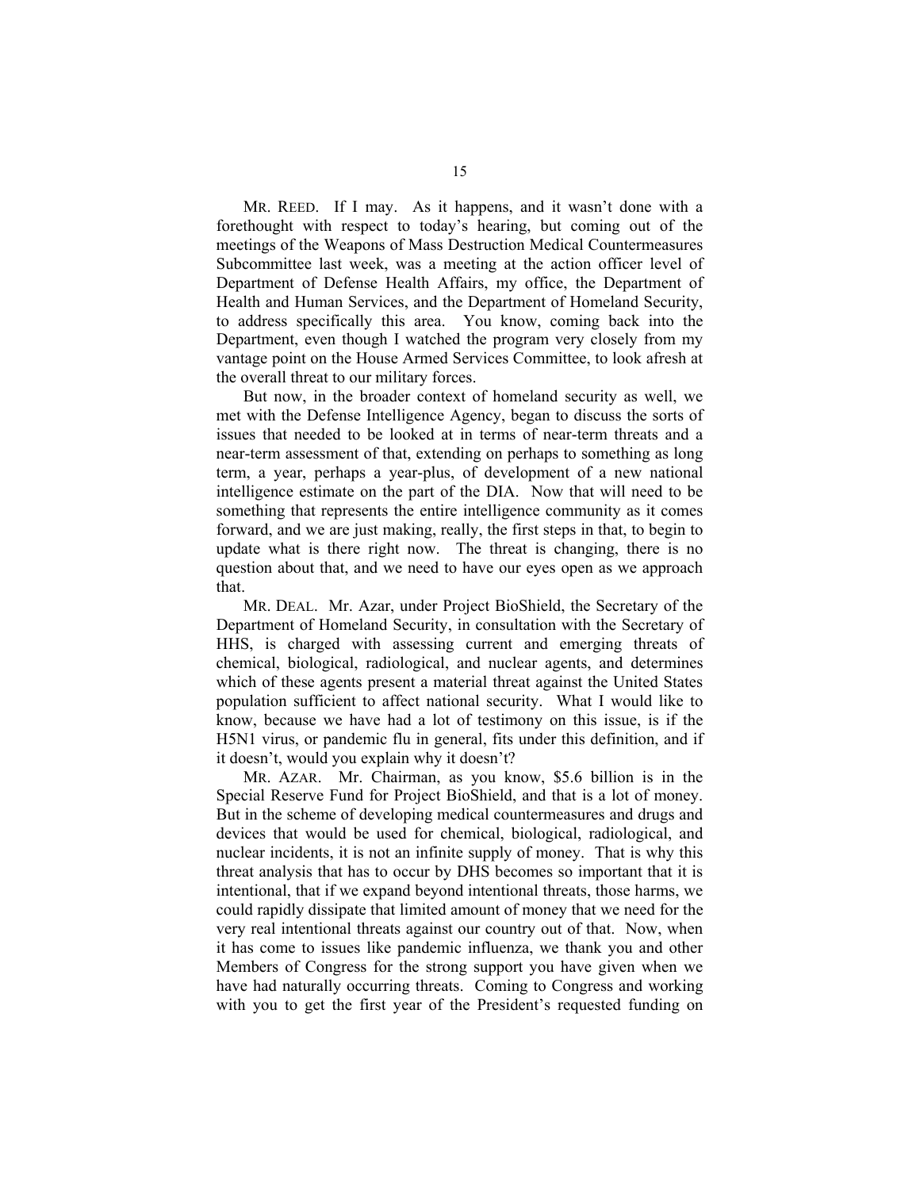MR. REED. If I may. As it happens, and it wasn't done with a forethought with respect to today's hearing, but coming out of the meetings of the Weapons of Mass Destruction Medical Countermeasures Subcommittee last week, was a meeting at the action officer level of Department of Defense Health Affairs, my office, the Department of Health and Human Services, and the Department of Homeland Security, to address specifically this area. You know, coming back into the Department, even though I watched the program very closely from my vantage point on the House Armed Services Committee, to look afresh at the overall threat to our military forces.

But now, in the broader context of homeland security as well, we met with the Defense Intelligence Agency, began to discuss the sorts of issues that needed to be looked at in terms of near-term threats and a near-term assessment of that, extending on perhaps to something as long term, a year, perhaps a year-plus, of development of a new national intelligence estimate on the part of the DIA. Now that will need to be something that represents the entire intelligence community as it comes forward, and we are just making, really, the first steps in that, to begin to update what is there right now. The threat is changing, there is no question about that, and we need to have our eyes open as we approach that.

MR. DEAL. Mr. Azar, under Project BioShield, the Secretary of the Department of Homeland Security, in consultation with the Secretary of HHS, is charged with assessing current and emerging threats of chemical, biological, radiological, and nuclear agents, and determines which of these agents present a material threat against the United States population sufficient to affect national security. What I would like to know, because we have had a lot of testimony on this issue, is if the H5N1 virus, or pandemic flu in general, fits under this definition, and if it doesn't, would you explain why it doesn't?

MR. AZAR. Mr. Chairman, as you know, $5.6 billion is in the Special Reserve Fund for Project BioShield, and that is a lot of money. But in the scheme of developing medical countermeasures and drugs and devices that would be used for chemical, biological, radiological, and nuclear incidents, it is not an infinite supply of money. That is why this threat analysis that has to occur by DHS becomes so important that it is intentional, that if we expand beyond intentional threats, those harms, we could rapidly dissipate that limited amount of money that we need for the very real intentional threats against our country out of that. Now, when it has come to issues like pandemic influenza, we thank you and other Members of Congress for the strong support you have given when we have had naturally occurring threats. Coming to Congress and working with you to get the first year of the President's requested funding on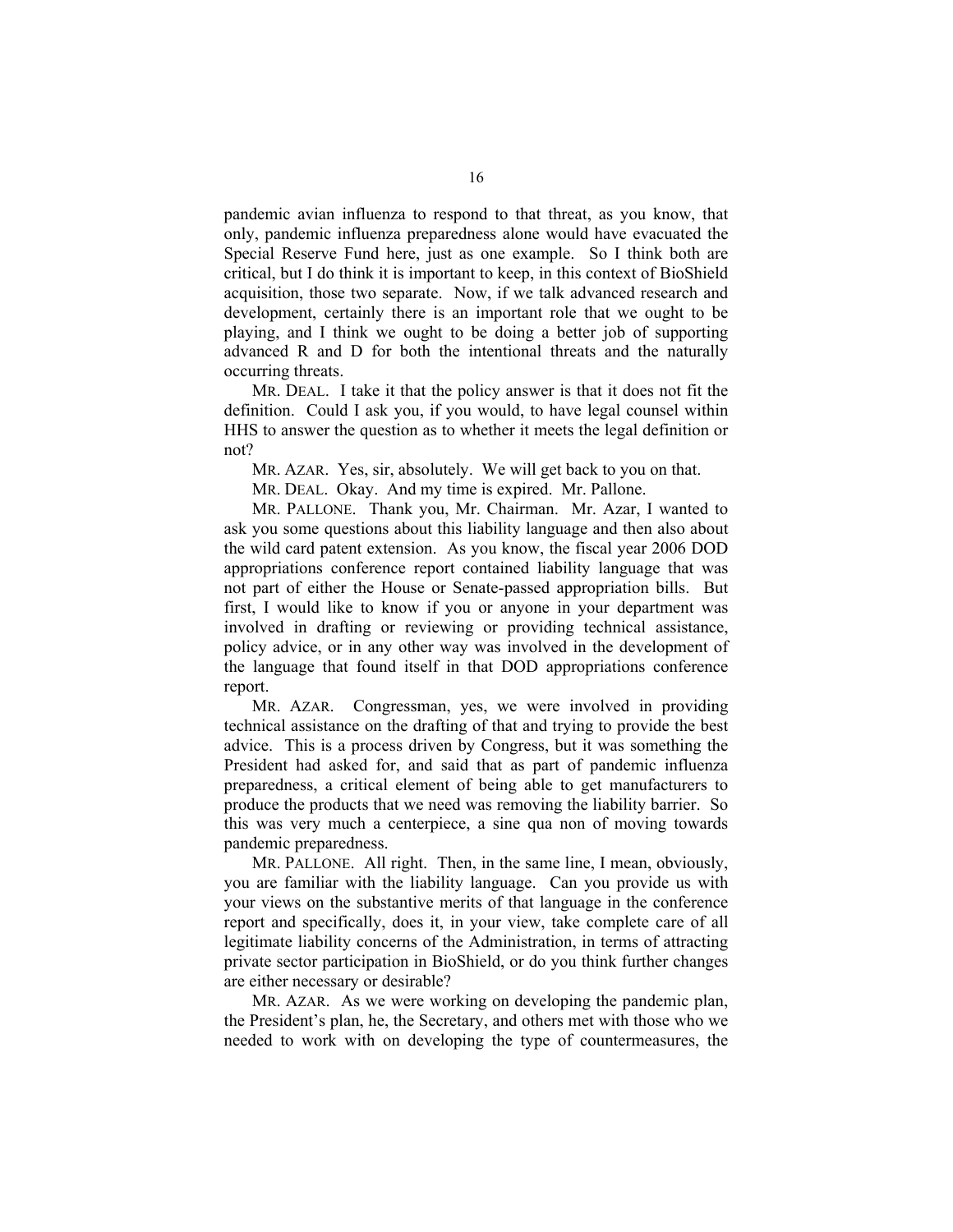pandemic avian influenza to respond to that threat, as you know, that only, pandemic influenza preparedness alone would have evacuated the Special Reserve Fund here, just as one example. So I think both are critical, but I do think it is important to keep, in this context of BioShield acquisition, those two separate. Now, if we talk advanced research and development, certainly there is an important role that we ought to be playing, and I think we ought to be doing a better job of supporting advanced R and D for both the intentional threats and the naturally occurring threats.

MR. DEAL. I take it that the policy answer is that it does not fit the definition. Could I ask you, if you would, to have legal counsel within HHS to answer the question as to whether it meets the legal definition or not?

MR. AZAR. Yes, sir, absolutely. We will get back to you on that.

MR. DEAL. Okay. And my time is expired. Mr. Pallone.

MR. PALLONE. Thank you, Mr. Chairman. Mr. Azar, I wanted to ask you some questions about this liability language and then also about the wild card patent extension. As you know, the fiscal year 2006 DOD appropriations conference report contained liability language that was not part of either the House or Senate-passed appropriation bills. But first, I would like to know if you or anyone in your department was involved in drafting or reviewing or providing technical assistance, policy advice, or in any other way was involved in the development of the language that found itself in that DOD appropriations conference report.

MR. AZAR. Congressman, yes, we were involved in providing technical assistance on the drafting of that and trying to provide the best advice. This is a process driven by Congress, but it was something the President had asked for, and said that as part of pandemic influenza preparedness, a critical element of being able to get manufacturers to produce the products that we need was removing the liability barrier. So this was very much a centerpiece, a sine qua non of moving towards pandemic preparedness.

MR. PALLONE. All right. Then, in the same line, I mean, obviously, you are familiar with the liability language. Can you provide us with your views on the substantive merits of that language in the conference report and specifically, does it, in your view, take complete care of all legitimate liability concerns of the Administration, in terms of attracting private sector participation in BioShield, or do you think further changes are either necessary or desirable?

MR. AZAR. As we were working on developing the pandemic plan, the President's plan, he, the Secretary, and others met with those who we needed to work with on developing the type of countermeasures, the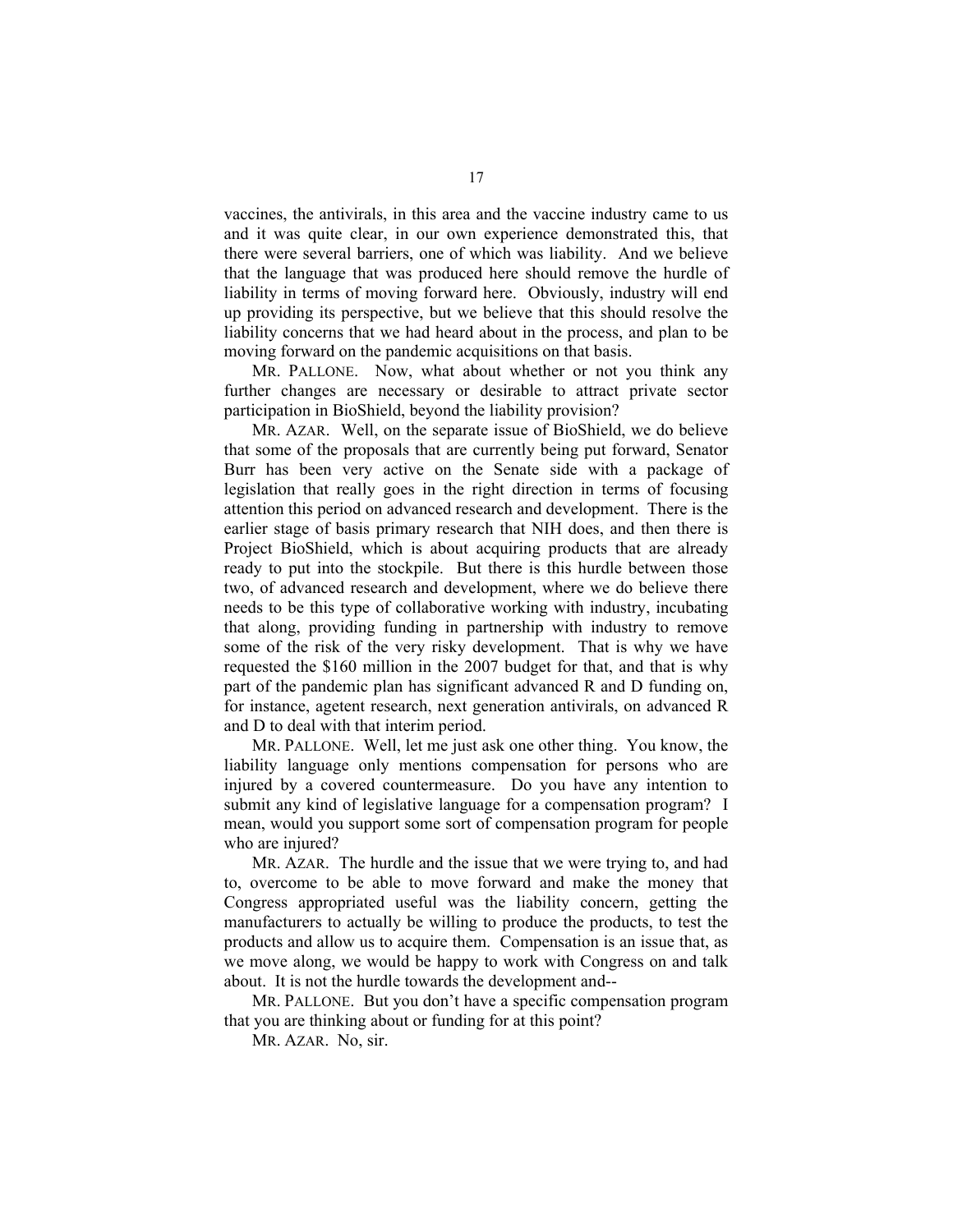vaccines, the antivirals, in this area and the vaccine industry came to us and it was quite clear, in our own experience demonstrated this, that there were several barriers, one of which was liability. And we believe that the language that was produced here should remove the hurdle of liability in terms of moving forward here. Obviously, industry will end up providing its perspective, but we believe that this should resolve the liability concerns that we had heard about in the process, and plan to be moving forward on the pandemic acquisitions on that basis.

MR. PALLONE. Now, what about whether or not you think any further changes are necessary or desirable to attract private sector participation in BioShield, beyond the liability provision?

MR. AZAR. Well, on the separate issue of BioShield, we do believe that some of the proposals that are currently being put forward, Senator Burr has been very active on the Senate side with a package of legislation that really goes in the right direction in terms of focusing attention this period on advanced research and development. There is the earlier stage of basis primary research that NIH does, and then there is Project BioShield, which is about acquiring products that are already ready to put into the stockpile. But there is this hurdle between those two, of advanced research and development, where we do believe there needs to be this type of collaborative working with industry, incubating that along, providing funding in partnership with industry to remove some of the risk of the very risky development. That is why we have requested the $160 million in the 2007 budget for that, and that is why part of the pandemic plan has significant advanced R and D funding on, for instance, agetent research, next generation antivirals, on advanced R and D to deal with that interim period.

MR. PALLONE. Well, let me just ask one other thing. You know, the liability language only mentions compensation for persons who are injured by a covered countermeasure. Do you have any intention to submit any kind of legislative language for a compensation program? I mean, would you support some sort of compensation program for people who are injured?

MR. AZAR. The hurdle and the issue that we were trying to, and had to, overcome to be able to move forward and make the money that Congress appropriated useful was the liability concern, getting the manufacturers to actually be willing to produce the products, to test the products and allow us to acquire them. Compensation is an issue that, as we move along, we would be happy to work with Congress on and talk about. It is not the hurdle towards the development and--

MR. PALLONE. But you don't have a specific compensation program that you are thinking about or funding for at this point?

MR. AZAR. No, sir.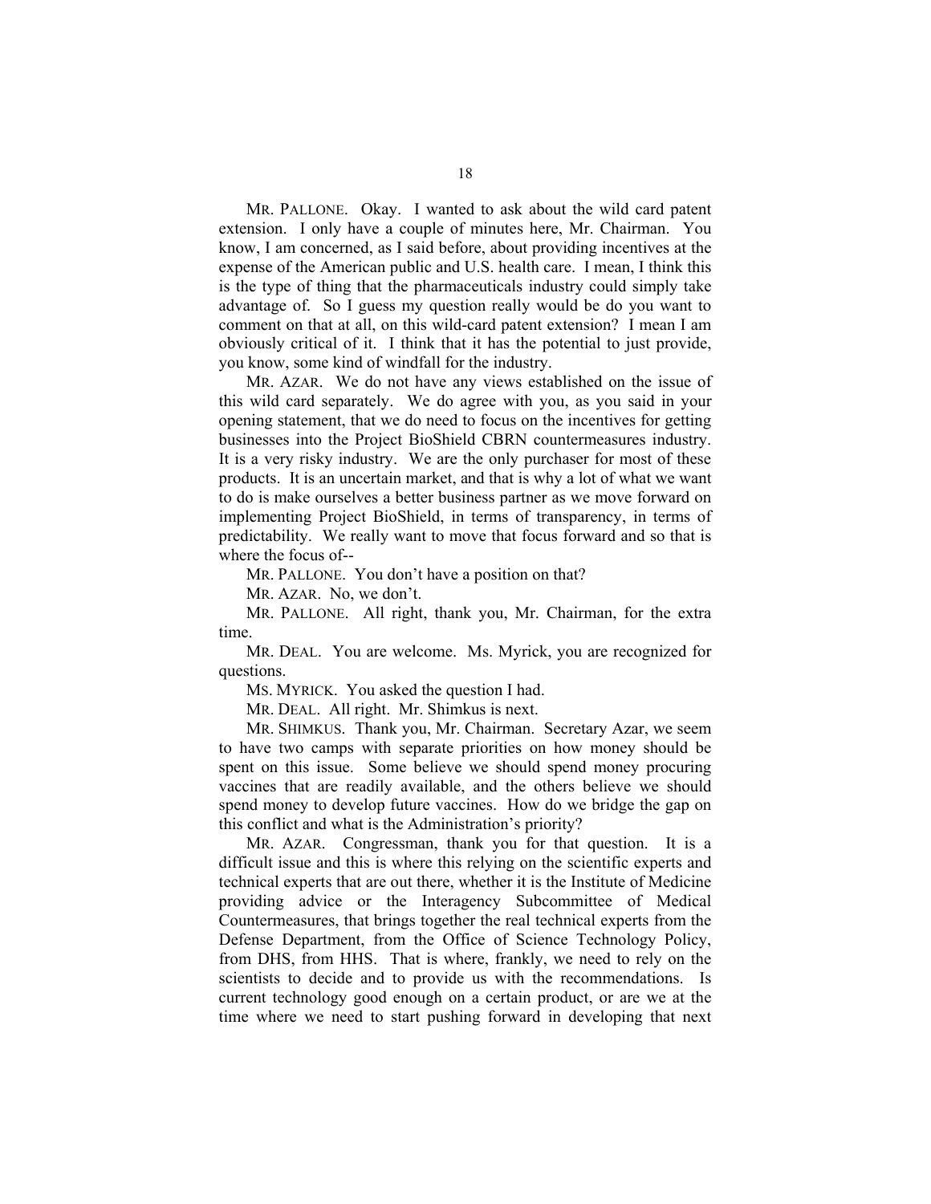MR. PALLONE. Okay. I wanted to ask about the wild card patent extension. I only have a couple of minutes here, Mr. Chairman. You know, I am concerned, as I said before, about providing incentives at the expense of the American public and U.S. health care. I mean, I think this is the type of thing that the pharmaceuticals industry could simply take advantage of. So I guess my question really would be do you want to comment on that at all, on this wild-card patent extension? I mean I am obviously critical of it. I think that it has the potential to just provide, you know, some kind of windfall for the industry.

MR. AZAR. We do not have any views established on the issue of this wild card separately. We do agree with you, as you said in your opening statement, that we do need to focus on the incentives for getting businesses into the Project BioShield CBRN countermeasures industry. It is a very risky industry. We are the only purchaser for most of these products. It is an uncertain market, and that is why a lot of what we want to do is make ourselves a better business partner as we move forward on implementing Project BioShield, in terms of transparency, in terms of predictability. We really want to move that focus forward and so that is where the focus of--

MR. PALLONE. You don't have a position on that?

MR. AZAR. No, we don't.

MR. PALLONE. All right, thank you, Mr. Chairman, for the extra time.

MR. DEAL. You are welcome. Ms. Myrick, you are recognized for questions.

MS. MYRICK. You asked the question I had.

MR. DEAL. All right. Mr. Shimkus is next.

MR. SHIMKUS. Thank you, Mr. Chairman. Secretary Azar, we seem to have two camps with separate priorities on how money should be spent on this issue. Some believe we should spend money procuring vaccines that are readily available, and the others believe we should spend money to develop future vaccines. How do we bridge the gap on this conflict and what is the Administration's priority?

MR. AZAR. Congressman, thank you for that question. It is a difficult issue and this is where this relying on the scientific experts and technical experts that are out there, whether it is the Institute of Medicine providing advice or the Interagency Subcommittee of Medical Countermeasures, that brings together the real technical experts from the Defense Department, from the Office of Science Technology Policy, from DHS, from HHS. That is where, frankly, we need to rely on the scientists to decide and to provide us with the recommendations. Is current technology good enough on a certain product, or are we at the time where we need to start pushing forward in developing that next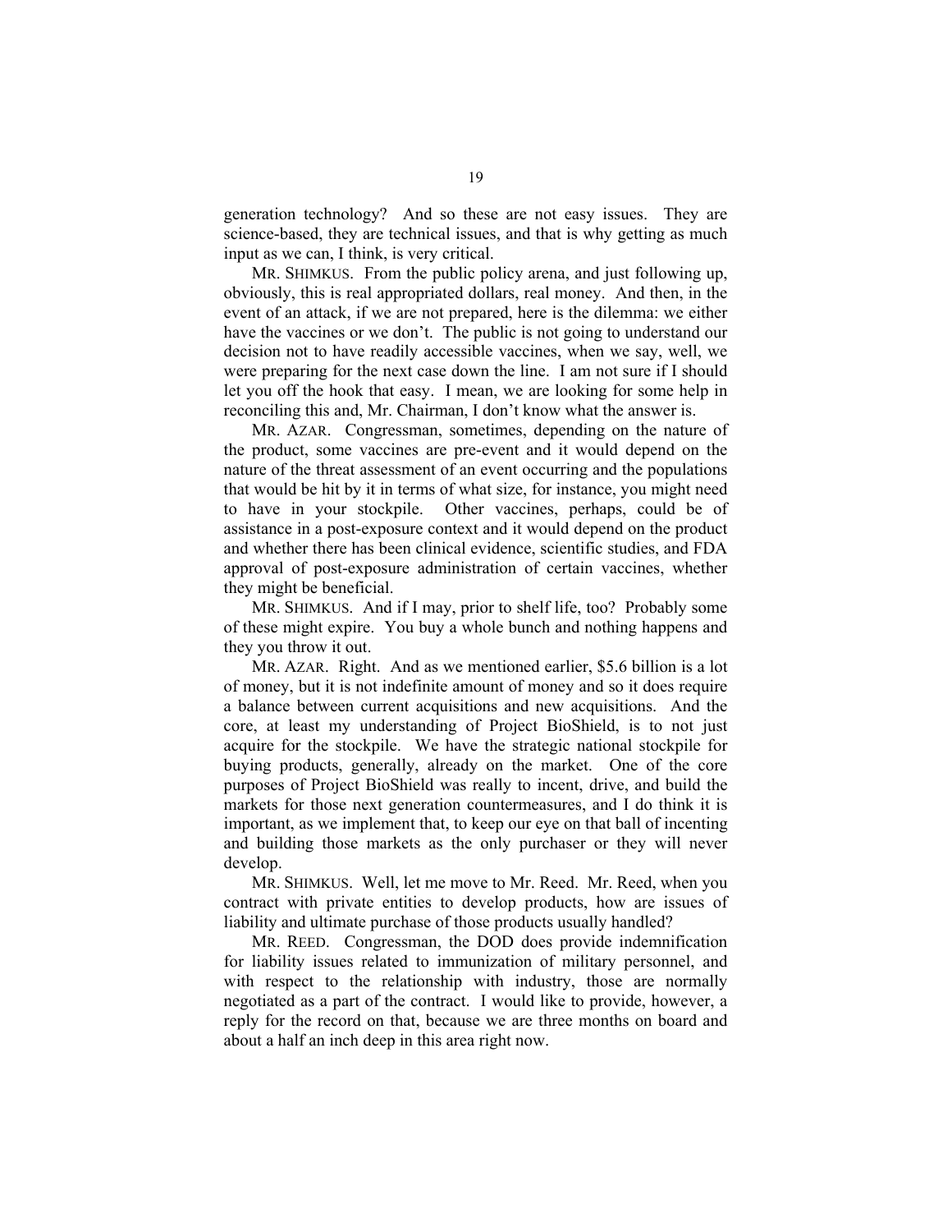generation technology? And so these are not easy issues. They are science-based, they are technical issues, and that is why getting as much input as we can, I think, is very critical.

MR. SHIMKUS. From the public policy arena, and just following up, obviously, this is real appropriated dollars, real money. And then, in the event of an attack, if we are not prepared, here is the dilemma: we either have the vaccines or we don't. The public is not going to understand our decision not to have readily accessible vaccines, when we say, well, we were preparing for the next case down the line. I am not sure if I should let you off the hook that easy. I mean, we are looking for some help in reconciling this and, Mr. Chairman, I don't know what the answer is.

MR. AZAR. Congressman, sometimes, depending on the nature of the product, some vaccines are pre-event and it would depend on the nature of the threat assessment of an event occurring and the populations that would be hit by it in terms of what size, for instance, you might need to have in your stockpile. Other vaccines, perhaps, could be of assistance in a post-exposure context and it would depend on the product and whether there has been clinical evidence, scientific studies, and FDA approval of post-exposure administration of certain vaccines, whether they might be beneficial.

MR. SHIMKUS. And if I may, prior to shelf life, too? Probably some of these might expire. You buy a whole bunch and nothing happens and they you throw it out.

MR. AZAR. Right. And as we mentioned earlier, \$5.6 billion is a lot of money, but it is not indefinite amount of money and so it does require a balance between current acquisitions and new acquisitions. And the core, at least my understanding of Project BioShield, is to not just acquire for the stockpile. We have the strategic national stockpile for buying products, generally, already on the market. One of the core purposes of Project BioShield was really to incent, drive, and build the markets for those next generation countermeasures, and I do think it is important, as we implement that, to keep our eye on that ball of incenting and building those markets as the only purchaser or they will never develop.

MR. SHIMKUS. Well, let me move to Mr. Reed. Mr. Reed, when you contract with private entities to develop products, how are issues of liability and ultimate purchase of those products usually handled?

MR. REED. Congressman, the DOD does provide indemnification for liability issues related to immunization of military personnel, and with respect to the relationship with industry, those are normally negotiated as a part of the contract. I would like to provide, however, a reply for the record on that, because we are three months on board and about a half an inch deep in this area right now.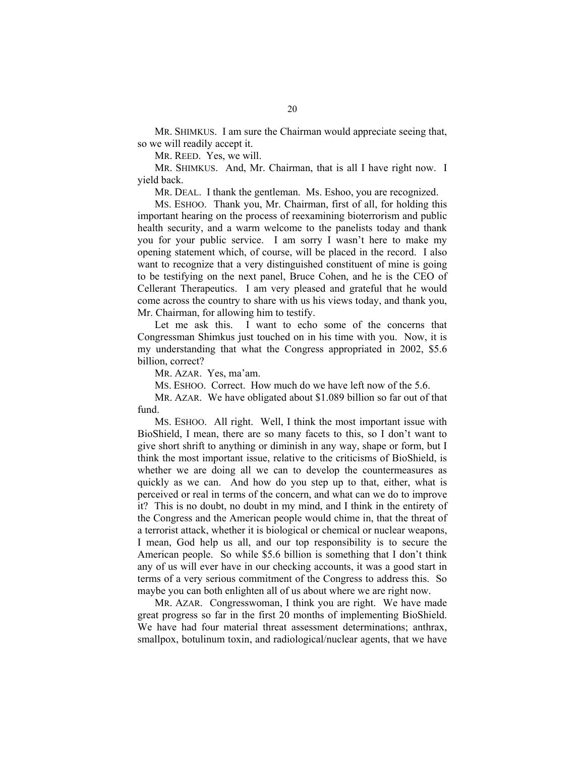MR. SHIMKUS. I am sure the Chairman would appreciate seeing that, so we will readily accept it.

MR. REED. Yes, we will.

MR. SHIMKUS. And, Mr. Chairman, that is all I have right now. I yield back.

MR. DEAL. I thank the gentleman. Ms. Eshoo, you are recognized.

MS. ESHOO. Thank you, Mr. Chairman, first of all, for holding this important hearing on the process of reexamining bioterrorism and public health security, and a warm welcome to the panelists today and thank you for your public service. I am sorry I wasn't here to make my opening statement which, of course, will be placed in the record. I also want to recognize that a very distinguished constituent of mine is going to be testifying on the next panel, Bruce Cohen, and he is the CEO of Cellerant Therapeutics. I am very pleased and grateful that he would come across the country to share with us his views today, and thank you, Mr. Chairman, for allowing him to testify.

Let me ask this. I want to echo some of the concerns that Congressman Shimkus just touched on in his time with you. Now, it is my understanding that what the Congress appropriated in 2002, $5.6 billion, correct?

MR. AZAR. Yes, ma'am.

MS. ESHOO. Correct. How much do we have left now of the 5.6.

MR. AZAR. We have obligated about $1.089 billion so far out of that fund.

MS. ESHOO. All right. Well, I think the most important issue with BioShield, I mean, there are so many facets to this, so I don't want to give short shrift to anything or diminish in any way, shape or form, but I think the most important issue, relative to the criticisms of BioShield, is whether we are doing all we can to develop the countermeasures as quickly as we can. And how do you step up to that, either, what is perceived or real in terms of the concern, and what can we do to improve it? This is no doubt, no doubt in my mind, and I think in the entirety of the Congress and the American people would chime in, that the threat of a terrorist attack, whether it is biological or chemical or nuclear weapons, I mean, God help us all, and our top responsibility is to secure the American people. So while $5.6 billion is something that I don't think any of us will ever have in our checking accounts, it was a good start in terms of a very serious commitment of the Congress to address this. So maybe you can both enlighten all of us about where we are right now.

MR. AZAR. Congresswoman, I think you are right. We have made great progress so far in the first 20 months of implementing BioShield. We have had four material threat assessment determinations; anthrax, smallpox, botulinum toxin, and radiological/nuclear agents, that we have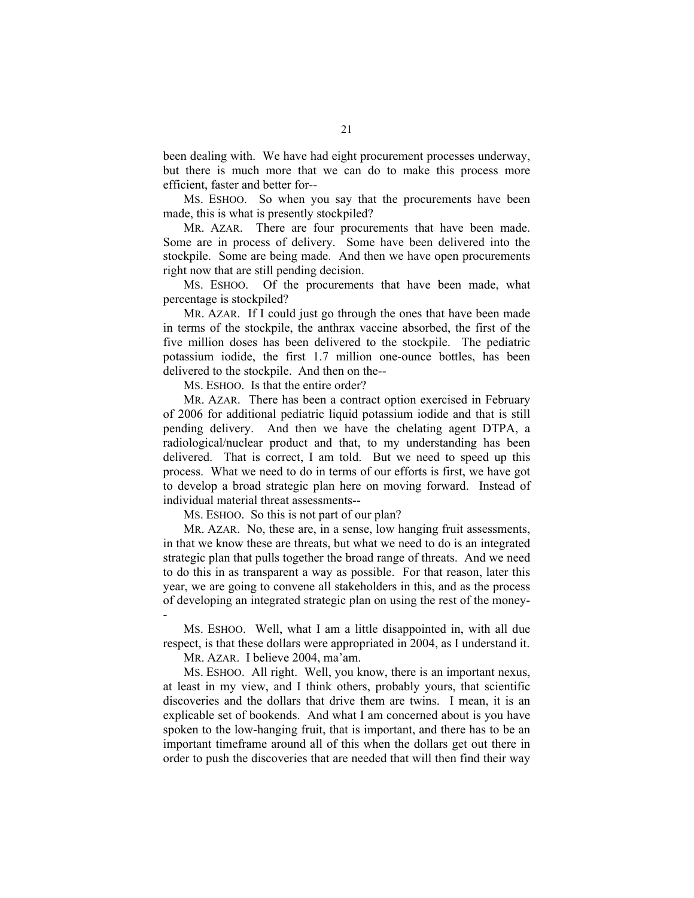been dealing with. We have had eight procurement processes underway, but there is much more that we can do to make this process more efficient, faster and better for--

MS. ESHOO. So when you say that the procurements have been made, this is what is presently stockpiled?

MR. AZAR. There are four procurements that have been made. Some are in process of delivery. Some have been delivered into the stockpile. Some are being made. And then we have open procurements right now that are still pending decision.

MS. ESHOO. Of the procurements that have been made, what percentage is stockpiled?

MR. AZAR. If I could just go through the ones that have been made in terms of the stockpile, the anthrax vaccine absorbed, the first of the five million doses has been delivered to the stockpile. The pediatric potassium iodide, the first 1.7 million one-ounce bottles, has been delivered to the stockpile. And then on the--

MS. ESHOO. Is that the entire order?

MR. AZAR. There has been a contract option exercised in February of 2006 for additional pediatric liquid potassium iodide and that is still pending delivery. And then we have the chelating agent DTPA, a radiological/nuclear product and that, to my understanding has been delivered. That is correct, I am told. But we need to speed up this process. What we need to do in terms of our efforts is first, we have got to develop a broad strategic plan here on moving forward. Instead of individual material threat assessments--

MS. ESHOO. So this is not part of our plan?

MR. AZAR. No, these are, in a sense, low hanging fruit assessments, in that we know these are threats, but what we need to do is an integrated strategic plan that pulls together the broad range of threats. And we need to do this in as transparent a way as possible. For that reason, later this year, we are going to convene all stakeholders in this, and as the process of developing an integrated strategic plan on using the rest of the money--

MS. ESHOO. Well, what I am a little disappointed in, with all due respect, is that these dollars were appropriated in 2004, as I understand it.

MR. AZAR. I believe 2004, ma'am.

MS. ESHOO. All right. Well, you know, there is an important nexus, at least in my view, and I think others, probably yours, that scientific discoveries and the dollars that drive them are twins. I mean, it is an explicable set of bookends. And what I am concerned about is you have spoken to the low-hanging fruit, that is important, and there has to be an important timeframe around all of this when the dollars get out there in order to push the discoveries that are needed that will then find their way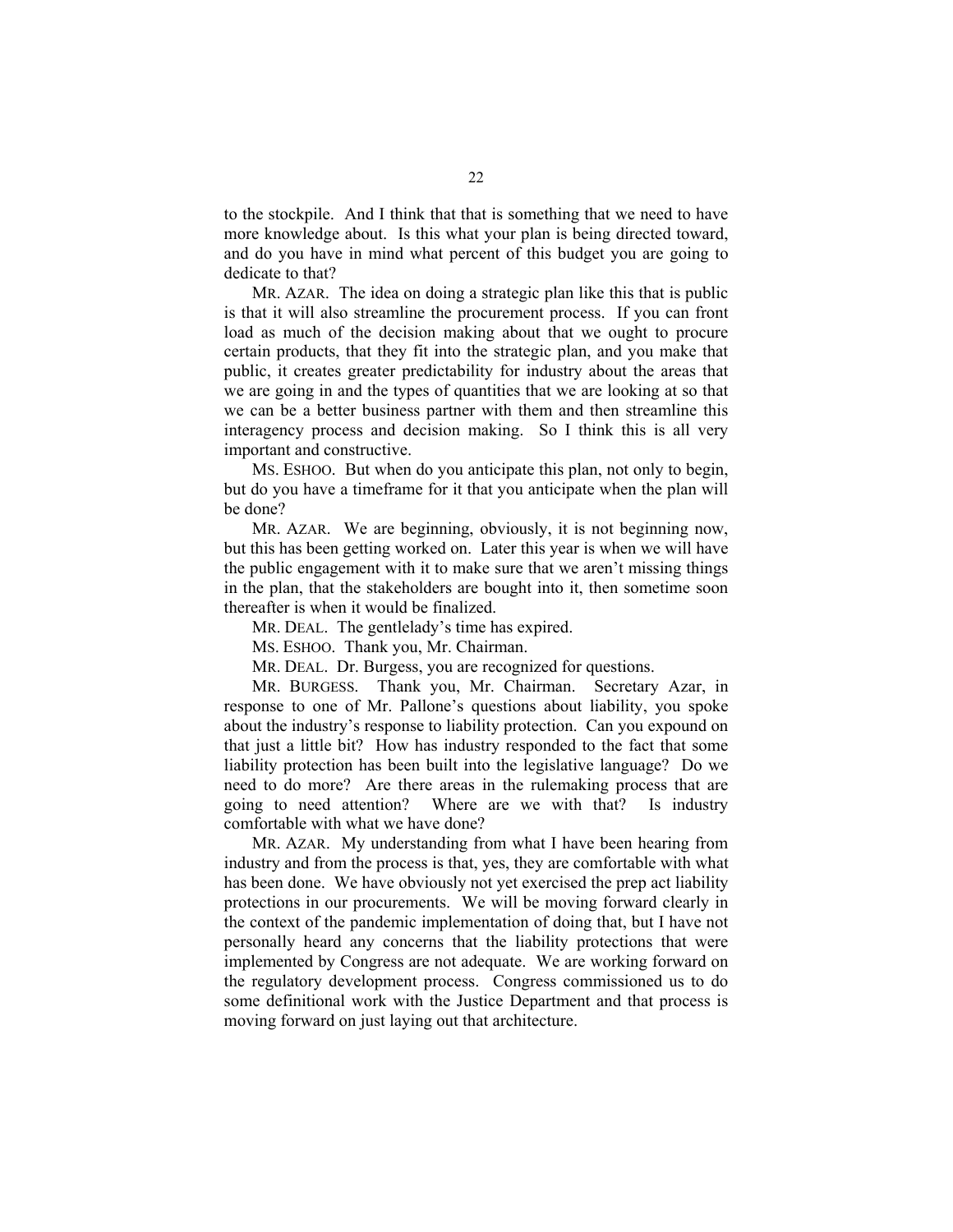to the stockpile. And I think that that is something that we need to have more knowledge about. Is this what your plan is being directed toward, and do you have in mind what percent of this budget you are going to dedicate to that?

MR. AZAR. The idea on doing a strategic plan like this that is public is that it will also streamline the procurement process. If you can front load as much of the decision making about that we ought to procure certain products, that they fit into the strategic plan, and you make that public, it creates greater predictability for industry about the areas that we are going in and the types of quantities that we are looking at so that we can be a better business partner with them and then streamline this interagency process and decision making. So I think this is all very important and constructive.

MS. ESHOO. But when do you anticipate this plan, not only to begin, but do you have a timeframe for it that you anticipate when the plan will be done?

MR. AZAR. We are beginning, obviously, it is not beginning now, but this has been getting worked on. Later this year is when we will have the public engagement with it to make sure that we aren't missing things in the plan, that the stakeholders are bought into it, then sometime soon thereafter is when it would be finalized.

MR. DEAL. The gentlelady's time has expired.

MS. ESHOO. Thank you, Mr. Chairman.

MR. DEAL. Dr. Burgess, you are recognized for questions.

MR. BURGESS. Thank you, Mr. Chairman. Secretary Azar, in response to one of Mr. Pallone's questions about liability, you spoke about the industry's response to liability protection. Can you expound on that just a little bit? How has industry responded to the fact that some liability protection has been built into the legislative language? Do we need to do more? Are there areas in the rulemaking process that are going to need attention? Where are we with that? Is industry comfortable with what we have done?

MR. AZAR. My understanding from what I have been hearing from industry and from the process is that, yes, they are comfortable with what has been done. We have obviously not yet exercised the prep act liability protections in our procurements. We will be moving forward clearly in the context of the pandemic implementation of doing that, but I have not personally heard any concerns that the liability protections that were implemented by Congress are not adequate. We are working forward on the regulatory development process. Congress commissioned us to do some definitional work with the Justice Department and that process is moving forward on just laying out that architecture.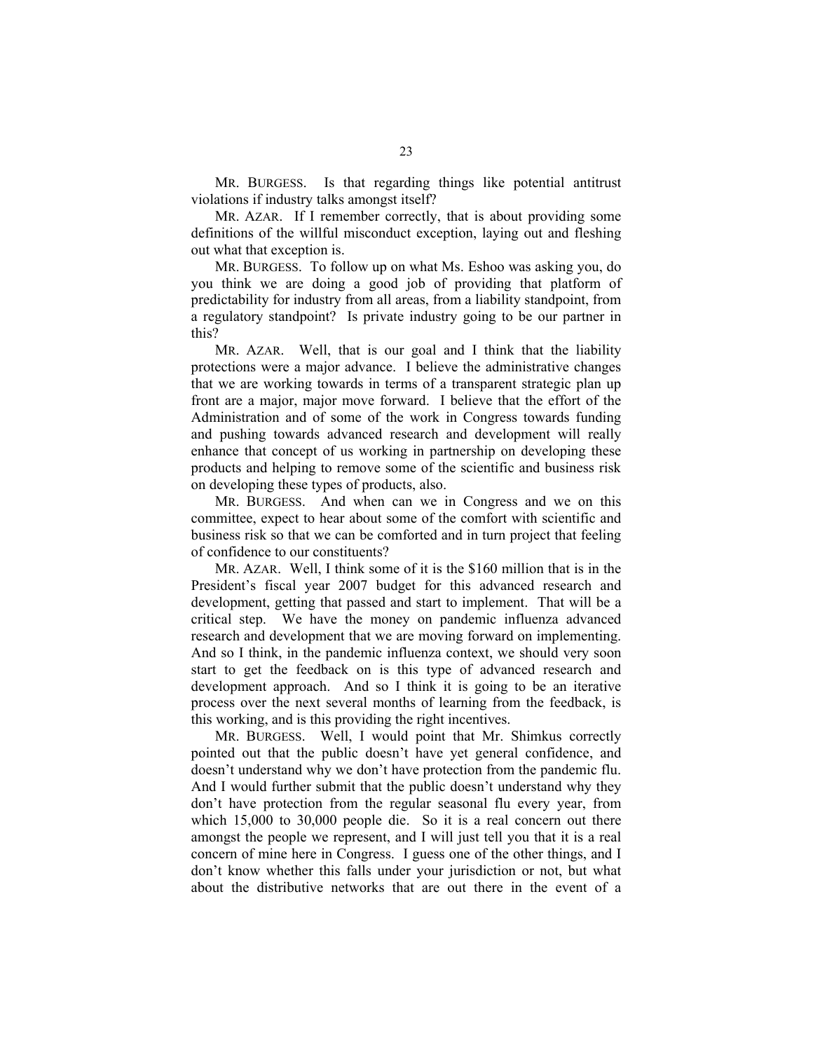MR. BURGESS. Is that regarding things like potential antitrust violations if industry talks amongst itself?

MR. AZAR. If I remember correctly, that is about providing some definitions of the willful misconduct exception, laying out and fleshing out what that exception is.

MR. BURGESS. To follow up on what Ms. Eshoo was asking you, do you think we are doing a good job of providing that platform of predictability for industry from all areas, from a liability standpoint, from a regulatory standpoint? Is private industry going to be our partner in this?

MR. AZAR. Well, that is our goal and I think that the liability protections were a major advance. I believe the administrative changes that we are working towards in terms of a transparent strategic plan up front are a major, major move forward. I believe that the effort of the Administration and of some of the work in Congress towards funding and pushing towards advanced research and development will really enhance that concept of us working in partnership on developing these products and helping to remove some of the scientific and business risk on developing these types of products, also.

MR. BURGESS. And when can we in Congress and we on this committee, expect to hear about some of the comfort with scientific and business risk so that we can be comforted and in turn project that feeling of confidence to our constituents?

MR. AZAR. Well, I think some of it is the \$160 million that is in the President's fiscal year 2007 budget for this advanced research and development, getting that passed and start to implement. That will be a critical step. We have the money on pandemic influenza advanced research and development that we are moving forward on implementing. And so I think, in the pandemic influenza context, we should very soon start to get the feedback on is this type of advanced research and development approach. And so I think it is going to be an iterative process over the next several months of learning from the feedback, is this working, and is this providing the right incentives.

MR. BURGESS. Well, I would point that Mr. Shimkus correctly pointed out that the public doesn't have yet general confidence, and doesn't understand why we don't have protection from the pandemic flu. And I would further submit that the public doesn't understand why they don't have protection from the regular seasonal flu every year, from which 15,000 to 30,000 people die. So it is a real concern out there amongst the people we represent, and I will just tell you that it is a real concern of mine here in Congress. I guess one of the other things, and I don't know whether this falls under your jurisdiction or not, but what about the distributive networks that are out there in the event of a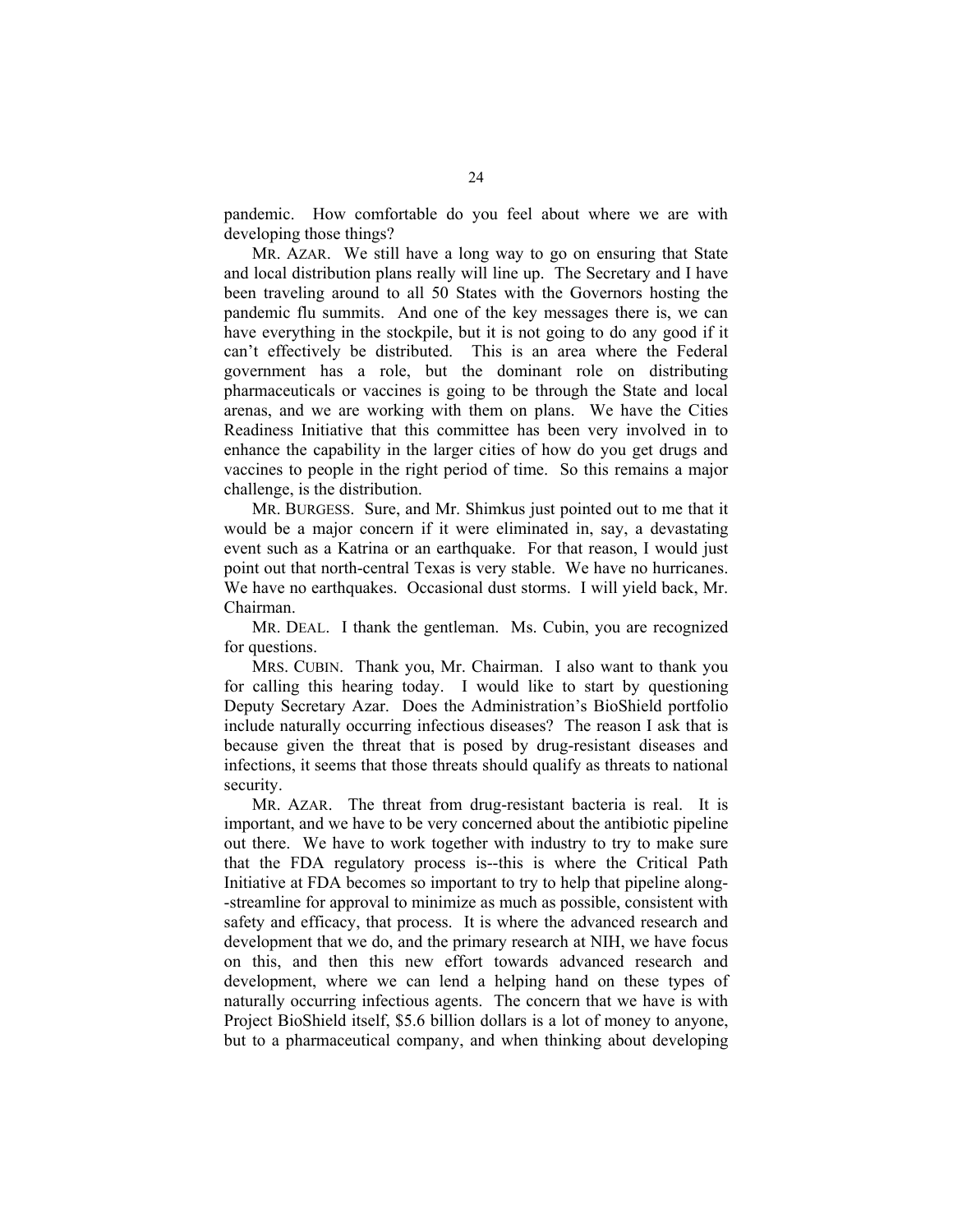pandemic. How comfortable do you feel about where we are with developing those things?

MR. AZAR. We still have a long way to go on ensuring that State and local distribution plans really will line up. The Secretary and I have been traveling around to all 50 States with the Governors hosting the pandemic flu summits. And one of the key messages there is, we can have everything in the stockpile, but it is not going to do any good if it can't effectively be distributed. This is an area where the Federal government has a role, but the dominant role on distributing pharmaceuticals or vaccines is going to be through the State and local arenas, and we are working with them on plans. We have the Cities Readiness Initiative that this committee has been very involved in to enhance the capability in the larger cities of how do you get drugs and vaccines to people in the right period of time. So this remains a major challenge, is the distribution.

MR. BURGESS. Sure, and Mr. Shimkus just pointed out to me that it would be a major concern if it were eliminated in, say, a devastating event such as a Katrina or an earthquake. For that reason, I would just point out that north-central Texas is very stable. We have no hurricanes. We have no earthquakes. Occasional dust storms. I will yield back, Mr. Chairman.

MR. DEAL. I thank the gentleman. Ms. Cubin, you are recognized for questions.

MRS. CUBIN. Thank you, Mr. Chairman. I also want to thank you for calling this hearing today. I would like to start by questioning Deputy Secretary Azar. Does the Administration's BioShield portfolio include naturally occurring infectious diseases? The reason I ask that is because given the threat that is posed by drug-resistant diseases and infections, it seems that those threats should qualify as threats to national security.

MR. AZAR. The threat from drug-resistant bacteria is real. It is important, and we have to be very concerned about the antibiotic pipeline out there. We have to work together with industry to try to make sure that the FDA regulatory process is--this is where the Critical Path Initiative at FDA becomes so important to try to help that pipeline along--streamline for approval to minimize as much as possible, consistent with safety and efficacy, that process. It is where the advanced research and development that we do, and the primary research at NIH, we have focus on this, and then this new effort towards advanced research and development, where we can lend a helping hand on these types of naturally occurring infectious agents. The concern that we have is with Project BioShield itself, $5.6 billion dollars is a lot of money to anyone, but to a pharmaceutical company, and when thinking about developing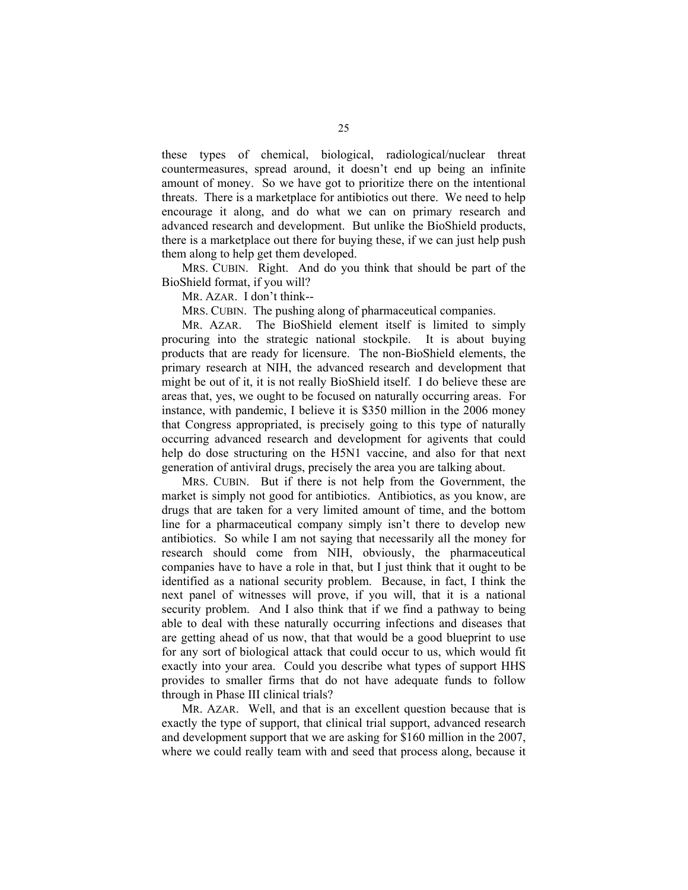these types of chemical, biological, radiological/nuclear threat countermeasures, spread around, it doesn't end up being an infinite amount of money. So we have got to prioritize there on the intentional threats. There is a marketplace for antibiotics out there. We need to help encourage it along, and do what we can on primary research and advanced research and development. But unlike the BioShield products, there is a marketplace out there for buying these, if we can just help push them along to help get them developed.

MRS. CUBIN. Right. And do you think that should be part of the BioShield format, if you will?

MR. AZAR. I don't think--

MRS. CUBIN. The pushing along of pharmaceutical companies.

MR. AZAR. The BioShield element itself is limited to simply procuring into the strategic national stockpile. It is about buying products that are ready for licensure. The non-BioShield elements, the primary research at NIH, the advanced research and development that might be out of it, it is not really BioShield itself. I do believe these are areas that, yes, we ought to be focused on naturally occurring areas. For instance, with pandemic, I believe it is $350 million in the 2006 money that Congress appropriated, is precisely going to this type of naturally occurring advanced research and development for agivents that could help do dose structuring on the H5N1 vaccine, and also for that next generation of antiviral drugs, precisely the area you are talking about.

MRS. CUBIN. But if there is not help from the Government, the market is simply not good for antibiotics. Antibiotics, as you know, are drugs that are taken for a very limited amount of time, and the bottom line for a pharmaceutical company simply isn't there to develop new antibiotics. So while I am not saying that necessarily all the money for research should come from NIH, obviously, the pharmaceutical companies have to have a role in that, but I just think that it ought to be identified as a national security problem. Because, in fact, I think the next panel of witnesses will prove, if you will, that it is a national security problem. And I also think that if we find a pathway to being able to deal with these naturally occurring infections and diseases that are getting ahead of us now, that that would be a good blueprint to use for any sort of biological attack that could occur to us, which would fit exactly into your area. Could you describe what types of support HHS provides to smaller firms that do not have adequate funds to follow through in Phase III clinical trials?

MR. AZAR. Well, and that is an excellent question because that is exactly the type of support, that clinical trial support, advanced research and development support that we are asking for $160 million in the 2007, where we could really team with and seed that process along, because it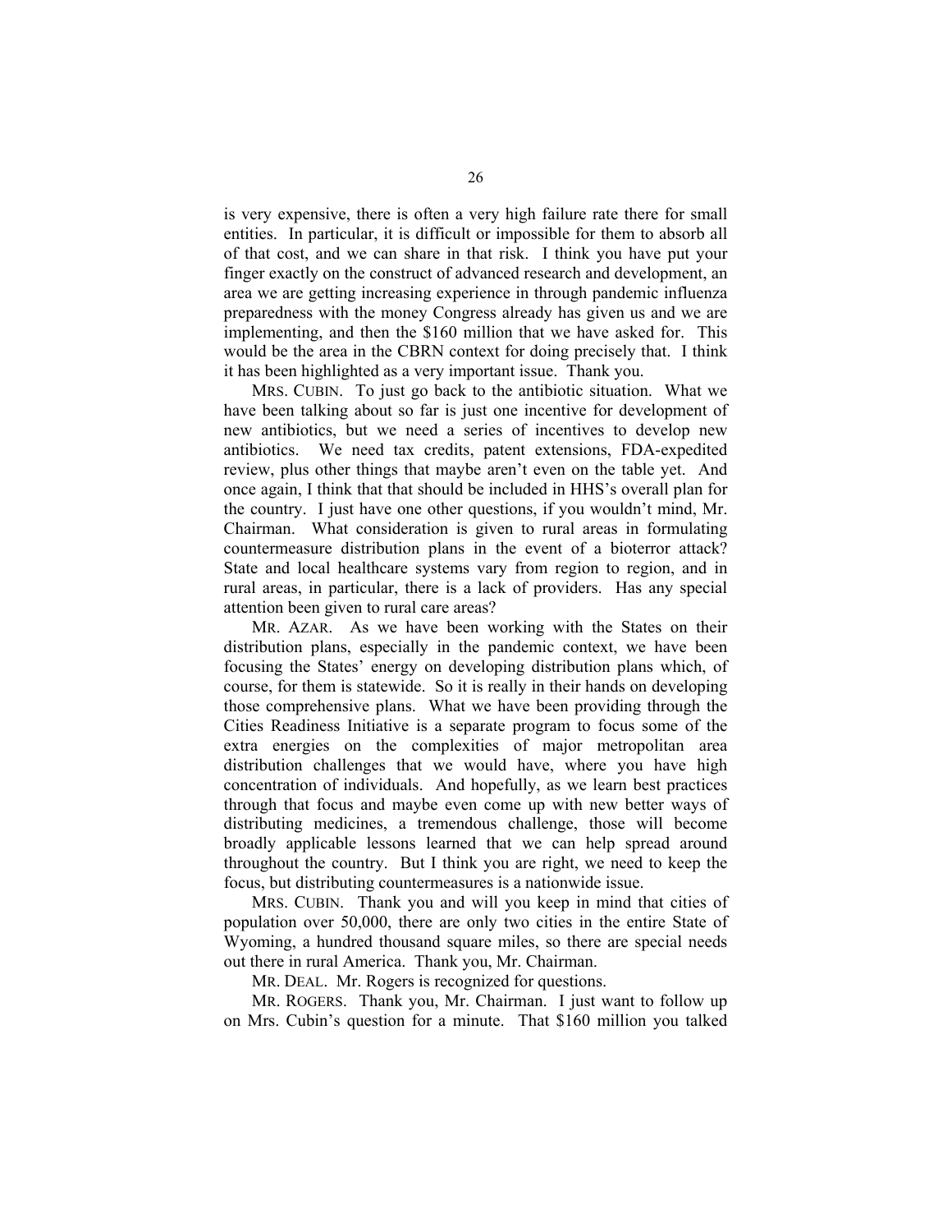is very expensive, there is often a very high failure rate there for small entities. In particular, it is difficult or impossible for them to absorb all of that cost, and we can share in that risk. I think you have put your finger exactly on the construct of advanced research and development, an area we are getting increasing experience in through pandemic influenza preparedness with the money Congress already has given us and we are implementing, and then the $160 million that we have asked for. This would be the area in the CBRN context for doing precisely that. I think it has been highlighted as a very important issue. Thank you.

MRS. CUBIN. To just go back to the antibiotic situation. What we have been talking about so far is just one incentive for development of new antibiotics, but we need a series of incentives to develop new antibiotics. We need tax credits, patent extensions, FDA-expedited review, plus other things that maybe aren't even on the table yet. And once again, I think that that should be included in HHS's overall plan for the country. I just have one other questions, if you wouldn't mind, Mr. Chairman. What consideration is given to rural areas in formulating countermeasure distribution plans in the event of a bioterror attack? State and local healthcare systems vary from region to region, and in rural areas, in particular, there is a lack of providers. Has any special attention been given to rural care areas?

MR. AZAR. As we have been working with the States on their distribution plans, especially in the pandemic context, we have been focusing the States' energy on developing distribution plans which, of course, for them is statewide. So it is really in their hands on developing those comprehensive plans. What we have been providing through the Cities Readiness Initiative is a separate program to focus some of the extra energies on the complexities of major metropolitan area distribution challenges that we would have, where you have high concentration of individuals. And hopefully, as we learn best practices through that focus and maybe even come up with new better ways of distributing medicines, a tremendous challenge, those will become broadly applicable lessons learned that we can help spread around throughout the country. But I think you are right, we need to keep the focus, but distributing countermeasures is a nationwide issue.

MRS. CUBIN. Thank you and will you keep in mind that cities of population over 50,000, there are only two cities in the entire State of Wyoming, a hundred thousand square miles, so there are special needs out there in rural America. Thank you, Mr. Chairman.

MR. DEAL. Mr. Rogers is recognized for questions.

MR. ROGERS. Thank you, Mr. Chairman. I just want to follow up on Mrs. Cubin's question for a minute. That $160 million you talked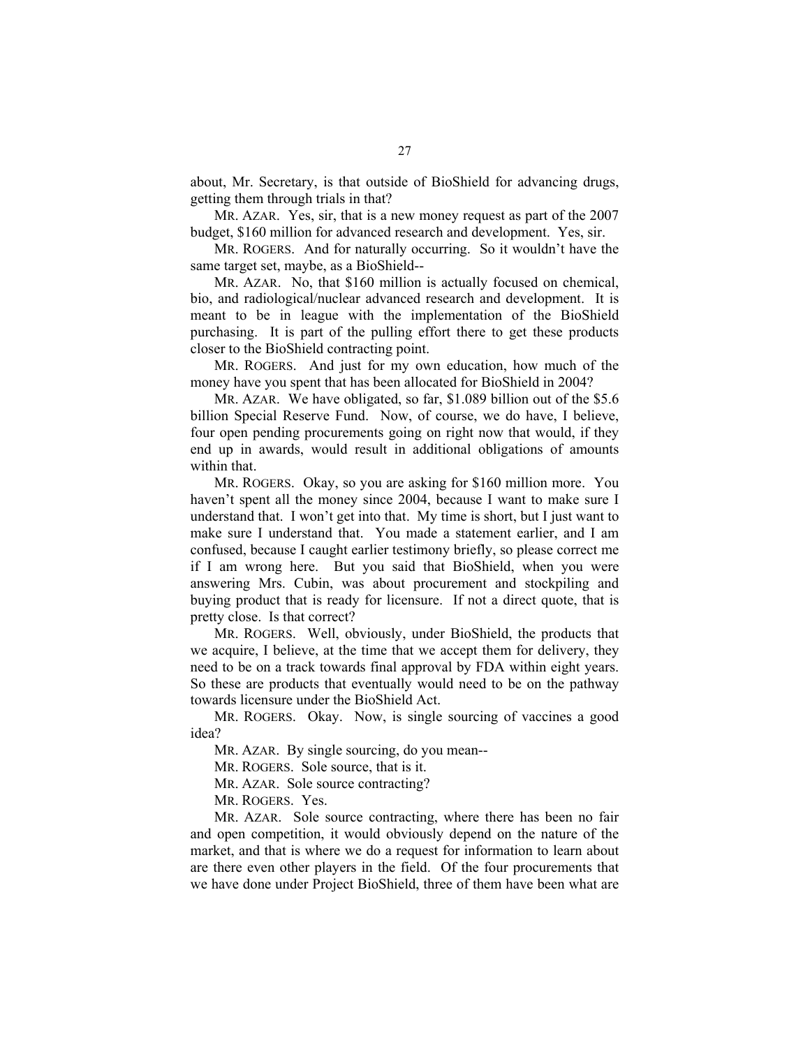about, Mr. Secretary, is that outside of BioShield for advancing drugs, getting them through trials in that?

MR. AZAR. Yes, sir, that is a new money request as part of the 2007 budget, $160 million for advanced research and development. Yes, sir.

MR. ROGERS. And for naturally occurring. So it wouldn't have the same target set, maybe, as a BioShield--

MR. AZAR. No, that $160 million is actually focused on chemical, bio, and radiological/nuclear advanced research and development. It is meant to be in league with the implementation of the BioShield purchasing. It is part of the pulling effort there to get these products closer to the BioShield contracting point.

MR. ROGERS. And just for my own education, how much of the money have you spent that has been allocated for BioShield in 2004?

MR. AZAR. We have obligated, so far, $1.089 billion out of the $5.6 billion Special Reserve Fund. Now, of course, we do have, I believe, four open pending procurements going on right now that would, if they end up in awards, would result in additional obligations of amounts within that.

MR. ROGERS. Okay, so you are asking for $160 million more. You haven't spent all the money since 2004, because I want to make sure I understand that. I won't get into that. My time is short, but I just want to make sure I understand that. You made a statement earlier, and I am confused, because I caught earlier testimony briefly, so please correct me if I am wrong here. But you said that BioShield, when you were answering Mrs. Cubin, was about procurement and stockpiling and buying product that is ready for licensure. If not a direct quote, that is pretty close. Is that correct?

MR. ROGERS. Well, obviously, under BioShield, the products that we acquire, I believe, at the time that we accept them for delivery, they need to be on a track towards final approval by FDA within eight years. So these are products that eventually would need to be on the pathway towards licensure under the BioShield Act.

MR. ROGERS. Okay. Now, is single sourcing of vaccines a good idea?

MR. AZAR. By single sourcing, do you mean--

MR. ROGERS. Sole source, that is it.

MR. AZAR. Sole source contracting?

MR. ROGERS. Yes.

MR. AZAR. Sole source contracting, where there has been no fair and open competition, it would obviously depend on the nature of the market, and that is where we do a request for information to learn about are there even other players in the field. Of the four procurements that we have done under Project BioShield, three of them have been what are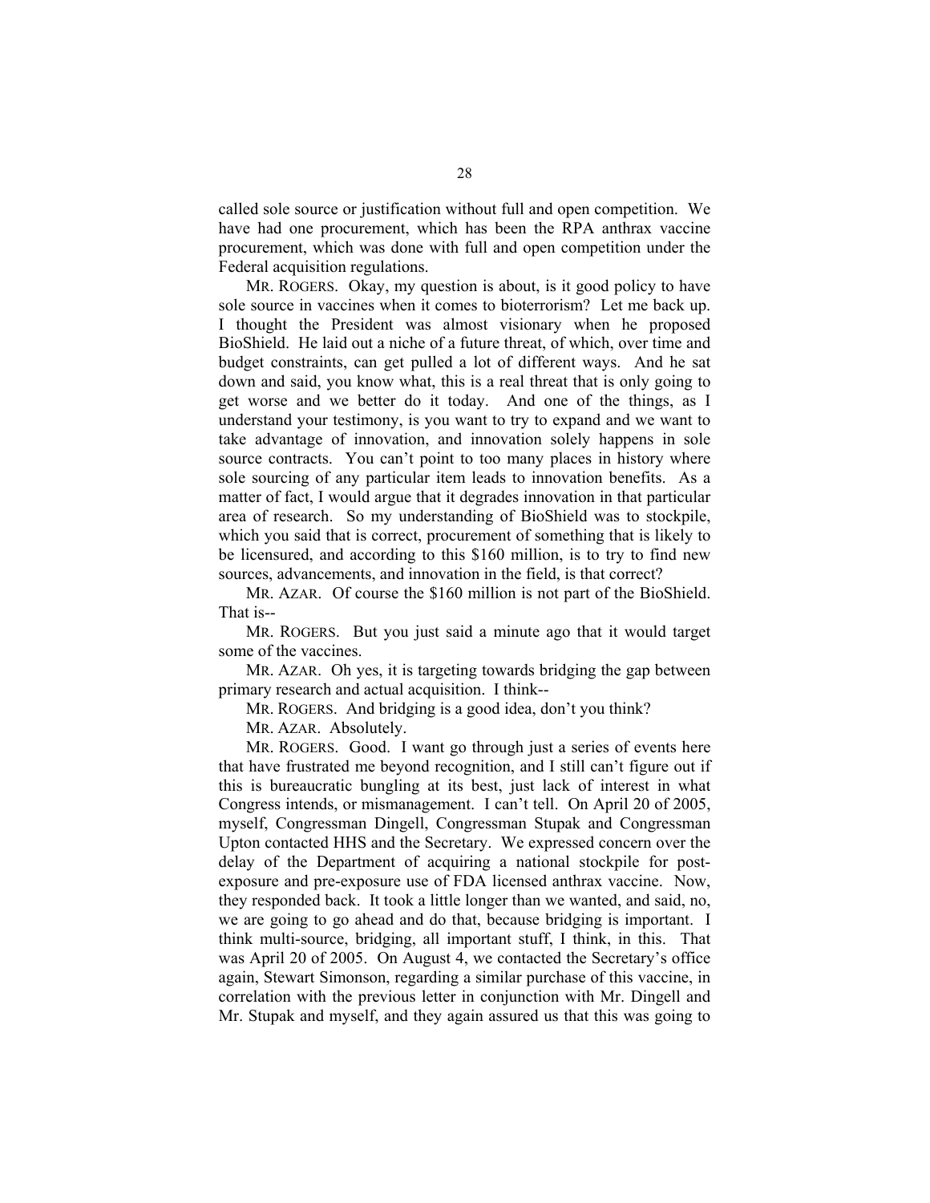called sole source or justification without full and open competition. We have had one procurement, which has been the RPA anthrax vaccine procurement, which was done with full and open competition under the Federal acquisition regulations.

MR. ROGERS. Okay, my question is about, is it good policy to have sole source in vaccines when it comes to bioterrorism? Let me back up. I thought the President was almost visionary when he proposed BioShield. He laid out a niche of a future threat, of which, over time and budget constraints, can get pulled a lot of different ways. And he sat down and said, you know what, this is a real threat that is only going to get worse and we better do it today. And one of the things, as I understand your testimony, is you want to try to expand and we want to take advantage of innovation, and innovation solely happens in sole source contracts. You can't point to too many places in history where sole sourcing of any particular item leads to innovation benefits. As a matter of fact, I would argue that it degrades innovation in that particular area of research. So my understanding of BioShield was to stockpile, which you said that is correct, procurement of something that is likely to be licensured, and according to this $160 million, is to try to find new sources, advancements, and innovation in the field, is that correct?

MR. AZAR. Of course the $160 million is not part of the BioShield. That is--

MR. ROGERS. But you just said a minute ago that it would target some of the vaccines.

MR. AZAR. Oh yes, it is targeting towards bridging the gap between primary research and actual acquisition. I think--

MR. ROGERS. And bridging is a good idea, don't you think?

MR. AZAR. Absolutely.

MR. ROGERS. Good. I want go through just a series of events here that have frustrated me beyond recognition, and I still can't figure out if this is bureaucratic bungling at its best, just lack of interest in what Congress intends, or mismanagement. I can't tell. On April 20 of 2005, myself, Congressman Dingell, Congressman Stupak and Congressman Upton contacted HHS and the Secretary. We expressed concern over the delay of the Department of acquiring a national stockpile for post-exposure and pre-exposure use of FDA licensed anthrax vaccine. Now, they responded back. It took a little longer than we wanted, and said, no, we are going to go ahead and do that, because bridging is important. I think multi-source, bridging, all important stuff, I think, in this. That was April 20 of 2005. On August 4, we contacted the Secretary's office again, Stewart Simonson, regarding a similar purchase of this vaccine, in correlation with the previous letter in conjunction with Mr. Dingell and Mr. Stupak and myself, and they again assured us that this was going to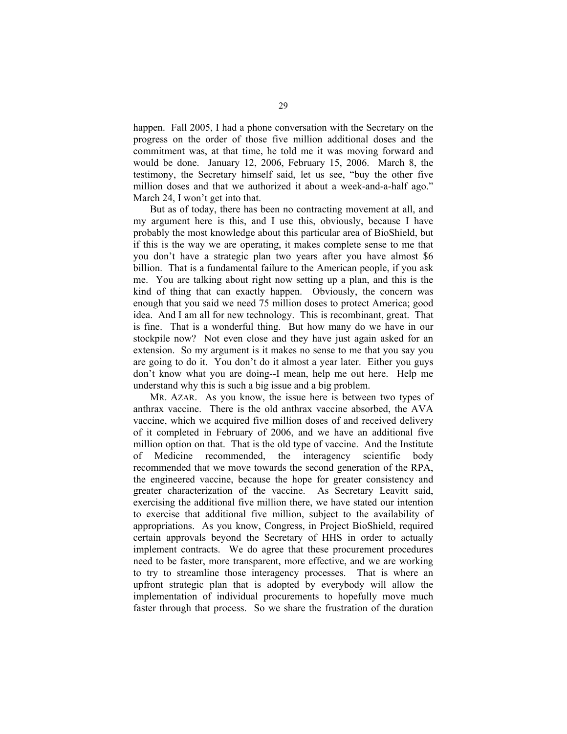happen. Fall 2005, I had a phone conversation with the Secretary on the progress on the order of those five million additional doses and the commitment was, at that time, he told me it was moving forward and would be done. January 12, 2006, February 15, 2006. March 8, the testimony, the Secretary himself said, let us see, "buy the other five million doses and that we authorized it about a week-and-a-half ago." March 24, I won't get into that.

But as of today, there has been no contracting movement at all, and my argument here is this, and I use this, obviously, because I have probably the most knowledge about this particular area of BioShield, but if this is the way we are operating, it makes complete sense to me that you don't have a strategic plan two years after you have almost $6 billion. That is a fundamental failure to the American people, if you ask me. You are talking about right now setting up a plan, and this is the kind of thing that can exactly happen. Obviously, the concern was enough that you said we need 75 million doses to protect America; good idea. And I am all for new technology. This is recombinant, great. That is fine. That is a wonderful thing. But how many do we have in our stockpile now? Not even close and they have just again asked for an extension. So my argument is it makes no sense to me that you say you are going to do it. You don't do it almost a year later. Either you guys don't know what you are doing--I mean, help me out here. Help me understand why this is such a big issue and a big problem.

MR. AZAR. As you know, the issue here is between two types of anthrax vaccine. There is the old anthrax vaccine absorbed, the AVA vaccine, which we acquired five million doses of and received delivery of it completed in February of 2006, and we have an additional five million option on that. That is the old type of vaccine. And the Institute of Medicine recommended, the interagency scientific body recommended that we move towards the second generation of the RPA, the engineered vaccine, because the hope for greater consistency and greater characterization of the vaccine. As Secretary Leavitt said, exercising the additional five million there, we have stated our intention to exercise that additional five million, subject to the availability of appropriations. As you know, Congress, in Project BioShield, required certain approvals beyond the Secretary of HHS in order to actually implement contracts. We do agree that these procurement procedures need to be faster, more transparent, more effective, and we are working to try to streamline those interagency processes. That is where an upfront strategic plan that is adopted by everybody will allow the implementation of individual procurements to hopefully move much faster through that process. So we share the frustration of the duration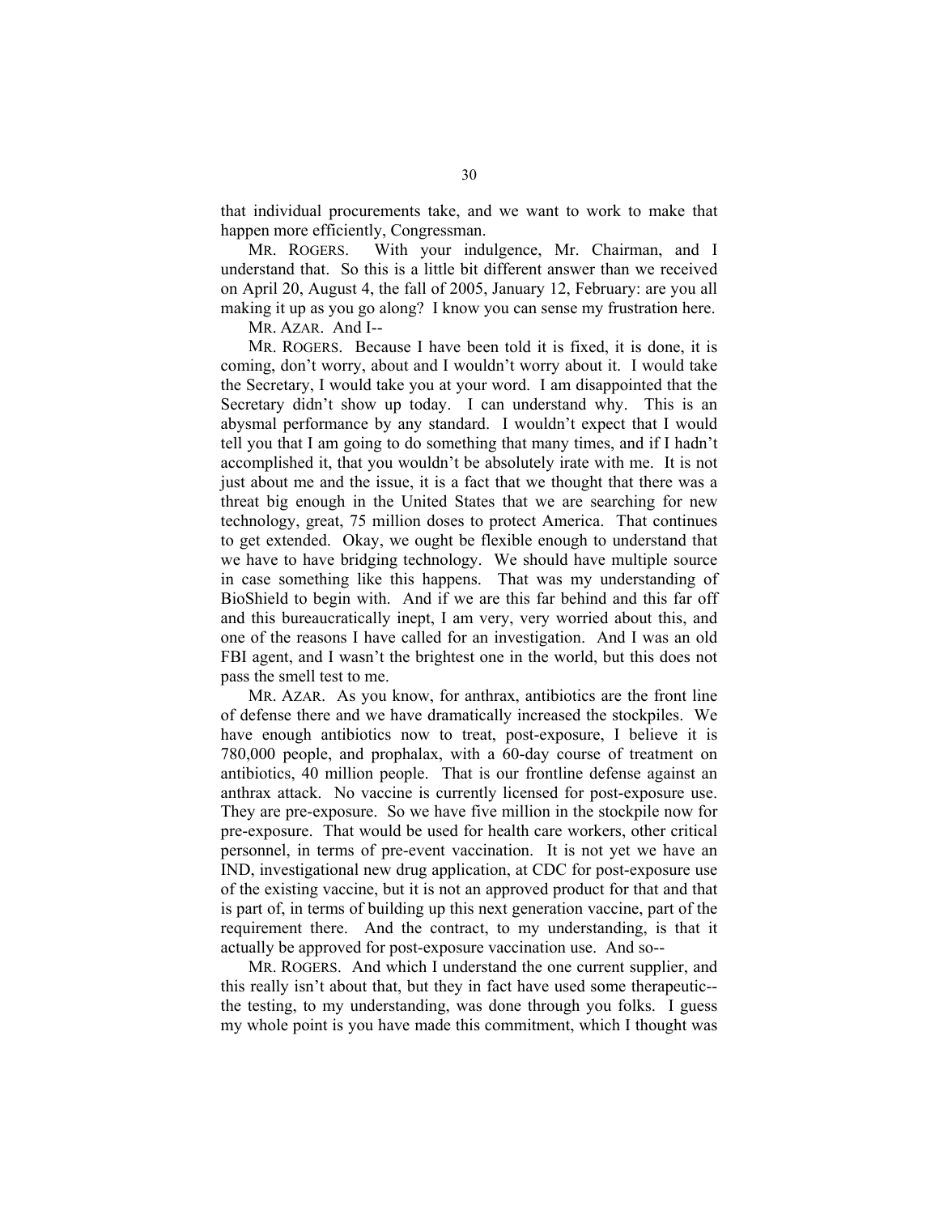that individual procurements take, and we want to work to make that happen more efficiently, Congressman.

MR. ROGERS. With your indulgence, Mr. Chairman, and I understand that. So this is a little bit different answer than we received on April 20, August 4, the fall of 2005, January 12, February: are you all making it up as you go along? I know you can sense my frustration here.

MR. AZAR. And I--

MR. ROGERS. Because I have been told it is fixed, it is done, it is coming, don't worry, about and I wouldn't worry about it. I would take the Secretary, I would take you at your word. I am disappointed that the Secretary didn't show up today. I can understand why. This is an abysmal performance by any standard. I wouldn't expect that I would tell you that I am going to do something that many times, and if I hadn't accomplished it, that you wouldn't be absolutely irate with me. It is not just about me and the issue, it is a fact that we thought that there was a threat big enough in the United States that we are searching for new technology, great, 75 million doses to protect America. That continues to get extended. Okay, we ought be flexible enough to understand that we have to have bridging technology. We should have multiple source in case something like this happens. That was my understanding of BioShield to begin with. And if we are this far behind and this far off and this bureaucratically inept, I am very, very worried about this, and one of the reasons I have called for an investigation. And I was an old FBI agent, and I wasn't the brightest one in the world, but this does not pass the smell test to me.

MR. AZAR. As you know, for anthrax, antibiotics are the front line of defense there and we have dramatically increased the stockpiles. We have enough antibiotics now to treat, post-exposure, I believe it is 780,000 people, and prophalax, with a 60-day course of treatment on antibiotics, 40 million people. That is our frontline defense against an anthrax attack. No vaccine is currently licensed for post-exposure use. They are pre-exposure. So we have five million in the stockpile now for pre-exposure. That would be used for health care workers, other critical personnel, in terms of pre-event vaccination. It is not yet we have an IND, investigational new drug application, at CDC for post-exposure use of the existing vaccine, but it is not an approved product for that and that is part of, in terms of building up this next generation vaccine, part of the requirement there. And the contract, to my understanding, is that it actually be approved for post-exposure vaccination use. And so--

MR. ROGERS. And which I understand the one current supplier, and this really isn't about that, but they in fact have used some therapeutic--the testing, to my understanding, was done through you folks. I guess my whole point is you have made this commitment, which I thought was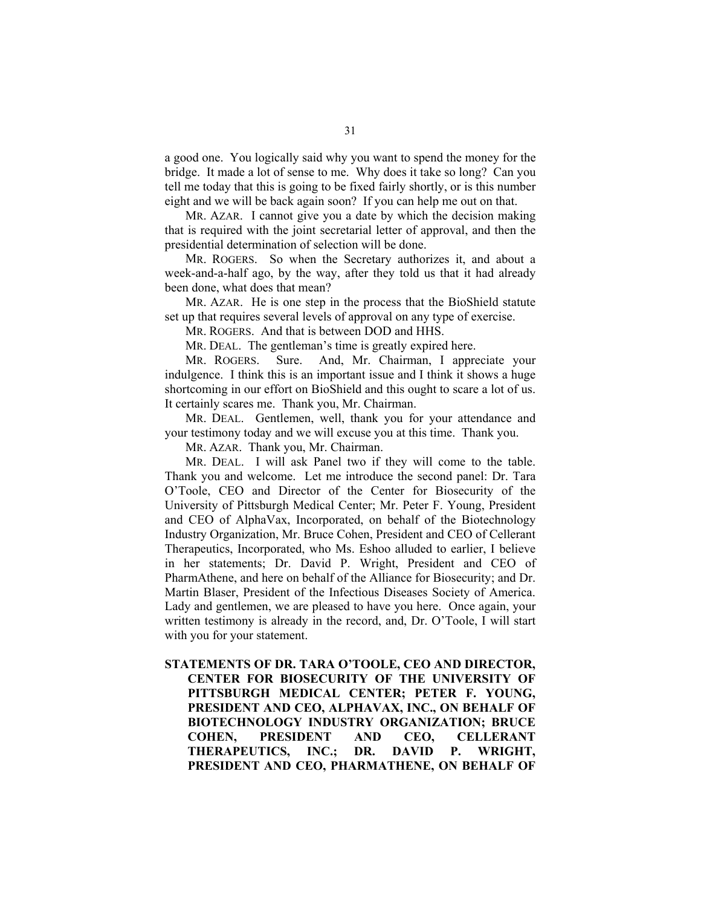a good one. You logically said why you want to spend the money for the bridge. It made a lot of sense to me. Why does it take so long? Can you tell me today that this is going to be fixed fairly shortly, or is this number eight and we will be back again soon? If you can help me out on that.

MR. AZAR. I cannot give you a date by which the decision making that is required with the joint secretarial letter of approval, and then the presidential determination of selection will be done.

MR. ROGERS. So when the Secretary authorizes it, and about a week-and-a-half ago, by the way, after they told us that it had already been done, what does that mean?

MR. AZAR. He is one step in the process that the BioShield statute set up that requires several levels of approval on any type of exercise.

MR. ROGERS. And that is between DOD and HHS.

MR. DEAL. The gentleman's time is greatly expired here.

MR. ROGERS. Sure. And, Mr. Chairman, I appreciate your indulgence. I think this is an important issue and I think it shows a huge shortcoming in our effort on BioShield and this ought to scare a lot of us. It certainly scares me. Thank you, Mr. Chairman.

MR. DEAL. Gentlemen, well, thank you for your attendance and your testimony today and we will excuse you at this time. Thank you.

MR. AZAR. Thank you, Mr. Chairman.

MR. DEAL. I will ask Panel two if they will come to the table. Thank you and welcome. Let me introduce the second panel: Dr. Tara O'Toole, CEO and Director of the Center for Biosecurity of the University of Pittsburgh Medical Center; Mr. Peter F. Young, President and CEO of AlphaVax, Incorporated, on behalf of the Biotechnology Industry Organization, Mr. Bruce Cohen, President and CEO of Cellerant Therapeutics, Incorporated, who Ms. Eshoo alluded to earlier, I believe in her statements; Dr. David P. Wright, President and CEO of PharmAthene, and here on behalf of the Alliance for Biosecurity; and Dr. Martin Blaser, President of the Infectious Diseases Society of America. Lady and gentlemen, we are pleased to have you here. Once again, your written testimony is already in the record, and, Dr. O'Toole, I will start with you for your statement.

**STATEMENTS OF DR. TARA O'TOOLE, CEO AND DIRECTOR, CENTER FOR BIOSECURITY OF THE UNIVERSITY OF PITTSBURGH MEDICAL CENTER; PETER F. YOUNG, PRESIDENT AND CEO, ALPHAVAX, INC., ON BEHALF OF BIOTECHNOLOGY INDUSTRY ORGANIZATION; BRUCE COHEN, PRESIDENT AND CEO, CELLERANT THERAPEUTICS, INC.; DR. DAVID P. WRIGHT, PRESIDENT AND CEO, PHARMATHENE, ON BEHALF OF**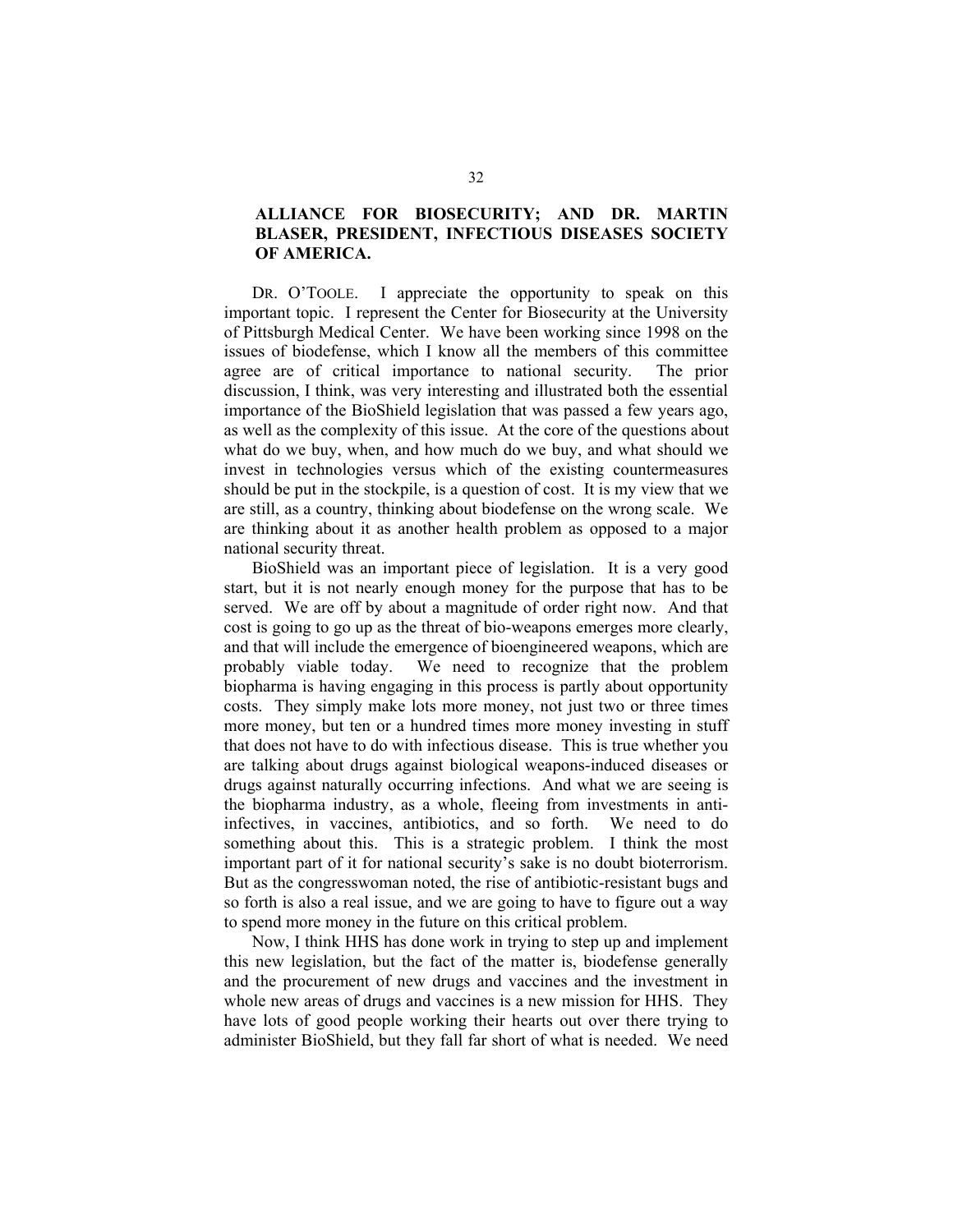**ALLIANCE FOR BIOSECURITY; AND DR. MARTIN BLASER, PRESIDENT, INFECTIOUS DISEASES SOCIETY OF AMERICA.**

DR. O'TOOLE. I appreciate the opportunity to speak on this important topic. I represent the Center for Biosecurity at the University of Pittsburgh Medical Center. We have been working since 1998 on the issues of biodefense, which I know all the members of this committee agree are of critical importance to national security. The prior discussion, I think, was very interesting and illustrated both the essential importance of the BioShield legislation that was passed a few years ago, as well as the complexity of this issue. At the core of the questions about what do we buy, when, and how much do we buy, and what should we invest in technologies versus which of the existing countermeasures should be put in the stockpile, is a question of cost. It is my view that we are still, as a country, thinking about biodefense on the wrong scale. We are thinking about it as another health problem as opposed to a major national security threat.

BioShield was an important piece of legislation. It is a very good start, but it is not nearly enough money for the purpose that has to be served. We are off by about a magnitude of order right now. And that cost is going to go up as the threat of bio-weapons emerges more clearly, and that will include the emergence of bioengineered weapons, which are probably viable today. We need to recognize that the problem biopharma is having engaging in this process is partly about opportunity costs. They simply make lots more money, not just two or three times more money, but ten or a hundred times more money investing in stuff that does not have to do with infectious disease. This is true whether you are talking about drugs against biological weapons-induced diseases or drugs against naturally occurring infections. And what we are seeing is the biopharma industry, as a whole, fleeing from investments in anti-infectives, in vaccines, antibiotics, and so forth. We need to do something about this. This is a strategic problem. I think the most important part of it for national security's sake is no doubt bioterrorism. But as the congresswoman noted, the rise of antibiotic-resistant bugs and so forth is also a real issue, and we are going to have to figure out a way to spend more money in the future on this critical problem.

Now, I think HHS has done work in trying to step up and implement this new legislation, but the fact of the matter is, biodefense generally and the procurement of new drugs and vaccines and the investment in whole new areas of drugs and vaccines is a new mission for HHS. They have lots of good people working their hearts out over there trying to administer BioShield, but they fall far short of what is needed. We need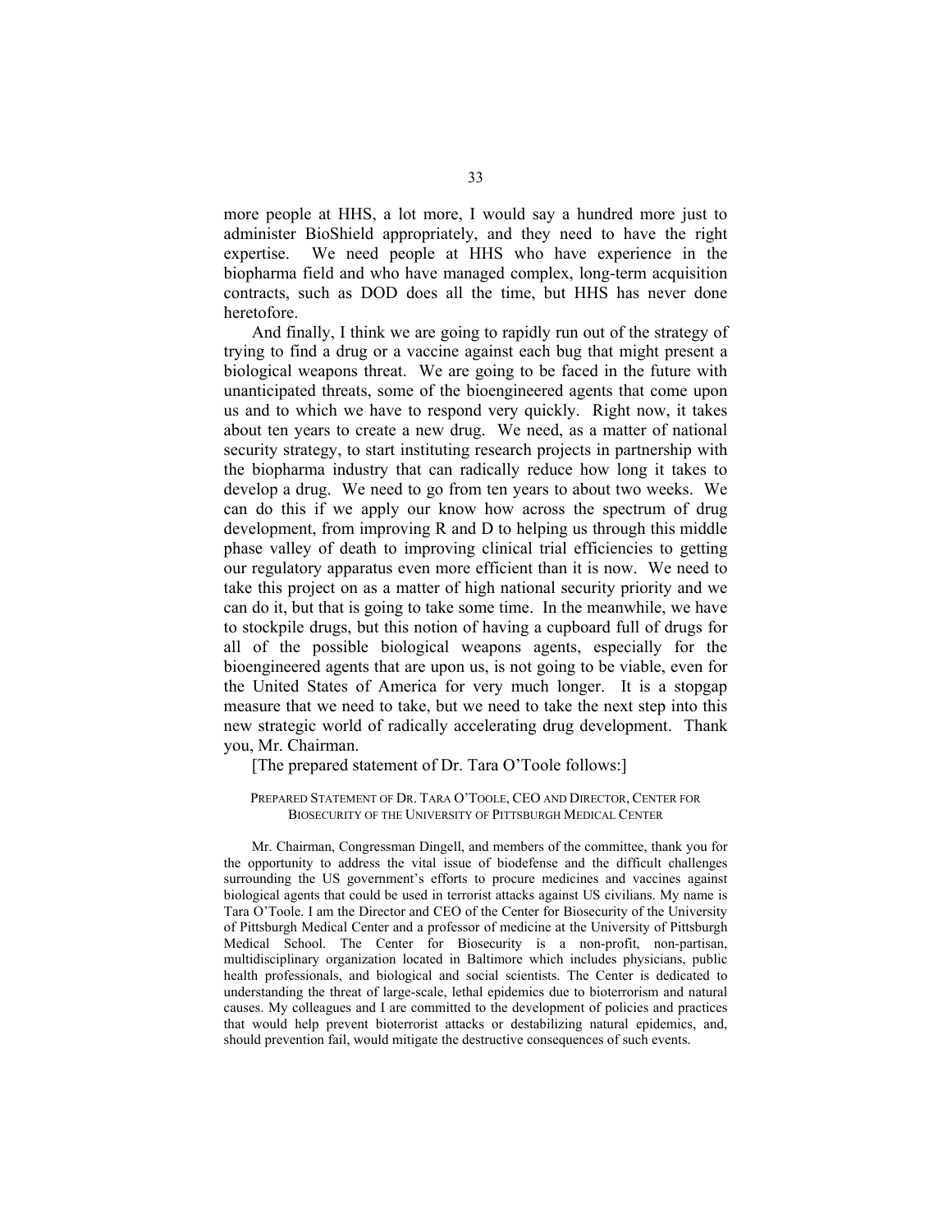more people at HHS, a lot more, I would say a hundred more just to administer BioShield appropriately, and they need to have the right expertise. We need people at HHS who have experience in the biopharma field and who have managed complex, long-term acquisition contracts, such as DOD does all the time, but HHS has never done heretofore.

And finally, I think we are going to rapidly run out of the strategy of trying to find a drug or a vaccine against each bug that might present a biological weapons threat. We are going to be faced in the future with unanticipated threats, some of the bioengineered agents that come upon us and to which we have to respond very quickly. Right now, it takes about ten years to create a new drug. We need, as a matter of national security strategy, to start instituting research projects in partnership with the biopharma industry that can radically reduce how long it takes to develop a drug. We need to go from ten years to about two weeks. We can do this if we apply our know how across the spectrum of drug development, from improving R and D to helping us through this middle phase valley of death to improving clinical trial efficiencies to getting our regulatory apparatus even more efficient than it is now. We need to take this project on as a matter of high national security priority and we can do it, but that is going to take some time. In the meanwhile, we have to stockpile drugs, but this notion of having a cupboard full of drugs for all of the possible biological weapons agents, especially for the bioengineered agents that are upon us, is not going to be viable, even for the United States of America for very much longer. It is a stopgap measure that we need to take, but we need to take the next step into this new strategic world of radically accelerating drug development. Thank you, Mr. Chairman.

[The prepared statement of Dr. Tara O'Toole follows:]

PREPARED STATEMENT OF DR. TARA O'TOOLE, CEO AND DIRECTOR, CENTER FOR BIOSECURITY OF THE UNIVERSITY OF PITTSBURGH MEDICAL CENTER

Mr. Chairman, Congressman Dingell, and members of the committee, thank you for the opportunity to address the vital issue of biodefense and the difficult challenges surrounding the US government's efforts to procure medicines and vaccines against biological agents that could be used in terrorist attacks against US civilians. My name is Tara O'Toole. I am the Director and CEO of the Center for Biosecurity of the University of Pittsburgh Medical Center and a professor of medicine at the University of Pittsburgh Medical School. The Center for Biosecurity is a non-profit, non-partisan, multidisciplinary organization located in Baltimore which includes physicians, public health professionals, and biological and social scientists. The Center is dedicated to understanding the threat of large-scale, lethal epidemics due to bioterrorism and natural causes. My colleagues and I are committed to the development of policies and practices that would help prevent bioterrorist attacks or destabilizing natural epidemics, and, should prevention fail, would mitigate the destructive consequences of such events.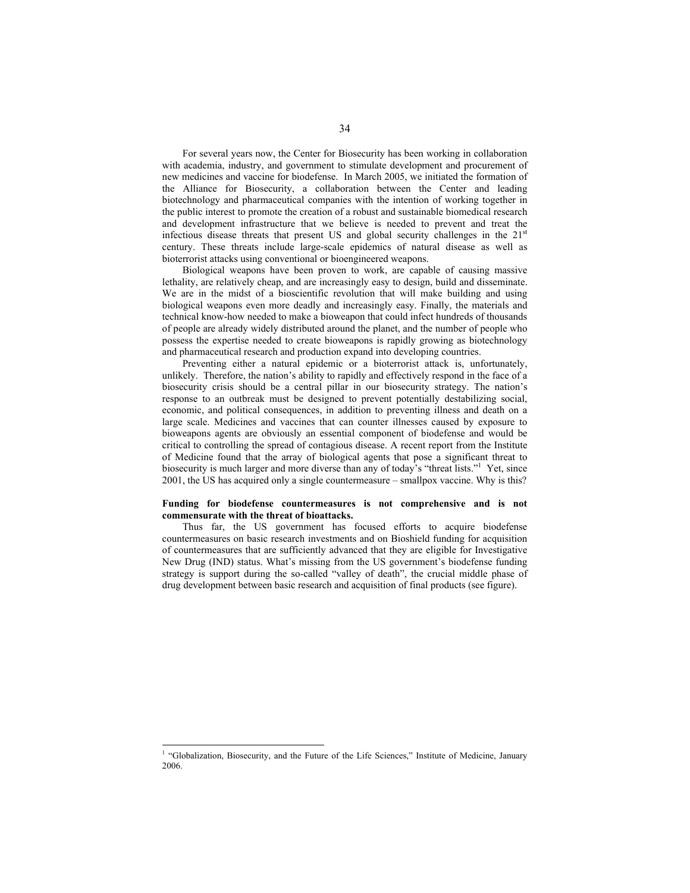For several years now, the Center for Biosecurity has been working in collaboration with academia, industry, and government to stimulate development and procurement of new medicines and vaccine for biodefense. In March 2005, we initiated the formation of the Alliance for Biosecurity, a collaboration between the Center and leading biotechnology and pharmaceutical companies with the intention of working together in the public interest to promote the creation of a robust and sustainable biomedical research and development infrastructure that we believe is needed to prevent and treat the infectious disease threats that present US and global security challenges in the 21st century. These threats include large-scale epidemics of natural disease as well as bioterrorist attacks using conventional or bioengineered weapons.

Biological weapons have been proven to work, are capable of causing massive lethality, are relatively cheap, and are increasingly easy to design, build and disseminate. We are in the midst of a bioscientific revolution that will make building and using biological weapons even more deadly and increasingly easy. Finally, the materials and technical know-how needed to make a bioweapon that could infect hundreds of thousands of people are already widely distributed around the planet, and the number of people who possess the expertise needed to create bioweapons is rapidly growing as biotechnology and pharmaceutical research and production expand into developing countries.

Preventing either a natural epidemic or a bioterrorist attack is, unfortunately, unlikely. Therefore, the nation's ability to rapidly and effectively respond in the face of a biosecurity crisis should be a central pillar in our biosecurity strategy. The nation's response to an outbreak must be designed to prevent potentially destabilizing social, economic, and political consequences, in addition to preventing illness and death on a large scale. Medicines and vaccines that can counter illnesses caused by exposure to bioweapons agents are obviously an essential component of biodefense and would be critical to controlling the spread of contagious disease. A recent report from the Institute of Medicine found that the array of biological agents that pose a significant threat to biosecurity is much larger and more diverse than any of today's "threat lists."[1] Yet, since 2001, the US has acquired only a single countermeasure – smallpox vaccine. Why is this?

**Funding for biodefense countermeasures is not comprehensive and is not commensurate with the threat of bioattacks.**

Thus far, the US government has focused efforts to acquire biodefense countermeasures on basic research investments and on Bioshield funding for acquisition of countermeasures that are sufficiently advanced that they are eligible for Investigative New Drug (IND) status. What's missing from the US government's biodefense funding strategy is support during the so-called "valley of death", the crucial middle phase of drug development between basic research and acquisition of final products (see figure).

[1] "Globalization, Biosecurity, and the Future of the Life Sciences," Institute of Medicine, January 2006.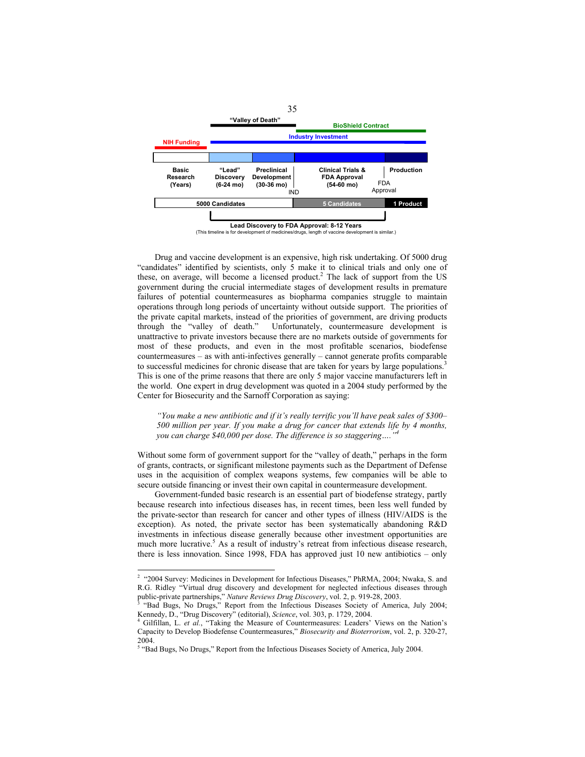"Valley of Death"

BioShield Contract

Industry Investment

NIH Funding

| Basic Research (Years) | "Lead" Discovery (6-24 mo) | Preclinical Development (30-36 mo) | Clinical Trials & FDA Approval (54-60 mo) | Production |
|---|---|---|---|---|
| | | IND | | FDA Approval |

| 5000 Candidates | 5 Candidates | 1 Product |
|---|---|---|

**Lead Discovery to FDA Approval: 8-12 Years**
(This timeline is for development of medicines/drugs, length of vaccine development is similar.)

Drug and vaccine development is an expensive, high risk undertaking. Of 5000 drug "candidates" identified by scientists, only 5 make it to clinical trials and only one of these, on average, will become a licensed product.[2] The lack of support from the US government during the crucial intermediate stages of development results in premature failures of potential countermeasures as biopharma companies struggle to maintain operations through long periods of uncertainty without outside support. The priorities of the private capital markets, instead of the priorities of government, are driving products through the "valley of death." Unfortunately, countermeasure development is unattractive to private investors because there are no markets outside of governments for most of these products, and even in the most profitable scenarios, biodefense countermeasures – as with anti-infectives generally – cannot generate profits comparable to successful medicines for chronic disease that are taken for years by large populations.[3] This is one of the prime reasons that there are only 5 major vaccine manufacturers left in the world. One expert in drug development was quoted in a 2004 study performed by the Center for Biosecurity and the Sarnoff Corporation as saying:

> *"You make a new antibiotic and if it's really terrific you'll have peak sales of $300–500 million per year. If you make a drug for cancer that extends life by 4 months, you can charge $40,000 per dose. The difference is so staggering…."*[4]

Without some form of government support for the "valley of death," perhaps in the form of grants, contracts, or significant milestone payments such as the Department of Defense uses in the acquisition of complex weapons systems, few companies will be able to secure outside financing or invest their own capital in countermeasure development.

Government-funded basic research is an essential part of biodefense strategy, partly because research into infectious diseases has, in recent times, been less well funded by the private-sector than research for cancer and other types of illness (HIV/AIDS is the exception). As noted, the private sector has been systematically abandoning R&D investments in infectious disease generally because other investment opportunities are much more lucrative.[5] As a result of industry's retreat from infectious disease research, there is less innovation. Since 1998, FDA has approved just 10 new antibiotics – only

---

[2] "2004 Survey: Medicines in Development for Infectious Diseases," PhRMA, 2004; Nwaka, S. and R.G. Ridley "Virtual drug discovery and development for neglected infectious diseases through public-private partnerships," *Nature Reviews Drug Discovery*, vol. 2, p. 919-28, 2003.

[3] "Bad Bugs, No Drugs," Report from the Infectious Diseases Society of America, July 2004; Kennedy, D., "Drug Discovery" (editorial), *Science*, vol. 303, p. 1729, 2004.

[4] Gilfillan, L. *et al.*, "Taking the Measure of Countermeasures: Leaders' Views on the Nation's Capacity to Develop Biodefense Countermeasures," *Biosecurity and Bioterrorism*, vol. 2, p. 320-27, 2004.

[5] "Bad Bugs, No Drugs," Report from the Infectious Diseases Society of America, July 2004.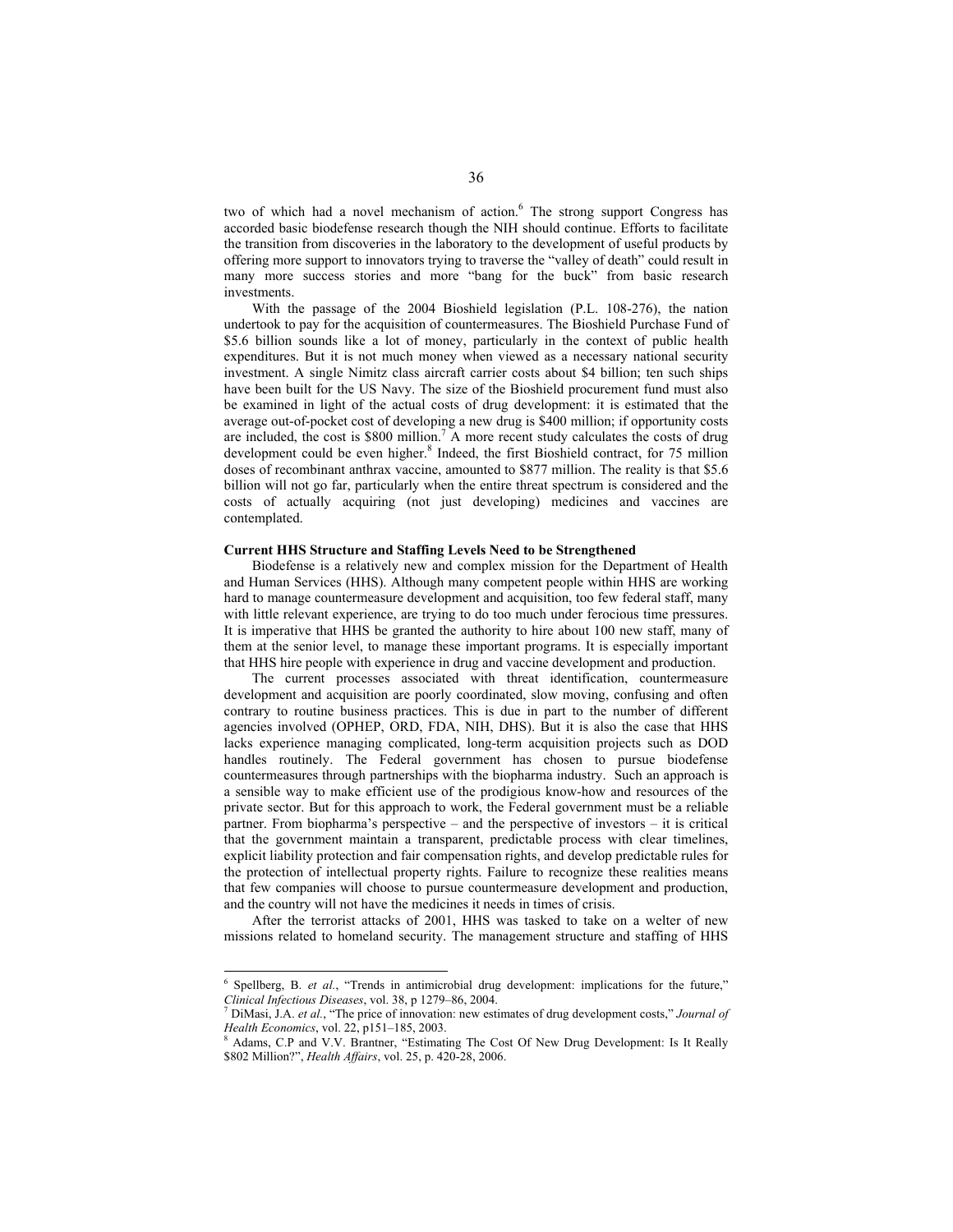two of which had a novel mechanism of action.[6] The strong support Congress has accorded basic biodefense research though the NIH should continue. Efforts to facilitate the transition from discoveries in the laboratory to the development of useful products by offering more support to innovators trying to traverse the "valley of death" could result in many more success stories and more "bang for the buck" from basic research investments.

With the passage of the 2004 Bioshield legislation (P.L. 108-276), the nation undertook to pay for the acquisition of countermeasures. The Bioshield Purchase Fund of $5.6 billion sounds like a lot of money, particularly in the context of public health expenditures. But it is not much money when viewed as a necessary national security investment. A single Nimitz class aircraft carrier costs about $4 billion; ten such ships have been built for the US Navy. The size of the Bioshield procurement fund must also be examined in light of the actual costs of drug development: it is estimated that the average out-of-pocket cost of developing a new drug is $400 million; if opportunity costs are included, the cost is $800 million.[7] A more recent study calculates the costs of drug development could be even higher.[8] Indeed, the first Bioshield contract, for 75 million doses of recombinant anthrax vaccine, amounted to $877 million. The reality is that $5.6 billion will not go far, particularly when the entire threat spectrum is considered and the costs of actually acquiring (not just developing) medicines and vaccines are contemplated.

**Current HHS Structure and Staffing Levels Need to be Strengthened**

Biodefense is a relatively new and complex mission for the Department of Health and Human Services (HHS). Although many competent people within HHS are working hard to manage countermeasure development and acquisition, too few federal staff, many with little relevant experience, are trying to do too much under ferocious time pressures. It is imperative that HHS be granted the authority to hire about 100 new staff, many of them at the senior level, to manage these important programs. It is especially important that HHS hire people with experience in drug and vaccine development and production.

The current processes associated with threat identification, countermeasure development and acquisition are poorly coordinated, slow moving, confusing and often contrary to routine business practices. This is due in part to the number of different agencies involved (OPHEP, ORD, FDA, NIH, DHS). But it is also the case that HHS lacks experience managing complicated, long-term acquisition projects such as DOD handles routinely. The Federal government has chosen to pursue biodefense countermeasures through partnerships with the biopharma industry. Such an approach is a sensible way to make efficient use of the prodigious know-how and resources of the private sector. But for this approach to work, the Federal government must be a reliable partner. From biopharma's perspective – and the perspective of investors – it is critical that the government maintain a transparent, predictable process with clear timelines, explicit liability protection and fair compensation rights, and develop predictable rules for the protection of intellectual property rights. Failure to recognize these realities means that few companies will choose to pursue countermeasure development and production, and the country will not have the medicines it needs in times of crisis.

After the terrorist attacks of 2001, HHS was tasked to take on a welter of new missions related to homeland security. The management structure and staffing of HHS

---

[6] Spellberg, B. *et al.*, "Trends in antimicrobial drug development: implications for the future," *Clinical Infectious Diseases*, vol. 38, p 1279–86, 2004.

[7] DiMasi, J.A. *et al.*, "The price of innovation: new estimates of drug development costs," *Journal of Health Economics*, vol. 22, p151–185, 2003.

[8] Adams, C.P and V.V. Brantner, "Estimating The Cost Of New Drug Development: Is It Really $802 Million?", *Health Affairs*, vol. 25, p. 420-28, 2006.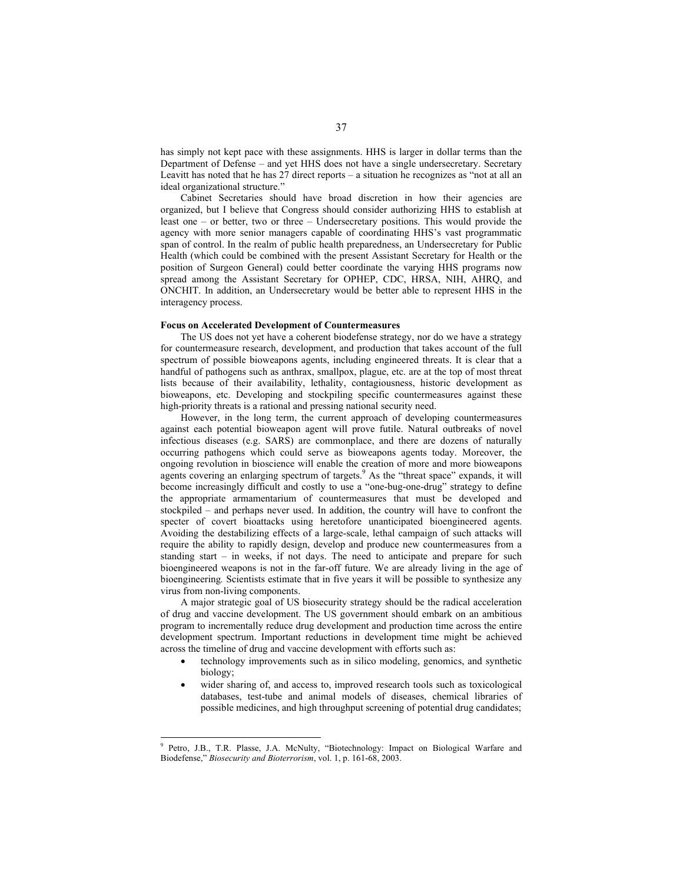has simply not kept pace with these assignments. HHS is larger in dollar terms than the Department of Defense – and yet HHS does not have a single undersecretary. Secretary Leavitt has noted that he has 27 direct reports – a situation he recognizes as "not at all an ideal organizational structure."

Cabinet Secretaries should have broad discretion in how their agencies are organized, but I believe that Congress should consider authorizing HHS to establish at least one – or better, two or three – Undersecretary positions. This would provide the agency with more senior managers capable of coordinating HHS's vast programmatic span of control. In the realm of public health preparedness, an Undersecretary for Public Health (which could be combined with the present Assistant Secretary for Health or the position of Surgeon General) could better coordinate the varying HHS programs now spread among the Assistant Secretary for OPHEP, CDC, HRSA, NIH, AHRQ, and ONCHIT. In addition, an Undersecretary would be better able to represent HHS in the interagency process.

**Focus on Accelerated Development of Countermeasures**

The US does not yet have a coherent biodefense strategy, nor do we have a strategy for countermeasure research, development, and production that takes account of the full spectrum of possible bioweapons agents, including engineered threats. It is clear that a handful of pathogens such as anthrax, smallpox, plague, etc. are at the top of most threat lists because of their availability, lethality, contagiousness, historic development as bioweapons, etc. Developing and stockpiling specific countermeasures against these high-priority threats is a rational and pressing national security need.

However, in the long term, the current approach of developing countermeasures against each potential bioweapon agent will prove futile. Natural outbreaks of novel infectious diseases (e.g. SARS) are commonplace, and there are dozens of naturally occurring pathogens which could serve as bioweapons agents today. Moreover, the ongoing revolution in bioscience will enable the creation of more and more bioweapons agents covering an enlarging spectrum of targets.[9] As the "threat space" expands, it will become increasingly difficult and costly to use a "one-bug-one-drug" strategy to define the appropriate armamentarium of countermeasures that must be developed and stockpiled – and perhaps never used. In addition, the country will have to confront the specter of covert bioattacks using heretofore unanticipated bioengineered agents. Avoiding the destabilizing effects of a large-scale, lethal campaign of such attacks will require the ability to rapidly design, develop and produce new countermeasures from a standing start – in weeks, if not days. The need to anticipate and prepare for such bioengineered weapons is not in the far-off future. We are already living in the age of bioengineering*.* Scientists estimate that in five years it will be possible to synthesize any virus from non-living components.

A major strategic goal of US biosecurity strategy should be the radical acceleration of drug and vaccine development. The US government should embark on an ambitious program to incrementally reduce drug development and production time across the entire development spectrum. Important reductions in development time might be achieved across the timeline of drug and vaccine development with efforts such as:

- technology improvements such as in silico modeling, genomics, and synthetic biology;
- wider sharing of, and access to, improved research tools such as toxicological databases, test-tube and animal models of diseases, chemical libraries of possible medicines, and high throughput screening of potential drug candidates;

---

[9] Petro, J.B., T.R. Plasse, J.A. McNulty, "Biotechnology: Impact on Biological Warfare and Biodefense," *Biosecurity and Bioterrorism*, vol. 1, p. 161-68, 2003.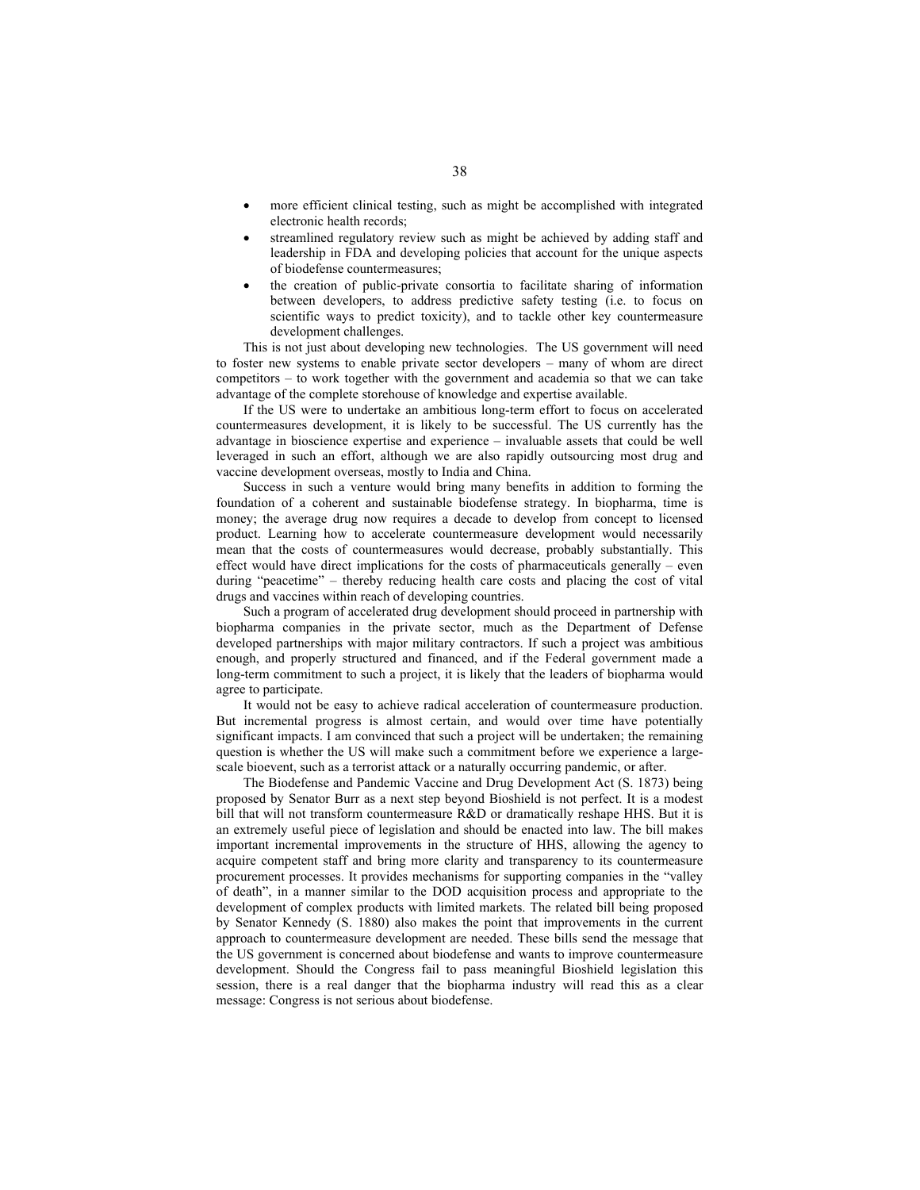- more efficient clinical testing, such as might be accomplished with integrated electronic health records;
- streamlined regulatory review such as might be achieved by adding staff and leadership in FDA and developing policies that account for the unique aspects of biodefense countermeasures;
- the creation of public-private consortia to facilitate sharing of information between developers, to address predictive safety testing (i.e. to focus on scientific ways to predict toxicity), and to tackle other key countermeasure development challenges.

This is not just about developing new technologies. The US government will need to foster new systems to enable private sector developers – many of whom are direct competitors – to work together with the government and academia so that we can take advantage of the complete storehouse of knowledge and expertise available.

If the US were to undertake an ambitious long-term effort to focus on accelerated countermeasures development, it is likely to be successful. The US currently has the advantage in bioscience expertise and experience – invaluable assets that could be well leveraged in such an effort, although we are also rapidly outsourcing most drug and vaccine development overseas, mostly to India and China.

Success in such a venture would bring many benefits in addition to forming the foundation of a coherent and sustainable biodefense strategy. In biopharma, time is money; the average drug now requires a decade to develop from concept to licensed product. Learning how to accelerate countermeasure development would necessarily mean that the costs of countermeasures would decrease, probably substantially. This effect would have direct implications for the costs of pharmaceuticals generally – even during "peacetime" – thereby reducing health care costs and placing the cost of vital drugs and vaccines within reach of developing countries.

Such a program of accelerated drug development should proceed in partnership with biopharma companies in the private sector, much as the Department of Defense developed partnerships with major military contractors. If such a project was ambitious enough, and properly structured and financed, and if the Federal government made a long-term commitment to such a project, it is likely that the leaders of biopharma would agree to participate.

It would not be easy to achieve radical acceleration of countermeasure production. But incremental progress is almost certain, and would over time have potentially significant impacts. I am convinced that such a project will be undertaken; the remaining question is whether the US will make such a commitment before we experience a large-scale bioevent, such as a terrorist attack or a naturally occurring pandemic, or after.

The Biodefense and Pandemic Vaccine and Drug Development Act (S. 1873) being proposed by Senator Burr as a next step beyond Bioshield is not perfect. It is a modest bill that will not transform countermeasure R&D or dramatically reshape HHS. But it is an extremely useful piece of legislation and should be enacted into law. The bill makes important incremental improvements in the structure of HHS, allowing the agency to acquire competent staff and bring more clarity and transparency to its countermeasure procurement processes. It provides mechanisms for supporting companies in the "valley of death", in a manner similar to the DOD acquisition process and appropriate to the development of complex products with limited markets. The related bill being proposed by Senator Kennedy (S. 1880) also makes the point that improvements in the current approach to countermeasure development are needed. These bills send the message that the US government is concerned about biodefense and wants to improve countermeasure development. Should the Congress fail to pass meaningful Bioshield legislation this session, there is a real danger that the biopharma industry will read this as a clear message: Congress is not serious about biodefense.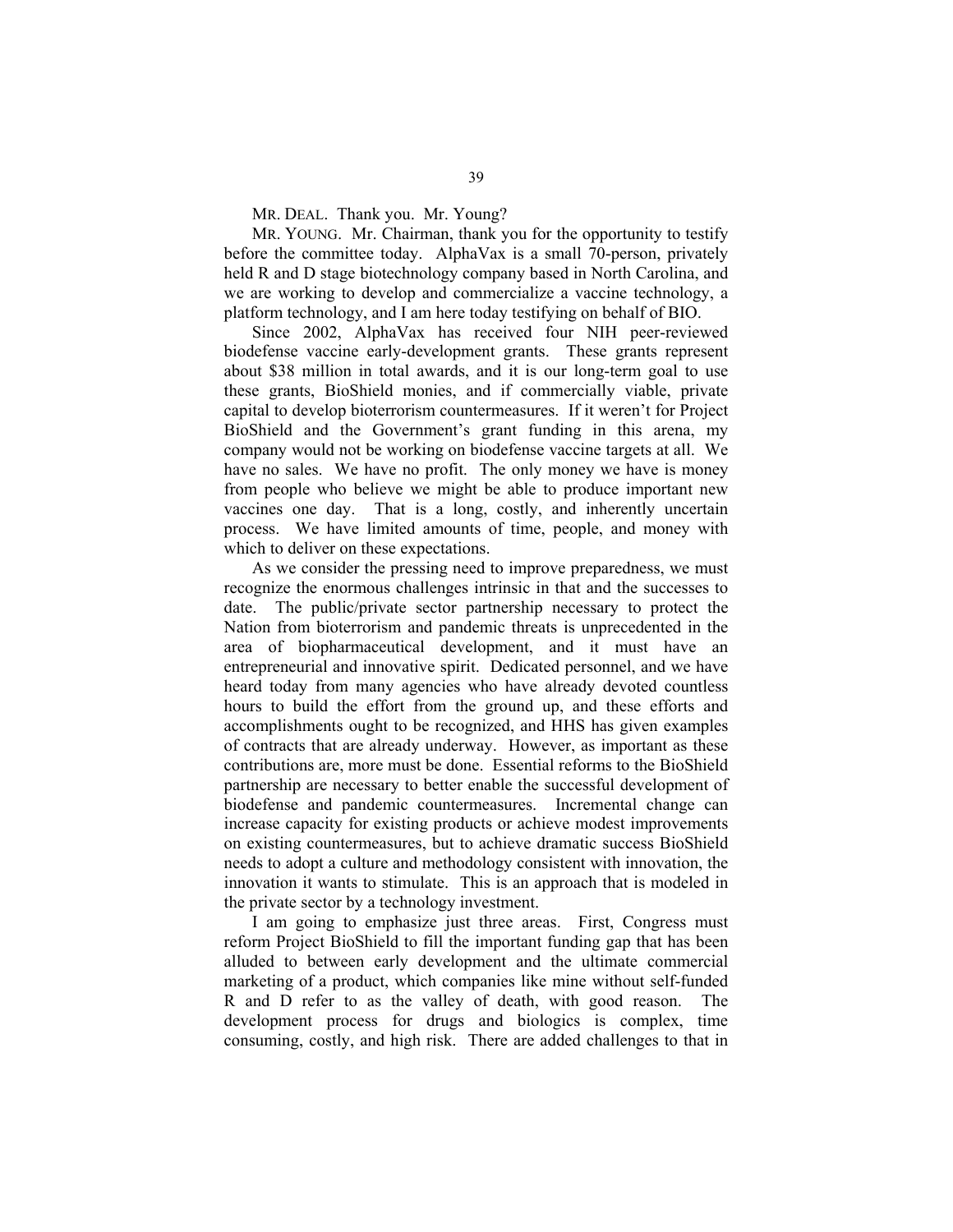MR. DEAL. Thank you. Mr. Young?

MR. YOUNG. Mr. Chairman, thank you for the opportunity to testify before the committee today. AlphaVax is a small 70-person, privately held R and D stage biotechnology company based in North Carolina, and we are working to develop and commercialize a vaccine technology, a platform technology, and I am here today testifying on behalf of BIO.

Since 2002, AlphaVax has received four NIH peer-reviewed biodefense vaccine early-development grants. These grants represent about $38 million in total awards, and it is our long-term goal to use these grants, BioShield monies, and if commercially viable, private capital to develop bioterrorism countermeasures. If it weren't for Project BioShield and the Government's grant funding in this arena, my company would not be working on biodefense vaccine targets at all. We have no sales. We have no profit. The only money we have is money from people who believe we might be able to produce important new vaccines one day. That is a long, costly, and inherently uncertain process. We have limited amounts of time, people, and money with which to deliver on these expectations.

As we consider the pressing need to improve preparedness, we must recognize the enormous challenges intrinsic in that and the successes to date. The public/private sector partnership necessary to protect the Nation from bioterrorism and pandemic threats is unprecedented in the area of biopharmaceutical development, and it must have an entrepreneurial and innovative spirit. Dedicated personnel, and we have heard today from many agencies who have already devoted countless hours to build the effort from the ground up, and these efforts and accomplishments ought to be recognized, and HHS has given examples of contracts that are already underway. However, as important as these contributions are, more must be done. Essential reforms to the BioShield partnership are necessary to better enable the successful development of biodefense and pandemic countermeasures. Incremental change can increase capacity for existing products or achieve modest improvements on existing countermeasures, but to achieve dramatic success BioShield needs to adopt a culture and methodology consistent with innovation, the innovation it wants to stimulate. This is an approach that is modeled in the private sector by a technology investment.

I am going to emphasize just three areas. First, Congress must reform Project BioShield to fill the important funding gap that has been alluded to between early development and the ultimate commercial marketing of a product, which companies like mine without self-funded R and D refer to as the valley of death, with good reason. The development process for drugs and biologics is complex, time consuming, costly, and high risk. There are added challenges to that in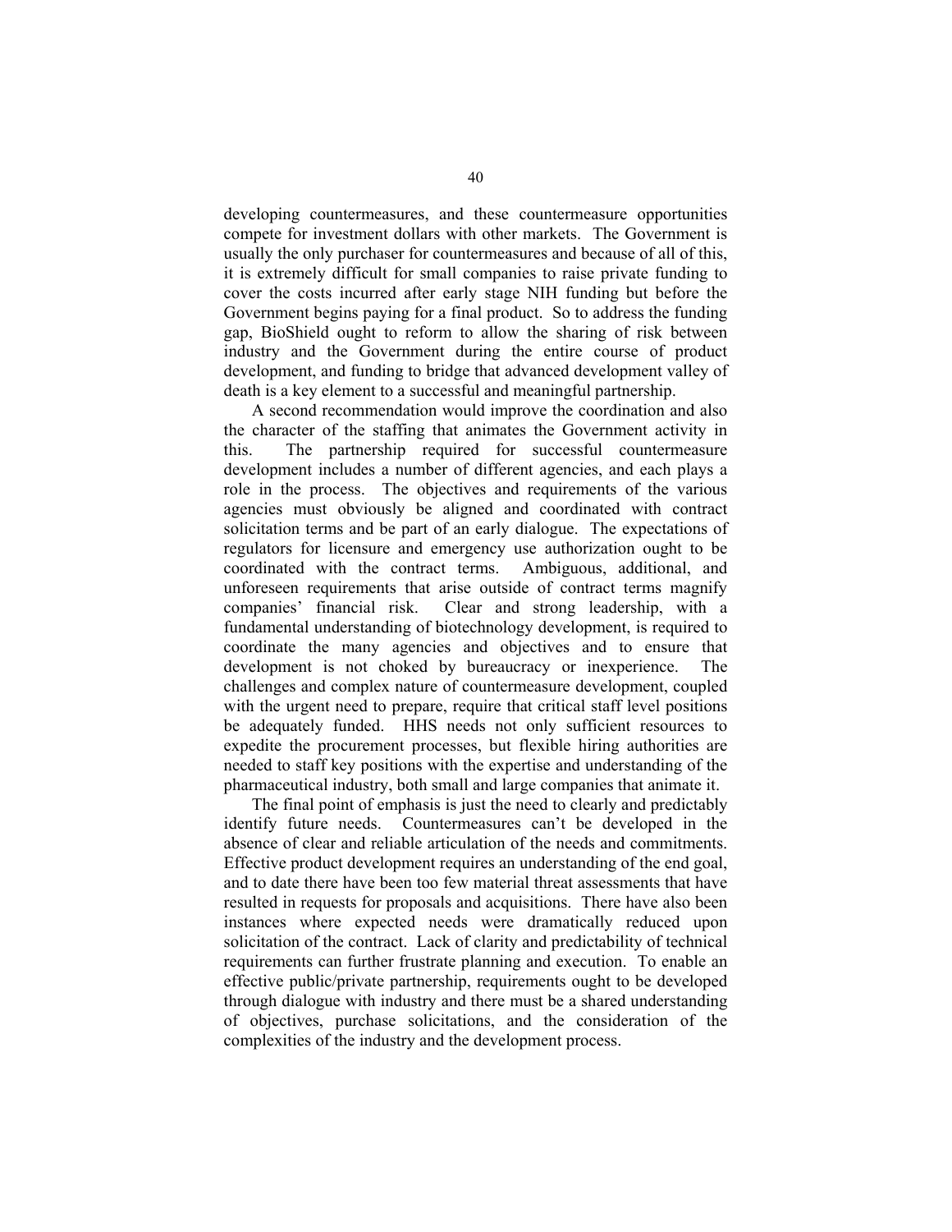developing countermeasures, and these countermeasure opportunities compete for investment dollars with other markets. The Government is usually the only purchaser for countermeasures and because of all of this, it is extremely difficult for small companies to raise private funding to cover the costs incurred after early stage NIH funding but before the Government begins paying for a final product. So to address the funding gap, BioShield ought to reform to allow the sharing of risk between industry and the Government during the entire course of product development, and funding to bridge that advanced development valley of death is a key element to a successful and meaningful partnership.

A second recommendation would improve the coordination and also the character of the staffing that animates the Government activity in this. The partnership required for successful countermeasure development includes a number of different agencies, and each plays a role in the process. The objectives and requirements of the various agencies must obviously be aligned and coordinated with contract solicitation terms and be part of an early dialogue. The expectations of regulators for licensure and emergency use authorization ought to be coordinated with the contract terms. Ambiguous, additional, and unforeseen requirements that arise outside of contract terms magnify companies' financial risk. Clear and strong leadership, with a fundamental understanding of biotechnology development, is required to coordinate the many agencies and objectives and to ensure that development is not choked by bureaucracy or inexperience. The challenges and complex nature of countermeasure development, coupled with the urgent need to prepare, require that critical staff level positions be adequately funded. HHS needs not only sufficient resources to expedite the procurement processes, but flexible hiring authorities are needed to staff key positions with the expertise and understanding of the pharmaceutical industry, both small and large companies that animate it.

The final point of emphasis is just the need to clearly and predictably identify future needs. Countermeasures can't be developed in the absence of clear and reliable articulation of the needs and commitments. Effective product development requires an understanding of the end goal, and to date there have been too few material threat assessments that have resulted in requests for proposals and acquisitions. There have also been instances where expected needs were dramatically reduced upon solicitation of the contract. Lack of clarity and predictability of technical requirements can further frustrate planning and execution. To enable an effective public/private partnership, requirements ought to be developed through dialogue with industry and there must be a shared understanding of objectives, purchase solicitations, and the consideration of the complexities of the industry and the development process.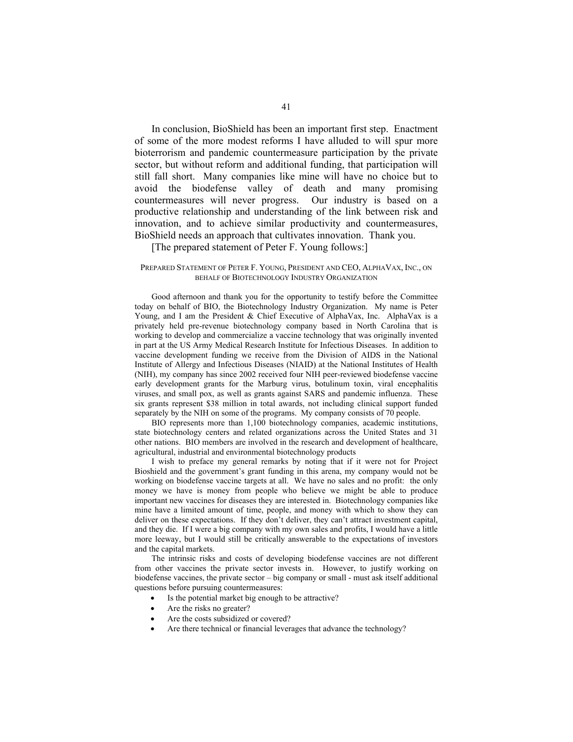In conclusion, BioShield has been an important first step. Enactment of some of the more modest reforms I have alluded to will spur more bioterrorism and pandemic countermeasure participation by the private sector, but without reform and additional funding, that participation will still fall short. Many companies like mine will have no choice but to avoid the biodefense valley of death and many promising countermeasures will never progress. Our industry is based on a productive relationship and understanding of the link between risk and innovation, and to achieve similar productivity and countermeasures, BioShield needs an approach that cultivates innovation. Thank you.

[The prepared statement of Peter F. Young follows:]

PREPARED STATEMENT OF PETER F. YOUNG, PRESIDENT AND CEO, ALPHAVAX, INC., ON BEHALF OF BIOTECHNOLOGY INDUSTRY ORGANIZATION

Good afternoon and thank you for the opportunity to testify before the Committee today on behalf of BIO, the Biotechnology Industry Organization. My name is Peter Young, and I am the President & Chief Executive of AlphaVax, Inc. AlphaVax is a privately held pre-revenue biotechnology company based in North Carolina that is working to develop and commercialize a vaccine technology that was originally invented in part at the US Army Medical Research Institute for Infectious Diseases. In addition to vaccine development funding we receive from the Division of AIDS in the National Institute of Allergy and Infectious Diseases (NIAID) at the National Institutes of Health (NIH), my company has since 2002 received four NIH peer-reviewed biodefense vaccine early development grants for the Marburg virus, botulinum toxin, viral encephalitis viruses, and small pox, as well as grants against SARS and pandemic influenza. These six grants represent $38 million in total awards, not including clinical support funded separately by the NIH on some of the programs. My company consists of 70 people.

BIO represents more than 1,100 biotechnology companies, academic institutions, state biotechnology centers and related organizations across the United States and 31 other nations. BIO members are involved in the research and development of healthcare, agricultural, industrial and environmental biotechnology products

I wish to preface my general remarks by noting that if it were not for Project Bioshield and the government's grant funding in this arena, my company would not be working on biodefense vaccine targets at all. We have no sales and no profit: the only money we have is money from people who believe we might be able to produce important new vaccines for diseases they are interested in. Biotechnology companies like mine have a limited amount of time, people, and money with which to show they can deliver on these expectations. If they don't deliver, they can't attract investment capital, and they die. If I were a big company with my own sales and profits, I would have a little more leeway, but I would still be critically answerable to the expectations of investors and the capital markets.

The intrinsic risks and costs of developing biodefense vaccines are not different from other vaccines the private sector invests in. However, to justify working on biodefense vaccines, the private sector – big company or small - must ask itself additional questions before pursuing countermeasures:

- Is the potential market big enough to be attractive?
- Are the risks no greater?
- Are the costs subsidized or covered?
- Are there technical or financial leverages that advance the technology?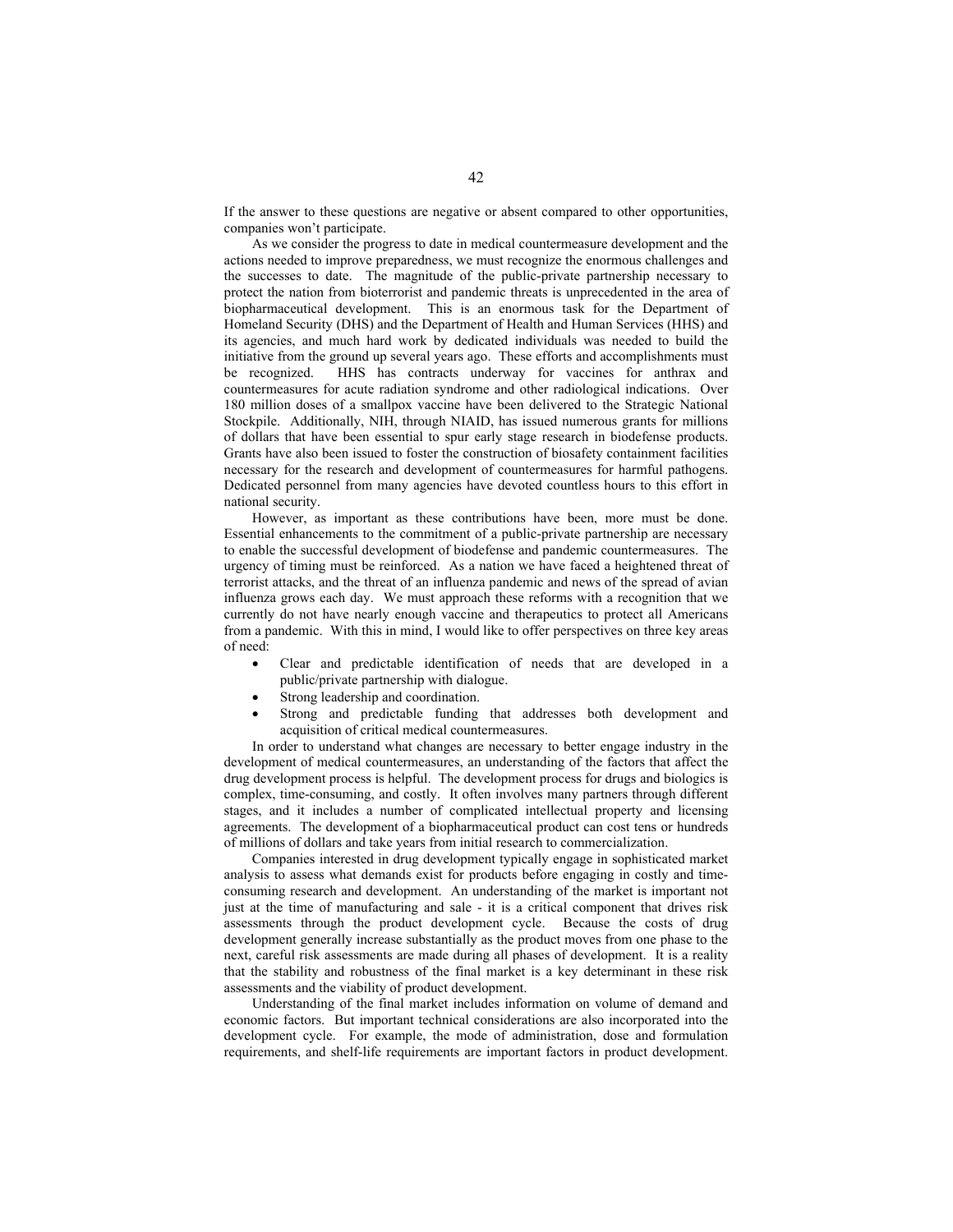If the answer to these questions are negative or absent compared to other opportunities, companies won't participate.

As we consider the progress to date in medical countermeasure development and the actions needed to improve preparedness, we must recognize the enormous challenges and the successes to date. The magnitude of the public-private partnership necessary to protect the nation from bioterrorist and pandemic threats is unprecedented in the area of biopharmaceutical development. This is an enormous task for the Department of Homeland Security (DHS) and the Department of Health and Human Services (HHS) and its agencies, and much hard work by dedicated individuals was needed to build the initiative from the ground up several years ago. These efforts and accomplishments must be recognized. HHS has contracts underway for vaccines for anthrax and countermeasures for acute radiation syndrome and other radiological indications. Over 180 million doses of a smallpox vaccine have been delivered to the Strategic National Stockpile. Additionally, NIH, through NIAID, has issued numerous grants for millions of dollars that have been essential to spur early stage research in biodefense products. Grants have also been issued to foster the construction of biosafety containment facilities necessary for the research and development of countermeasures for harmful pathogens. Dedicated personnel from many agencies have devoted countless hours to this effort in national security.

However, as important as these contributions have been, more must be done. Essential enhancements to the commitment of a public-private partnership are necessary to enable the successful development of biodefense and pandemic countermeasures. The urgency of timing must be reinforced. As a nation we have faced a heightened threat of terrorist attacks, and the threat of an influenza pandemic and news of the spread of avian influenza grows each day. We must approach these reforms with a recognition that we currently do not have nearly enough vaccine and therapeutics to protect all Americans from a pandemic. With this in mind, I would like to offer perspectives on three key areas of need:

- Clear and predictable identification of needs that are developed in a public/private partnership with dialogue.
- Strong leadership and coordination.
- Strong and predictable funding that addresses both development and acquisition of critical medical countermeasures.

In order to understand what changes are necessary to better engage industry in the development of medical countermeasures, an understanding of the factors that affect the drug development process is helpful. The development process for drugs and biologics is complex, time-consuming, and costly. It often involves many partners through different stages, and it includes a number of complicated intellectual property and licensing agreements. The development of a biopharmaceutical product can cost tens or hundreds of millions of dollars and take years from initial research to commercialization.

Companies interested in drug development typically engage in sophisticated market analysis to assess what demands exist for products before engaging in costly and time-consuming research and development. An understanding of the market is important not just at the time of manufacturing and sale - it is a critical component that drives risk assessments through the product development cycle. Because the costs of drug development generally increase substantially as the product moves from one phase to the next, careful risk assessments are made during all phases of development. It is a reality that the stability and robustness of the final market is a key determinant in these risk assessments and the viability of product development.

Understanding of the final market includes information on volume of demand and economic factors. But important technical considerations are also incorporated into the development cycle. For example, the mode of administration, dose and formulation requirements, and shelf-life requirements are important factors in product development.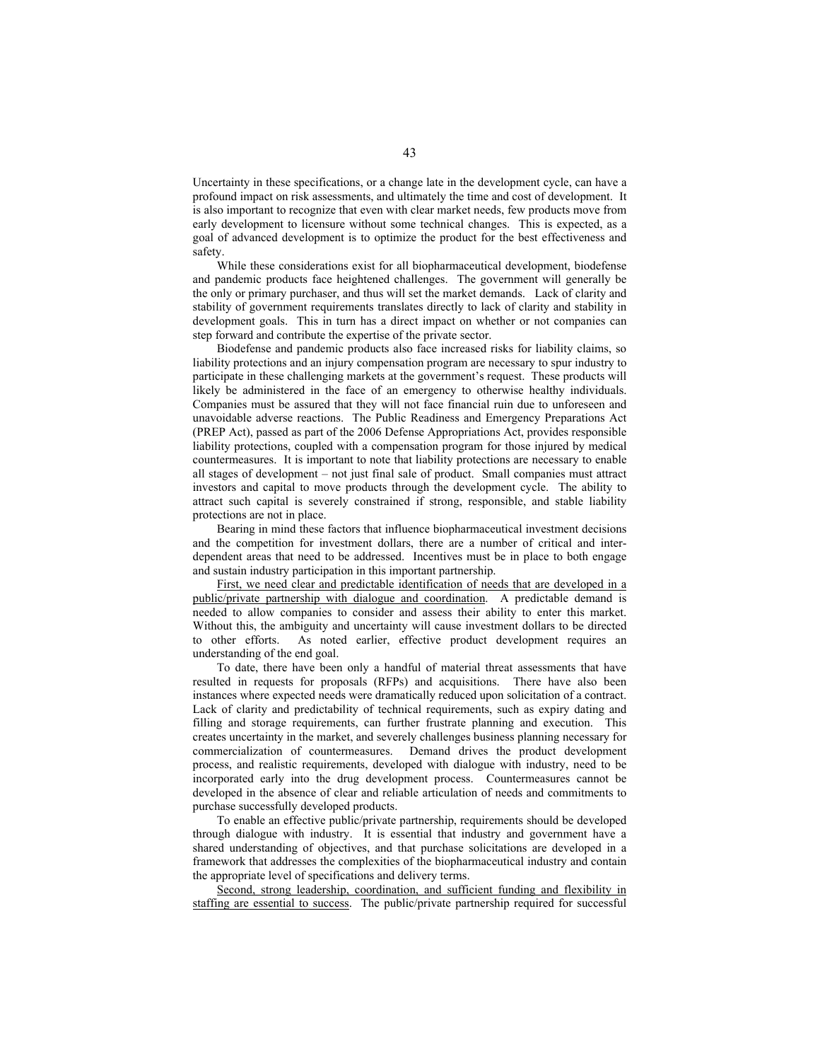Uncertainty in these specifications, or a change late in the development cycle, can have a profound impact on risk assessments, and ultimately the time and cost of development. It is also important to recognize that even with clear market needs, few products move from early development to licensure without some technical changes. This is expected, as a goal of advanced development is to optimize the product for the best effectiveness and safety.

While these considerations exist for all biopharmaceutical development, biodefense and pandemic products face heightened challenges. The government will generally be the only or primary purchaser, and thus will set the market demands. Lack of clarity and stability of government requirements translates directly to lack of clarity and stability in development goals. This in turn has a direct impact on whether or not companies can step forward and contribute the expertise of the private sector.

Biodefense and pandemic products also face increased risks for liability claims, so liability protections and an injury compensation program are necessary to spur industry to participate in these challenging markets at the government's request. These products will likely be administered in the face of an emergency to otherwise healthy individuals. Companies must be assured that they will not face financial ruin due to unforeseen and unavoidable adverse reactions. The Public Readiness and Emergency Preparations Act (PREP Act), passed as part of the 2006 Defense Appropriations Act, provides responsible liability protections, coupled with a compensation program for those injured by medical countermeasures. It is important to note that liability protections are necessary to enable all stages of development – not just final sale of product. Small companies must attract investors and capital to move products through the development cycle. The ability to attract such capital is severely constrained if strong, responsible, and stable liability protections are not in place.

Bearing in mind these factors that influence biopharmaceutical investment decisions and the competition for investment dollars, there are a number of critical and inter-dependent areas that need to be addressed. Incentives must be in place to both engage and sustain industry participation in this important partnership.

<u>First, we need clear and predictable identification of needs that are developed in a public/private partnership with dialogue and coordination</u>. A predictable demand is needed to allow companies to consider and assess their ability to enter this market. Without this, the ambiguity and uncertainty will cause investment dollars to be directed to other efforts. As noted earlier, effective product development requires an understanding of the end goal.

To date, there have been only a handful of material threat assessments that have resulted in requests for proposals (RFPs) and acquisitions. There have also been instances where expected needs were dramatically reduced upon solicitation of a contract. Lack of clarity and predictability of technical requirements, such as expiry dating and filling and storage requirements, can further frustrate planning and execution. This creates uncertainty in the market, and severely challenges business planning necessary for commercialization of countermeasures. Demand drives the product development process, and realistic requirements, developed with dialogue with industry, need to be incorporated early into the drug development process. Countermeasures cannot be developed in the absence of clear and reliable articulation of needs and commitments to purchase successfully developed products.

To enable an effective public/private partnership, requirements should be developed through dialogue with industry. It is essential that industry and government have a shared understanding of objectives, and that purchase solicitations are developed in a framework that addresses the complexities of the biopharmaceutical industry and contain the appropriate level of specifications and delivery terms.

<u>Second, strong leadership, coordination, and sufficient funding and flexibility in staffing are essential to success</u>. The public/private partnership required for successful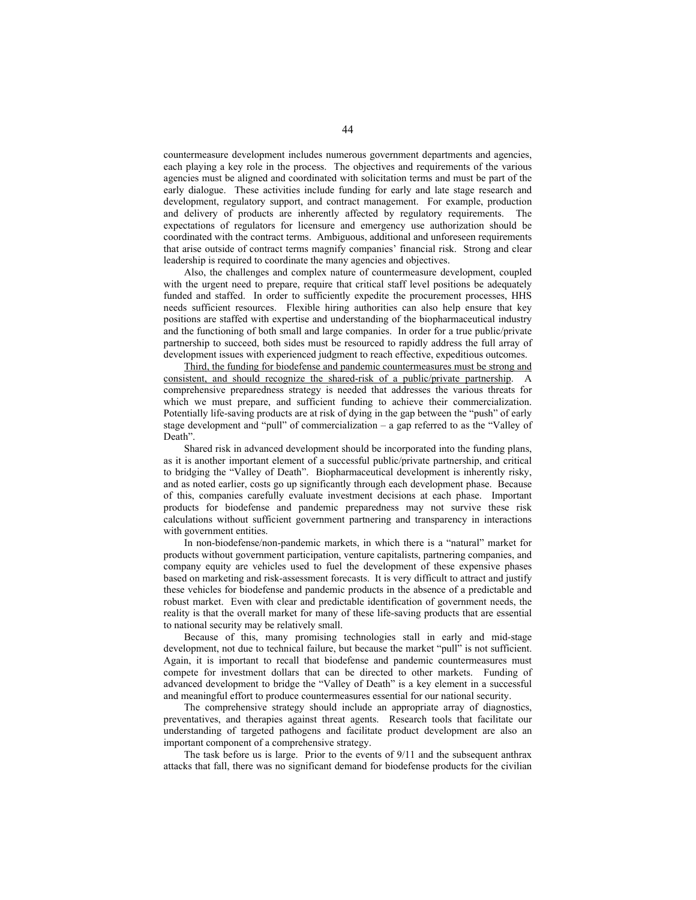countermeasure development includes numerous government departments and agencies, each playing a key role in the process. The objectives and requirements of the various agencies must be aligned and coordinated with solicitation terms and must be part of the early dialogue. These activities include funding for early and late stage research and development, regulatory support, and contract management. For example, production and delivery of products are inherently affected by regulatory requirements. The expectations of regulators for licensure and emergency use authorization should be coordinated with the contract terms. Ambiguous, additional and unforeseen requirements that arise outside of contract terms magnify companies' financial risk. Strong and clear leadership is required to coordinate the many agencies and objectives.

Also, the challenges and complex nature of countermeasure development, coupled with the urgent need to prepare, require that critical staff level positions be adequately funded and staffed. In order to sufficiently expedite the procurement processes, HHS needs sufficient resources. Flexible hiring authorities can also help ensure that key positions are staffed with expertise and understanding of the biopharmaceutical industry and the functioning of both small and large companies. In order for a true public/private partnership to succeed, both sides must be resourced to rapidly address the full array of development issues with experienced judgment to reach effective, expeditious outcomes.

<u>Third, the funding for biodefense and pandemic countermeasures must be strong and consistent, and should recognize the shared-risk of a public/private partnership</u>. A comprehensive preparedness strategy is needed that addresses the various threats for which we must prepare, and sufficient funding to achieve their commercialization. Potentially life-saving products are at risk of dying in the gap between the "push" of early stage development and "pull" of commercialization – a gap referred to as the "Valley of Death".

Shared risk in advanced development should be incorporated into the funding plans, as it is another important element of a successful public/private partnership, and critical to bridging the "Valley of Death". Biopharmaceutical development is inherently risky, and as noted earlier, costs go up significantly through each development phase. Because of this, companies carefully evaluate investment decisions at each phase. Important products for biodefense and pandemic preparedness may not survive these risk calculations without sufficient government partnering and transparency in interactions with government entities.

In non-biodefense/non-pandemic markets, in which there is a "natural" market for products without government participation, venture capitalists, partnering companies, and company equity are vehicles used to fuel the development of these expensive phases based on marketing and risk-assessment forecasts. It is very difficult to attract and justify these vehicles for biodefense and pandemic products in the absence of a predictable and robust market. Even with clear and predictable identification of government needs, the reality is that the overall market for many of these life-saving products that are essential to national security may be relatively small.

Because of this, many promising technologies stall in early and mid-stage development, not due to technical failure, but because the market "pull" is not sufficient. Again, it is important to recall that biodefense and pandemic countermeasures must compete for investment dollars that can be directed to other markets. Funding of advanced development to bridge the "Valley of Death" is a key element in a successful and meaningful effort to produce countermeasures essential for our national security.

The comprehensive strategy should include an appropriate array of diagnostics, preventatives, and therapies against threat agents. Research tools that facilitate our understanding of targeted pathogens and facilitate product development are also an important component of a comprehensive strategy.

The task before us is large. Prior to the events of 9/11 and the subsequent anthrax attacks that fall, there was no significant demand for biodefense products for the civilian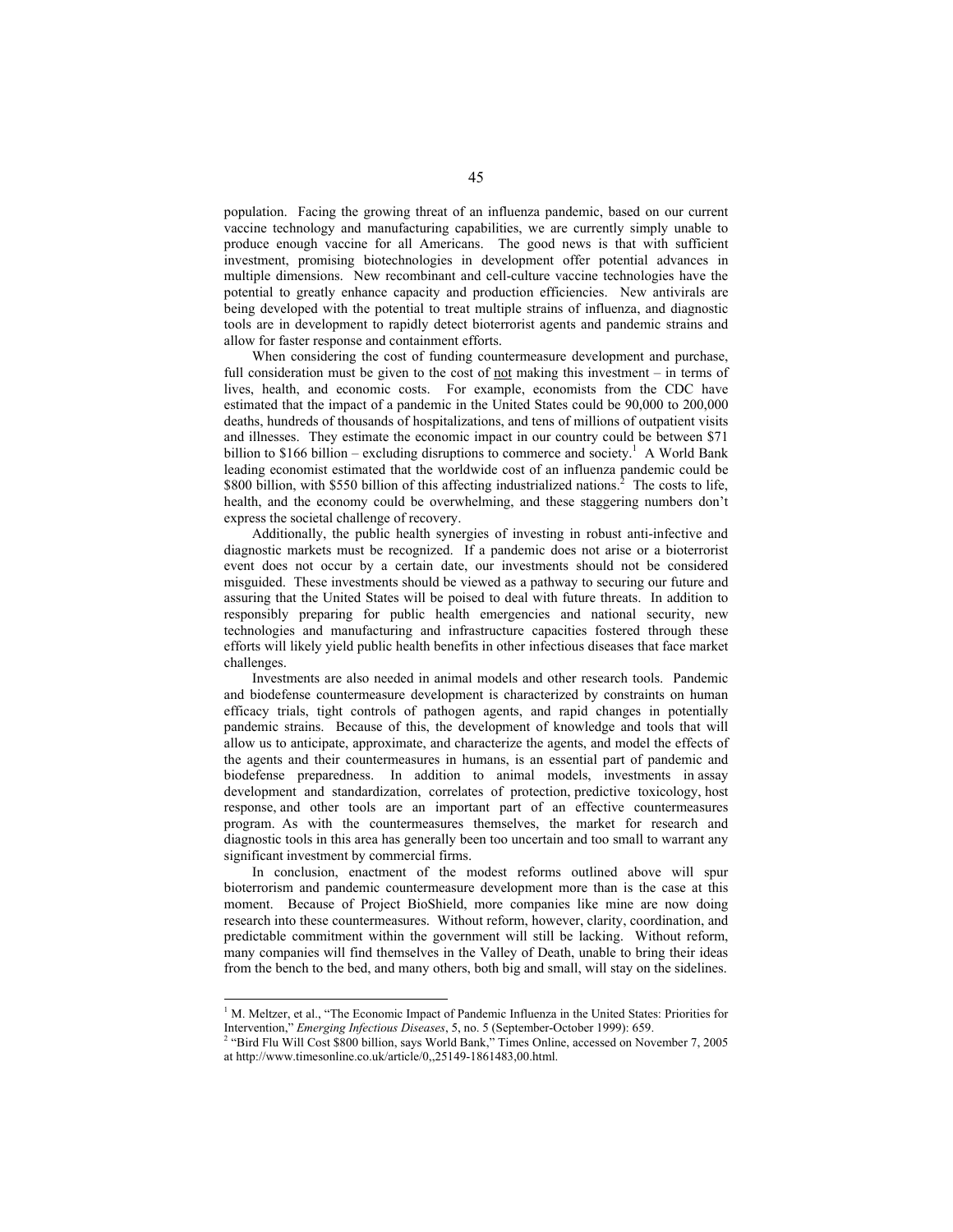population. Facing the growing threat of an influenza pandemic, based on our current vaccine technology and manufacturing capabilities, we are currently simply unable to produce enough vaccine for all Americans. The good news is that with sufficient investment, promising biotechnologies in development offer potential advances in multiple dimensions. New recombinant and cell-culture vaccine technologies have the potential to greatly enhance capacity and production efficiencies. New antivirals are being developed with the potential to treat multiple strains of influenza, and diagnostic tools are in development to rapidly detect bioterrorist agents and pandemic strains and allow for faster response and containment efforts.

When considering the cost of funding countermeasure development and purchase, full consideration must be given to the cost of not making this investment – in terms of lives, health, and economic costs. For example, economists from the CDC have estimated that the impact of a pandemic in the United States could be 90,000 to 200,000 deaths, hundreds of thousands of hospitalizations, and tens of millions of outpatient visits and illnesses. They estimate the economic impact in our country could be between $71 billion to $166 billion – excluding disruptions to commerce and society.[1] A World Bank leading economist estimated that the worldwide cost of an influenza pandemic could be $800 billion, with $550 billion of this affecting industrialized nations.[2] The costs to life, health, and the economy could be overwhelming, and these staggering numbers don't express the societal challenge of recovery.

Additionally, the public health synergies of investing in robust anti-infective and diagnostic markets must be recognized. If a pandemic does not arise or a bioterrorist event does not occur by a certain date, our investments should not be considered misguided. These investments should be viewed as a pathway to securing our future and assuring that the United States will be poised to deal with future threats. In addition to responsibly preparing for public health emergencies and national security, new technologies and manufacturing and infrastructure capacities fostered through these efforts will likely yield public health benefits in other infectious diseases that face market challenges.

Investments are also needed in animal models and other research tools. Pandemic and biodefense countermeasure development is characterized by constraints on human efficacy trials, tight controls of pathogen agents, and rapid changes in potentially pandemic strains. Because of this, the development of knowledge and tools that will allow us to anticipate, approximate, and characterize the agents, and model the effects of the agents and their countermeasures in humans, is an essential part of pandemic and biodefense preparedness. In addition to animal models, investments in assay development and standardization, correlates of protection, predictive toxicology, host response, and other tools are an important part of an effective countermeasures program. As with the countermeasures themselves, the market for research and diagnostic tools in this area has generally been too uncertain and too small to warrant any significant investment by commercial firms.

In conclusion, enactment of the modest reforms outlined above will spur bioterrorism and pandemic countermeasure development more than is the case at this moment. Because of Project BioShield, more companies like mine are now doing research into these countermeasures. Without reform, however, clarity, coordination, and predictable commitment within the government will still be lacking. Without reform, many companies will find themselves in the Valley of Death, unable to bring their ideas from the bench to the bed, and many others, both big and small, will stay on the sidelines.

---

[1] M. Meltzer, et al., "The Economic Impact of Pandemic Influenza in the United States: Priorities for Intervention," *Emerging Infectious Diseases*, 5, no. 5 (September-October 1999): 659.

[2] "Bird Flu Will Cost $800 billion, says World Bank," Times Online, accessed on November 7, 2005 at http://www.timesonline.co.uk/article/0,,25149-1861483,00.html.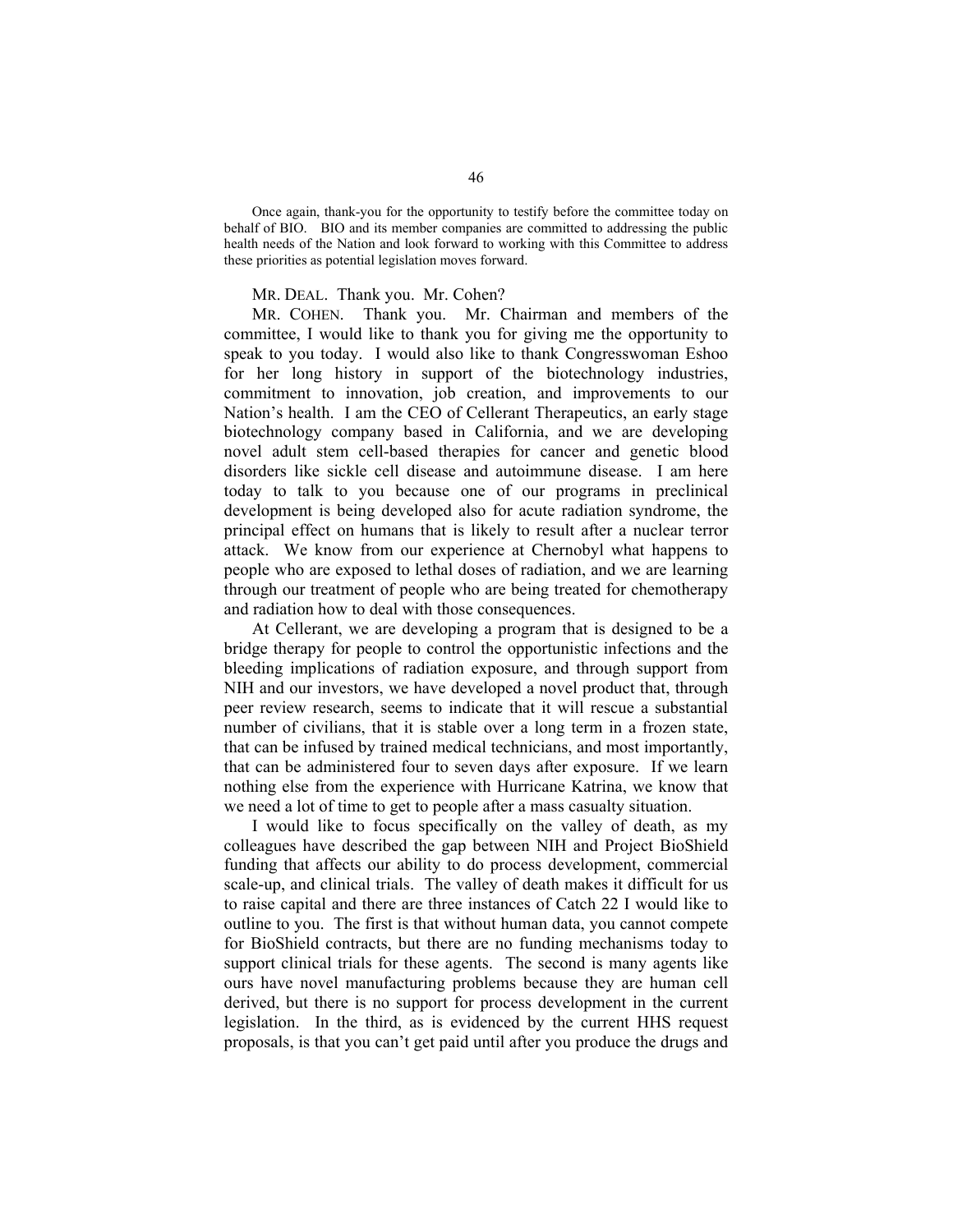Once again, thank-you for the opportunity to testify before the committee today on behalf of BIO. BIO and its member companies are committed to addressing the public health needs of the Nation and look forward to working with this Committee to address these priorities as potential legislation moves forward.

MR. DEAL. Thank you. Mr. Cohen?

MR. COHEN. Thank you. Mr. Chairman and members of the committee, I would like to thank you for giving me the opportunity to speak to you today. I would also like to thank Congresswoman Eshoo for her long history in support of the biotechnology industries, commitment to innovation, job creation, and improvements to our Nation's health. I am the CEO of Cellerant Therapeutics, an early stage biotechnology company based in California, and we are developing novel adult stem cell-based therapies for cancer and genetic blood disorders like sickle cell disease and autoimmune disease. I am here today to talk to you because one of our programs in preclinical development is being developed also for acute radiation syndrome, the principal effect on humans that is likely to result after a nuclear terror attack. We know from our experience at Chernobyl what happens to people who are exposed to lethal doses of radiation, and we are learning through our treatment of people who are being treated for chemotherapy and radiation how to deal with those consequences.

At Cellerant, we are developing a program that is designed to be a bridge therapy for people to control the opportunistic infections and the bleeding implications of radiation exposure, and through support from NIH and our investors, we have developed a novel product that, through peer review research, seems to indicate that it will rescue a substantial number of civilians, that it is stable over a long term in a frozen state, that can be infused by trained medical technicians, and most importantly, that can be administered four to seven days after exposure. If we learn nothing else from the experience with Hurricane Katrina, we know that we need a lot of time to get to people after a mass casualty situation.

I would like to focus specifically on the valley of death, as my colleagues have described the gap between NIH and Project BioShield funding that affects our ability to do process development, commercial scale-up, and clinical trials. The valley of death makes it difficult for us to raise capital and there are three instances of Catch 22 I would like to outline to you. The first is that without human data, you cannot compete for BioShield contracts, but there are no funding mechanisms today to support clinical trials for these agents. The second is many agents like ours have novel manufacturing problems because they are human cell derived, but there is no support for process development in the current legislation. In the third, as is evidenced by the current HHS request proposals, is that you can't get paid until after you produce the drugs and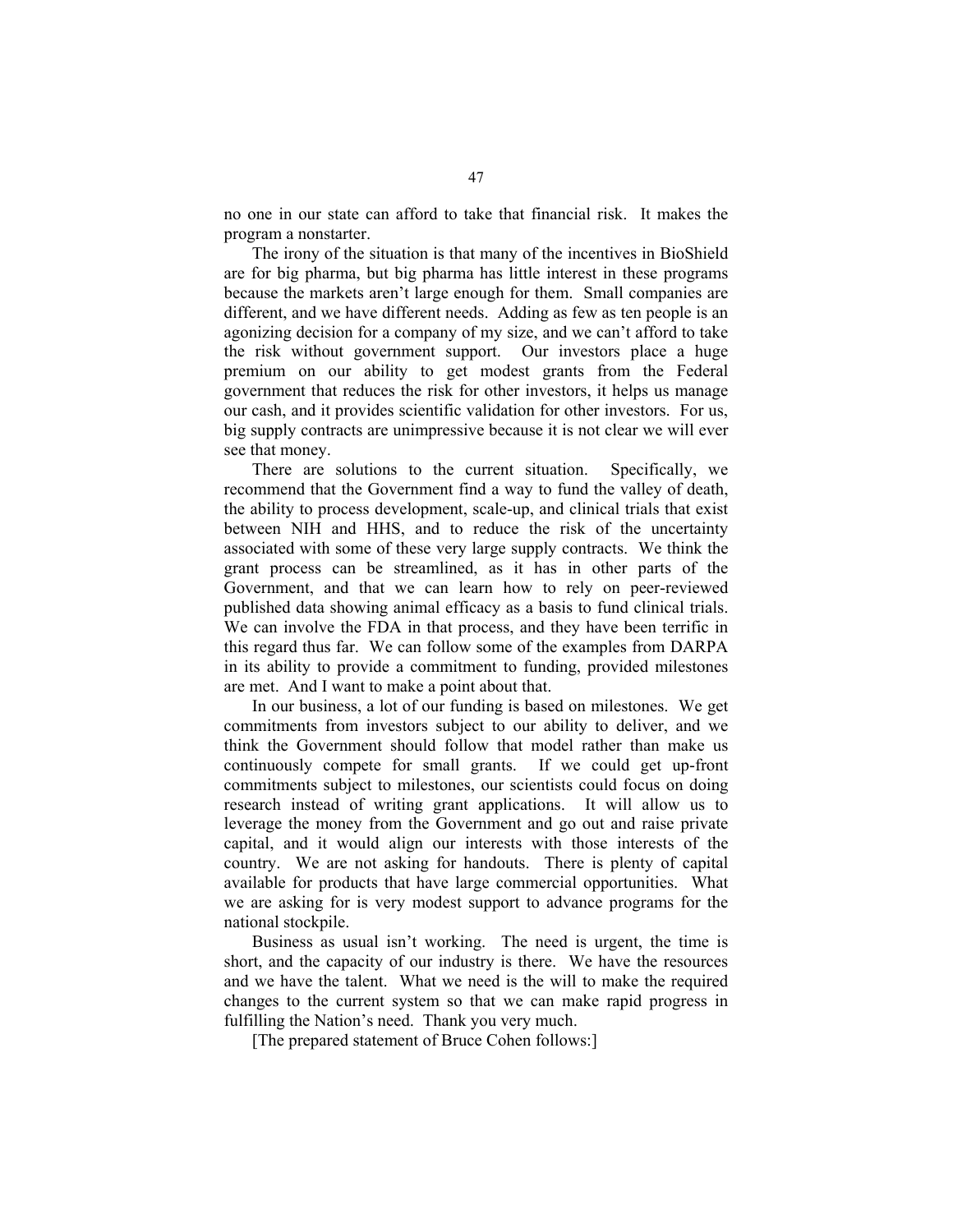no one in our state can afford to take that financial risk. It makes the program a nonstarter.

The irony of the situation is that many of the incentives in BioShield are for big pharma, but big pharma has little interest in these programs because the markets aren't large enough for them. Small companies are different, and we have different needs. Adding as few as ten people is an agonizing decision for a company of my size, and we can't afford to take the risk without government support. Our investors place a huge premium on our ability to get modest grants from the Federal government that reduces the risk for other investors, it helps us manage our cash, and it provides scientific validation for other investors. For us, big supply contracts are unimpressive because it is not clear we will ever see that money.

There are solutions to the current situation. Specifically, we recommend that the Government find a way to fund the valley of death, the ability to process development, scale-up, and clinical trials that exist between NIH and HHS, and to reduce the risk of the uncertainty associated with some of these very large supply contracts. We think the grant process can be streamlined, as it has in other parts of the Government, and that we can learn how to rely on peer-reviewed published data showing animal efficacy as a basis to fund clinical trials. We can involve the FDA in that process, and they have been terrific in this regard thus far. We can follow some of the examples from DARPA in its ability to provide a commitment to funding, provided milestones are met. And I want to make a point about that.

In our business, a lot of our funding is based on milestones. We get commitments from investors subject to our ability to deliver, and we think the Government should follow that model rather than make us continuously compete for small grants. If we could get up-front commitments subject to milestones, our scientists could focus on doing research instead of writing grant applications. It will allow us to leverage the money from the Government and go out and raise private capital, and it would align our interests with those interests of the country. We are not asking for handouts. There is plenty of capital available for products that have large commercial opportunities. What we are asking for is very modest support to advance programs for the national stockpile.

Business as usual isn't working. The need is urgent, the time is short, and the capacity of our industry is there. We have the resources and we have the talent. What we need is the will to make the required changes to the current system so that we can make rapid progress in fulfilling the Nation's need. Thank you very much.

[The prepared statement of Bruce Cohen follows:]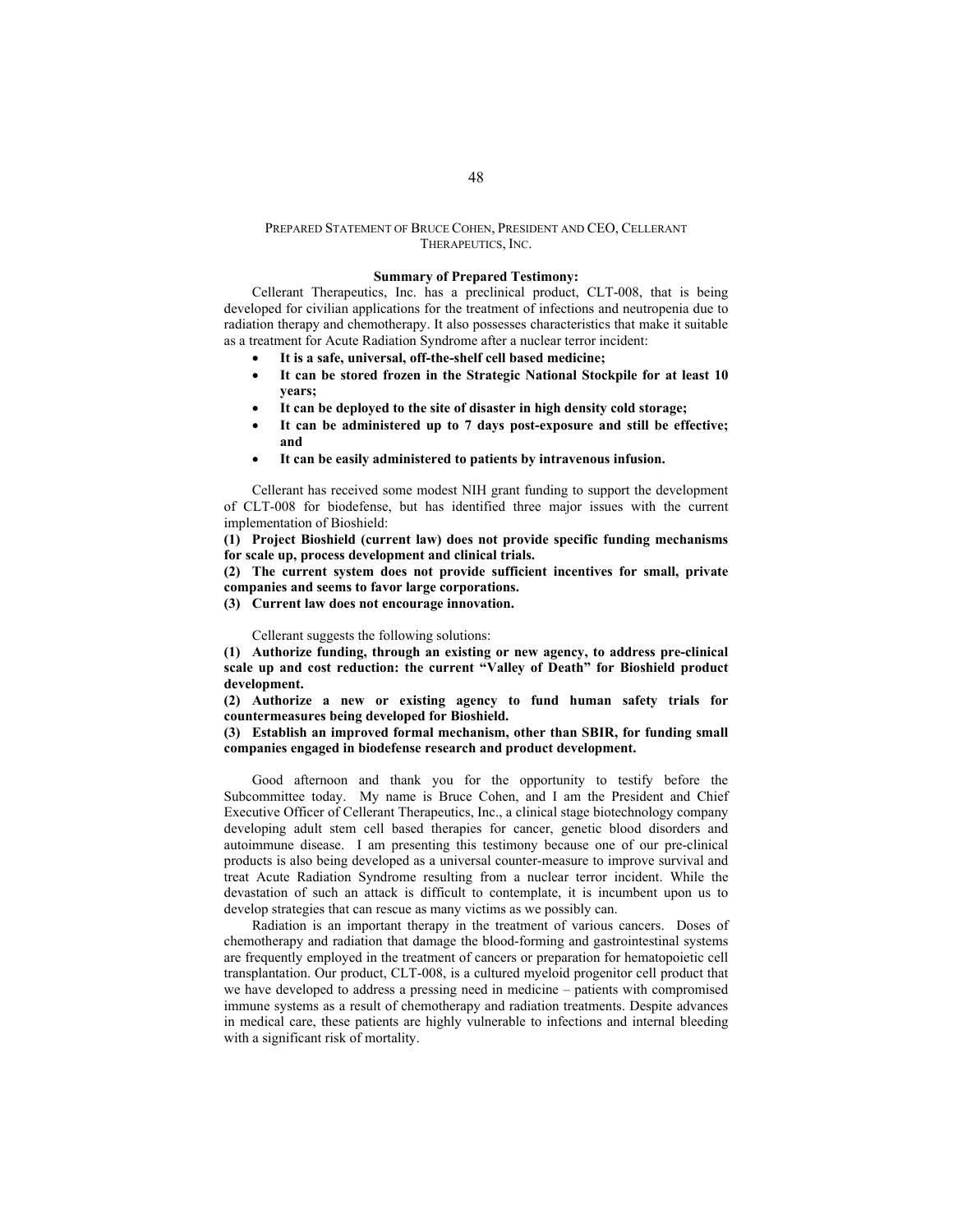PREPARED STATEMENT OF BRUCE COHEN, PRESIDENT AND CEO, CELLERANT THERAPEUTICS, INC.

**Summary of Prepared Testimony:**

Cellerant Therapeutics, Inc. has a preclinical product, CLT-008, that is being developed for civilian applications for the treatment of infections and neutropenia due to radiation therapy and chemotherapy. It also possesses characteristics that make it suitable as a treatment for Acute Radiation Syndrome after a nuclear terror incident:

- **It is a safe, universal, off-the-shelf cell based medicine;**
- **It can be stored frozen in the Strategic National Stockpile for at least 10 years;**
- **It can be deployed to the site of disaster in high density cold storage;**
- **It can be administered up to 7 days post-exposure and still be effective; and**
- **It can be easily administered to patients by intravenous infusion.**

Cellerant has received some modest NIH grant funding to support the development of CLT-008 for biodefense, but has identified three major issues with the current implementation of Bioshield:

**(1) Project Bioshield (current law) does not provide specific funding mechanisms for scale up, process development and clinical trials.**

**(2) The current system does not provide sufficient incentives for small, private companies and seems to favor large corporations.**

**(3) Current law does not encourage innovation.**

Cellerant suggests the following solutions:

**(1) Authorize funding, through an existing or new agency, to address pre-clinical scale up and cost reduction: the current "Valley of Death" for Bioshield product development.**

**(2) Authorize a new or existing agency to fund human safety trials for countermeasures being developed for Bioshield.**

**(3) Establish an improved formal mechanism, other than SBIR, for funding small companies engaged in biodefense research and product development.**

Good afternoon and thank you for the opportunity to testify before the Subcommittee today. My name is Bruce Cohen, and I am the President and Chief Executive Officer of Cellerant Therapeutics, Inc., a clinical stage biotechnology company developing adult stem cell based therapies for cancer, genetic blood disorders and autoimmune disease. I am presenting this testimony because one of our pre-clinical products is also being developed as a universal counter-measure to improve survival and treat Acute Radiation Syndrome resulting from a nuclear terror incident. While the devastation of such an attack is difficult to contemplate, it is incumbent upon us to develop strategies that can rescue as many victims as we possibly can.

Radiation is an important therapy in the treatment of various cancers. Doses of chemotherapy and radiation that damage the blood-forming and gastrointestinal systems are frequently employed in the treatment of cancers or preparation for hematopoietic cell transplantation. Our product, CLT-008, is a cultured myeloid progenitor cell product that we have developed to address a pressing need in medicine – patients with compromised immune systems as a result of chemotherapy and radiation treatments. Despite advances in medical care, these patients are highly vulnerable to infections and internal bleeding with a significant risk of mortality.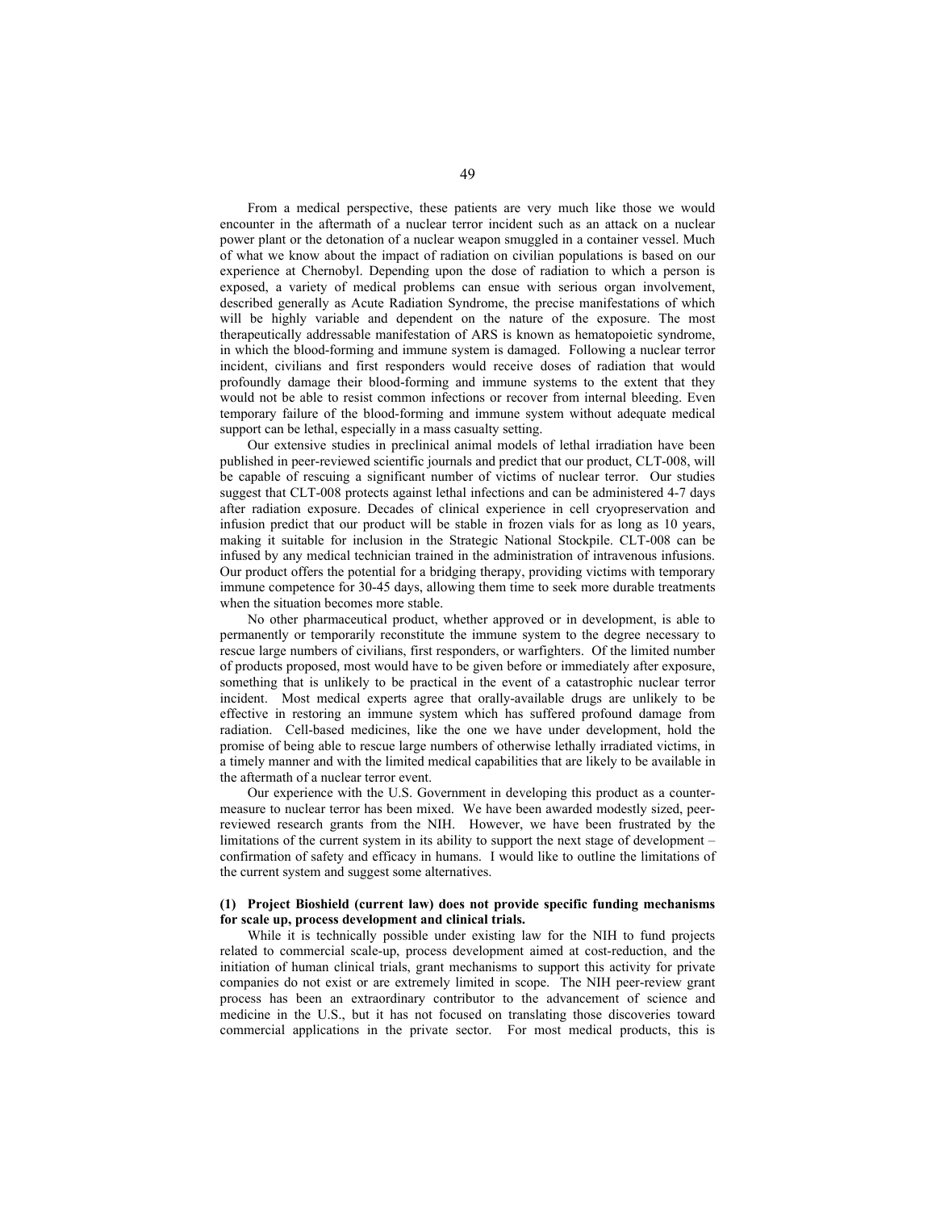From a medical perspective, these patients are very much like those we would encounter in the aftermath of a nuclear terror incident such as an attack on a nuclear power plant or the detonation of a nuclear weapon smuggled in a container vessel. Much of what we know about the impact of radiation on civilian populations is based on our experience at Chernobyl. Depending upon the dose of radiation to which a person is exposed, a variety of medical problems can ensue with serious organ involvement, described generally as Acute Radiation Syndrome, the precise manifestations of which will be highly variable and dependent on the nature of the exposure. The most therapeutically addressable manifestation of ARS is known as hematopoietic syndrome, in which the blood-forming and immune system is damaged. Following a nuclear terror incident, civilians and first responders would receive doses of radiation that would profoundly damage their blood-forming and immune systems to the extent that they would not be able to resist common infections or recover from internal bleeding. Even temporary failure of the blood-forming and immune system without adequate medical support can be lethal, especially in a mass casualty setting.

Our extensive studies in preclinical animal models of lethal irradiation have been published in peer-reviewed scientific journals and predict that our product, CLT-008, will be capable of rescuing a significant number of victims of nuclear terror. Our studies suggest that CLT-008 protects against lethal infections and can be administered 4-7 days after radiation exposure. Decades of clinical experience in cell cryopreservation and infusion predict that our product will be stable in frozen vials for as long as 10 years, making it suitable for inclusion in the Strategic National Stockpile. CLT-008 can be infused by any medical technician trained in the administration of intravenous infusions. Our product offers the potential for a bridging therapy, providing victims with temporary immune competence for 30-45 days, allowing them time to seek more durable treatments when the situation becomes more stable.

No other pharmaceutical product, whether approved or in development, is able to permanently or temporarily reconstitute the immune system to the degree necessary to rescue large numbers of civilians, first responders, or warfighters. Of the limited number of products proposed, most would have to be given before or immediately after exposure, something that is unlikely to be practical in the event of a catastrophic nuclear terror incident. Most medical experts agree that orally-available drugs are unlikely to be effective in restoring an immune system which has suffered profound damage from radiation. Cell-based medicines, like the one we have under development, hold the promise of being able to rescue large numbers of otherwise lethally irradiated victims, in a timely manner and with the limited medical capabilities that are likely to be available in the aftermath of a nuclear terror event.

Our experience with the U.S. Government in developing this product as a counter-measure to nuclear terror has been mixed. We have been awarded modestly sized, peer-reviewed research grants from the NIH. However, we have been frustrated by the limitations of the current system in its ability to support the next stage of development – confirmation of safety and efficacy in humans. I would like to outline the limitations of the current system and suggest some alternatives.

**(1) Project Bioshield (current law) does not provide specific funding mechanisms for scale up, process development and clinical trials.**

While it is technically possible under existing law for the NIH to fund projects related to commercial scale-up, process development aimed at cost-reduction, and the initiation of human clinical trials, grant mechanisms to support this activity for private companies do not exist or are extremely limited in scope. The NIH peer-review grant process has been an extraordinary contributor to the advancement of science and medicine in the U.S., but it has not focused on translating those discoveries toward commercial applications in the private sector. For most medical products, this is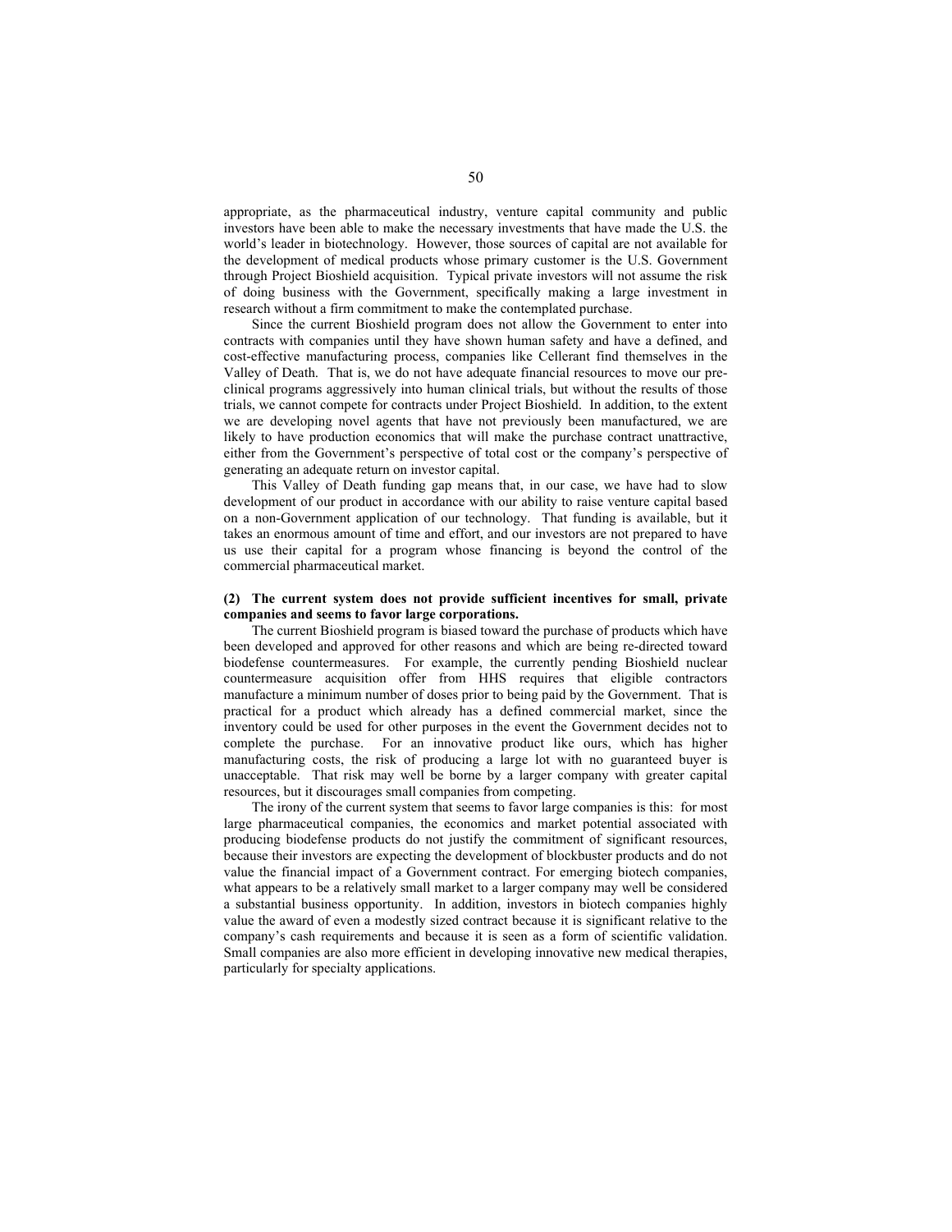appropriate, as the pharmaceutical industry, venture capital community and public investors have been able to make the necessary investments that have made the U.S. the world's leader in biotechnology. However, those sources of capital are not available for the development of medical products whose primary customer is the U.S. Government through Project Bioshield acquisition. Typical private investors will not assume the risk of doing business with the Government, specifically making a large investment in research without a firm commitment to make the contemplated purchase.

Since the current Bioshield program does not allow the Government to enter into contracts with companies until they have shown human safety and have a defined, and cost-effective manufacturing process, companies like Cellerant find themselves in the Valley of Death. That is, we do not have adequate financial resources to move our pre-clinical programs aggressively into human clinical trials, but without the results of those trials, we cannot compete for contracts under Project Bioshield. In addition, to the extent we are developing novel agents that have not previously been manufactured, we are likely to have production economics that will make the purchase contract unattractive, either from the Government's perspective of total cost or the company's perspective of generating an adequate return on investor capital.

This Valley of Death funding gap means that, in our case, we have had to slow development of our product in accordance with our ability to raise venture capital based on a non-Government application of our technology. That funding is available, but it takes an enormous amount of time and effort, and our investors are not prepared to have us use their capital for a program whose financing is beyond the control of the commercial pharmaceutical market.

**(2) The current system does not provide sufficient incentives for small, private companies and seems to favor large corporations.**

The current Bioshield program is biased toward the purchase of products which have been developed and approved for other reasons and which are being re-directed toward biodefense countermeasures. For example, the currently pending Bioshield nuclear countermeasure acquisition offer from HHS requires that eligible contractors manufacture a minimum number of doses prior to being paid by the Government. That is practical for a product which already has a defined commercial market, since the inventory could be used for other purposes in the event the Government decides not to complete the purchase. For an innovative product like ours, which has higher manufacturing costs, the risk of producing a large lot with no guaranteed buyer is unacceptable. That risk may well be borne by a larger company with greater capital resources, but it discourages small companies from competing.

The irony of the current system that seems to favor large companies is this: for most large pharmaceutical companies, the economics and market potential associated with producing biodefense products do not justify the commitment of significant resources, because their investors are expecting the development of blockbuster products and do not value the financial impact of a Government contract. For emerging biotech companies, what appears to be a relatively small market to a larger company may well be considered a substantial business opportunity. In addition, investors in biotech companies highly value the award of even a modestly sized contract because it is significant relative to the company's cash requirements and because it is seen as a form of scientific validation. Small companies are also more efficient in developing innovative new medical therapies, particularly for specialty applications.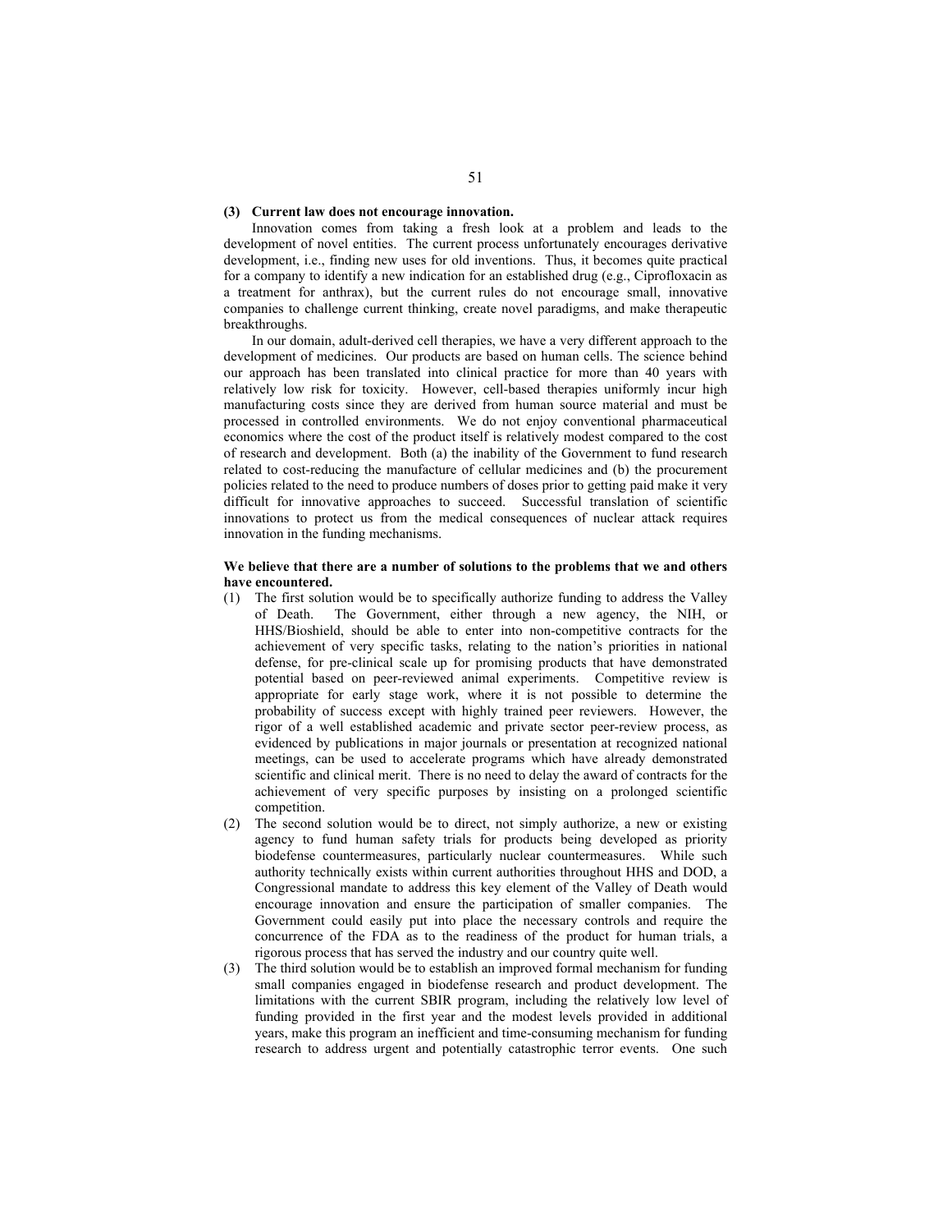**(3) Current law does not encourage innovation.**

Innovation comes from taking a fresh look at a problem and leads to the development of novel entities. The current process unfortunately encourages derivative development, i.e., finding new uses for old inventions. Thus, it becomes quite practical for a company to identify a new indication for an established drug (e.g., Ciprofloxacin as a treatment for anthrax), but the current rules do not encourage small, innovative companies to challenge current thinking, create novel paradigms, and make therapeutic breakthroughs.

In our domain, adult-derived cell therapies, we have a very different approach to the development of medicines. Our products are based on human cells. The science behind our approach has been translated into clinical practice for more than 40 years with relatively low risk for toxicity. However, cell-based therapies uniformly incur high manufacturing costs since they are derived from human source material and must be processed in controlled environments. We do not enjoy conventional pharmaceutical economics where the cost of the product itself is relatively modest compared to the cost of research and development. Both (a) the inability of the Government to fund research related to cost-reducing the manufacture of cellular medicines and (b) the procurement policies related to the need to produce numbers of doses prior to getting paid make it very difficult for innovative approaches to succeed. Successful translation of scientific innovations to protect us from the medical consequences of nuclear attack requires innovation in the funding mechanisms.

**We believe that there are a number of solutions to the problems that we and others have encountered.**

(1) The first solution would be to specifically authorize funding to address the Valley of Death. The Government, either through a new agency, the NIH, or HHS/Bioshield, should be able to enter into non-competitive contracts for the achievement of very specific tasks, relating to the nation's priorities in national defense, for pre-clinical scale up for promising products that have demonstrated potential based on peer-reviewed animal experiments. Competitive review is appropriate for early stage work, where it is not possible to determine the probability of success except with highly trained peer reviewers. However, the rigor of a well established academic and private sector peer-review process, as evidenced by publications in major journals or presentation at recognized national meetings, can be used to accelerate programs which have already demonstrated scientific and clinical merit. There is no need to delay the award of contracts for the achievement of very specific purposes by insisting on a prolonged scientific competition.

(2) The second solution would be to direct, not simply authorize, a new or existing agency to fund human safety trials for products being developed as priority biodefense countermeasures, particularly nuclear countermeasures. While such authority technically exists within current authorities throughout HHS and DOD, a Congressional mandate to address this key element of the Valley of Death would encourage innovation and ensure the participation of smaller companies. The Government could easily put into place the necessary controls and require the concurrence of the FDA as to the readiness of the product for human trials, a rigorous process that has served the industry and our country quite well.

(3) The third solution would be to establish an improved formal mechanism for funding small companies engaged in biodefense research and product development. The limitations with the current SBIR program, including the relatively low level of funding provided in the first year and the modest levels provided in additional years, make this program an inefficient and time-consuming mechanism for funding research to address urgent and potentially catastrophic terror events. One such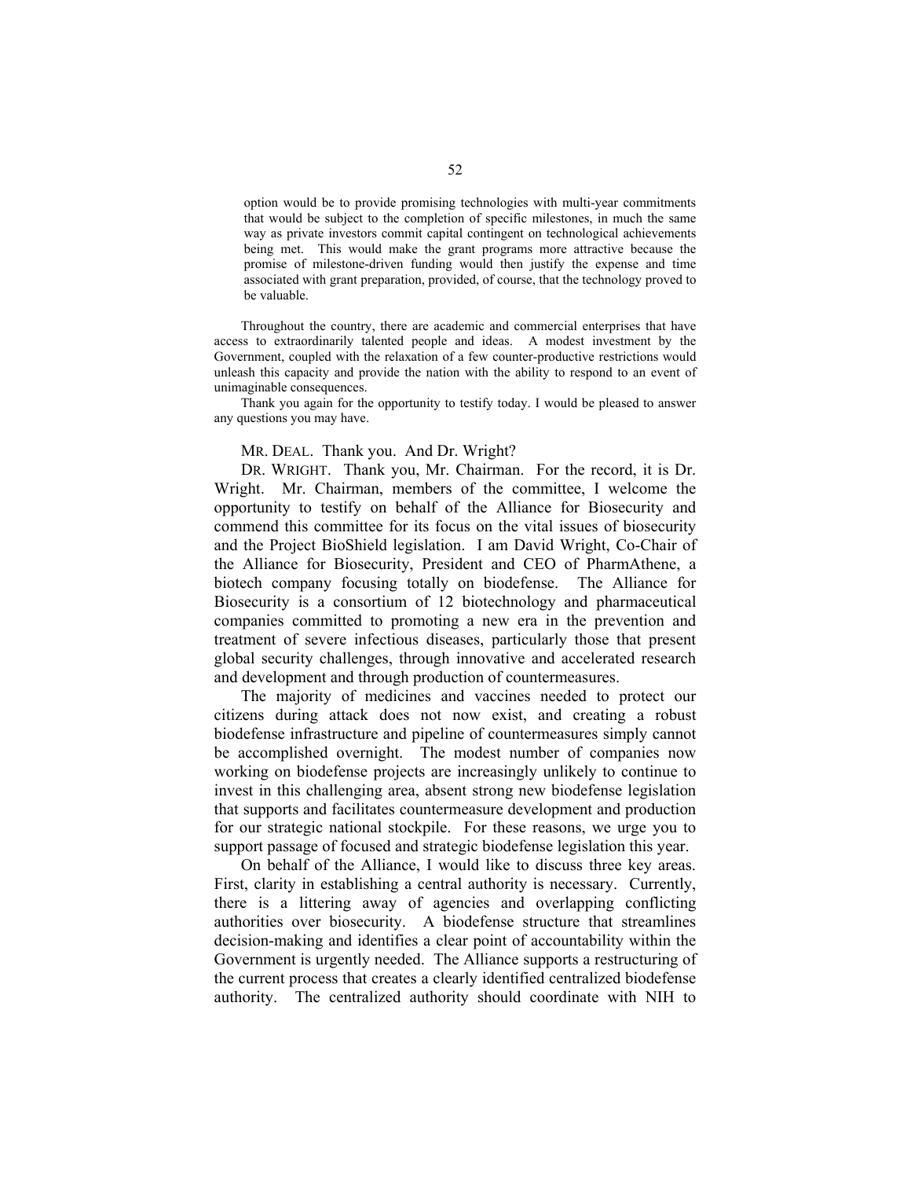option would be to provide promising technologies with multi-year commitments that would be subject to the completion of specific milestones, in much the same way as private investors commit capital contingent on technological achievements being met. This would make the grant programs more attractive because the promise of milestone-driven funding would then justify the expense and time associated with grant preparation, provided, of course, that the technology proved to be valuable.

Throughout the country, there are academic and commercial enterprises that have access to extraordinarily talented people and ideas. A modest investment by the Government, coupled with the relaxation of a few counter-productive restrictions would unleash this capacity and provide the nation with the ability to respond to an event of unimaginable consequences.

Thank you again for the opportunity to testify today. I would be pleased to answer any questions you may have.

MR. DEAL. Thank you. And Dr. Wright?

DR. WRIGHT. Thank you, Mr. Chairman. For the record, it is Dr. Wright. Mr. Chairman, members of the committee, I welcome the opportunity to testify on behalf of the Alliance for Biosecurity and commend this committee for its focus on the vital issues of biosecurity and the Project BioShield legislation. I am David Wright, Co-Chair of the Alliance for Biosecurity, President and CEO of PharmAthene, a biotech company focusing totally on biodefense. The Alliance for Biosecurity is a consortium of 12 biotechnology and pharmaceutical companies committed to promoting a new era in the prevention and treatment of severe infectious diseases, particularly those that present global security challenges, through innovative and accelerated research and development and through production of countermeasures.

The majority of medicines and vaccines needed to protect our citizens during attack does not now exist, and creating a robust biodefense infrastructure and pipeline of countermeasures simply cannot be accomplished overnight. The modest number of companies now working on biodefense projects are increasingly unlikely to continue to invest in this challenging area, absent strong new biodefense legislation that supports and facilitates countermeasure development and production for our strategic national stockpile. For these reasons, we urge you to support passage of focused and strategic biodefense legislation this year.

On behalf of the Alliance, I would like to discuss three key areas. First, clarity in establishing a central authority is necessary. Currently, there is a littering away of agencies and overlapping conflicting authorities over biosecurity. A biodefense structure that streamlines decision-making and identifies a clear point of accountability within the Government is urgently needed. The Alliance supports a restructuring of the current process that creates a clearly identified centralized biodefense authority. The centralized authority should coordinate with NIH to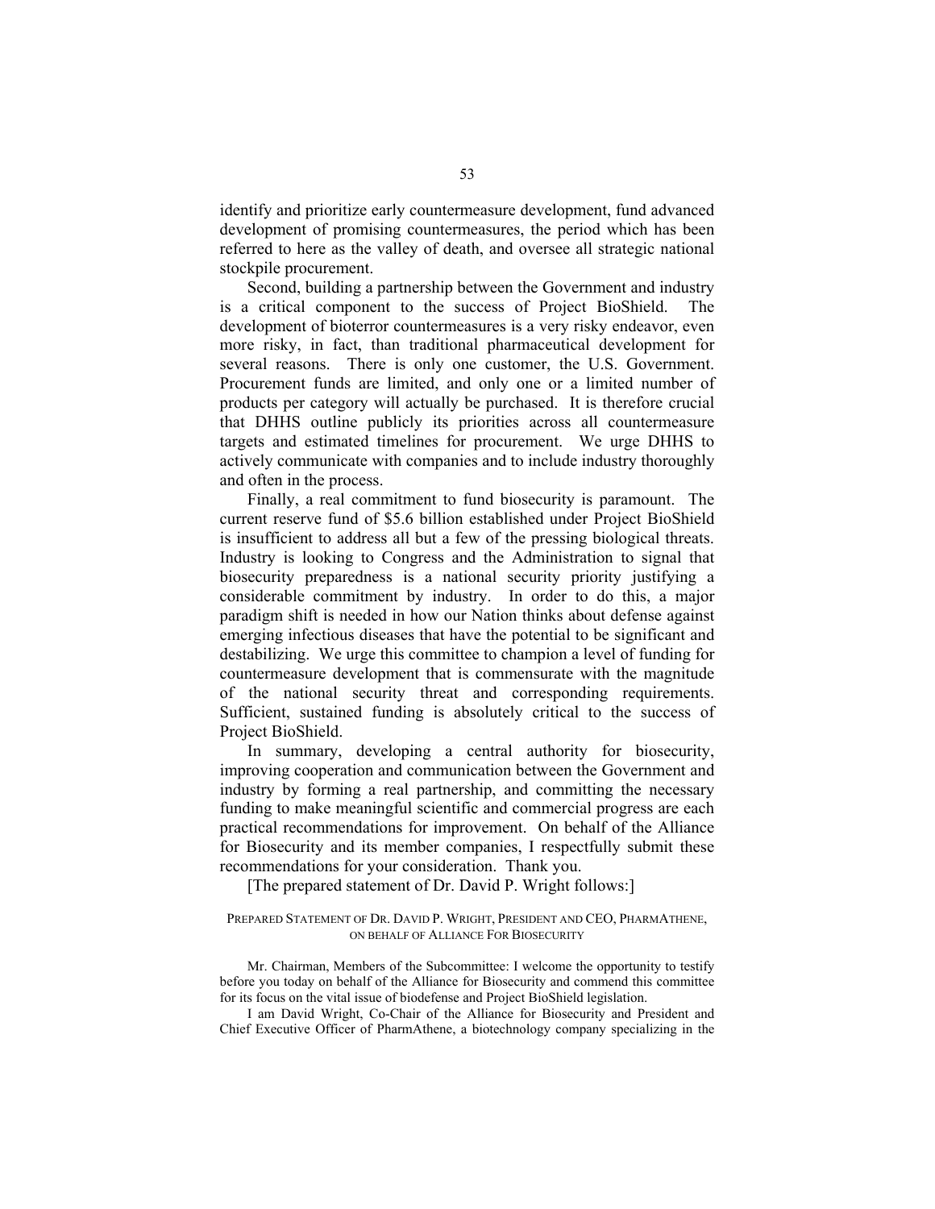identify and prioritize early countermeasure development, fund advanced development of promising countermeasures, the period which has been referred to here as the valley of death, and oversee all strategic national stockpile procurement.

Second, building a partnership between the Government and industry is a critical component to the success of Project BioShield. The development of bioterror countermeasures is a very risky endeavor, even more risky, in fact, than traditional pharmaceutical development for several reasons. There is only one customer, the U.S. Government. Procurement funds are limited, and only one or a limited number of products per category will actually be purchased. It is therefore crucial that DHHS outline publicly its priorities across all countermeasure targets and estimated timelines for procurement. We urge DHHS to actively communicate with companies and to include industry thoroughly and often in the process.

Finally, a real commitment to fund biosecurity is paramount. The current reserve fund of $5.6 billion established under Project BioShield is insufficient to address all but a few of the pressing biological threats. Industry is looking to Congress and the Administration to signal that biosecurity preparedness is a national security priority justifying a considerable commitment by industry. In order to do this, a major paradigm shift is needed in how our Nation thinks about defense against emerging infectious diseases that have the potential to be significant and destabilizing. We urge this committee to champion a level of funding for countermeasure development that is commensurate with the magnitude of the national security threat and corresponding requirements. Sufficient, sustained funding is absolutely critical to the success of Project BioShield.

In summary, developing a central authority for biosecurity, improving cooperation and communication between the Government and industry by forming a real partnership, and committing the necessary funding to make meaningful scientific and commercial progress are each practical recommendations for improvement. On behalf of the Alliance for Biosecurity and its member companies, I respectfully submit these recommendations for your consideration. Thank you.

[The prepared statement of Dr. David P. Wright follows:]

PREPARED STATEMENT OF DR. DAVID P. WRIGHT, PRESIDENT AND CEO, PHARMATHENE, ON BEHALF OF ALLIANCE FOR BIOSECURITY

Mr. Chairman, Members of the Subcommittee: I welcome the opportunity to testify before you today on behalf of the Alliance for Biosecurity and commend this committee for its focus on the vital issue of biodefense and Project BioShield legislation.

I am David Wright, Co-Chair of the Alliance for Biosecurity and President and Chief Executive Officer of PharmAthene, a biotechnology company specializing in the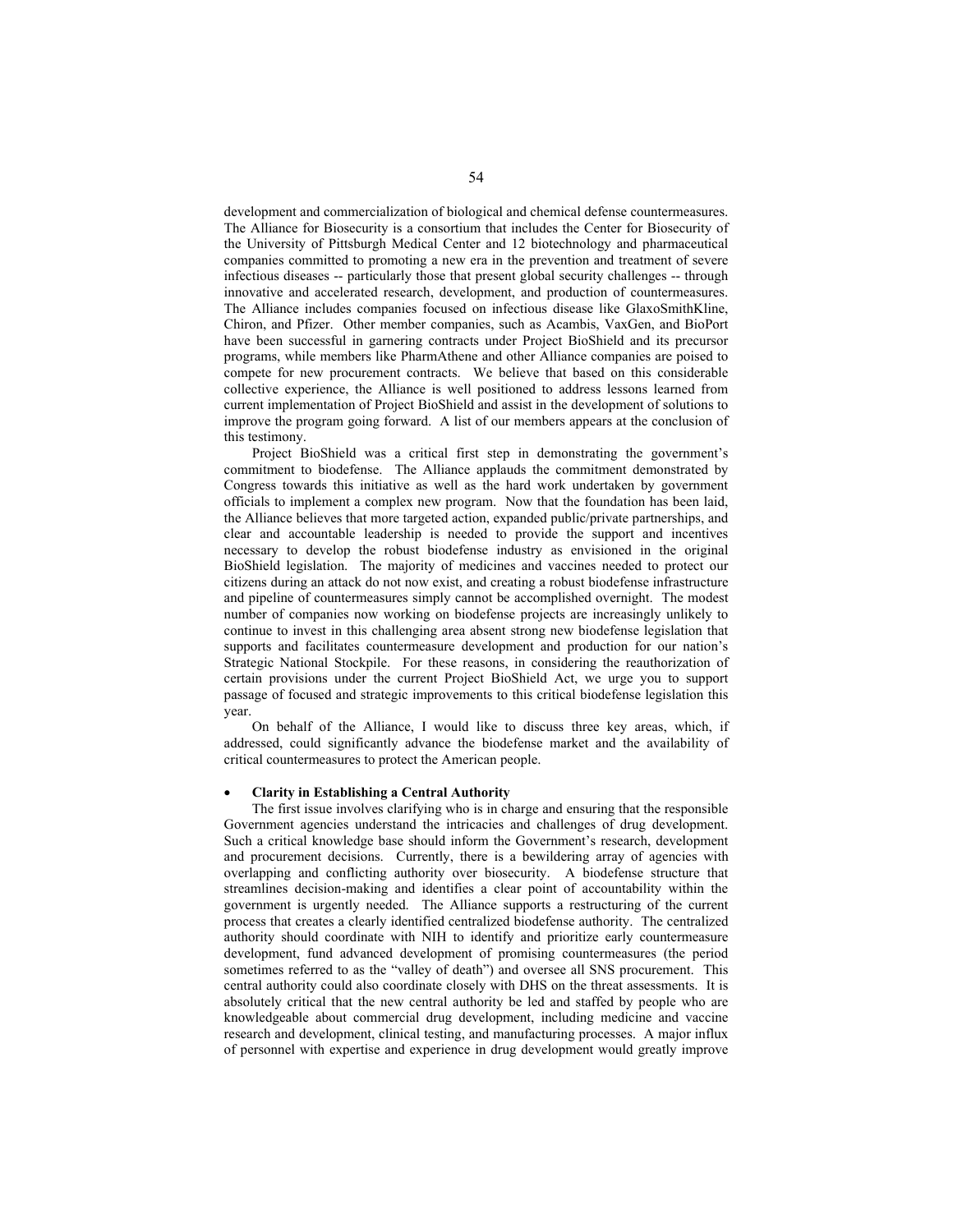development and commercialization of biological and chemical defense countermeasures. The Alliance for Biosecurity is a consortium that includes the Center for Biosecurity of the University of Pittsburgh Medical Center and 12 biotechnology and pharmaceutical companies committed to promoting a new era in the prevention and treatment of severe infectious diseases -- particularly those that present global security challenges -- through innovative and accelerated research, development, and production of countermeasures. The Alliance includes companies focused on infectious disease like GlaxoSmithKline, Chiron, and Pfizer. Other member companies, such as Acambis, VaxGen, and BioPort have been successful in garnering contracts under Project BioShield and its precursor programs, while members like PharmAthene and other Alliance companies are poised to compete for new procurement contracts. We believe that based on this considerable collective experience, the Alliance is well positioned to address lessons learned from current implementation of Project BioShield and assist in the development of solutions to improve the program going forward. A list of our members appears at the conclusion of this testimony.

Project BioShield was a critical first step in demonstrating the government's commitment to biodefense. The Alliance applauds the commitment demonstrated by Congress towards this initiative as well as the hard work undertaken by government officials to implement a complex new program. Now that the foundation has been laid, the Alliance believes that more targeted action, expanded public/private partnerships, and clear and accountable leadership is needed to provide the support and incentives necessary to develop the robust biodefense industry as envisioned in the original BioShield legislation. The majority of medicines and vaccines needed to protect our citizens during an attack do not now exist, and creating a robust biodefense infrastructure and pipeline of countermeasures simply cannot be accomplished overnight. The modest number of companies now working on biodefense projects are increasingly unlikely to continue to invest in this challenging area absent strong new biodefense legislation that supports and facilitates countermeasure development and production for our nation's Strategic National Stockpile. For these reasons, in considering the reauthorization of certain provisions under the current Project BioShield Act, we urge you to support passage of focused and strategic improvements to this critical biodefense legislation this year.

On behalf of the Alliance, I would like to discuss three key areas, which, if addressed, could significantly advance the biodefense market and the availability of critical countermeasures to protect the American people.

- **Clarity in Establishing a Central Authority**

The first issue involves clarifying who is in charge and ensuring that the responsible Government agencies understand the intricacies and challenges of drug development. Such a critical knowledge base should inform the Government's research, development and procurement decisions. Currently, there is a bewildering array of agencies with overlapping and conflicting authority over biosecurity. A biodefense structure that streamlines decision-making and identifies a clear point of accountability within the government is urgently needed. The Alliance supports a restructuring of the current process that creates a clearly identified centralized biodefense authority. The centralized authority should coordinate with NIH to identify and prioritize early countermeasure development, fund advanced development of promising countermeasures (the period sometimes referred to as the "valley of death") and oversee all SNS procurement. This central authority could also coordinate closely with DHS on the threat assessments. It is absolutely critical that the new central authority be led and staffed by people who are knowledgeable about commercial drug development, including medicine and vaccine research and development, clinical testing, and manufacturing processes. A major influx of personnel with expertise and experience in drug development would greatly improve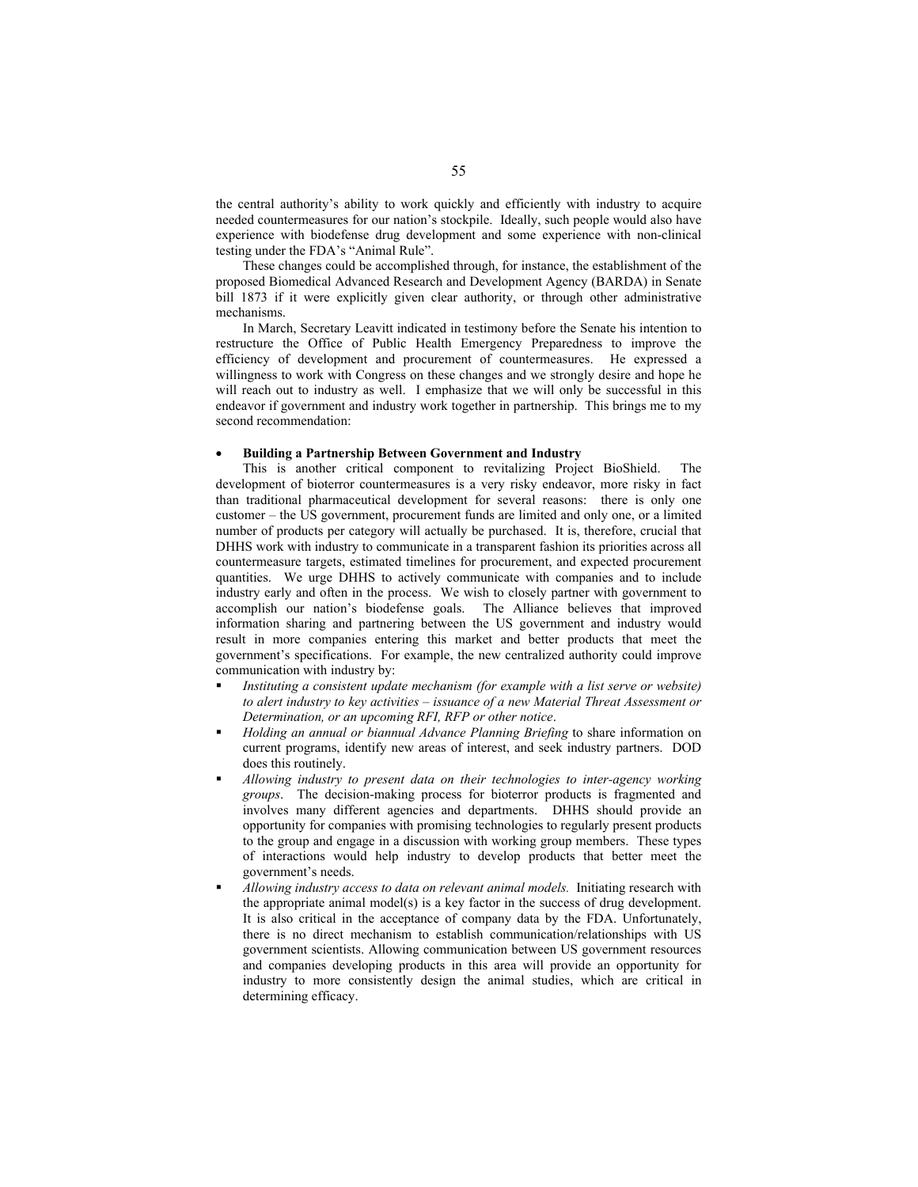the central authority's ability to work quickly and efficiently with industry to acquire needed countermeasures for our nation's stockpile. Ideally, such people would also have experience with biodefense drug development and some experience with non-clinical testing under the FDA's "Animal Rule".

These changes could be accomplished through, for instance, the establishment of the proposed Biomedical Advanced Research and Development Agency (BARDA) in Senate bill 1873 if it were explicitly given clear authority, or through other administrative mechanisms.

In March, Secretary Leavitt indicated in testimony before the Senate his intention to restructure the Office of Public Health Emergency Preparedness to improve the efficiency of development and procurement of countermeasures. He expressed a willingness to work with Congress on these changes and we strongly desire and hope he will reach out to industry as well. I emphasize that we will only be successful in this endeavor if government and industry work together in partnership. This brings me to my second recommendation:

- **Building a Partnership Between Government and Industry**

This is another critical component to revitalizing Project BioShield. The development of bioterror countermeasures is a very risky endeavor, more risky in fact than traditional pharmaceutical development for several reasons: there is only one customer – the US government, procurement funds are limited and only one, or a limited number of products per category will actually be purchased. It is, therefore, crucial that DHHS work with industry to communicate in a transparent fashion its priorities across all countermeasure targets, estimated timelines for procurement, and expected procurement quantities. We urge DHHS to actively communicate with companies and to include industry early and often in the process. We wish to closely partner with government to accomplish our nation's biodefense goals. The Alliance believes that improved information sharing and partnering between the US government and industry would result in more companies entering this market and better products that meet the government's specifications. For example, the new centralized authority could improve communication with industry by:

- *Instituting a consistent update mechanism (for example with a list serve or website) to alert industry to key activities – issuance of a new Material Threat Assessment or Determination, or an upcoming RFI, RFP or other notice*.
- *Holding an annual or biannual Advance Planning Briefing* to share information on current programs, identify new areas of interest, and seek industry partners. DOD does this routinely.
- *Allowing industry to present data on their technologies to inter-agency working groups*. The decision-making process for bioterror products is fragmented and involves many different agencies and departments. DHHS should provide an opportunity for companies with promising technologies to regularly present products to the group and engage in a discussion with working group members. These types of interactions would help industry to develop products that better meet the government's needs.
- *Allowing industry access to data on relevant animal models.* Initiating research with the appropriate animal model(s) is a key factor in the success of drug development. It is also critical in the acceptance of company data by the FDA. Unfortunately, there is no direct mechanism to establish communication/relationships with US government scientists. Allowing communication between US government resources and companies developing products in this area will provide an opportunity for industry to more consistently design the animal studies, which are critical in determining efficacy.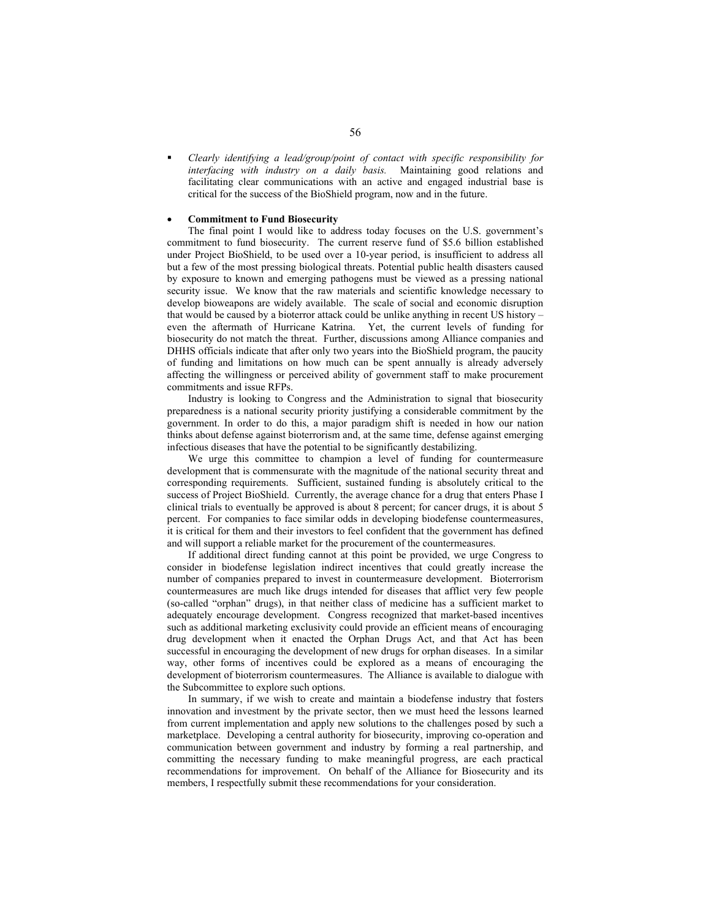- *Clearly identifying a lead/group/point of contact with specific responsibility for interfacing with industry on a daily basis.* Maintaining good relations and facilitating clear communications with an active and engaged industrial base is critical for the success of the BioShield program, now and in the future.

- **Commitment to Fund Biosecurity**

The final point I would like to address today focuses on the U.S. government's commitment to fund biosecurity. The current reserve fund of $5.6 billion established under Project BioShield, to be used over a 10-year period, is insufficient to address all but a few of the most pressing biological threats. Potential public health disasters caused by exposure to known and emerging pathogens must be viewed as a pressing national security issue. We know that the raw materials and scientific knowledge necessary to develop bioweapons are widely available. The scale of social and economic disruption that would be caused by a bioterror attack could be unlike anything in recent US history – even the aftermath of Hurricane Katrina. Yet, the current levels of funding for biosecurity do not match the threat. Further, discussions among Alliance companies and DHHS officials indicate that after only two years into the BioShield program, the paucity of funding and limitations on how much can be spent annually is already adversely affecting the willingness or perceived ability of government staff to make procurement commitments and issue RFPs.

Industry is looking to Congress and the Administration to signal that biosecurity preparedness is a national security priority justifying a considerable commitment by the government. In order to do this, a major paradigm shift is needed in how our nation thinks about defense against bioterrorism and, at the same time, defense against emerging infectious diseases that have the potential to be significantly destabilizing.

We urge this committee to champion a level of funding for countermeasure development that is commensurate with the magnitude of the national security threat and corresponding requirements. Sufficient, sustained funding is absolutely critical to the success of Project BioShield. Currently, the average chance for a drug that enters Phase I clinical trials to eventually be approved is about 8 percent; for cancer drugs, it is about 5 percent. For companies to face similar odds in developing biodefense countermeasures, it is critical for them and their investors to feel confident that the government has defined and will support a reliable market for the procurement of the countermeasures.

If additional direct funding cannot at this point be provided, we urge Congress to consider in biodefense legislation indirect incentives that could greatly increase the number of companies prepared to invest in countermeasure development. Bioterrorism countermeasures are much like drugs intended for diseases that afflict very few people (so-called "orphan" drugs), in that neither class of medicine has a sufficient market to adequately encourage development. Congress recognized that market-based incentives such as additional marketing exclusivity could provide an efficient means of encouraging drug development when it enacted the Orphan Drugs Act, and that Act has been successful in encouraging the development of new drugs for orphan diseases. In a similar way, other forms of incentives could be explored as a means of encouraging the development of bioterrorism countermeasures. The Alliance is available to dialogue with the Subcommittee to explore such options.

In summary, if we wish to create and maintain a biodefense industry that fosters innovation and investment by the private sector, then we must heed the lessons learned from current implementation and apply new solutions to the challenges posed by such a marketplace. Developing a central authority for biosecurity, improving co-operation and communication between government and industry by forming a real partnership, and committing the necessary funding to make meaningful progress, are each practical recommendations for improvement. On behalf of the Alliance for Biosecurity and its members, I respectfully submit these recommendations for your consideration.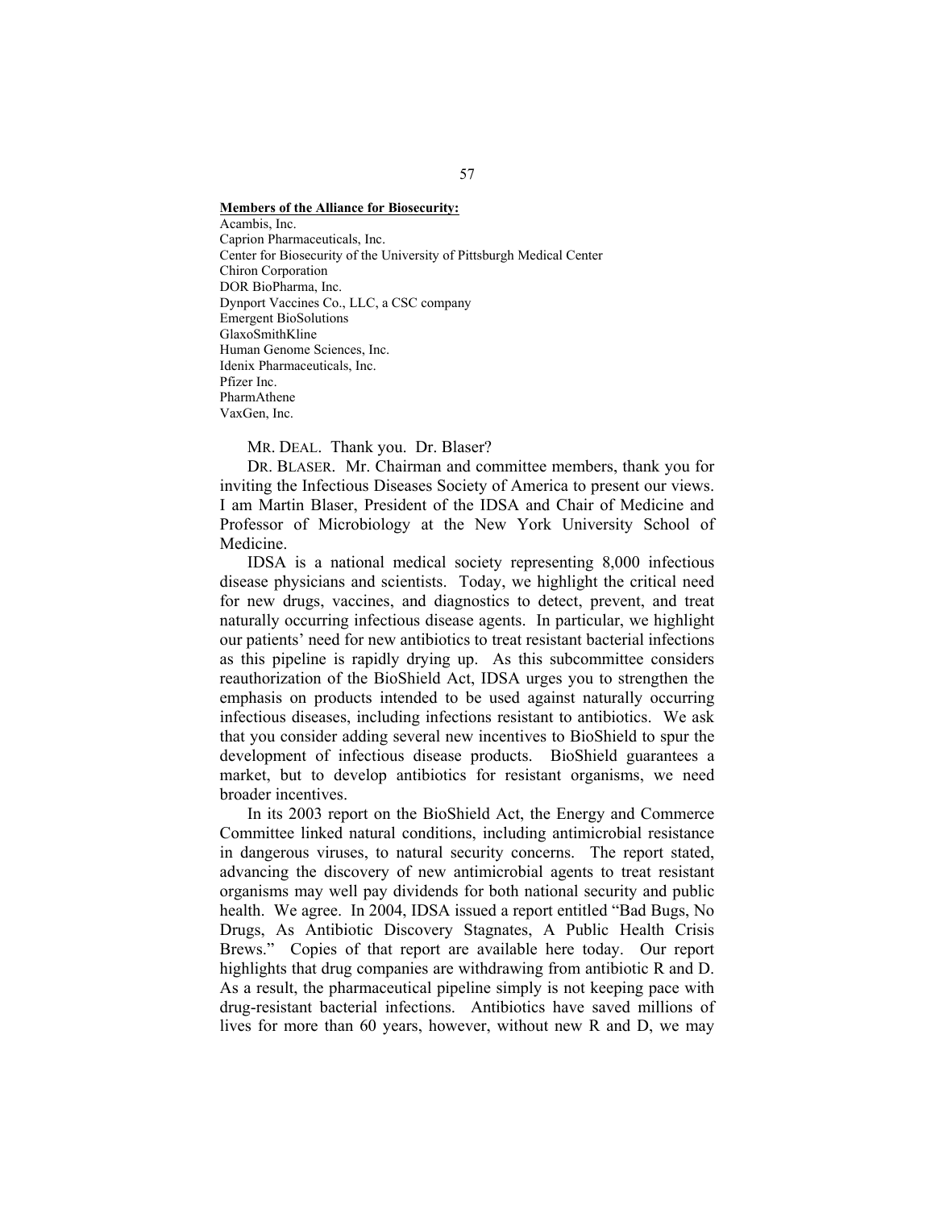**Members of the Alliance for Biosecurity:**

Acambis, Inc.
Caprion Pharmaceuticals, Inc.
Center for Biosecurity of the University of Pittsburgh Medical Center
Chiron Corporation
DOR BioPharma, Inc.
Dynport Vaccines Co., LLC, a CSC company
Emergent BioSolutions
GlaxoSmithKline
Human Genome Sciences, Inc.
Idenix Pharmaceuticals, Inc.
Pfizer Inc.
PharmAthene
VaxGen, Inc.

MR. DEAL. Thank you. Dr. Blaser?

DR. BLASER. Mr. Chairman and committee members, thank you for inviting the Infectious Diseases Society of America to present our views. I am Martin Blaser, President of the IDSA and Chair of Medicine and Professor of Microbiology at the New York University School of Medicine.

IDSA is a national medical society representing 8,000 infectious disease physicians and scientists. Today, we highlight the critical need for new drugs, vaccines, and diagnostics to detect, prevent, and treat naturally occurring infectious disease agents. In particular, we highlight our patients' need for new antibiotics to treat resistant bacterial infections as this pipeline is rapidly drying up. As this subcommittee considers reauthorization of the BioShield Act, IDSA urges you to strengthen the emphasis on products intended to be used against naturally occurring infectious diseases, including infections resistant to antibiotics. We ask that you consider adding several new incentives to BioShield to spur the development of infectious disease products. BioShield guarantees a market, but to develop antibiotics for resistant organisms, we need broader incentives.

In its 2003 report on the BioShield Act, the Energy and Commerce Committee linked natural conditions, including antimicrobial resistance in dangerous viruses, to natural security concerns. The report stated, advancing the discovery of new antimicrobial agents to treat resistant organisms may well pay dividends for both national security and public health. We agree. In 2004, IDSA issued a report entitled "Bad Bugs, No Drugs, As Antibiotic Discovery Stagnates, A Public Health Crisis Brews." Copies of that report are available here today. Our report highlights that drug companies are withdrawing from antibiotic R and D. As a result, the pharmaceutical pipeline simply is not keeping pace with drug-resistant bacterial infections. Antibiotics have saved millions of lives for more than 60 years, however, without new R and D, we may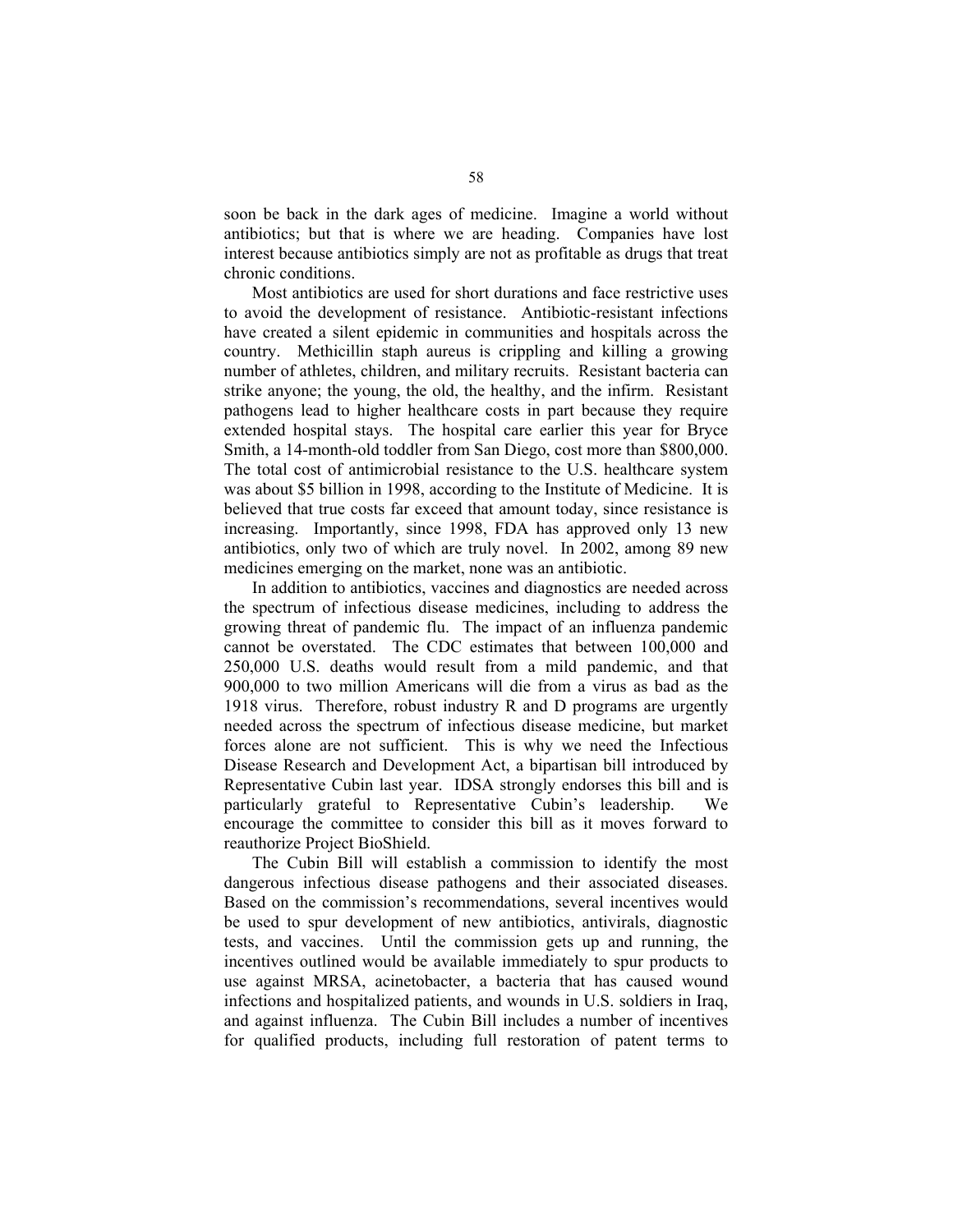soon be back in the dark ages of medicine. Imagine a world without antibiotics; but that is where we are heading. Companies have lost interest because antibiotics simply are not as profitable as drugs that treat chronic conditions.

Most antibiotics are used for short durations and face restrictive uses to avoid the development of resistance. Antibiotic-resistant infections have created a silent epidemic in communities and hospitals across the country. Methicillin staph aureus is crippling and killing a growing number of athletes, children, and military recruits. Resistant bacteria can strike anyone; the young, the old, the healthy, and the infirm. Resistant pathogens lead to higher healthcare costs in part because they require extended hospital stays. The hospital care earlier this year for Bryce Smith, a 14-month-old toddler from San Diego, cost more than $800,000. The total cost of antimicrobial resistance to the U.S. healthcare system was about $5 billion in 1998, according to the Institute of Medicine. It is believed that true costs far exceed that amount today, since resistance is increasing. Importantly, since 1998, FDA has approved only 13 new antibiotics, only two of which are truly novel. In 2002, among 89 new medicines emerging on the market, none was an antibiotic.

In addition to antibiotics, vaccines and diagnostics are needed across the spectrum of infectious disease medicines, including to address the growing threat of pandemic flu. The impact of an influenza pandemic cannot be overstated. The CDC estimates that between 100,000 and 250,000 U.S. deaths would result from a mild pandemic, and that 900,000 to two million Americans will die from a virus as bad as the 1918 virus. Therefore, robust industry R and D programs are urgently needed across the spectrum of infectious disease medicine, but market forces alone are not sufficient. This is why we need the Infectious Disease Research and Development Act, a bipartisan bill introduced by Representative Cubin last year. IDSA strongly endorses this bill and is particularly grateful to Representative Cubin's leadership. We encourage the committee to consider this bill as it moves forward to reauthorize Project BioShield.

The Cubin Bill will establish a commission to identify the most dangerous infectious disease pathogens and their associated diseases. Based on the commission's recommendations, several incentives would be used to spur development of new antibiotics, antivirals, diagnostic tests, and vaccines. Until the commission gets up and running, the incentives outlined would be available immediately to spur products to use against MRSA, acinetobacter, a bacteria that has caused wound infections and hospitalized patients, and wounds in U.S. soldiers in Iraq, and against influenza. The Cubin Bill includes a number of incentives for qualified products, including full restoration of patent terms to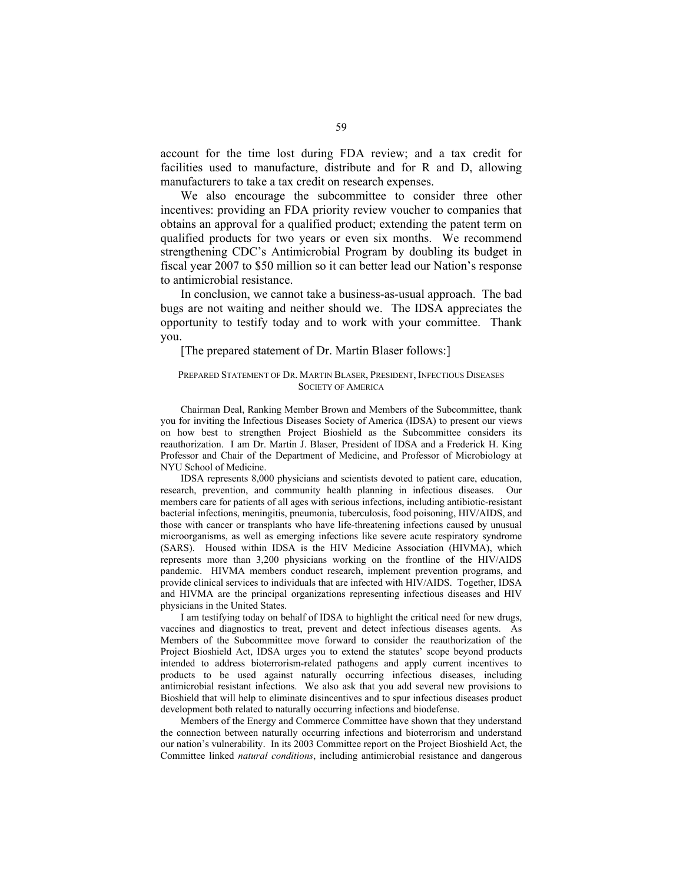account for the time lost during FDA review; and a tax credit for facilities used to manufacture, distribute and for R and D, allowing manufacturers to take a tax credit on research expenses.

We also encourage the subcommittee to consider three other incentives: providing an FDA priority review voucher to companies that obtains an approval for a qualified product; extending the patent term on qualified products for two years or even six months. We recommend strengthening CDC's Antimicrobial Program by doubling its budget in fiscal year 2007 to $50 million so it can better lead our Nation's response to antimicrobial resistance.

In conclusion, we cannot take a business-as-usual approach. The bad bugs are not waiting and neither should we. The IDSA appreciates the opportunity to testify today and to work with your committee. Thank you.

[The prepared statement of Dr. Martin Blaser follows:]

PREPARED STATEMENT OF DR. MARTIN BLASER, PRESIDENT, INFECTIOUS DISEASES SOCIETY OF AMERICA

Chairman Deal, Ranking Member Brown and Members of the Subcommittee, thank you for inviting the Infectious Diseases Society of America (IDSA) to present our views on how best to strengthen Project Bioshield as the Subcommittee considers its reauthorization. I am Dr. Martin J. Blaser, President of IDSA and a Frederick H. King Professor and Chair of the Department of Medicine, and Professor of Microbiology at NYU School of Medicine.

IDSA represents 8,000 physicians and scientists devoted to patient care, education, research, prevention, and community health planning in infectious diseases. Our members care for patients of all ages with serious infections, including antibiotic-resistant bacterial infections, meningitis, pneumonia, tuberculosis, food poisoning, HIV/AIDS, and those with cancer or transplants who have life-threatening infections caused by unusual microorganisms, as well as emerging infections like severe acute respiratory syndrome (SARS). Housed within IDSA is the HIV Medicine Association (HIVMA), which represents more than 3,200 physicians working on the frontline of the HIV/AIDS pandemic. HIVMA members conduct research, implement prevention programs, and provide clinical services to individuals that are infected with HIV/AIDS. Together, IDSA and HIVMA are the principal organizations representing infectious diseases and HIV physicians in the United States.

I am testifying today on behalf of IDSA to highlight the critical need for new drugs, vaccines and diagnostics to treat, prevent and detect infectious diseases agents. As Members of the Subcommittee move forward to consider the reauthorization of the Project Bioshield Act, IDSA urges you to extend the statutes' scope beyond products intended to address bioterrorism-related pathogens and apply current incentives to products to be used against naturally occurring infectious diseases, including antimicrobial resistant infections. We also ask that you add several new provisions to Bioshield that will help to eliminate disincentives and to spur infectious diseases product development both related to naturally occurring infections and biodefense.

Members of the Energy and Commerce Committee have shown that they understand the connection between naturally occurring infections and bioterrorism and understand our nation's vulnerability. In its 2003 Committee report on the Project Bioshield Act, the Committee linked *natural conditions*, including antimicrobial resistance and dangerous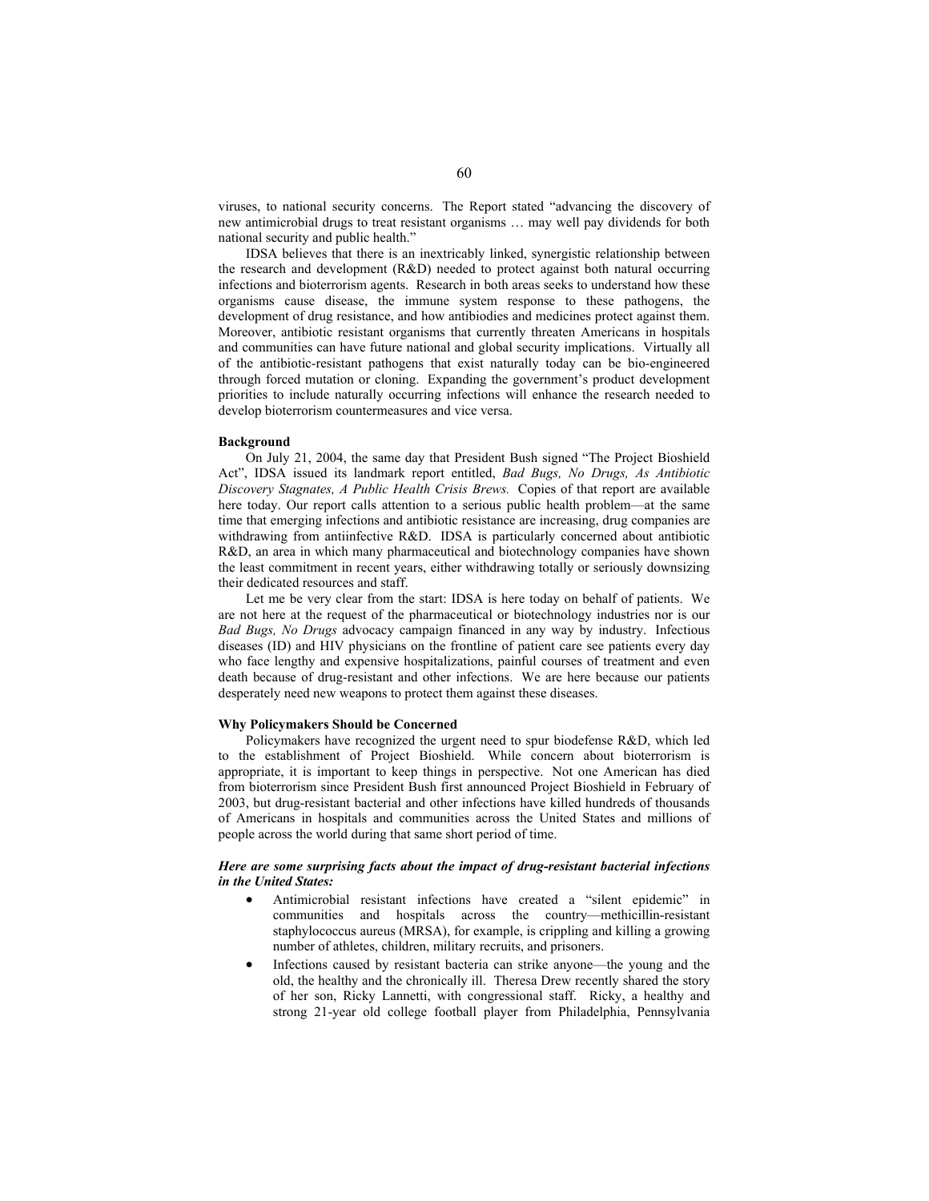viruses, to national security concerns. The Report stated "advancing the discovery of new antimicrobial drugs to treat resistant organisms … may well pay dividends for both national security and public health."

IDSA believes that there is an inextricably linked, synergistic relationship between the research and development (R&D) needed to protect against both natural occurring infections and bioterrorism agents. Research in both areas seeks to understand how these organisms cause disease, the immune system response to these pathogens, the development of drug resistance, and how antibiodies and medicines protect against them. Moreover, antibiotic resistant organisms that currently threaten Americans in hospitals and communities can have future national and global security implications. Virtually all of the antibiotic-resistant pathogens that exist naturally today can be bio-engineered through forced mutation or cloning. Expanding the government's product development priorities to include naturally occurring infections will enhance the research needed to develop bioterrorism countermeasures and vice versa.

**Background**

On July 21, 2004, the same day that President Bush signed "The Project Bioshield Act", IDSA issued its landmark report entitled, *Bad Bugs, No Drugs, As Antibiotic Discovery Stagnates, A Public Health Crisis Brews.* Copies of that report are available here today. Our report calls attention to a serious public health problem—at the same time that emerging infections and antibiotic resistance are increasing, drug companies are withdrawing from antiinfective R&D. IDSA is particularly concerned about antibiotic R&D, an area in which many pharmaceutical and biotechnology companies have shown the least commitment in recent years, either withdrawing totally or seriously downsizing their dedicated resources and staff.

Let me be very clear from the start: IDSA is here today on behalf of patients. We are not here at the request of the pharmaceutical or biotechnology industries nor is our *Bad Bugs, No Drugs* advocacy campaign financed in any way by industry. Infectious diseases (ID) and HIV physicians on the frontline of patient care see patients every day who face lengthy and expensive hospitalizations, painful courses of treatment and even death because of drug-resistant and other infections. We are here because our patients desperately need new weapons to protect them against these diseases.

**Why Policymakers Should be Concerned**

Policymakers have recognized the urgent need to spur biodefense R&D, which led to the establishment of Project Bioshield. While concern about bioterrorism is appropriate, it is important to keep things in perspective. Not one American has died from bioterrorism since President Bush first announced Project Bioshield in February of 2003, but drug-resistant bacterial and other infections have killed hundreds of thousands of Americans in hospitals and communities across the United States and millions of people across the world during that same short period of time.

***Here are some surprising facts about the impact of drug-resistant bacterial infections in the United States:***

- Antimicrobial resistant infections have created a "silent epidemic" in communities and hospitals across the country—methicillin-resistant staphylococcus aureus (MRSA), for example, is crippling and killing a growing number of athletes, children, military recruits, and prisoners.
- Infections caused by resistant bacteria can strike anyone—the young and the old, the healthy and the chronically ill. Theresa Drew recently shared the story of her son, Ricky Lannetti, with congressional staff. Ricky, a healthy and strong 21-year old college football player from Philadelphia, Pennsylvania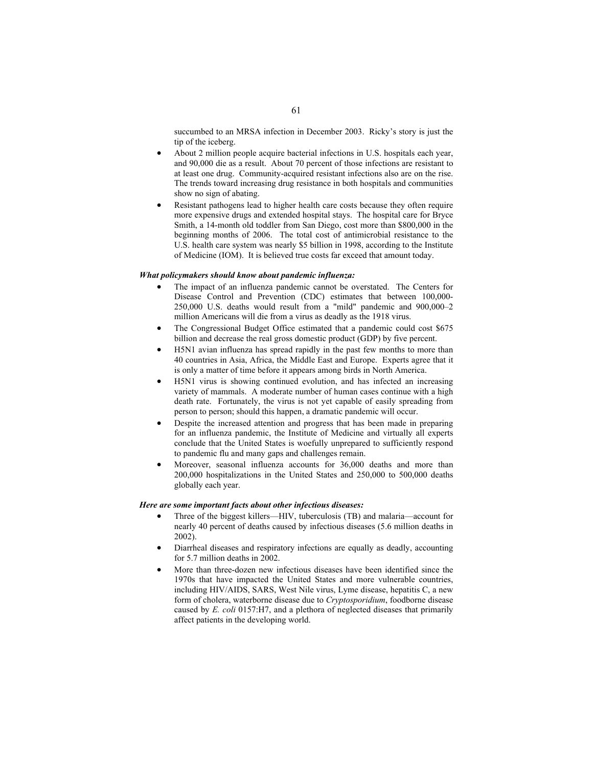succumbed to an MRSA infection in December 2003. Ricky's story is just the tip of the iceberg.

- About 2 million people acquire bacterial infections in U.S. hospitals each year, and 90,000 die as a result. About 70 percent of those infections are resistant to at least one drug. Community-acquired resistant infections also are on the rise. The trends toward increasing drug resistance in both hospitals and communities show no sign of abating.
- Resistant pathogens lead to higher health care costs because they often require more expensive drugs and extended hospital stays. The hospital care for Bryce Smith, a 14-month old toddler from San Diego, cost more than $800,000 in the beginning months of 2006. The total cost of antimicrobial resistance to the U.S. health care system was nearly $5 billion in 1998, according to the Institute of Medicine (IOM). It is believed true costs far exceed that amount today.

***What policymakers should know about pandemic influenza:***

- The impact of an influenza pandemic cannot be overstated. The Centers for Disease Control and Prevention (CDC) estimates that between 100,000-250,000 U.S. deaths would result from a "mild" pandemic and 900,000–2 million Americans will die from a virus as deadly as the 1918 virus.
- The Congressional Budget Office estimated that a pandemic could cost $675 billion and decrease the real gross domestic product (GDP) by five percent.
- H5N1 avian influenza has spread rapidly in the past few months to more than 40 countries in Asia, Africa, the Middle East and Europe. Experts agree that it is only a matter of time before it appears among birds in North America.
- H5N1 virus is showing continued evolution, and has infected an increasing variety of mammals. A moderate number of human cases continue with a high death rate. Fortunately, the virus is not yet capable of easily spreading from person to person; should this happen, a dramatic pandemic will occur.
- Despite the increased attention and progress that has been made in preparing for an influenza pandemic, the Institute of Medicine and virtually all experts conclude that the United States is woefully unprepared to sufficiently respond to pandemic flu and many gaps and challenges remain.
- Moreover, seasonal influenza accounts for 36,000 deaths and more than 200,000 hospitalizations in the United States and 250,000 to 500,000 deaths globally each year.

***Here are some important facts about other infectious diseases:***

- Three of the biggest killers—HIV, tuberculosis (TB) and malaria—account for nearly 40 percent of deaths caused by infectious diseases (5.6 million deaths in 2002).
- Diarrheal diseases and respiratory infections are equally as deadly, accounting for 5.7 million deaths in 2002.
- More than three-dozen new infectious diseases have been identified since the 1970s that have impacted the United States and more vulnerable countries, including HIV/AIDS, SARS, West Nile virus, Lyme disease, hepatitis C, a new form of cholera, waterborne disease due to *Cryptosporidium*, foodborne disease caused by *E. coli* 0157:H7, and a plethora of neglected diseases that primarily affect patients in the developing world.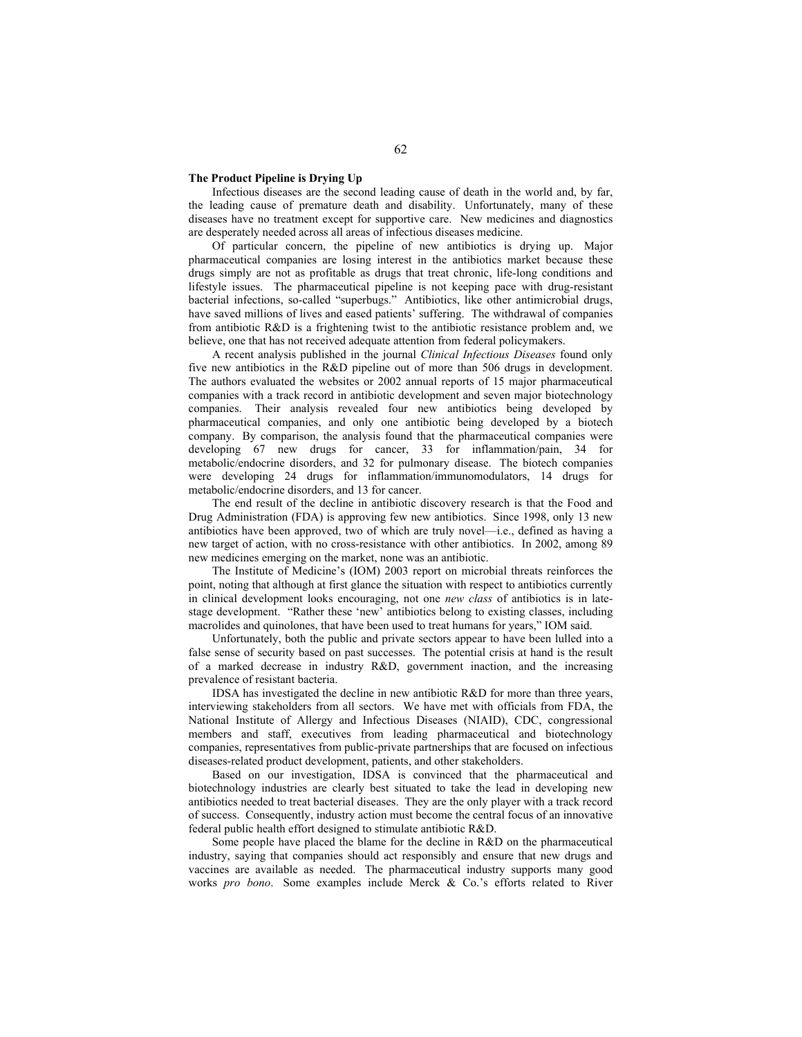**The Product Pipeline is Drying Up**

Infectious diseases are the second leading cause of death in the world and, by far, the leading cause of premature death and disability. Unfortunately, many of these diseases have no treatment except for supportive care. New medicines and diagnostics are desperately needed across all areas of infectious diseases medicine.

Of particular concern, the pipeline of new antibiotics is drying up. Major pharmaceutical companies are losing interest in the antibiotics market because these drugs simply are not as profitable as drugs that treat chronic, life-long conditions and lifestyle issues. The pharmaceutical pipeline is not keeping pace with drug-resistant bacterial infections, so-called "superbugs." Antibiotics, like other antimicrobial drugs, have saved millions of lives and eased patients' suffering. The withdrawal of companies from antibiotic R&D is a frightening twist to the antibiotic resistance problem and, we believe, one that has not received adequate attention from federal policymakers.

A recent analysis published in the journal *Clinical Infectious Diseases* found only five new antibiotics in the R&D pipeline out of more than 506 drugs in development. The authors evaluated the websites or 2002 annual reports of 15 major pharmaceutical companies with a track record in antibiotic development and seven major biotechnology companies. Their analysis revealed four new antibiotics being developed by pharmaceutical companies, and only one antibiotic being developed by a biotech company. By comparison, the analysis found that the pharmaceutical companies were developing 67 new drugs for cancer, 33 for inflammation/pain, 34 for metabolic/endocrine disorders, and 32 for pulmonary disease. The biotech companies were developing 24 drugs for inflammation/immunomodulators, 14 drugs for metabolic/endocrine disorders, and 13 for cancer.

The end result of the decline in antibiotic discovery research is that the Food and Drug Administration (FDA) is approving few new antibiotics. Since 1998, only 13 new antibiotics have been approved, two of which are truly novel—i.e., defined as having a new target of action, with no cross-resistance with other antibiotics. In 2002, among 89 new medicines emerging on the market, none was an antibiotic.

The Institute of Medicine's (IOM) 2003 report on microbial threats reinforces the point, noting that although at first glance the situation with respect to antibiotics currently in clinical development looks encouraging, not one *new class* of antibiotics is in late-stage development. "Rather these 'new' antibiotics belong to existing classes, including macrolides and quinolones, that have been used to treat humans for years," IOM said.

Unfortunately, both the public and private sectors appear to have been lulled into a false sense of security based on past successes. The potential crisis at hand is the result of a marked decrease in industry R&D, government inaction, and the increasing prevalence of resistant bacteria.

IDSA has investigated the decline in new antibiotic R&D for more than three years, interviewing stakeholders from all sectors. We have met with officials from FDA, the National Institute of Allergy and Infectious Diseases (NIAID), CDC, congressional members and staff, executives from leading pharmaceutical and biotechnology companies, representatives from public-private partnerships that are focused on infectious diseases-related product development, patients, and other stakeholders.

Based on our investigation, IDSA is convinced that the pharmaceutical and biotechnology industries are clearly best situated to take the lead in developing new antibiotics needed to treat bacterial diseases. They are the only player with a track record of success. Consequently, industry action must become the central focus of an innovative federal public health effort designed to stimulate antibiotic R&D.

Some people have placed the blame for the decline in R&D on the pharmaceutical industry, saying that companies should act responsibly and ensure that new drugs and vaccines are available as needed. The pharmaceutical industry supports many good works *pro bono*. Some examples include Merck & Co.'s efforts related to River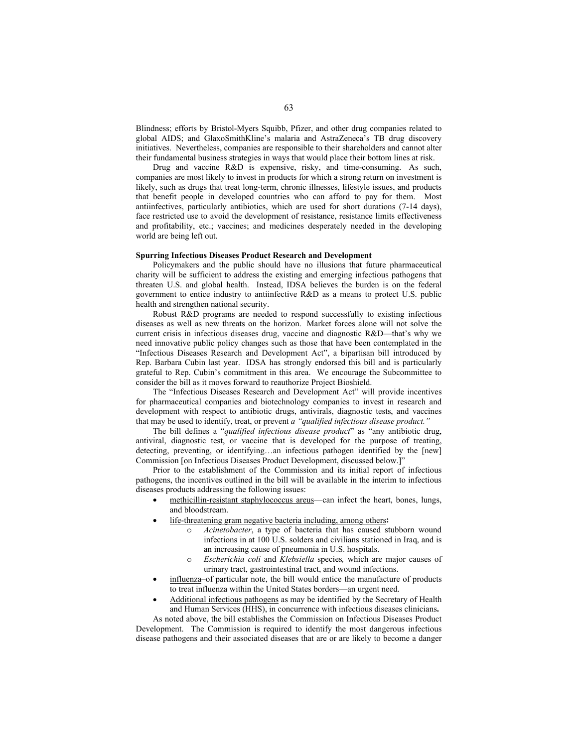Blindness; efforts by Bristol-Myers Squibb, Pfizer, and other drug companies related to global AIDS; and GlaxoSmithKline's malaria and AstraZeneca's TB drug discovery initiatives. Nevertheless, companies are responsible to their shareholders and cannot alter their fundamental business strategies in ways that would place their bottom lines at risk.

Drug and vaccine R&D is expensive, risky, and time-consuming. As such, companies are most likely to invest in products for which a strong return on investment is likely, such as drugs that treat long-term, chronic illnesses, lifestyle issues, and products that benefit people in developed countries who can afford to pay for them. Most antiinfectives, particularly antibiotics, which are used for short durations (7-14 days), face restricted use to avoid the development of resistance, resistance limits effectiveness and profitability, etc.; vaccines; and medicines desperately needed in the developing world are being left out.

**Spurring Infectious Diseases Product Research and Development**

Policymakers and the public should have no illusions that future pharmaceutical charity will be sufficient to address the existing and emerging infectious pathogens that threaten U.S. and global health. Instead, IDSA believes the burden is on the federal government to entice industry to antiinfective R&D as a means to protect U.S. public health and strengthen national security.

Robust R&D programs are needed to respond successfully to existing infectious diseases as well as new threats on the horizon. Market forces alone will not solve the current crisis in infectious diseases drug, vaccine and diagnostic R&D—that's why we need innovative public policy changes such as those that have been contemplated in the "Infectious Diseases Research and Development Act", a bipartisan bill introduced by Rep. Barbara Cubin last year. IDSA has strongly endorsed this bill and is particularly grateful to Rep. Cubin's commitment in this area. We encourage the Subcommittee to consider the bill as it moves forward to reauthorize Project Bioshield.

The "Infectious Diseases Research and Development Act" will provide incentives for pharmaceutical companies and biotechnology companies to invest in research and development with respect to antibiotic drugs, antivirals, diagnostic tests, and vaccines that may be used to identify, treat, or prevent *a "qualified infectious disease product."*

The bill defines a "*qualified infectious disease product*" as "any antibiotic drug, antiviral, diagnostic test, or vaccine that is developed for the purpose of treating, detecting, preventing, or identifying…an infectious pathogen identified by the [new] Commission [on Infectious Diseases Product Development, discussed below.]"

Prior to the establishment of the Commission and its initial report of infectious pathogens, the incentives outlined in the bill will be available in the interim to infectious diseases products addressing the following issues:

- methicillin-resistant staphylococcus areus—can infect the heart, bones, lungs, and bloodstream.
- life-threatening gram negative bacteria including, among others**:**
  - *Acinetobacter*, a type of bacteria that has caused stubborn wound infections in at 100 U.S. solders and civilians stationed in Iraq, and is an increasing cause of pneumonia in U.S. hospitals.
  - *Escherichia coli* and *Klebsiella* species*,* which are major causes of urinary tract, gastrointestinal tract, and wound infections.
- influenza–of particular note, the bill would entice the manufacture of products to treat influenza within the United States borders—an urgent need.
- Additional infectious pathogens as may be identified by the Secretary of Health and Human Services (HHS), in concurrence with infectious diseases clinicians**.**

As noted above, the bill establishes the Commission on Infectious Diseases Product Development. The Commission is required to identify the most dangerous infectious disease pathogens and their associated diseases that are or are likely to become a danger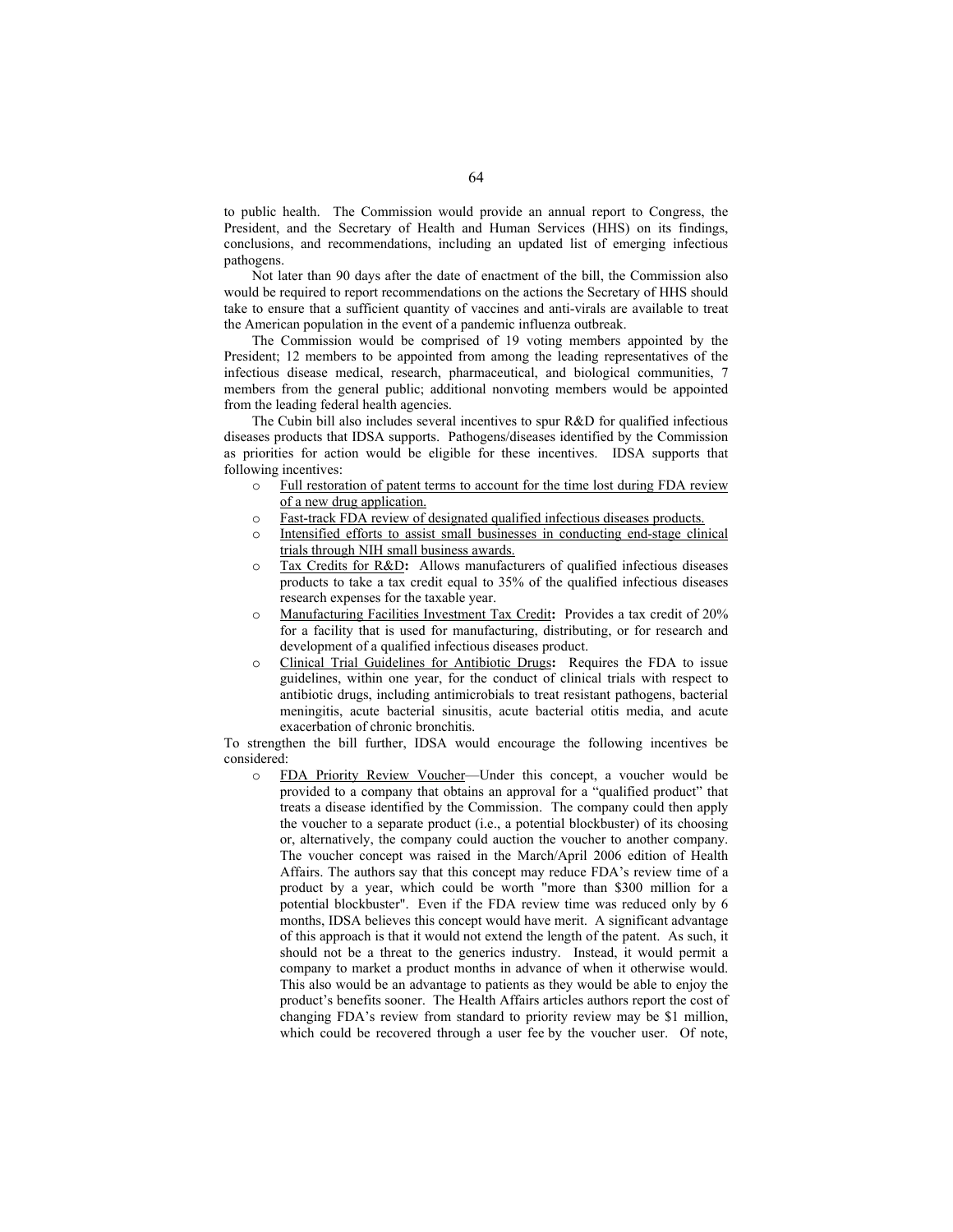to public health. The Commission would provide an annual report to Congress, the President, and the Secretary of Health and Human Services (HHS) on its findings, conclusions, and recommendations, including an updated list of emerging infectious pathogens.

Not later than 90 days after the date of enactment of the bill, the Commission also would be required to report recommendations on the actions the Secretary of HHS should take to ensure that a sufficient quantity of vaccines and anti-virals are available to treat the American population in the event of a pandemic influenza outbreak.

The Commission would be comprised of 19 voting members appointed by the President; 12 members to be appointed from among the leading representatives of the infectious disease medical, research, pharmaceutical, and biological communities, 7 members from the general public; additional nonvoting members would be appointed from the leading federal health agencies.

The Cubin bill also includes several incentives to spur R&D for qualified infectious diseases products that IDSA supports. Pathogens/diseases identified by the Commission as priorities for action would be eligible for these incentives. IDSA supports that following incentives:

- Full restoration of patent terms to account for the time lost during FDA review of a new drug application.
- Fast-track FDA review of designated qualified infectious diseases products.
- Intensified efforts to assist small businesses in conducting end-stage clinical trials through NIH small business awards.
- Tax Credits for R&D**:** Allows manufacturers of qualified infectious diseases products to take a tax credit equal to 35% of the qualified infectious diseases research expenses for the taxable year.
- Manufacturing Facilities Investment Tax Credit**:** Provides a tax credit of 20% for a facility that is used for manufacturing, distributing, or for research and development of a qualified infectious diseases product.
- Clinical Trial Guidelines for Antibiotic Drugs**:** Requires the FDA to issue guidelines, within one year, for the conduct of clinical trials with respect to antibiotic drugs, including antimicrobials to treat resistant pathogens, bacterial meningitis, acute bacterial sinusitis, acute bacterial otitis media, and acute exacerbation of chronic bronchitis.

To strengthen the bill further, IDSA would encourage the following incentives be considered:

- FDA Priority Review Voucher—Under this concept, a voucher would be provided to a company that obtains an approval for a "qualified product" that treats a disease identified by the Commission. The company could then apply the voucher to a separate product (i.e., a potential blockbuster) of its choosing or, alternatively, the company could auction the voucher to another company. The voucher concept was raised in the March/April 2006 edition of Health Affairs. The authors say that this concept may reduce FDA's review time of a product by a year, which could be worth "more than $300 million for a potential blockbuster". Even if the FDA review time was reduced only by 6 months, IDSA believes this concept would have merit. A significant advantage of this approach is that it would not extend the length of the patent. As such, it should not be a threat to the generics industry. Instead, it would permit a company to market a product months in advance of when it otherwise would. This also would be an advantage to patients as they would be able to enjoy the product's benefits sooner. The Health Affairs articles authors report the cost of changing FDA's review from standard to priority review may be $1 million, which could be recovered through a user fee by the voucher user. Of note,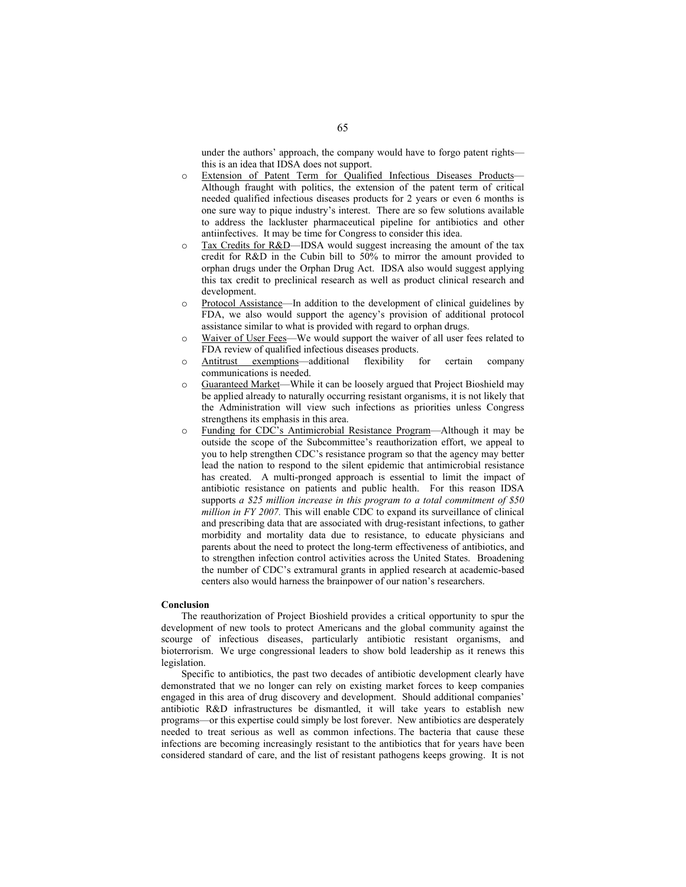under the authors' approach, the company would have to forgo patent rights—this is an idea that IDSA does not support.

- Extension of Patent Term for Qualified Infectious Diseases Products—Although fraught with politics, the extension of the patent term of critical needed qualified infectious diseases products for 2 years or even 6 months is one sure way to pique industry's interest. There are so few solutions available to address the lackluster pharmaceutical pipeline for antibiotics and other antiinfectives. It may be time for Congress to consider this idea.
- Tax Credits for R&D—IDSA would suggest increasing the amount of the tax credit for R&D in the Cubin bill to 50% to mirror the amount provided to orphan drugs under the Orphan Drug Act. IDSA also would suggest applying this tax credit to preclinical research as well as product clinical research and development.
- Protocol Assistance—In addition to the development of clinical guidelines by FDA, we also would support the agency's provision of additional protocol assistance similar to what is provided with regard to orphan drugs.
- Waiver of User Fees—We would support the waiver of all user fees related to FDA review of qualified infectious diseases products.
- Antitrust exemptions—additional flexibility for certain company communications is needed.
- Guaranteed Market—While it can be loosely argued that Project Bioshield may be applied already to naturally occurring resistant organisms, it is not likely that the Administration will view such infections as priorities unless Congress strengthens its emphasis in this area.
- Funding for CDC's Antimicrobial Resistance Program—Although it may be outside the scope of the Subcommittee's reauthorization effort, we appeal to you to help strengthen CDC's resistance program so that the agency may better lead the nation to respond to the silent epidemic that antimicrobial resistance has created. A multi-pronged approach is essential to limit the impact of antibiotic resistance on patients and public health. For this reason IDSA supports *a $25 million increase in this program to a total commitment of $50 million in FY 2007.* This will enable CDC to expand its surveillance of clinical and prescribing data that are associated with drug-resistant infections, to gather morbidity and mortality data due to resistance, to educate physicians and parents about the need to protect the long-term effectiveness of antibiotics, and to strengthen infection control activities across the United States. Broadening the number of CDC's extramural grants in applied research at academic-based centers also would harness the brainpower of our nation's researchers.

**Conclusion**

The reauthorization of Project Bioshield provides a critical opportunity to spur the development of new tools to protect Americans and the global community against the scourge of infectious diseases, particularly antibiotic resistant organisms, and bioterrorism. We urge congressional leaders to show bold leadership as it renews this legislation.

Specific to antibiotics, the past two decades of antibiotic development clearly have demonstrated that we no longer can rely on existing market forces to keep companies engaged in this area of drug discovery and development. Should additional companies' antibiotic R&D infrastructures be dismantled, it will take years to establish new programs—or this expertise could simply be lost forever. New antibiotics are desperately needed to treat serious as well as common infections. The bacteria that cause these infections are becoming increasingly resistant to the antibiotics that for years have been considered standard of care, and the list of resistant pathogens keeps growing. It is not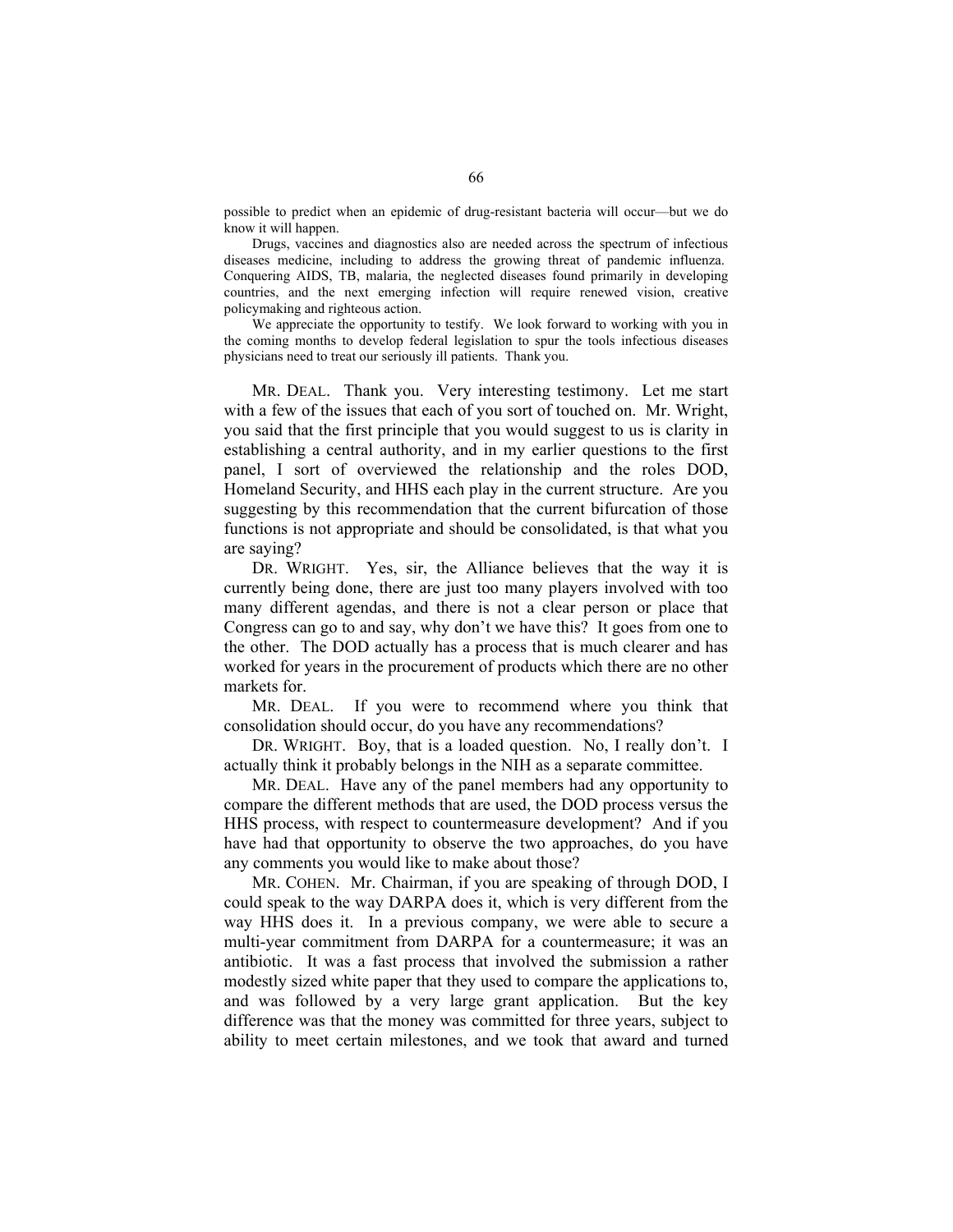possible to predict when an epidemic of drug-resistant bacteria will occur—but we do know it will happen.

Drugs, vaccines and diagnostics also are needed across the spectrum of infectious diseases medicine, including to address the growing threat of pandemic influenza. Conquering AIDS, TB, malaria, the neglected diseases found primarily in developing countries, and the next emerging infection will require renewed vision, creative policymaking and righteous action.

We appreciate the opportunity to testify. We look forward to working with you in the coming months to develop federal legislation to spur the tools infectious diseases physicians need to treat our seriously ill patients. Thank you.

MR. DEAL. Thank you. Very interesting testimony. Let me start with a few of the issues that each of you sort of touched on. Mr. Wright, you said that the first principle that you would suggest to us is clarity in establishing a central authority, and in my earlier questions to the first panel, I sort of overviewed the relationship and the roles DOD, Homeland Security, and HHS each play in the current structure. Are you suggesting by this recommendation that the current bifurcation of those functions is not appropriate and should be consolidated, is that what you are saying?

DR. WRIGHT. Yes, sir, the Alliance believes that the way it is currently being done, there are just too many players involved with too many different agendas, and there is not a clear person or place that Congress can go to and say, why don't we have this? It goes from one to the other. The DOD actually has a process that is much clearer and has worked for years in the procurement of products which there are no other markets for.

MR. DEAL. If you were to recommend where you think that consolidation should occur, do you have any recommendations?

DR. WRIGHT. Boy, that is a loaded question. No, I really don't. I actually think it probably belongs in the NIH as a separate committee.

MR. DEAL. Have any of the panel members had any opportunity to compare the different methods that are used, the DOD process versus the HHS process, with respect to countermeasure development? And if you have had that opportunity to observe the two approaches, do you have any comments you would like to make about those?

MR. COHEN. Mr. Chairman, if you are speaking of through DOD, I could speak to the way DARPA does it, which is very different from the way HHS does it. In a previous company, we were able to secure a multi-year commitment from DARPA for a countermeasure; it was an antibiotic. It was a fast process that involved the submission a rather modestly sized white paper that they used to compare the applications to, and was followed by a very large grant application. But the key difference was that the money was committed for three years, subject to ability to meet certain milestones, and we took that award and turned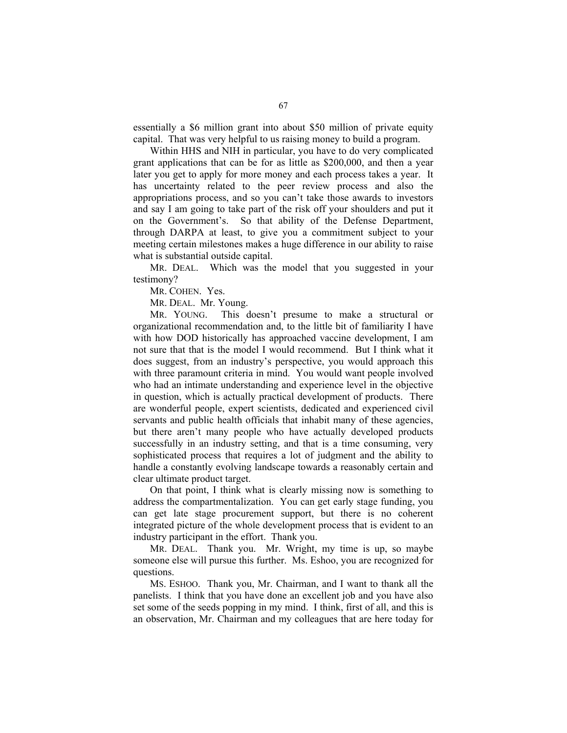essentially a $6 million grant into about $50 million of private equity capital. That was very helpful to us raising money to build a program.

Within HHS and NIH in particular, you have to do very complicated grant applications that can be for as little as $200,000, and then a year later you get to apply for more money and each process takes a year. It has uncertainty related to the peer review process and also the appropriations process, and so you can't take those awards to investors and say I am going to take part of the risk off your shoulders and put it on the Government's. So that ability of the Defense Department, through DARPA at least, to give you a commitment subject to your meeting certain milestones makes a huge difference in our ability to raise what is substantial outside capital.

MR. DEAL. Which was the model that you suggested in your testimony?

MR. COHEN. Yes.

MR. DEAL. Mr. Young.

MR. YOUNG. This doesn't presume to make a structural or organizational recommendation and, to the little bit of familiarity I have with how DOD historically has approached vaccine development, I am not sure that that is the model I would recommend. But I think what it does suggest, from an industry's perspective, you would approach this with three paramount criteria in mind. You would want people involved who had an intimate understanding and experience level in the objective in question, which is actually practical development of products. There are wonderful people, expert scientists, dedicated and experienced civil servants and public health officials that inhabit many of these agencies, but there aren't many people who have actually developed products successfully in an industry setting, and that is a time consuming, very sophisticated process that requires a lot of judgment and the ability to handle a constantly evolving landscape towards a reasonably certain and clear ultimate product target.

On that point, I think what is clearly missing now is something to address the compartmentalization. You can get early stage funding, you can get late stage procurement support, but there is no coherent integrated picture of the whole development process that is evident to an industry participant in the effort. Thank you.

MR. DEAL. Thank you. Mr. Wright, my time is up, so maybe someone else will pursue this further. Ms. Eshoo, you are recognized for questions.

MS. ESHOO. Thank you, Mr. Chairman, and I want to thank all the panelists. I think that you have done an excellent job and you have also set some of the seeds popping in my mind. I think, first of all, and this is an observation, Mr. Chairman and my colleagues that are here today for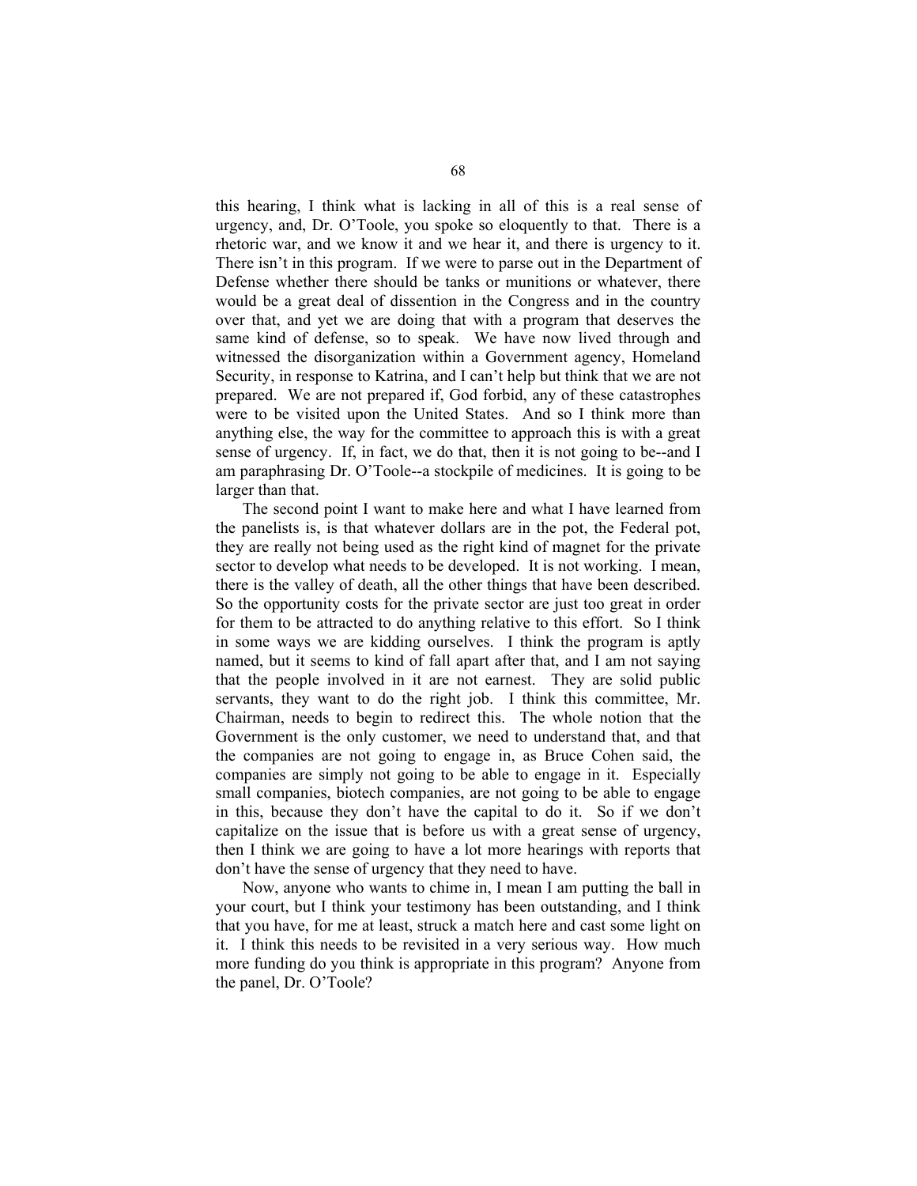this hearing, I think what is lacking in all of this is a real sense of urgency, and, Dr. O'Toole, you spoke so eloquently to that. There is a rhetoric war, and we know it and we hear it, and there is urgency to it. There isn't in this program. If we were to parse out in the Department of Defense whether there should be tanks or munitions or whatever, there would be a great deal of dissention in the Congress and in the country over that, and yet we are doing that with a program that deserves the same kind of defense, so to speak. We have now lived through and witnessed the disorganization within a Government agency, Homeland Security, in response to Katrina, and I can't help but think that we are not prepared. We are not prepared if, God forbid, any of these catastrophes were to be visited upon the United States. And so I think more than anything else, the way for the committee to approach this is with a great sense of urgency. If, in fact, we do that, then it is not going to be--and I am paraphrasing Dr. O'Toole--a stockpile of medicines. It is going to be larger than that.

The second point I want to make here and what I have learned from the panelists is, is that whatever dollars are in the pot, the Federal pot, they are really not being used as the right kind of magnet for the private sector to develop what needs to be developed. It is not working. I mean, there is the valley of death, all the other things that have been described. So the opportunity costs for the private sector are just too great in order for them to be attracted to do anything relative to this effort. So I think in some ways we are kidding ourselves. I think the program is aptly named, but it seems to kind of fall apart after that, and I am not saying that the people involved in it are not earnest. They are solid public servants, they want to do the right job. I think this committee, Mr. Chairman, needs to begin to redirect this. The whole notion that the Government is the only customer, we need to understand that, and that the companies are not going to engage in, as Bruce Cohen said, the companies are simply not going to be able to engage in it. Especially small companies, biotech companies, are not going to be able to engage in this, because they don't have the capital to do it. So if we don't capitalize on the issue that is before us with a great sense of urgency, then I think we are going to have a lot more hearings with reports that don't have the sense of urgency that they need to have.

Now, anyone who wants to chime in, I mean I am putting the ball in your court, but I think your testimony has been outstanding, and I think that you have, for me at least, struck a match here and cast some light on it. I think this needs to be revisited in a very serious way. How much more funding do you think is appropriate in this program? Anyone from the panel, Dr. O'Toole?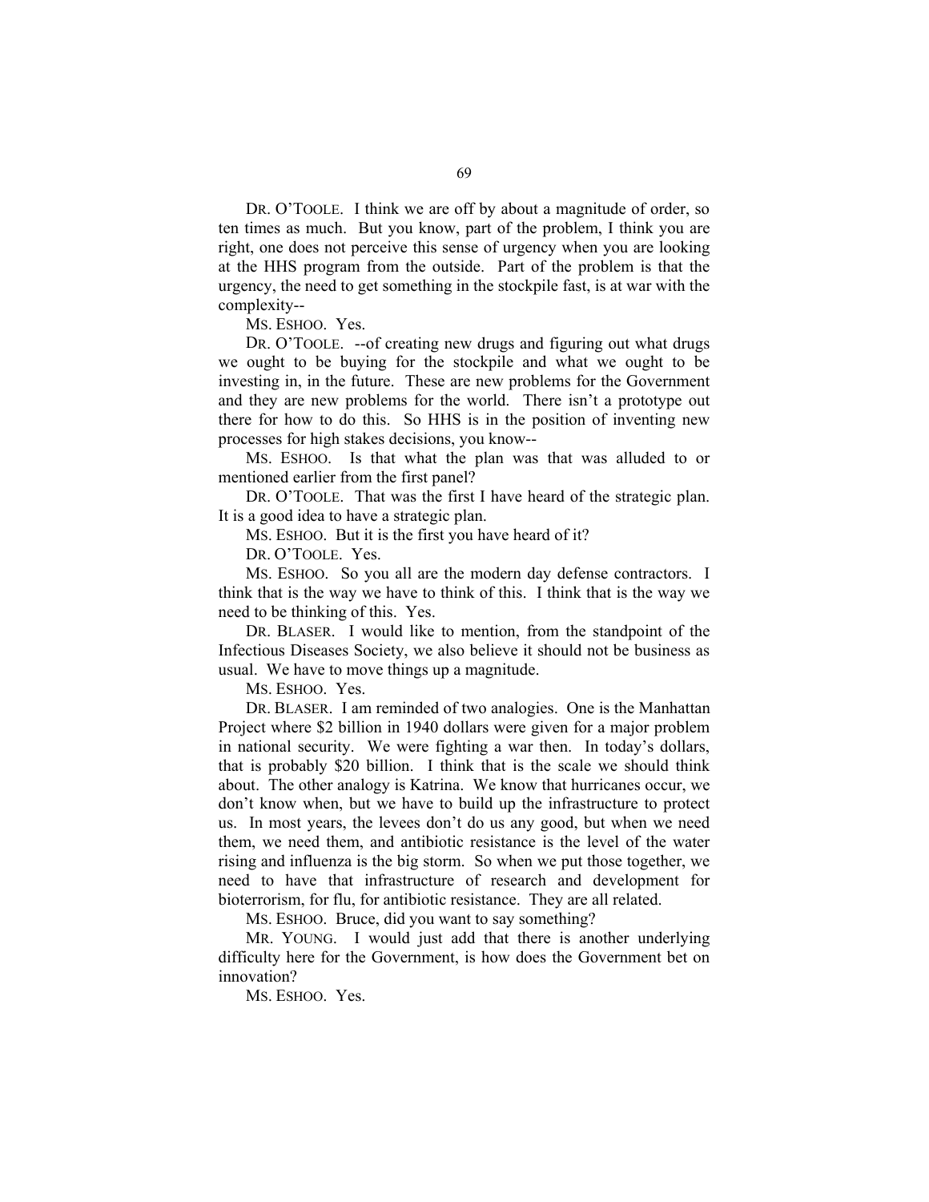DR. O'TOOLE. I think we are off by about a magnitude of order, so ten times as much. But you know, part of the problem, I think you are right, one does not perceive this sense of urgency when you are looking at the HHS program from the outside. Part of the problem is that the urgency, the need to get something in the stockpile fast, is at war with the complexity--

MS. ESHOO. Yes.

DR. O'TOOLE. --of creating new drugs and figuring out what drugs we ought to be buying for the stockpile and what we ought to be investing in, in the future. These are new problems for the Government and they are new problems for the world. There isn't a prototype out there for how to do this. So HHS is in the position of inventing new processes for high stakes decisions, you know--

MS. ESHOO. Is that what the plan was that was alluded to or mentioned earlier from the first panel?

DR. O'TOOLE. That was the first I have heard of the strategic plan. It is a good idea to have a strategic plan.

MS. ESHOO. But it is the first you have heard of it?

DR. O'TOOLE. Yes.

MS. ESHOO. So you all are the modern day defense contractors. I think that is the way we have to think of this. I think that is the way we need to be thinking of this. Yes.

DR. BLASER. I would like to mention, from the standpoint of the Infectious Diseases Society, we also believe it should not be business as usual. We have to move things up a magnitude.

MS. ESHOO. Yes.

DR. BLASER. I am reminded of two analogies. One is the Manhattan Project where $2 billion in 1940 dollars were given for a major problem in national security. We were fighting a war then. In today's dollars, that is probably $20 billion. I think that is the scale we should think about. The other analogy is Katrina. We know that hurricanes occur, we don't know when, but we have to build up the infrastructure to protect us. In most years, the levees don't do us any good, but when we need them, we need them, and antibiotic resistance is the level of the water rising and influenza is the big storm. So when we put those together, we need to have that infrastructure of research and development for bioterrorism, for flu, for antibiotic resistance. They are all related.

MS. ESHOO. Bruce, did you want to say something?

MR. YOUNG. I would just add that there is another underlying difficulty here for the Government, is how does the Government bet on innovation?

MS. ESHOO. Yes.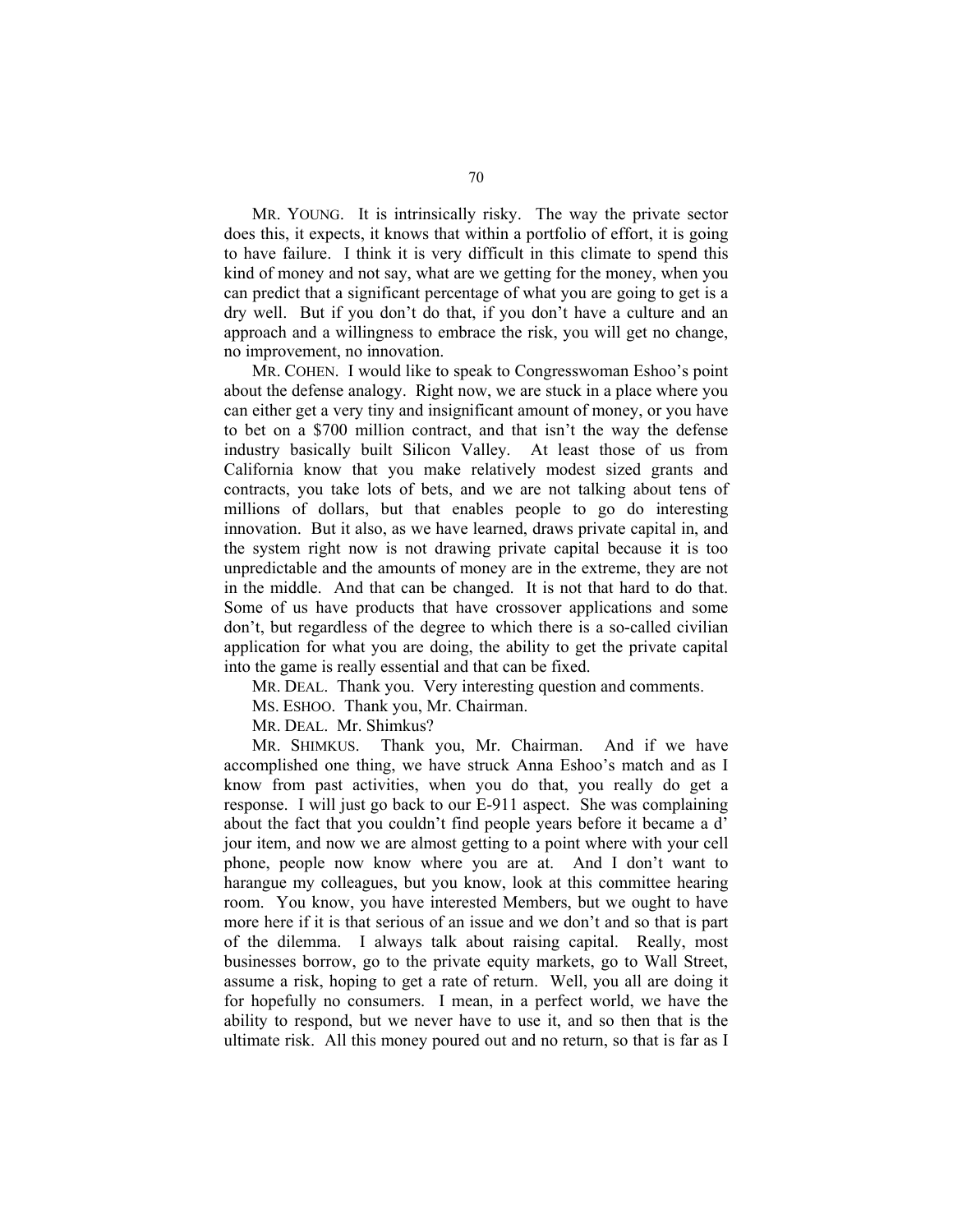MR. YOUNG. It is intrinsically risky. The way the private sector does this, it expects, it knows that within a portfolio of effort, it is going to have failure. I think it is very difficult in this climate to spend this kind of money and not say, what are we getting for the money, when you can predict that a significant percentage of what you are going to get is a dry well. But if you don't do that, if you don't have a culture and an approach and a willingness to embrace the risk, you will get no change, no improvement, no innovation.

MR. COHEN. I would like to speak to Congresswoman Eshoo's point about the defense analogy. Right now, we are stuck in a place where you can either get a very tiny and insignificant amount of money, or you have to bet on a $700 million contract, and that isn't the way the defense industry basically built Silicon Valley. At least those of us from California know that you make relatively modest sized grants and contracts, you take lots of bets, and we are not talking about tens of millions of dollars, but that enables people to go do interesting innovation. But it also, as we have learned, draws private capital in, and the system right now is not drawing private capital because it is too unpredictable and the amounts of money are in the extreme, they are not in the middle. And that can be changed. It is not that hard to do that. Some of us have products that have crossover applications and some don't, but regardless of the degree to which there is a so-called civilian application for what you are doing, the ability to get the private capital into the game is really essential and that can be fixed.

MR. DEAL. Thank you. Very interesting question and comments.

MS. ESHOO. Thank you, Mr. Chairman.

MR. DEAL. Mr. Shimkus?

MR. SHIMKUS. Thank you, Mr. Chairman. And if we have accomplished one thing, we have struck Anna Eshoo's match and as I know from past activities, when you do that, you really do get a response. I will just go back to our E-911 aspect. She was complaining about the fact that you couldn't find people years before it became a d' jour item, and now we are almost getting to a point where with your cell phone, people now know where you are at. And I don't want to harangue my colleagues, but you know, look at this committee hearing room. You know, you have interested Members, but we ought to have more here if it is that serious of an issue and we don't and so that is part of the dilemma. I always talk about raising capital. Really, most businesses borrow, go to the private equity markets, go to Wall Street, assume a risk, hoping to get a rate of return. Well, you all are doing it for hopefully no consumers. I mean, in a perfect world, we have the ability to respond, but we never have to use it, and so then that is the ultimate risk. All this money poured out and no return, so that is far as I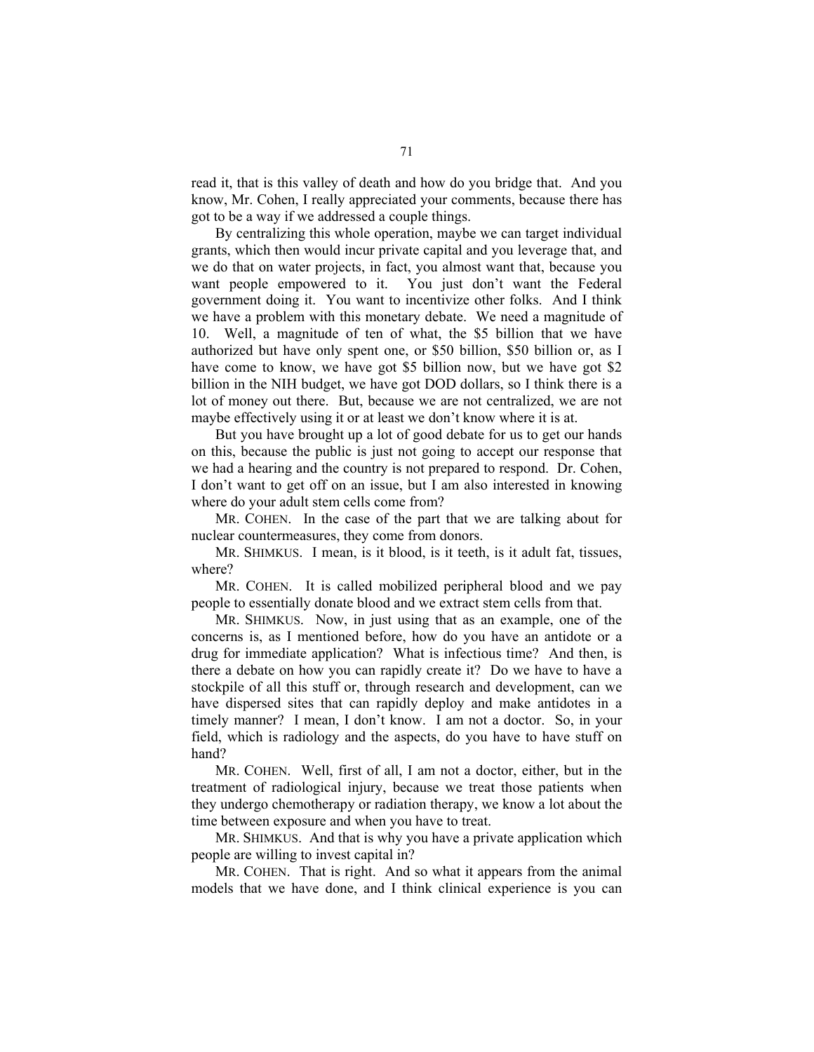read it, that is this valley of death and how do you bridge that. And you know, Mr. Cohen, I really appreciated your comments, because there has got to be a way if we addressed a couple things.

By centralizing this whole operation, maybe we can target individual grants, which then would incur private capital and you leverage that, and we do that on water projects, in fact, you almost want that, because you want people empowered to it. You just don't want the Federal government doing it. You want to incentivize other folks. And I think we have a problem with this monetary debate. We need a magnitude of 10. Well, a magnitude of ten of what, the $5 billion that we have authorized but have only spent one, or $50 billion, $50 billion or, as I have come to know, we have got $5 billion now, but we have got $2 billion in the NIH budget, we have got DOD dollars, so I think there is a lot of money out there. But, because we are not centralized, we are not maybe effectively using it or at least we don't know where it is at.

But you have brought up a lot of good debate for us to get our hands on this, because the public is just not going to accept our response that we had a hearing and the country is not prepared to respond. Dr. Cohen, I don't want to get off on an issue, but I am also interested in knowing where do your adult stem cells come from?

MR. COHEN. In the case of the part that we are talking about for nuclear countermeasures, they come from donors.

MR. SHIMKUS. I mean, is it blood, is it teeth, is it adult fat, tissues, where?

MR. COHEN. It is called mobilized peripheral blood and we pay people to essentially donate blood and we extract stem cells from that.

MR. SHIMKUS. Now, in just using that as an example, one of the concerns is, as I mentioned before, how do you have an antidote or a drug for immediate application? What is infectious time? And then, is there a debate on how you can rapidly create it? Do we have to have a stockpile of all this stuff or, through research and development, can we have dispersed sites that can rapidly deploy and make antidotes in a timely manner? I mean, I don't know. I am not a doctor. So, in your field, which is radiology and the aspects, do you have to have stuff on hand?

MR. COHEN. Well, first of all, I am not a doctor, either, but in the treatment of radiological injury, because we treat those patients when they undergo chemotherapy or radiation therapy, we know a lot about the time between exposure and when you have to treat.

MR. SHIMKUS. And that is why you have a private application which people are willing to invest capital in?

MR. COHEN. That is right. And so what it appears from the animal models that we have done, and I think clinical experience is you can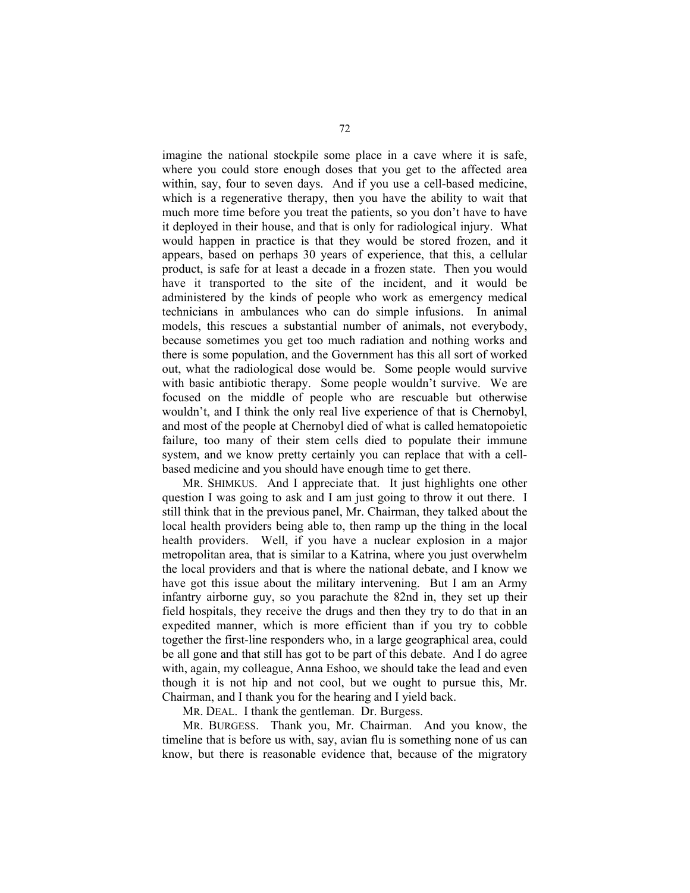imagine the national stockpile some place in a cave where it is safe, where you could store enough doses that you get to the affected area within, say, four to seven days. And if you use a cell-based medicine, which is a regenerative therapy, then you have the ability to wait that much more time before you treat the patients, so you don't have to have it deployed in their house, and that is only for radiological injury. What would happen in practice is that they would be stored frozen, and it appears, based on perhaps 30 years of experience, that this, a cellular product, is safe for at least a decade in a frozen state. Then you would have it transported to the site of the incident, and it would be administered by the kinds of people who work as emergency medical technicians in ambulances who can do simple infusions. In animal models, this rescues a substantial number of animals, not everybody, because sometimes you get too much radiation and nothing works and there is some population, and the Government has this all sort of worked out, what the radiological dose would be. Some people would survive with basic antibiotic therapy. Some people wouldn't survive. We are focused on the middle of people who are rescuable but otherwise wouldn't, and I think the only real live experience of that is Chernobyl, and most of the people at Chernobyl died of what is called hematopoietic failure, too many of their stem cells died to populate their immune system, and we know pretty certainly you can replace that with a cell-based medicine and you should have enough time to get there.

MR. SHIMKUS. And I appreciate that. It just highlights one other question I was going to ask and I am just going to throw it out there. I still think that in the previous panel, Mr. Chairman, they talked about the local health providers being able to, then ramp up the thing in the local health providers. Well, if you have a nuclear explosion in a major metropolitan area, that is similar to a Katrina, where you just overwhelm the local providers and that is where the national debate, and I know we have got this issue about the military intervening. But I am an Army infantry airborne guy, so you parachute the 82nd in, they set up their field hospitals, they receive the drugs and then they try to do that in an expedited manner, which is more efficient than if you try to cobble together the first-line responders who, in a large geographical area, could be all gone and that still has got to be part of this debate. And I do agree with, again, my colleague, Anna Eshoo, we should take the lead and even though it is not hip and not cool, but we ought to pursue this, Mr. Chairman, and I thank you for the hearing and I yield back.

MR. DEAL. I thank the gentleman. Dr. Burgess.

MR. BURGESS. Thank you, Mr. Chairman. And you know, the timeline that is before us with, say, avian flu is something none of us can know, but there is reasonable evidence that, because of the migratory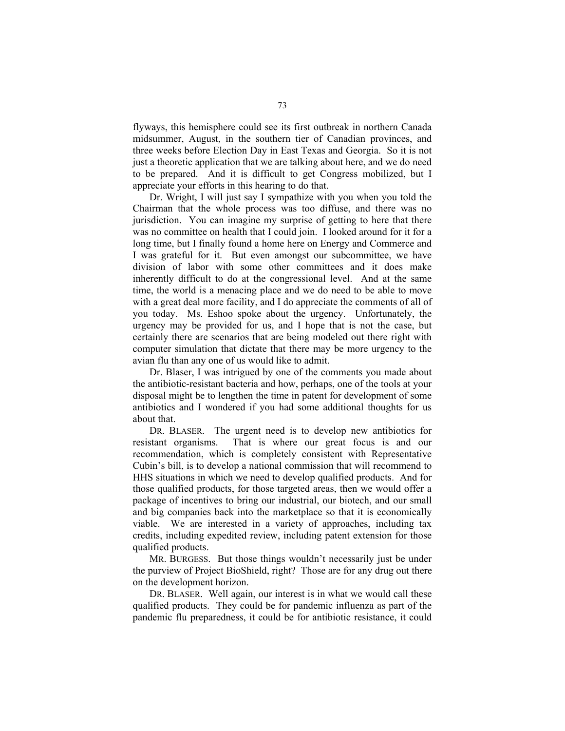flyways, this hemisphere could see its first outbreak in northern Canada midsummer, August, in the southern tier of Canadian provinces, and three weeks before Election Day in East Texas and Georgia. So it is not just a theoretic application that we are talking about here, and we do need to be prepared. And it is difficult to get Congress mobilized, but I appreciate your efforts in this hearing to do that.

Dr. Wright, I will just say I sympathize with you when you told the Chairman that the whole process was too diffuse, and there was no jurisdiction. You can imagine my surprise of getting to here that there was no committee on health that I could join. I looked around for it for a long time, but I finally found a home here on Energy and Commerce and I was grateful for it. But even amongst our subcommittee, we have division of labor with some other committees and it does make inherently difficult to do at the congressional level. And at the same time, the world is a menacing place and we do need to be able to move with a great deal more facility, and I do appreciate the comments of all of you today. Ms. Eshoo spoke about the urgency. Unfortunately, the urgency may be provided for us, and I hope that is not the case, but certainly there are scenarios that are being modeled out there right with computer simulation that dictate that there may be more urgency to the avian flu than any one of us would like to admit.

Dr. Blaser, I was intrigued by one of the comments you made about the antibiotic-resistant bacteria and how, perhaps, one of the tools at your disposal might be to lengthen the time in patent for development of some antibiotics and I wondered if you had some additional thoughts for us about that.

DR. BLASER. The urgent need is to develop new antibiotics for resistant organisms. That is where our great focus is and our recommendation, which is completely consistent with Representative Cubin's bill, is to develop a national commission that will recommend to HHS situations in which we need to develop qualified products. And for those qualified products, for those targeted areas, then we would offer a package of incentives to bring our industrial, our biotech, and our small and big companies back into the marketplace so that it is economically viable. We are interested in a variety of approaches, including tax credits, including expedited review, including patent extension for those qualified products.

MR. BURGESS. But those things wouldn't necessarily just be under the purview of Project BioShield, right? Those are for any drug out there on the development horizon.

DR. BLASER. Well again, our interest is in what we would call these qualified products. They could be for pandemic influenza as part of the pandemic flu preparedness, it could be for antibiotic resistance, it could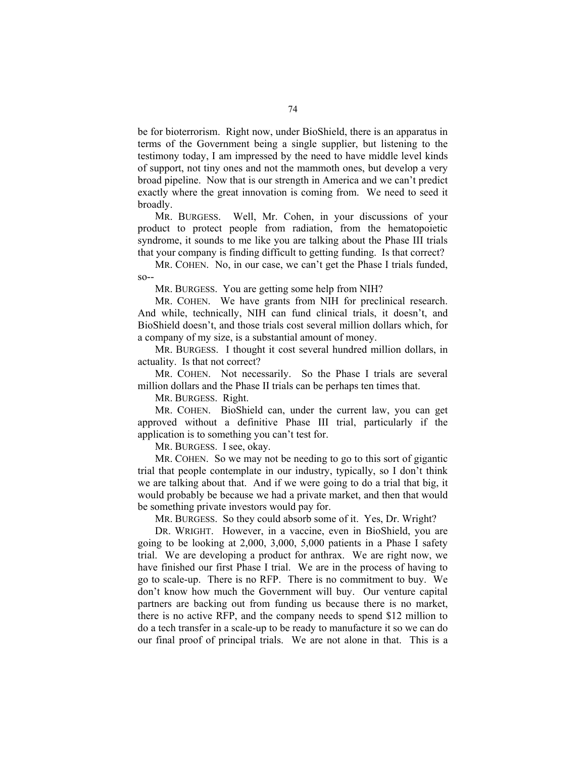be for bioterrorism. Right now, under BioShield, there is an apparatus in terms of the Government being a single supplier, but listening to the testimony today, I am impressed by the need to have middle level kinds of support, not tiny ones and not the mammoth ones, but develop a very broad pipeline. Now that is our strength in America and we can't predict exactly where the great innovation is coming from. We need to seed it broadly.

MR. BURGESS. Well, Mr. Cohen, in your discussions of your product to protect people from radiation, from the hematopoietic syndrome, it sounds to me like you are talking about the Phase III trials that your company is finding difficult to getting funding. Is that correct?

MR. COHEN. No, in our case, we can't get the Phase I trials funded, so--

MR. BURGESS. You are getting some help from NIH?

MR. COHEN. We have grants from NIH for preclinical research. And while, technically, NIH can fund clinical trials, it doesn't, and BioShield doesn't, and those trials cost several million dollars which, for a company of my size, is a substantial amount of money.

MR. BURGESS. I thought it cost several hundred million dollars, in actuality. Is that not correct?

MR. COHEN. Not necessarily. So the Phase I trials are several million dollars and the Phase II trials can be perhaps ten times that.

MR. BURGESS. Right.

MR. COHEN. BioShield can, under the current law, you can get approved without a definitive Phase III trial, particularly if the application is to something you can't test for.

MR. BURGESS. I see, okay.

MR. COHEN. So we may not be needing to go to this sort of gigantic trial that people contemplate in our industry, typically, so I don't think we are talking about that. And if we were going to do a trial that big, it would probably be because we had a private market, and then that would be something private investors would pay for.

MR. BURGESS. So they could absorb some of it. Yes, Dr. Wright?

DR. WRIGHT. However, in a vaccine, even in BioShield, you are going to be looking at 2,000, 3,000, 5,000 patients in a Phase I safety trial. We are developing a product for anthrax. We are right now, we have finished our first Phase I trial. We are in the process of having to go to scale-up. There is no RFP. There is no commitment to buy. We don't know how much the Government will buy. Our venture capital partners are backing out from funding us because there is no market, there is no active RFP, and the company needs to spend $12 million to do a tech transfer in a scale-up to be ready to manufacture it so we can do our final proof of principal trials. We are not alone in that. This is a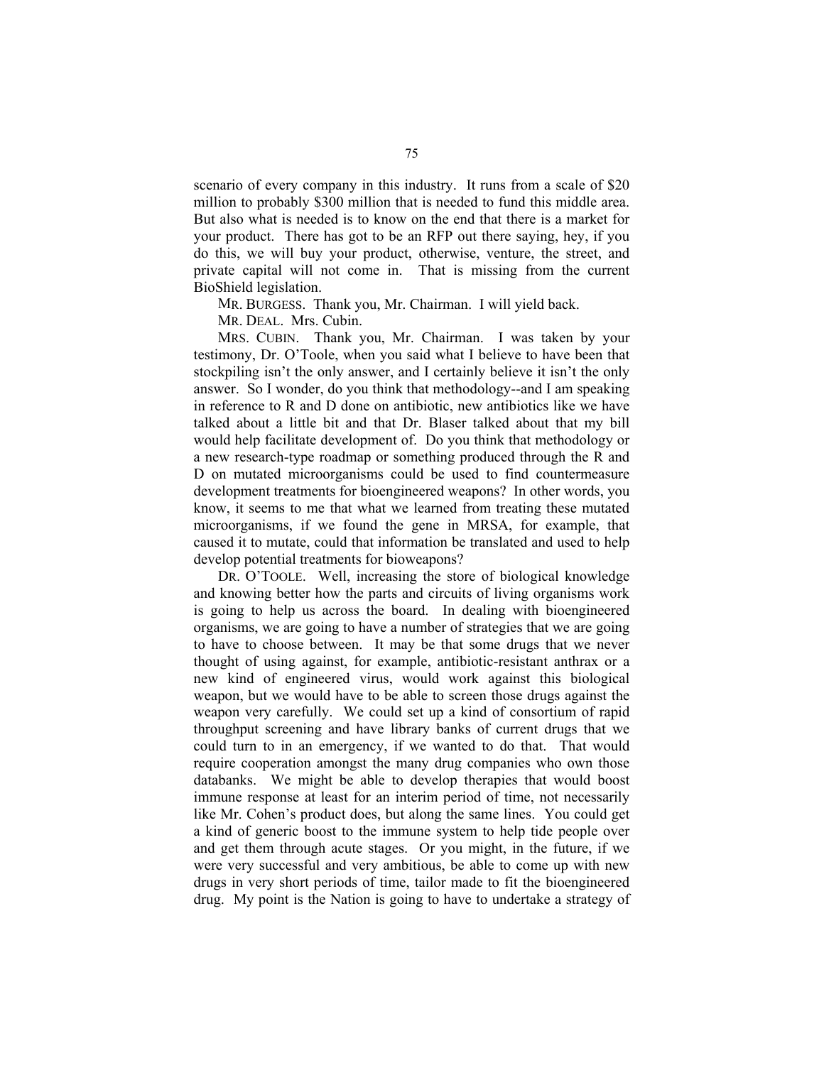scenario of every company in this industry. It runs from a scale of $20 million to probably $300 million that is needed to fund this middle area. But also what is needed is to know on the end that there is a market for your product. There has got to be an RFP out there saying, hey, if you do this, we will buy your product, otherwise, venture, the street, and private capital will not come in. That is missing from the current BioShield legislation.

MR. BURGESS. Thank you, Mr. Chairman. I will yield back.

MR. DEAL. Mrs. Cubin.

MRS. CUBIN. Thank you, Mr. Chairman. I was taken by your testimony, Dr. O'Toole, when you said what I believe to have been that stockpiling isn't the only answer, and I certainly believe it isn't the only answer. So I wonder, do you think that methodology--and I am speaking in reference to R and D done on antibiotic, new antibiotics like we have talked about a little bit and that Dr. Blaser talked about that my bill would help facilitate development of. Do you think that methodology or a new research-type roadmap or something produced through the R and D on mutated microorganisms could be used to find countermeasure development treatments for bioengineered weapons? In other words, you know, it seems to me that what we learned from treating these mutated microorganisms, if we found the gene in MRSA, for example, that caused it to mutate, could that information be translated and used to help develop potential treatments for bioweapons?

DR. O'TOOLE. Well, increasing the store of biological knowledge and knowing better how the parts and circuits of living organisms work is going to help us across the board. In dealing with bioengineered organisms, we are going to have a number of strategies that we are going to have to choose between. It may be that some drugs that we never thought of using against, for example, antibiotic-resistant anthrax or a new kind of engineered virus, would work against this biological weapon, but we would have to be able to screen those drugs against the weapon very carefully. We could set up a kind of consortium of rapid throughput screening and have library banks of current drugs that we could turn to in an emergency, if we wanted to do that. That would require cooperation amongst the many drug companies who own those databanks. We might be able to develop therapies that would boost immune response at least for an interim period of time, not necessarily like Mr. Cohen's product does, but along the same lines. You could get a kind of generic boost to the immune system to help tide people over and get them through acute stages. Or you might, in the future, if we were very successful and very ambitious, be able to come up with new drugs in very short periods of time, tailor made to fit the bioengineered drug. My point is the Nation is going to have to undertake a strategy of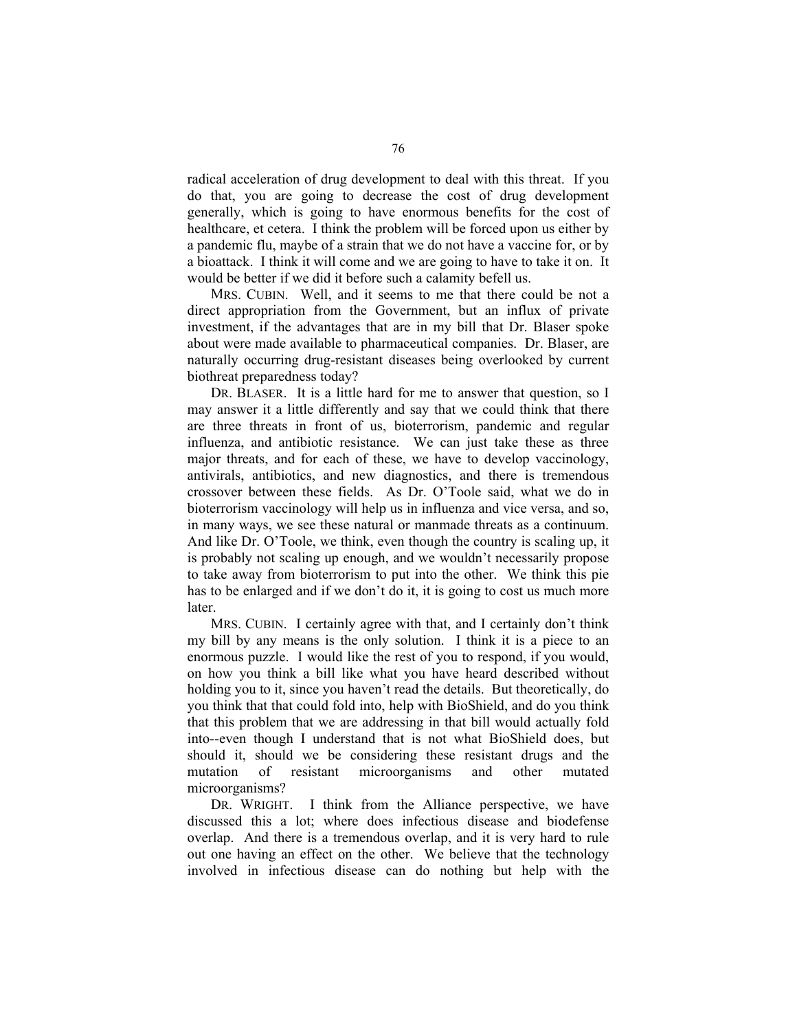radical acceleration of drug development to deal with this threat. If you do that, you are going to decrease the cost of drug development generally, which is going to have enormous benefits for the cost of healthcare, et cetera. I think the problem will be forced upon us either by a pandemic flu, maybe of a strain that we do not have a vaccine for, or by a bioattack. I think it will come and we are going to have to take it on. It would be better if we did it before such a calamity befell us.

MRS. CUBIN. Well, and it seems to me that there could be not a direct appropriation from the Government, but an influx of private investment, if the advantages that are in my bill that Dr. Blaser spoke about were made available to pharmaceutical companies. Dr. Blaser, are naturally occurring drug-resistant diseases being overlooked by current biothreat preparedness today?

DR. BLASER. It is a little hard for me to answer that question, so I may answer it a little differently and say that we could think that there are three threats in front of us, bioterrorism, pandemic and regular influenza, and antibiotic resistance. We can just take these as three major threats, and for each of these, we have to develop vaccinology, antivirals, antibiotics, and new diagnostics, and there is tremendous crossover between these fields. As Dr. O'Toole said, what we do in bioterrorism vaccinology will help us in influenza and vice versa, and so, in many ways, we see these natural or manmade threats as a continuum. And like Dr. O'Toole, we think, even though the country is scaling up, it is probably not scaling up enough, and we wouldn't necessarily propose to take away from bioterrorism to put into the other. We think this pie has to be enlarged and if we don't do it, it is going to cost us much more later.

MRS. CUBIN. I certainly agree with that, and I certainly don't think my bill by any means is the only solution. I think it is a piece to an enormous puzzle. I would like the rest of you to respond, if you would, on how you think a bill like what you have heard described without holding you to it, since you haven't read the details. But theoretically, do you think that that could fold into, help with BioShield, and do you think that this problem that we are addressing in that bill would actually fold into--even though I understand that is not what BioShield does, but should it, should we be considering these resistant drugs and the mutation of resistant microorganisms and other mutated microorganisms?

DR. WRIGHT. I think from the Alliance perspective, we have discussed this a lot; where does infectious disease and biodefense overlap. And there is a tremendous overlap, and it is very hard to rule out one having an effect on the other. We believe that the technology involved in infectious disease can do nothing but help with the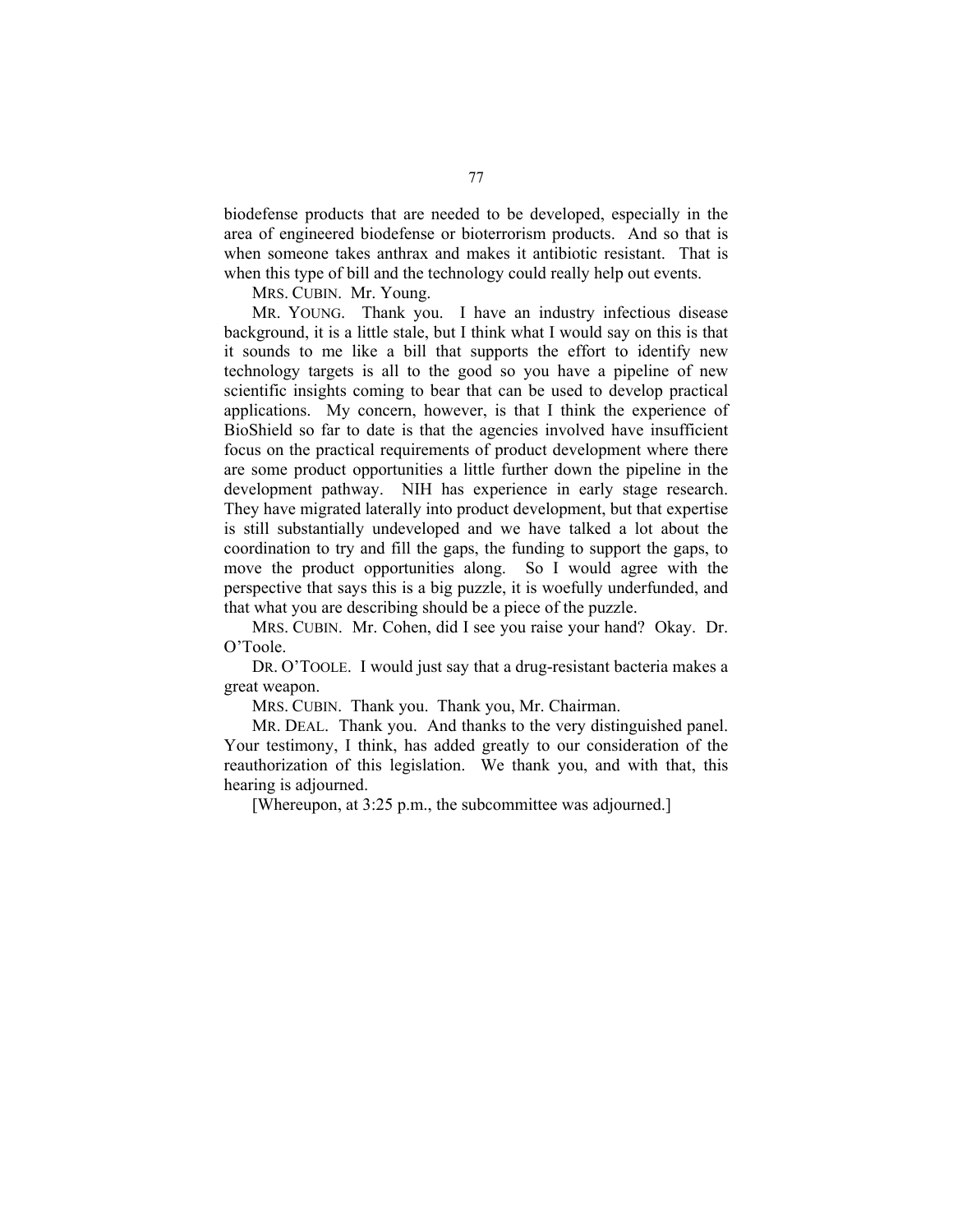biodefense products that are needed to be developed, especially in the area of engineered biodefense or bioterrorism products. And so that is when someone takes anthrax and makes it antibiotic resistant. That is when this type of bill and the technology could really help out events.

MRS. CUBIN. Mr. Young.

MR. YOUNG. Thank you. I have an industry infectious disease background, it is a little stale, but I think what I would say on this is that it sounds to me like a bill that supports the effort to identify new technology targets is all to the good so you have a pipeline of new scientific insights coming to bear that can be used to develop practical applications. My concern, however, is that I think the experience of BioShield so far to date is that the agencies involved have insufficient focus on the practical requirements of product development where there are some product opportunities a little further down the pipeline in the development pathway. NIH has experience in early stage research. They have migrated laterally into product development, but that expertise is still substantially undeveloped and we have talked a lot about the coordination to try and fill the gaps, the funding to support the gaps, to move the product opportunities along. So I would agree with the perspective that says this is a big puzzle, it is woefully underfunded, and that what you are describing should be a piece of the puzzle.

MRS. CUBIN. Mr. Cohen, did I see you raise your hand? Okay. Dr. O'Toole.

DR. O'TOOLE. I would just say that a drug-resistant bacteria makes a great weapon.

MRS. CUBIN. Thank you. Thank you, Mr. Chairman.

MR. DEAL. Thank you. And thanks to the very distinguished panel. Your testimony, I think, has added greatly to our consideration of the reauthorization of this legislation. We thank you, and with that, this hearing is adjourned.

[Whereupon, at 3:25 p.m., the subcommittee was adjourned.]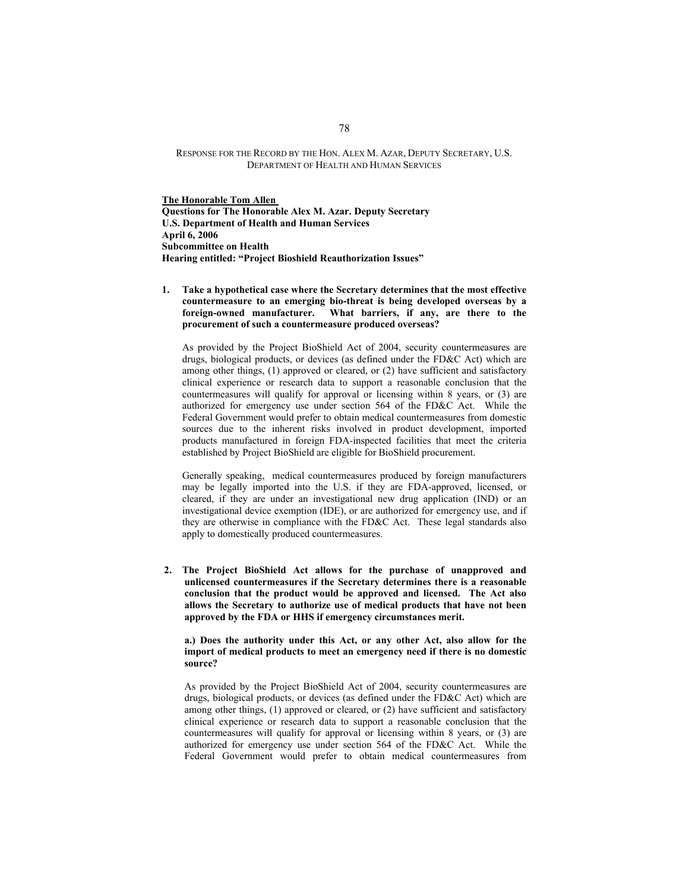RESPONSE FOR THE RECORD BY THE HON. ALEX M. AZAR, DEPUTY SECRETARY, U.S. DEPARTMENT OF HEALTH AND HUMAN SERVICES

**The Honorable Tom Allen**
**Questions for The Honorable Alex M. Azar. Deputy Secretary**
**U.S. Department of Health and Human Services**
**April 6, 2006**
**Subcommittee on Health**
**Hearing entitled: "Project Bioshield Reauthorization Issues"**

**1. Take a hypothetical case where the Secretary determines that the most effective countermeasure to an emerging bio-threat is being developed overseas by a foreign-owned manufacturer. What barriers, if any, are there to the procurement of such a countermeasure produced overseas?**

As provided by the Project BioShield Act of 2004, security countermeasures are drugs, biological products, or devices (as defined under the FD&C Act) which are among other things, (1) approved or cleared, or (2) have sufficient and satisfactory clinical experience or research data to support a reasonable conclusion that the countermeasures will qualify for approval or licensing within 8 years, or (3) are authorized for emergency use under section 564 of the FD&C Act. While the Federal Government would prefer to obtain medical countermeasures from domestic sources due to the inherent risks involved in product development, imported products manufactured in foreign FDA-inspected facilities that meet the criteria established by Project BioShield are eligible for BioShield procurement.

Generally speaking, medical countermeasures produced by foreign manufacturers may be legally imported into the U.S. if they are FDA-approved, licensed, or cleared, if they are under an investigational new drug application (IND) or an investigational device exemption (IDE), or are authorized for emergency use, and if they are otherwise in compliance with the FD&C Act. These legal standards also apply to domestically produced countermeasures.

**2. The Project BioShield Act allows for the purchase of unapproved and unlicensed countermeasures if the Secretary determines there is a reasonable conclusion that the product would be approved and licensed. The Act also allows the Secretary to authorize use of medical products that have not been approved by the FDA or HHS if emergency circumstances merit.**

**a.) Does the authority under this Act, or any other Act, also allow for the import of medical products to meet an emergency need if there is no domestic source?**

As provided by the Project BioShield Act of 2004, security countermeasures are drugs, biological products, or devices (as defined under the FD&C Act) which are among other things, (1) approved or cleared, or (2) have sufficient and satisfactory clinical experience or research data to support a reasonable conclusion that the countermeasures will qualify for approval or licensing within 8 years, or (3) are authorized for emergency use under section 564 of the FD&C Act. While the Federal Government would prefer to obtain medical countermeasures from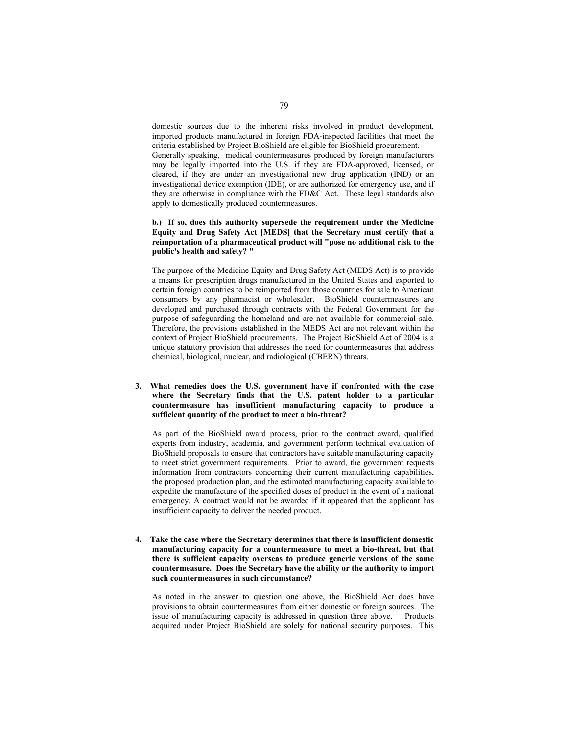domestic sources due to the inherent risks involved in product development, imported products manufactured in foreign FDA-inspected facilities that meet the criteria established by Project BioShield are eligible for BioShield procurement. Generally speaking, medical countermeasures produced by foreign manufacturers may be legally imported into the U.S. if they are FDA-approved, licensed, or cleared, if they are under an investigational new drug application (IND) or an investigational device exemption (IDE), or are authorized for emergency use, and if they are otherwise in compliance with the FD&C Act. These legal standards also apply to domestically produced countermeasures.

**b.) If so, does this authority supersede the requirement under the Medicine Equity and Drug Safety Act [MEDS] that the Secretary must certify that a reimportation of a pharmaceutical product will "pose no additional risk to the public's health and safety? "**

The purpose of the Medicine Equity and Drug Safety Act (MEDS Act) is to provide a means for prescription drugs manufactured in the United States and exported to certain foreign countries to be reimported from those countries for sale to American consumers by any pharmacist or wholesaler. BioShield countermeasures are developed and purchased through contracts with the Federal Government for the purpose of safeguarding the homeland and are not available for commercial sale. Therefore, the provisions established in the MEDS Act are not relevant within the context of Project BioShield procurements. The Project BioShield Act of 2004 is a unique statutory provision that addresses the need for countermeasures that address chemical, biological, nuclear, and radiological (CBERN) threats.

3. **What remedies does the U.S. government have if confronted with the case where the Secretary finds that the U.S. patent holder to a particular countermeasure has insufficient manufacturing capacity to produce a sufficient quantity of the product to meet a bio-threat?**

As part of the BioShield award process, prior to the contract award, qualified experts from industry, academia, and government perform technical evaluation of BioShield proposals to ensure that contractors have suitable manufacturing capacity to meet strict government requirements. Prior to award, the government requests information from contractors concerning their current manufacturing capabilities, the proposed production plan, and the estimated manufacturing capacity available to expedite the manufacture of the specified doses of product in the event of a national emergency. A contract would not be awarded if it appeared that the applicant has insufficient capacity to deliver the needed product.

4. **Take the case where the Secretary determines that there is insufficient domestic manufacturing capacity for a countermeasure to meet a bio-threat, but that there is sufficient capacity overseas to produce generic versions of the same countermeasure. Does the Secretary have the ability or the authority to import such countermeasures in such circumstance?**

As noted in the answer to question one above, the BioShield Act does have provisions to obtain countermeasures from either domestic or foreign sources. The issue of manufacturing capacity is addressed in question three above. Products acquired under Project BioShield are solely for national security purposes. This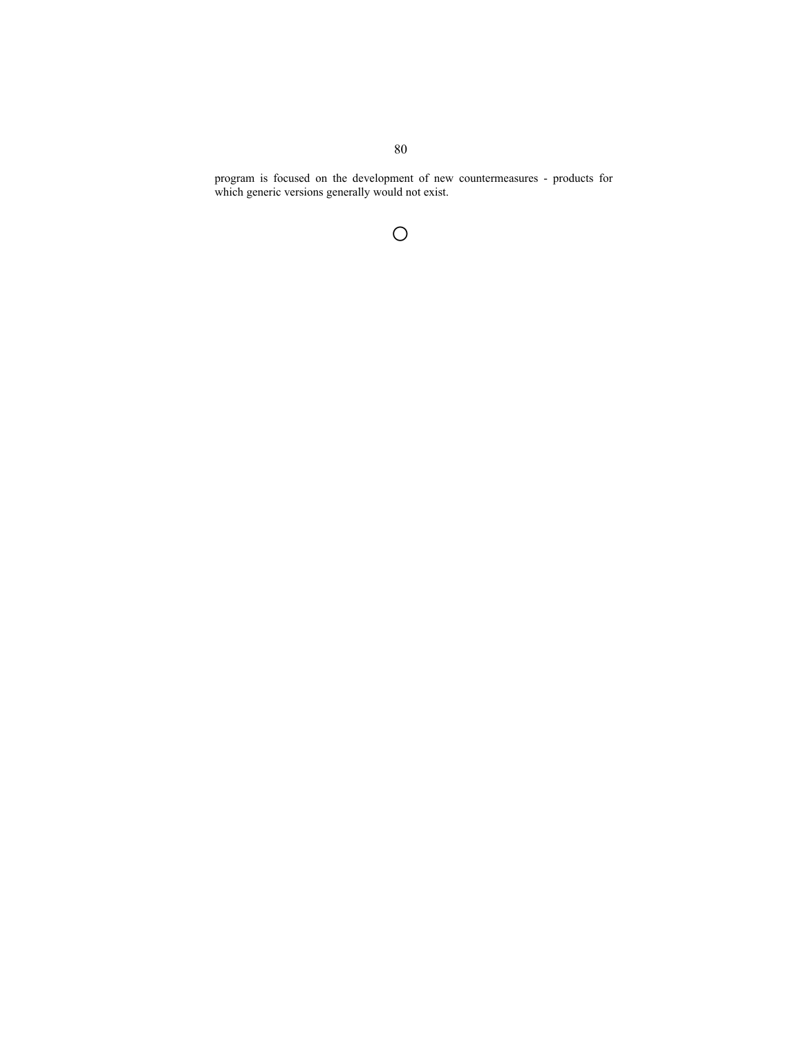program is focused on the development of new countermeasures - products for which generic versions generally would not exist.

○